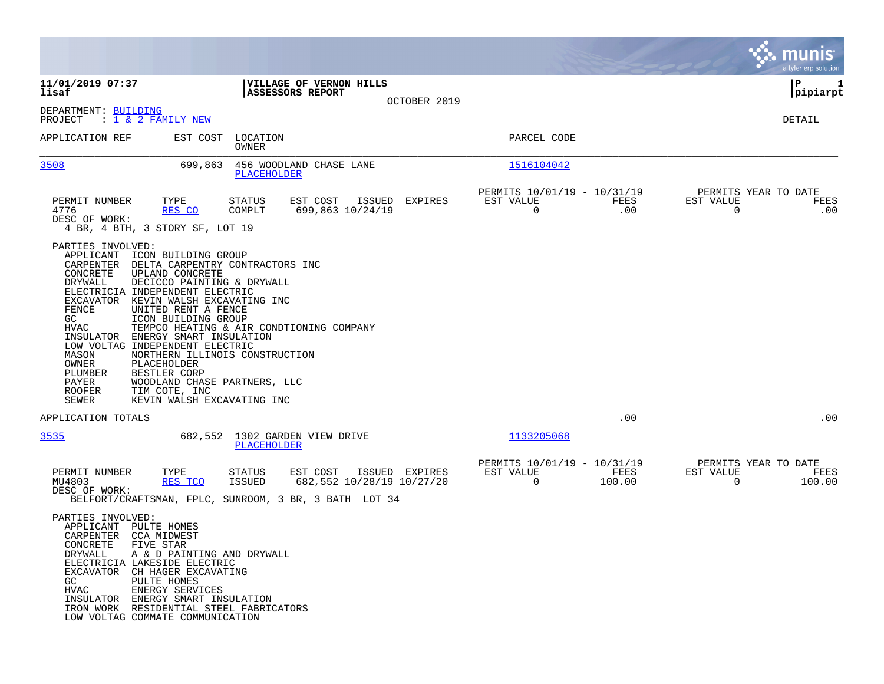**11/01/2019 07:37** | **VILLAGE OF VERNON HILLS** | **P 1**
**lisaf** | **ASSESSORS REPORT** | **pipiarpt**

OCTOBER 2019

DEPARTMENT: BUILDING
PROJECT : 1 & 2 FAMILY NEW

DETAIL

| APPLICATION REF | EST COST | LOCATION / OWNER | PARCEL CODE |
|---|---|---|---|
| 3508 | 699,863 | 456 WOODLAND CHASE LANE / PLACEHOLDER | 1516104042 |

| PERMIT NUMBER | TYPE | STATUS | EST COST | ISSUED | EXPIRES | PERMITS 10/01/19 - 10/31/19 EST VALUE | FEES | PERMITS YEAR TO DATE EST VALUE | FEES |
|---|---|---|---|---|---|---|---|---|---|
| 4776 | RES CO | COMPLT | 699,863 | 10/24/19 | | 0 | .00 | 0 | .00 |

DESC OF WORK:
4 BR, 4 BTH, 3 STORY SF, LOT 19

PARTIES INVOLVED:

- APPLICANT ICON BUILDING GROUP
- CARPENTER DELTA CARPENTRY CONTRACTORS INC
- CONCRETE UPLAND CONCRETE
- DRYWALL DECICCO PAINTING & DRYWALL
- ELECTRICIA INDEPENDENT ELECTRIC
- EXCAVATOR KEVIN WALSH EXCAVATING INC
- FENCE UNITED RENT A FENCE
- GC ICON BUILDING GROUP
- HVAC TEMPCO HEATING & AIR CONDTIONING COMPANY
- INSULATOR ENERGY SMART INSULATION
- LOW VOLTAG INDEPENDENT ELECTRIC
- MASON NORTHERN ILLINOIS CONSTRUCTION
- OWNER PLACEHOLDER
- PLUMBER BESTLER CORP
- PAYER WOODLAND CHASE PARTNERS, LLC
- ROOFER TIM COTE, INC
- SEWER KEVIN WALSH EXCAVATING INC

APPLICATION TOTALS .00 .00

| APPLICATION REF | EST COST | LOCATION / OWNER | PARCEL CODE |
|---|---|---|---|
| 3535 | 682,552 | 1302 GARDEN VIEW DRIVE / PLACEHOLDER | 1133205068 |

| PERMIT NUMBER | TYPE | STATUS | EST COST | ISSUED | EXPIRES | PERMITS 10/01/19 - 10/31/19 EST VALUE | FEES | PERMITS YEAR TO DATE EST VALUE | FEES |
|---|---|---|---|---|---|---|---|---|---|
| MU4803 | RES TCO | ISSUED | 682,552 | 10/28/19 | 10/27/20 | 0 | 100.00 | 0 | 100.00 |

DESC OF WORK:
BELFORT/CRAFTSMAN, FPLC, SUNROOM, 3 BR, 3 BATH LOT 34

PARTIES INVOLVED:

- APPLICANT PULTE HOMES
- CARPENTER CCA MIDWEST
- CONCRETE FIVE STAR
- DRYWALL A & D PAINTING AND DRYWALL
- ELECTRICIA LAKESIDE ELECTRIC
- EXCAVATOR CH HAGER EXCAVATING
- GC PULTE HOMES
- HVAC ENERGY SERVICES
- INSULATOR ENERGY SMART INSULATION
- IRON WORK RESIDENTIAL STEEL FABRICATORS
- LOW VOLTAG COMMATE COMMUNICATION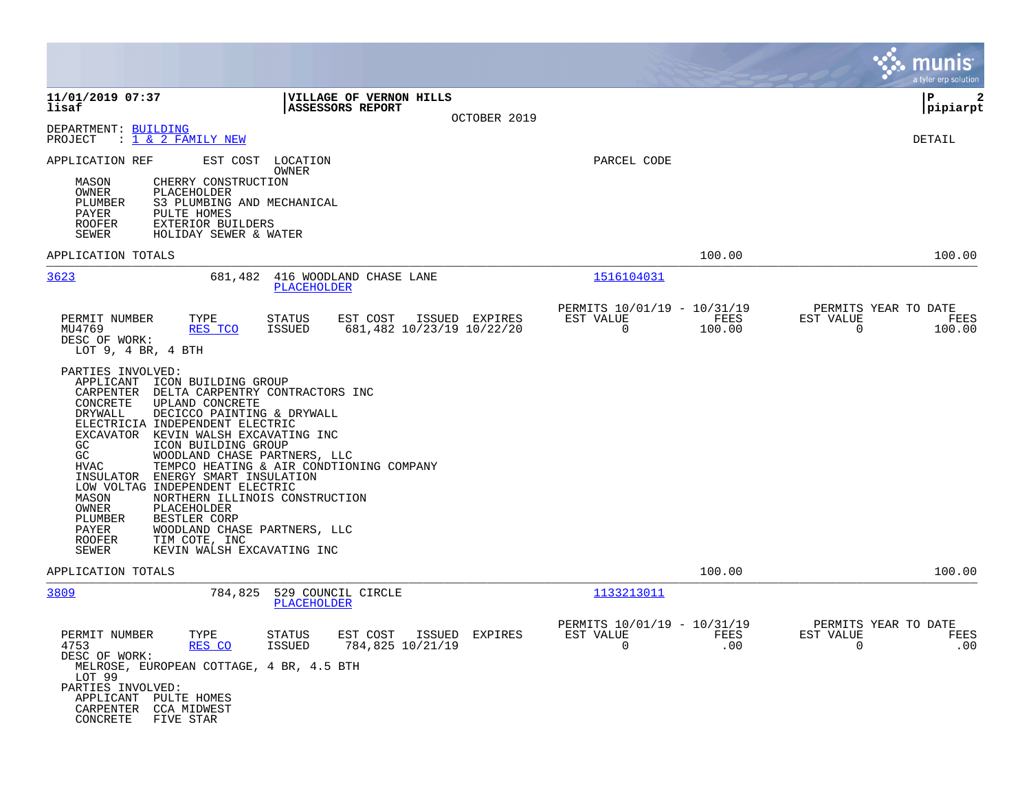11/01/2019 07:37 | VILLAGE OF VERNON HILLS | P 2
lisaf | ASSESSORS REPORT | pipiarpt
OCTOBER 2019

DEPARTMENT: BUILDING
PROJECT : 1 & 2 FAMILY NEW

DETAIL

APPLICATION REF    EST COST    LOCATION    PARCEL CODE
OWNER

| Role | Name |
|---|---|
| MASON | CHERRY CONSTRUCTION |
| OWNER | PLACEHOLDER |
| PLUMBER | S3 PLUMBING AND MECHANICAL |
| PAYER | PULTE HOMES |
| ROOFER | EXTERIOR BUILDERS |
| SEWER | HOLIDAY SEWER & WATER |

APPLICATION TOTALS    100.00    100.00

---

**3623**    681,482    416 WOODLAND CHASE LANE    1516104031
PLACEHOLDER

| PERMIT NUMBER | TYPE | STATUS | EST COST | ISSUED | EXPIRES | PERMITS 10/01/19 - 10/31/19 EST VALUE | FEES | PERMITS YEAR TO DATE EST VALUE | FEES |
|---|---|---|---|---|---|---|---|---|---|
| MU4769 | RES TCO | ISSUED | 681,482 | 10/23/19 | 10/22/20 | 0 | 100.00 | 0 | 100.00 |

DESC OF WORK:
LOT 9, 4 BR, 4 BTH

PARTIES INVOLVED:

| Role | Name |
|---|---|
| APPLICANT | ICON BUILDING GROUP |
| CARPENTER | DELTA CARPENTRY CONTRACTORS INC |
| CONCRETE | UPLAND CONCRETE |
| DRYWALL | DECICCO PAINTING & DRYWALL |
| ELECTRICIA | INDEPENDENT ELECTRIC |
| EXCAVATOR | KEVIN WALSH EXCAVATING INC |
| GC | ICON BUILDING GROUP |
| GC | WOODLAND CHASE PARTNERS, LLC |
| HVAC | TEMPCO HEATING & AIR CONDTIONING COMPANY |
| INSULATOR | ENERGY SMART INSULATION |
| LOW VOLTAG | INDEPENDENT ELECTRIC |
| MASON | NORTHERN ILLINOIS CONSTRUCTION |
| OWNER | PLACEHOLDER |
| PLUMBER | BESTLER CORP |
| PAYER | WOODLAND CHASE PARTNERS, LLC |
| ROOFER | TIM COTE, INC |
| SEWER | KEVIN WALSH EXCAVATING INC |

APPLICATION TOTALS    100.00    100.00

---

**3809**    784,825    529 COUNCIL CIRCLE    1133213011
PLACEHOLDER

| PERMIT NUMBER | TYPE | STATUS | EST COST | ISSUED | EXPIRES | PERMITS 10/01/19 - 10/31/19 EST VALUE | FEES | PERMITS YEAR TO DATE EST VALUE | FEES |
|---|---|---|---|---|---|---|---|---|---|
| 4753 | RES CO | ISSUED | 784,825 | 10/21/19 | | 0 | .00 | 0 | .00 |

DESC OF WORK:
MELROSE, EUROPEAN COTTAGE, 4 BR, 4.5 BTH
LOT 99

PARTIES INVOLVED:

| Role | Name |
|---|---|
| APPLICANT | PULTE HOMES |
| CARPENTER | CCA MIDWEST |
| CONCRETE | FIVE STAR |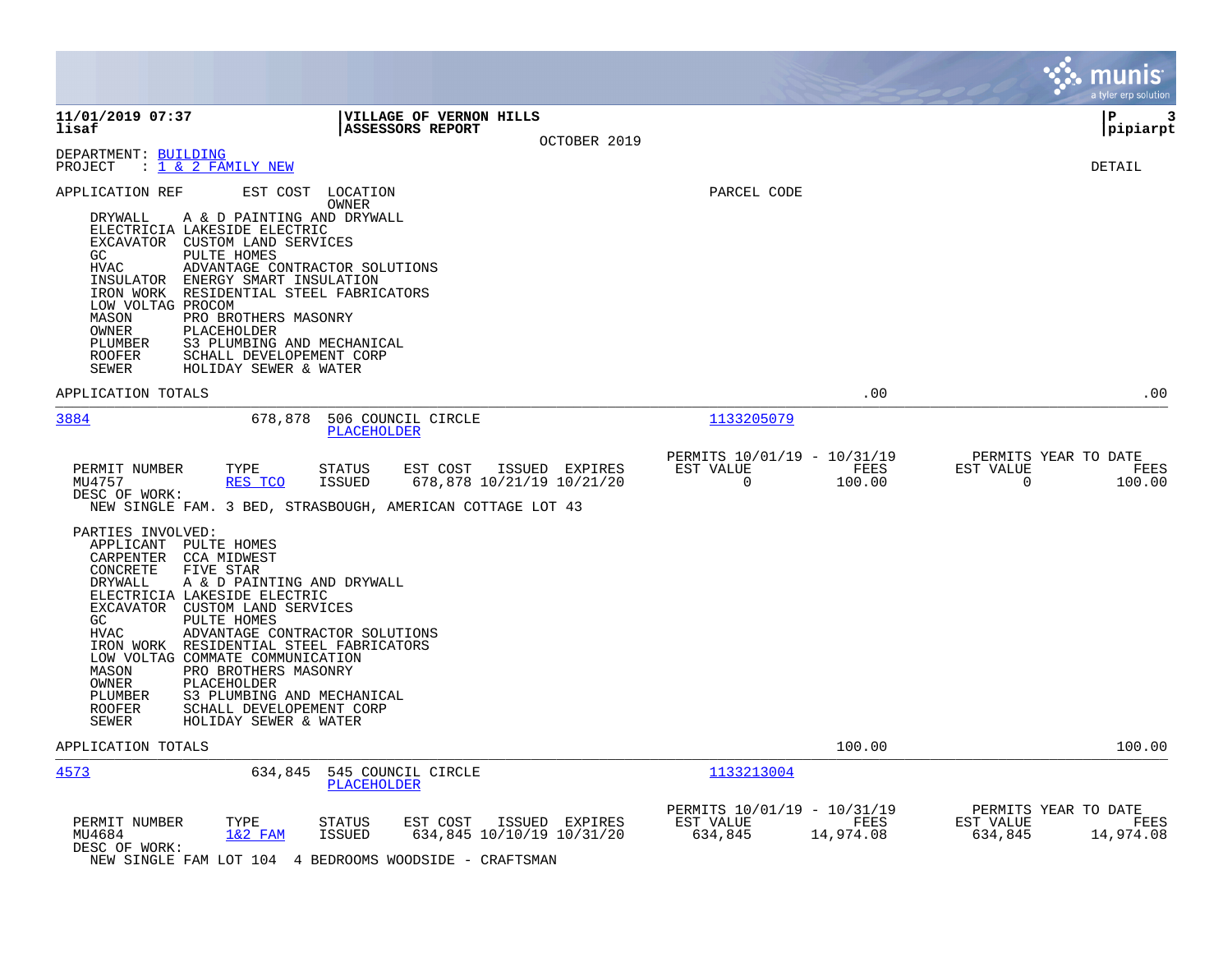**11/01/2019 07:37** — **VILLAGE OF VERNON HILLS** — **ASSESSORS REPORT** — OCTOBER 2019
**lisaf** — **pipiarpt**

DEPARTMENT: BUILDING
PROJECT : 1 & 2 FAMILY NEW

DETAIL

APPLICATION REF | EST COST | LOCATION / OWNER | PARCEL CODE

| Role | Party |
|---|---|
| DRYWALL | A & D PAINTING AND DRYWALL |
| ELECTRICIA | LAKESIDE ELECTRIC |
| EXCAVATOR | CUSTOM LAND SERVICES |
| GC | PULTE HOMES |
| HVAC | ADVANTAGE CONTRACTOR SOLUTIONS |
| INSULATOR | ENERGY SMART INSULATION |
| IRON WORK | RESIDENTIAL STEEL FABRICATORS |
| LOW VOLTAG | PROCOM |
| MASON | PRO BROTHERS MASONRY |
| OWNER | PLACEHOLDER |
| PLUMBER | S3 PLUMBING AND MECHANICAL |
| ROOFER | SCHALL DEVELOPEMENT CORP |
| SEWER | HOLIDAY SEWER & WATER |

APPLICATION TOTALS .00 .00

---

**3884** — 678,878 — 506 COUNCIL CIRCLE — PLACEHOLDER — Parcel: 1133205079

| PERMIT NUMBER | TYPE | STATUS | EST COST | ISSUED | EXPIRES | PERMITS 10/01/19 - 10/31/19 EST VALUE | FEES | PERMITS YEAR TO DATE EST VALUE | FEES |
|---|---|---|---|---|---|---|---|---|---|
| MU4757 | RES TCO | ISSUED | 678,878 | 10/21/19 | 10/21/20 | 0 | 100.00 | 0 | 100.00 |

DESC OF WORK:
NEW SINGLE FAM. 3 BED, STRASBOUGH, AMERICAN COTTAGE LOT 43

PARTIES INVOLVED:

| Role | Party |
|---|---|
| APPLICANT | PULTE HOMES |
| CARPENTER | CCA MIDWEST |
| CONCRETE | FIVE STAR |
| DRYWALL | A & D PAINTING AND DRYWALL |
| ELECTRICIA | LAKESIDE ELECTRIC |
| EXCAVATOR | CUSTOM LAND SERVICES |
| GC | PULTE HOMES |
| HVAC | ADVANTAGE CONTRACTOR SOLUTIONS |
| IRON WORK | RESIDENTIAL STEEL FABRICATORS |
| LOW VOLTAG | COMMATE COMMUNICATION |
| MASON | PRO BROTHERS MASONRY |
| OWNER | PLACEHOLDER |
| PLUMBER | S3 PLUMBING AND MECHANICAL |
| ROOFER | SCHALL DEVELOPEMENT CORP |
| SEWER | HOLIDAY SEWER & WATER |

APPLICATION TOTALS 100.00 100.00

---

**4573** — 634,845 — 545 COUNCIL CIRCLE — PLACEHOLDER — Parcel: 1133213004

| PERMIT NUMBER | TYPE | STATUS | EST COST | ISSUED | EXPIRES | PERMITS 10/01/19 - 10/31/19 EST VALUE | FEES | PERMITS YEAR TO DATE EST VALUE | FEES |
|---|---|---|---|---|---|---|---|---|---|
| MU4684 | 1&2 FAM | ISSUED | 634,845 | 10/10/19 | 10/31/20 | 634,845 | 14,974.08 | 634,845 | 14,974.08 |

DESC OF WORK:
NEW SINGLE FAM LOT 104 4 BEDROOMS WOODSIDE - CRAFTSMAN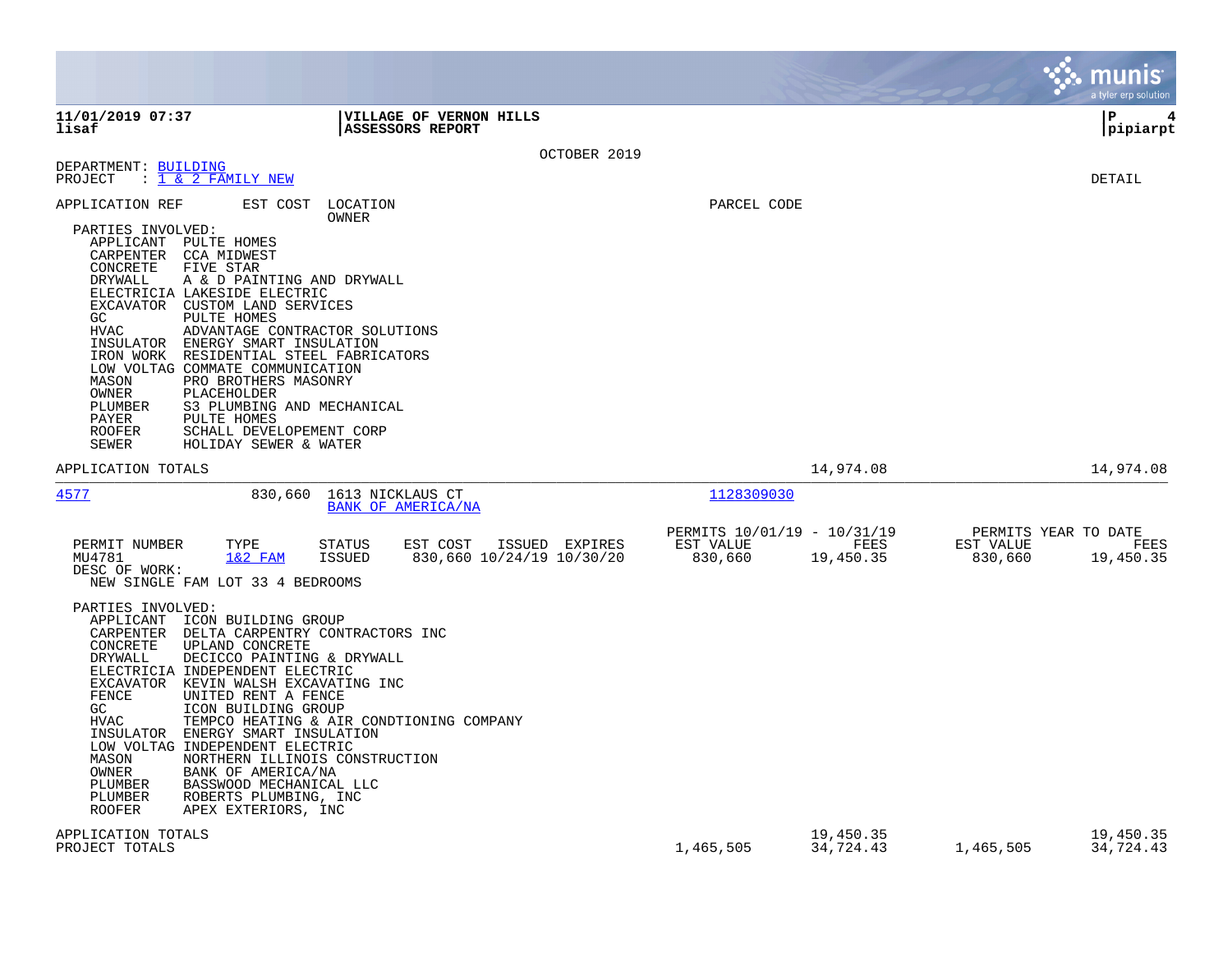**11/01/2019 07:37** | **VILLAGE OF VERNON HILLS** | **P 4**
**lisaf** | **ASSESSORS REPORT** | **pipiarpt**

OCTOBER 2019

DEPARTMENT: BUILDING
PROJECT : 1 & 2 FAMILY NEW

DETAIL

APPLICATION REF | EST COST | LOCATION / OWNER | PARCEL CODE

PARTIES INVOLVED:

| Role | Party |
|---|---|
| APPLICANT | PULTE HOMES |
| CARPENTER | CCA MIDWEST |
| CONCRETE | FIVE STAR |
| DRYWALL | A & D PAINTING AND DRYWALL |
| ELECTRICIA | LAKESIDE ELECTRIC |
| EXCAVATOR | CUSTOM LAND SERVICES |
| GC | PULTE HOMES |
| HVAC | ADVANTAGE CONTRACTOR SOLUTIONS |
| INSULATOR | ENERGY SMART INSULATION |
| IRON WORK | RESIDENTIAL STEEL FABRICATORS |
| LOW VOLTAG | COMMATE COMMUNICATION |
| MASON | PRO BROTHERS MASONRY |
| OWNER | PLACEHOLDER |
| PLUMBER | S3 PLUMBING AND MECHANICAL |
| PAYER | PULTE HOMES |
| ROOFER | SCHALL DEVELOPEMENT CORP |
| SEWER | HOLIDAY SEWER & WATER |

APPLICATION TOTALS — 14,974.08 — 14,974.08

---

4577 — 830,660 — 1613 NICKLAUS CT — BANK OF AMERICA/NA — 1128309030

| PERMIT NUMBER | TYPE | STATUS | EST COST | ISSUED | EXPIRES | PERMITS 10/01/19 - 10/31/19 EST VALUE | FEES | PERMITS YEAR TO DATE EST VALUE | FEES |
|---|---|---|---|---|---|---|---|---|---|
| MU4781 | 1&2 FAM | ISSUED | 830,660 | 10/24/19 | 10/30/20 | 830,660 | 19,450.35 | 830,660 | 19,450.35 |

DESC OF WORK:
NEW SINGLE FAM LOT 33 4 BEDROOMS

PARTIES INVOLVED:

| Role | Party |
|---|---|
| APPLICANT | ICON BUILDING GROUP |
| CARPENTER | DELTA CARPENTRY CONTRACTORS INC |
| CONCRETE | UPLAND CONCRETE |
| DRYWALL | DECICCO PAINTING & DRYWALL |
| ELECTRICIA | INDEPENDENT ELECTRIC |
| EXCAVATOR | KEVIN WALSH EXCAVATING INC |
| FENCE | UNITED RENT A FENCE |
| GC | ICON BUILDING GROUP |
| HVAC | TEMPCO HEATING & AIR CONDTIONING COMPANY |
| INSULATOR | ENERGY SMART INSULATION |
| LOW VOLTAG | INDEPENDENT ELECTRIC |
| MASON | NORTHERN ILLINOIS CONSTRUCTION |
| OWNER | BANK OF AMERICA/NA |
| PLUMBER | BASSWOOD MECHANICAL LLC |
| PLUMBER | ROBERTS PLUMBING, INC |
| ROOFER | APEX EXTERIORS, INC |

| | EST VALUE | FEES | YTD EST VALUE | YTD FEES |
|---|---|---|---|---|
| APPLICATION TOTALS | | 19,450.35 | | 19,450.35 |
| PROJECT TOTALS | 1,465,505 | 34,724.43 | 1,465,505 | 34,724.43 |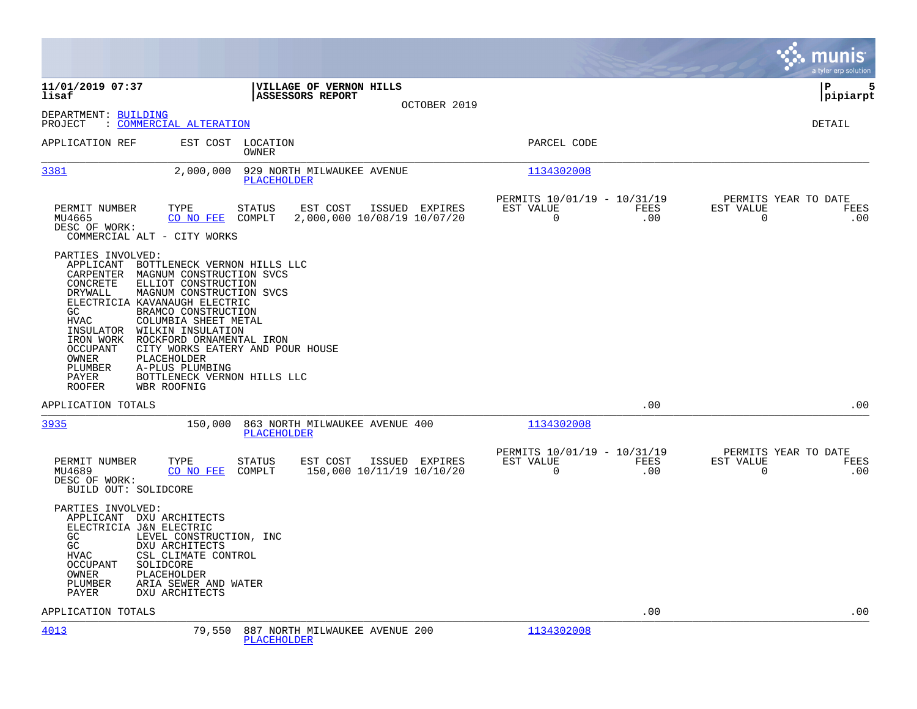**11/01/2019 07:37** | **VILLAGE OF VERNON HILLS** | **P 5**
**lisaf** | **ASSESSORS REPORT** | **pipiarpt**

OCTOBER 2019

DEPARTMENT: BUILDING
PROJECT : COMMERCIAL ALTERATION

DETAIL

| APPLICATION REF | EST COST | LOCATION / OWNER | PARCEL CODE |
|---|---|---|---|
| 3381 | 2,000,000 | 929 NORTH MILWAUKEE AVENUE / PLACEHOLDER | 1134302008 |

| PERMIT NUMBER | TYPE | STATUS | EST COST | ISSUED | EXPIRES | PERMITS 10/01/19 - 10/31/19 EST VALUE | FEES | PERMITS YEAR TO DATE EST VALUE | FEES |
|---|---|---|---|---|---|---|---|---|---|
| MU4665 | CO NO FEE | COMPLT | 2,000,000 | 10/08/19 | 10/07/20 | 0 | .00 | 0 | .00 |

DESC OF WORK:
COMMERCIAL ALT - CITY WORKS

PARTIES INVOLVED:

| ROLE | NAME |
|---|---|
| APPLICANT | BOTTLENECK VERNON HILLS LLC |
| CARPENTER | MAGNUM CONSTRUCTION SVCS |
| CONCRETE | ELLIOT CONSTRUCTION |
| DRYWALL | MAGNUM CONSTRUCTION SVCS |
| ELECTRICIA | KAVANAUGH ELECTRIC |
| GC | BRAMCO CONSTRUCTION |
| HVAC | COLUMBIA SHEET METAL |
| INSULATOR | WILKIN INSULATION |
| IRON WORK | ROCKFORD ORNAMENTAL IRON |
| OCCUPANT | CITY WORKS EATERY AND POUR HOUSE |
| OWNER | PLACEHOLDER |
| PLUMBER | A-PLUS PLUMBING |
| PAYER | BOTTLENECK VERNON HILLS LLC |
| ROOFER | WBR ROOFNIG |

APPLICATION TOTALS .00 .00

| APPLICATION REF | EST COST | LOCATION / OWNER | PARCEL CODE |
|---|---|---|---|
| 3935 | 150,000 | 863 NORTH MILWAUKEE AVENUE 400 / PLACEHOLDER | 1134302008 |

| PERMIT NUMBER | TYPE | STATUS | EST COST | ISSUED | EXPIRES | PERMITS 10/01/19 - 10/31/19 EST VALUE | FEES | PERMITS YEAR TO DATE EST VALUE | FEES |
|---|---|---|---|---|---|---|---|---|---|
| MU4689 | CO NO FEE | COMPLT | 150,000 | 10/11/19 | 10/10/20 | 0 | .00 | 0 | .00 |

DESC OF WORK:
BUILD OUT: SOLIDCORE

PARTIES INVOLVED:

| ROLE | NAME |
|---|---|
| APPLICANT | DXU ARCHITECTS |
| ELECTRICIA | J&N ELECTRIC |
| GC | LEVEL CONSTRUCTION, INC |
| GC | DXU ARCHITECTS |
| HVAC | CSL CLIMATE CONTROL |
| OCCUPANT | SOLIDCORE |
| OWNER | PLACEHOLDER |
| PLUMBER | ARIA SEWER AND WATER |
| PAYER | DXU ARCHITECTS |

APPLICATION TOTALS .00 .00

| APPLICATION REF | EST COST | LOCATION / OWNER | PARCEL CODE |
|---|---|---|---|
| 4013 | 79,550 | 887 NORTH MILWAUKEE AVENUE 200 / PLACEHOLDER | 1134302008 |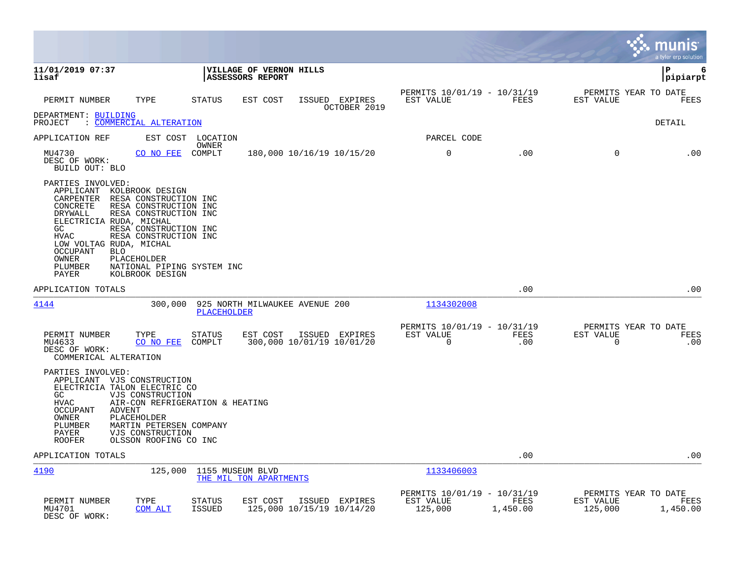**11/01/2019 07:37** | **VILLAGE OF VERNON HILLS** | **P 6**
**lisaf** | **ASSESSORS REPORT** | **pipiarpt**

| PERMIT NUMBER | TYPE | STATUS | EST COST | ISSUED | EXPIRES | PERMITS 10/01/19 - 10/31/19 EST VALUE | FEES | PERMITS YEAR TO DATE EST VALUE | FEES |
|---|---|---|---|---|---|---|---|---|---|
| | | | | | OCTOBER 2019 | | | | |

DEPARTMENT: BUILDING
PROJECT : COMMERCIAL ALTERATION

DETAIL

APPLICATION REF | EST COST | LOCATION / OWNER | PARCEL CODE

| PERMIT NUMBER | TYPE | STATUS | EST COST | ISSUED | EXPIRES | EST VALUE | FEES | EST VALUE | FEES |
|---|---|---|---|---|---|---|---|---|---|
| MU4730 | CO NO FEE | COMPLT | 180,000 | 10/16/19 | 10/15/20 | 0 | .00 | 0 | .00 |

DESC OF WORK:
BUILD OUT: BLO

PARTIES INVOLVED:
- APPLICANT KOLBROOK DESIGN
- CARPENTER RESA CONSTRUCTION INC
- CONCRETE RESA CONSTRUCTION INC
- DRYWALL RESA CONSTRUCTION INC
- ELECTRICIA RUDA, MICHAL
- GC RESA CONSTRUCTION INC
- HVAC RESA CONSTRUCTION INC
- LOW VOLTAG RUDA, MICHAL
- OCCUPANT BLO
- OWNER PLACEHOLDER
- PLUMBER NATIONAL PIPING SYSTEM INC
- PAYER KOLBROOK DESIGN

APPLICATION TOTALS .00 .00

---

**4144** | 300,000 | 925 NORTH MILWAUKEE AVENUE 200 / PLACEHOLDER | 1134302008

| PERMIT NUMBER | TYPE | STATUS | EST COST | ISSUED | EXPIRES | PERMITS 10/01/19 - 10/31/19 EST VALUE | FEES | PERMITS YEAR TO DATE EST VALUE | FEES |
|---|---|---|---|---|---|---|---|---|---|
| MU4633 | CO NO FEE | COMPLT | 300,000 | 10/01/19 | 10/01/20 | 0 | .00 | 0 | .00 |

DESC OF WORK:
COMMERICAL ALTERATION

PARTIES INVOLVED:
- APPLICANT VJS CONSTRUCTION
- ELECTRICIA TALON ELECTRIC CO
- GC VJS CONSTRUCTION
- HVAC AIR-CON REFRIGERATION & HEATING
- OCCUPANT ADVENT
- OWNER PLACEHOLDER
- PLUMBER MARTIN PETERSEN COMPANY
- PAYER VJS CONSTRUCTION
- ROOFER OLSSON ROOFING CO INC

APPLICATION TOTALS .00 .00

---

**4190** | 125,000 | 1155 MUSEUM BLVD / THE MIL TON APARTMENTS | 1133406003

| PERMIT NUMBER | TYPE | STATUS | EST COST | ISSUED | EXPIRES | PERMITS 10/01/19 - 10/31/19 EST VALUE | FEES | PERMITS YEAR TO DATE EST VALUE | FEES |
|---|---|---|---|---|---|---|---|---|---|
| MU4701 | COM ALT | ISSUED | 125,000 | 10/15/19 | 10/14/20 | 125,000 | 1,450.00 | 125,000 | 1,450.00 |

DESC OF WORK: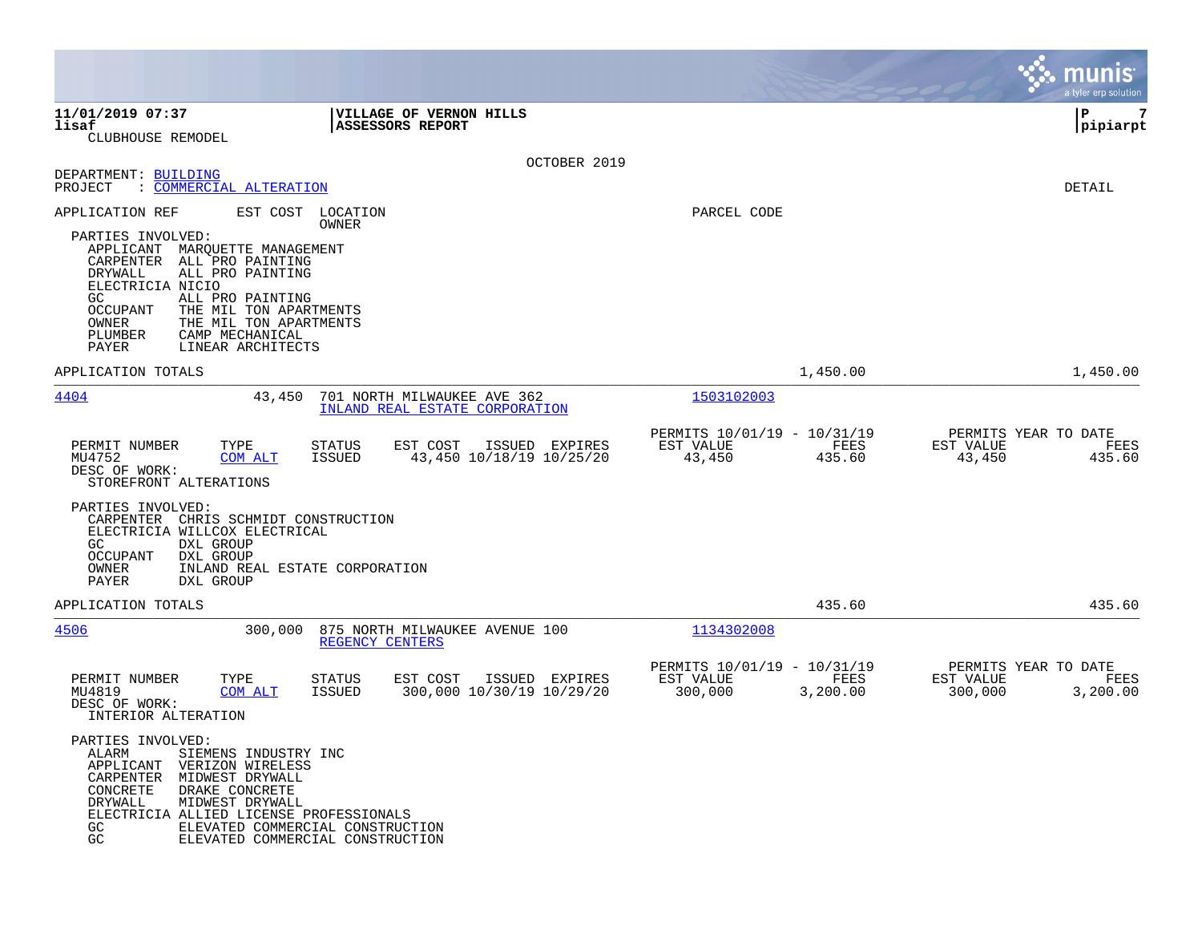**11/01/2019 07:37** | **VILLAGE OF VERNON HILLS** | **P 7**
**lisaf** | **ASSESSORS REPORT** | **pipiarpt**

CLUBHOUSE REMODEL

OCTOBER 2019

DEPARTMENT: BUILDING
PROJECT : COMMERCIAL ALTERATION

DETAIL

APPLICATION REF | EST COST | LOCATION / OWNER | PARCEL CODE

PARTIES INVOLVED:
- APPLICANT MARQUETTE MANAGEMENT
- CARPENTER ALL PRO PAINTING
- DRYWALL ALL PRO PAINTING
- ELECTRICIA NICIO
- GC ALL PRO PAINTING
- OCCUPANT THE MIL TON APARTMENTS
- OWNER THE MIL TON APARTMENTS
- PLUMBER CAMP MECHANICAL
- PAYER LINEAR ARCHITECTS

APPLICATION TOTALS 1,450.00 1,450.00

---

**4404** 43,450 701 NORTH MILWAUKEE AVE 362 — INLAND REAL ESTATE CORPORATION — 1503102003

| PERMIT NUMBER | TYPE | STATUS | EST COST | ISSUED | EXPIRES | PERMITS 10/01/19 - 10/31/19 EST VALUE | FEES | PERMITS YEAR TO DATE EST VALUE | FEES |
|---|---|---|---|---|---|---|---|---|---|
| MU4752 | COM ALT | ISSUED | 43,450 | 10/18/19 | 10/25/20 | 43,450 | 435.60 | 43,450 | 435.60 |

DESC OF WORK:
STOREFRONT ALTERATIONS

PARTIES INVOLVED:
- CARPENTER CHRIS SCHMIDT CONSTRUCTION
- ELECTRICIA WILLCOX ELECTRICAL
- GC DXL GROUP
- OCCUPANT DXL GROUP
- OWNER INLAND REAL ESTATE CORPORATION
- PAYER DXL GROUP

APPLICATION TOTALS 435.60 435.60

---

**4506** 300,000 875 NORTH MILWAUKEE AVENUE 100 — REGENCY CENTERS — 1134302008

| PERMIT NUMBER | TYPE | STATUS | EST COST | ISSUED | EXPIRES | PERMITS 10/01/19 - 10/31/19 EST VALUE | FEES | PERMITS YEAR TO DATE EST VALUE | FEES |
|---|---|---|---|---|---|---|---|---|---|
| MU4819 | COM ALT | ISSUED | 300,000 | 10/30/19 | 10/29/20 | 300,000 | 3,200.00 | 300,000 | 3,200.00 |

DESC OF WORK:
INTERIOR ALTERATION

PARTIES INVOLVED:
- ALARM SIEMENS INDUSTRY INC
- APPLICANT VERIZON WIRELESS
- CARPENTER MIDWEST DRYWALL
- CONCRETE DRAKE CONCRETE
- DRYWALL MIDWEST DRYWALL
- ELECTRICIA ALLIED LICENSE PROFESSIONALS
- GC ELEVATED COMMERCIAL CONSTRUCTION
- GC ELEVATED COMMERCIAL CONSTRUCTION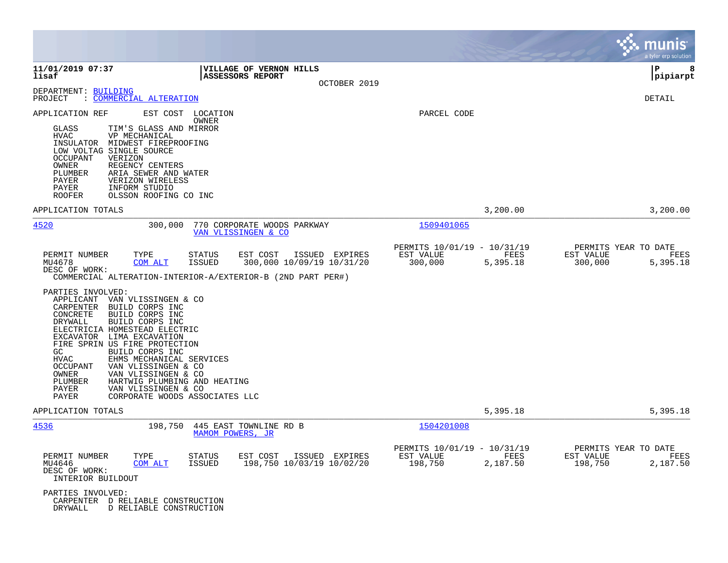**11/01/2019 07:37** | **VILLAGE OF VERNON HILLS** | **P 8**
**lisaf** | **ASSESSORS REPORT** | **pipiarpt**

OCTOBER 2019

DEPARTMENT: BUILDING
PROJECT : COMMERCIAL ALTERATION

DETAIL

APPLICATION REF | EST COST | LOCATION / OWNER | PARCEL CODE

- GLASS — TIM'S GLASS AND MIRROR
- HVAC — VP MECHANICAL
- INSULATOR — MIDWEST FIREPROOFING
- LOW VOLTAG — SINGLE SOURCE
- OCCUPANT — VERIZON
- OWNER — REGENCY CENTERS
- PLUMBER — ARIA SEWER AND WATER
- PAYER — VERIZON WIRELESS
- PAYER — INFORM STUDIO
- ROOFER — OLSSON ROOFING CO INC

APPLICATION TOTALS — 3,200.00 — 3,200.00

---

**4520** — 300,000 — 770 CORPORATE WOODS PARKWAY — VAN VLISSINGEN & CO — Parcel: 1509401065

| PERMIT NUMBER | TYPE | STATUS | EST COST | ISSUED | EXPIRES | PERMITS 10/01/19 - 10/31/19 EST VALUE | FEES | PERMITS YEAR TO DATE EST VALUE | FEES |
|---|---|---|---|---|---|---|---|---|---|
| MU4678 | COM ALT | ISSUED | 300,000 | 10/09/19 | 10/31/20 | 300,000 | 5,395.18 | 300,000 | 5,395.18 |

DESC OF WORK:
COMMERCIAL ALTERATION-INTERIOR-A/EXTERIOR-B (2ND PART PER#)

PARTIES INVOLVED:
- APPLICANT — VAN VLISSINGEN & CO
- CARPENTER — BUILD CORPS INC
- CONCRETE — BUILD CORPS INC
- DRYWALL — BUILD CORPS INC
- ELECTRICIA — HOMESTEAD ELECTRIC
- EXCAVATOR — LIMA EXCAVATION
- FIRE SPRIN — US FIRE PROTECTION
- GC — BUILD CORPS INC
- HVAC — EHMS MECHANICAL SERVICES
- OCCUPANT — VAN VLISSINGEN & CO
- OWNER — VAN VLISSINGEN & CO
- PLUMBER — HARTWIG PLUMBING AND HEATING
- PAYER — VAN VLISSINGEN & CO
- PAYER — CORPORATE WOODS ASSOCIATES LLC

APPLICATION TOTALS — 5,395.18 — 5,395.18

---

**4536** — 198,750 — 445 EAST TOWNLINE RD B — MAMOM POWERS, JR — Parcel: 1504201008

| PERMIT NUMBER | TYPE | STATUS | EST COST | ISSUED | EXPIRES | PERMITS 10/01/19 - 10/31/19 EST VALUE | FEES | PERMITS YEAR TO DATE EST VALUE | FEES |
|---|---|---|---|---|---|---|---|---|---|
| MU4646 | COM ALT | ISSUED | 198,750 | 10/03/19 | 10/02/20 | 198,750 | 2,187.50 | 198,750 | 2,187.50 |

DESC OF WORK:
INTERIOR BUILDOUT

PARTIES INVOLVED:
- CARPENTER — D RELIABLE CONSTRUCTION
- DRYWALL — D RELIABLE CONSTRUCTION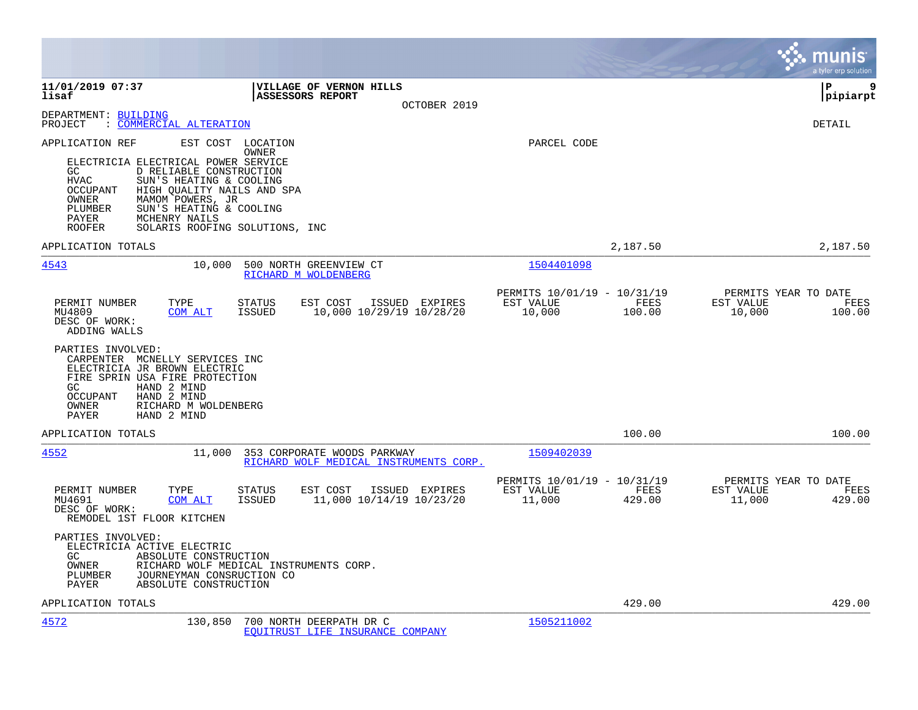11/01/2019 07:37 | VILLAGE OF VERNON HILLS | P 9
lisaf | ASSESSORS REPORT | pipiarpt

OCTOBER 2019

DEPARTMENT: BUILDING
PROJECT : COMMERCIAL ALTERATION

DETAIL

APPLICATION REF    EST COST    LOCATION / OWNER    PARCEL CODE

ELECTRICIA ELECTRICAL POWER SERVICE
GC D RELIABLE CONSTRUCTION
HVAC SUN'S HEATING & COOLING
OCCUPANT HIGH QUALITY NAILS AND SPA
OWNER MAMOM POWERS, JR
PLUMBER SUN'S HEATING & COOLING
PAYER MCHENRY NAILS
ROOFER SOLARIS ROOFING SOLUTIONS, INC

APPLICATION TOTALS 2,187.50 2,187.50

---

**4543** 10,000 500 NORTH GREENVIEW CT — RICHARD M WOLDENBERG — 1504401098

| PERMIT NUMBER | TYPE | STATUS | EST COST | ISSUED | EXPIRES | PERMITS 10/01/19 - 10/31/19 EST VALUE | FEES | PERMITS YEAR TO DATE EST VALUE | FEES |
|---|---|---|---|---|---|---|---|---|---|
| MU4809 | COM ALT | ISSUED | 10,000 | 10/29/19 | 10/28/20 | 10,000 | 100.00 | 10,000 | 100.00 |

DESC OF WORK:
ADDING WALLS

PARTIES INVOLVED:
CARPENTER MCNELLY SERVICES INC
ELECTRICIA JR BROWN ELECTRIC
FIRE SPRIN USA FIRE PROTECTION
GC HAND 2 MIND
OCCUPANT HAND 2 MIND
OWNER RICHARD M WOLDENBERG
PAYER HAND 2 MIND

APPLICATION TOTALS 100.00 100.00

---

**4552** 11,000 353 CORPORATE WOODS PARKWAY — RICHARD WOLF MEDICAL INSTRUMENTS CORP. — 1509402039

| PERMIT NUMBER | TYPE | STATUS | EST COST | ISSUED | EXPIRES | PERMITS 10/01/19 - 10/31/19 EST VALUE | FEES | PERMITS YEAR TO DATE EST VALUE | FEES |
|---|---|---|---|---|---|---|---|---|---|
| MU4691 | COM ALT | ISSUED | 11,000 | 10/14/19 | 10/23/20 | 11,000 | 429.00 | 11,000 | 429.00 |

DESC OF WORK:
REMODEL 1ST FLOOR KITCHEN

PARTIES INVOLVED:
ELECTRICIA ACTIVE ELECTRIC
GC ABSOLUTE CONSTRUCTION
OWNER RICHARD WOLF MEDICAL INSTRUMENTS CORP.
PLUMBER JOURNEYMAN CONSRUCTION CO
PAYER ABSOLUTE CONSTRUCTION

APPLICATION TOTALS 429.00 429.00

---

**4572** 130,850 700 NORTH DEERPATH DR C — EQUITRUST LIFE INSURANCE COMPANY — 1505211002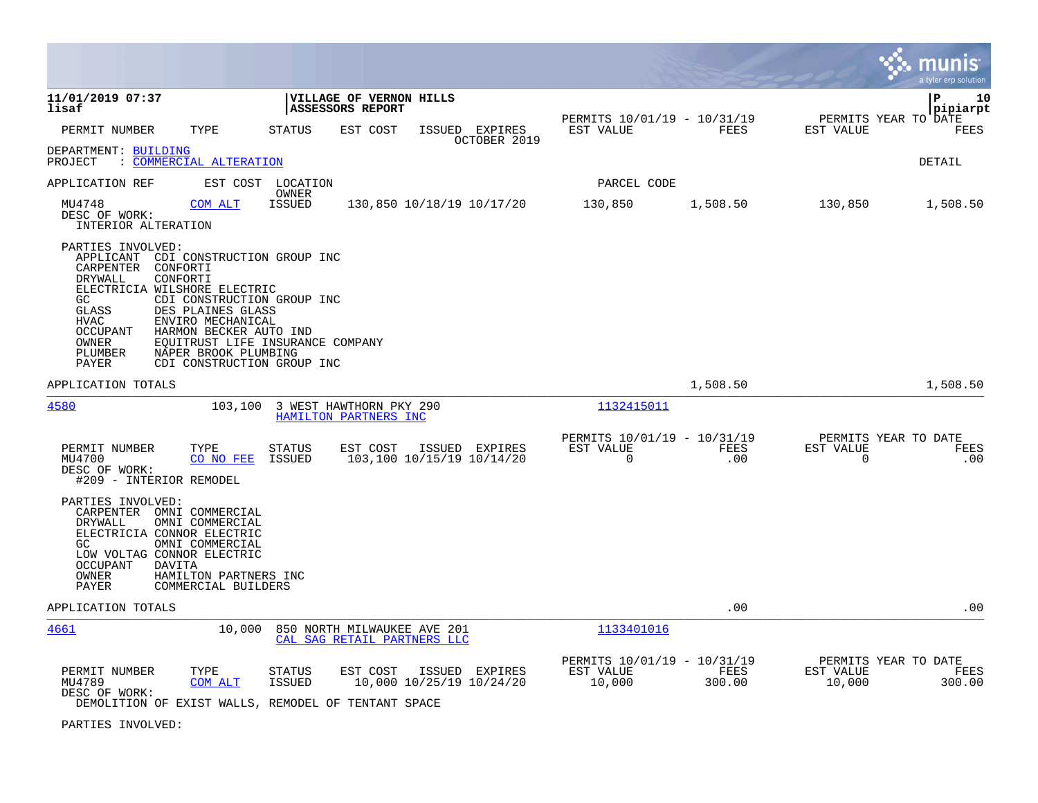**11/01/2019 07:37**
**lisaf**

**VILLAGE OF VERNON HILLS**
**ASSESSORS REPORT**

**P 10**
**pipiarpt**

| PERMIT NUMBER | TYPE | STATUS | EST COST | ISSUED | EXPIRES | PERMITS 10/01/19 - 10/31/19 EST VALUE | FEES | PERMITS YEAR TO DATE EST VALUE | FEES |
|---|---|---|---|---|---|---|---|---|---|

OCTOBER 2019

DEPARTMENT: BUILDING
PROJECT : COMMERCIAL ALTERATION

DETAIL

APPLICATION REF EST COST LOCATION OWNER PARCEL CODE

| PERMIT NUMBER | TYPE | STATUS | EST COST | ISSUED | EXPIRES | EST VALUE | FEES | EST VALUE | FEES |
|---|---|---|---|---|---|---|---|---|---|
| MU4748 | COM ALT | ISSUED | 130,850 | 10/18/19 | 10/17/20 | 130,850 | 1,508.50 | 130,850 | 1,508.50 |

DESC OF WORK:
INTERIOR ALTERATION

PARTIES INVOLVED:

| Role | Party |
|---|---|
| APPLICANT | CDI CONSTRUCTION GROUP INC |
| CARPENTER | CONFORTI |
| DRYWALL | CONFORTI |
| ELECTRICIA | WILSHORE ELECTRIC |
| GC | CDI CONSTRUCTION GROUP INC |
| GLASS | DES PLAINES GLASS |
| HVAC | ENVIRO MECHANICAL |
| OCCUPANT | HARMON BECKER AUTO IND |
| OWNER | EQUITRUST LIFE INSURANCE COMPANY |
| PLUMBER | NAPER BROOK PLUMBING |
| PAYER | CDI CONSTRUCTION GROUP INC |

APPLICATION TOTALS 1,508.50 1,508.50

---

4580 103,100 3 WEST HAWTHORN PKY 290 — HAMILTON PARTNERS INC — 1132415011

| PERMIT NUMBER | TYPE | STATUS | EST COST | ISSUED | EXPIRES | PERMITS 10/01/19 - 10/31/19 EST VALUE | FEES | PERMITS YEAR TO DATE EST VALUE | FEES |
|---|---|---|---|---|---|---|---|---|---|
| MU4700 | CO NO FEE | ISSUED | 103,100 | 10/15/19 | 10/14/20 | 0 | .00 | 0 | .00 |

DESC OF WORK:
#209 - INTERIOR REMODEL

PARTIES INVOLVED:

| Role | Party |
|---|---|
| CARPENTER | OMNI COMMERCIAL |
| DRYWALL | OMNI COMMERCIAL |
| ELECTRICIA | CONNOR ELECTRIC |
| GC | OMNI COMMERCIAL |
| LOW VOLTAG | CONNOR ELECTRIC |
| OCCUPANT | DAVITA |
| OWNER | HAMILTON PARTNERS INC |
| PAYER | COMMERCIAL BUILDERS |

APPLICATION TOTALS .00 .00

---

4661 10,000 850 NORTH MILWAUKEE AVE 201 — CAL SAG RETAIL PARTNERS LLC — 1133401016

| PERMIT NUMBER | TYPE | STATUS | EST COST | ISSUED | EXPIRES | PERMITS 10/01/19 - 10/31/19 EST VALUE | FEES | PERMITS YEAR TO DATE EST VALUE | FEES |
|---|---|---|---|---|---|---|---|---|---|
| MU4789 | COM ALT | ISSUED | 10,000 | 10/25/19 | 10/24/20 | 10,000 | 300.00 | 10,000 | 300.00 |

DESC OF WORK:
DEMOLITION OF EXIST WALLS, REMODEL OF TENTANT SPACE

PARTIES INVOLVED: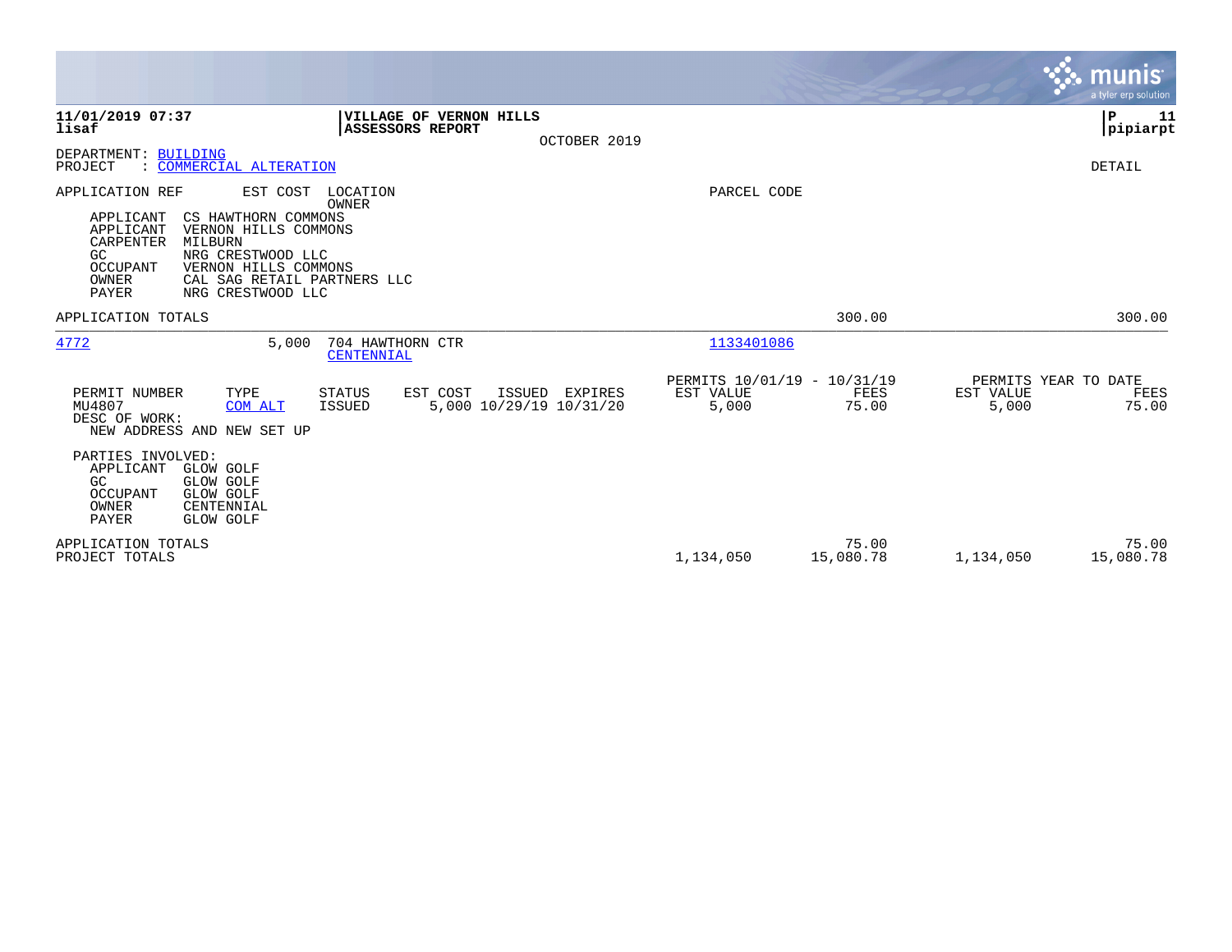**11/01/2019 07:37**
**lisaf**

**VILLAGE OF VERNON HILLS**
**ASSESSORS REPORT**
OCTOBER 2019

**P 11**
**pipiarpt**

DEPARTMENT: BUILDING
PROJECT : COMMERCIAL ALTERATION

DETAIL

| APPLICATION REF | EST COST | LOCATION / OWNER | PARCEL CODE |
|---|---|---|---|

| | |
|---|---|
| APPLICANT | CS HAWTHORN COMMONS |
| APPLICANT | VERNON HILLS COMMONS |
| CARPENTER | MILBURN |
| GC | NRG CRESTWOOD LLC |
| OCCUPANT | VERNON HILLS COMMONS |
| OWNER | CAL SAG RETAIL PARTNERS LLC |
| PAYER | NRG CRESTWOOD LLC |

APPLICATION TOTALS 300.00 300.00

| APPLICATION REF | EST COST | LOCATION / OWNER | PARCEL CODE |
|---|---|---|---|
| 4772 | 5,000 | 704 HAWTHORN CTR / CENTENNIAL | 1133401086 |

| PERMIT NUMBER | TYPE | STATUS | EST COST | ISSUED | EXPIRES | PERMITS 10/01/19 - 10/31/19 EST VALUE | FEES | PERMITS YEAR TO DATE EST VALUE | FEES |
|---|---|---|---|---|---|---|---|---|---|
| MU4807 | COM ALT | ISSUED | 5,000 | 10/29/19 | 10/31/20 | 5,000 | 75.00 | 5,000 | 75.00 |

DESC OF WORK:
NEW ADDRESS AND NEW SET UP

PARTIES INVOLVED:

| | |
|---|---|
| APPLICANT | GLOW GOLF |
| GC | GLOW GOLF |
| OCCUPANT | GLOW GOLF |
| OWNER | CENTENNIAL |
| PAYER | GLOW GOLF |

| | EST VALUE | FEES | EST VALUE | FEES |
|---|---|---|---|---|
| APPLICATION TOTALS | | 75.00 | | 75.00 |
| PROJECT TOTALS | 1,134,050 | 15,080.78 | 1,134,050 | 15,080.78 |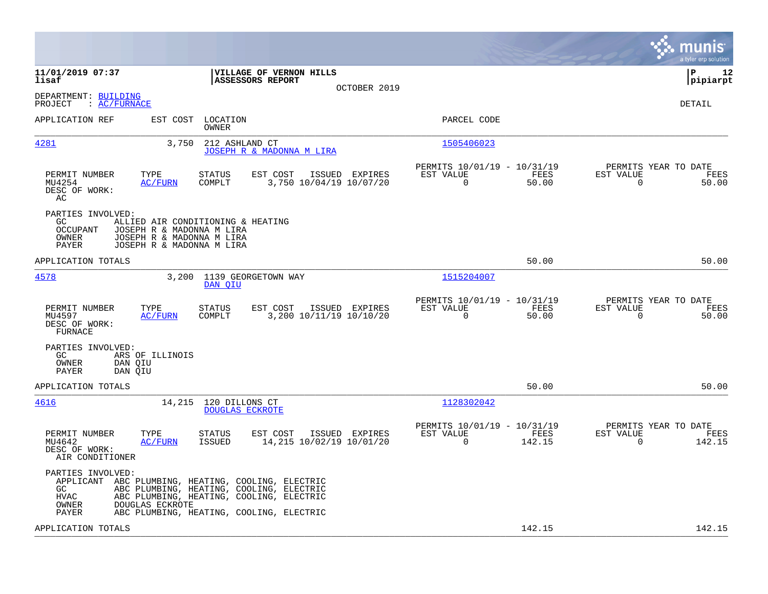**11/01/2019 07:37** **VILLAGE OF VERNON HILLS**
**lisaf** **ASSESSORS REPORT**
OCTOBER 2019

**P 12**
**pipiarpt**

DEPARTMENT: BUILDING
PROJECT : AC/FURNACE

DETAIL

| APPLICATION REF | EST COST | LOCATION / OWNER | PARCEL CODE |
|---|---|---|---|
| 4281 | 3,750 | 212 ASHLAND CT / JOSEPH R & MADONNA M LIRA | 1505406023 |

| PERMIT NUMBER | TYPE | STATUS | EST COST | ISSUED | EXPIRES | PERMITS 10/01/19 - 10/31/19 EST VALUE | FEES | PERMITS YEAR TO DATE EST VALUE | FEES |
|---|---|---|---|---|---|---|---|---|---|
| MU4254 | AC/FURN | COMPLT | 3,750 | 10/04/19 | 10/07/20 | 0 | 50.00 | 0 | 50.00 |

DESC OF WORK:
AC

PARTIES INVOLVED:
- GC: ALLIED AIR CONDITIONING & HEATING
- OCCUPANT: JOSEPH R & MADONNA M LIRA
- OWNER: JOSEPH R & MADONNA M LIRA
- PAYER: JOSEPH R & MADONNA M LIRA

APPLICATION TOTALS: 50.00 | 50.00

| APPLICATION REF | EST COST | LOCATION / OWNER | PARCEL CODE |
|---|---|---|---|
| 4578 | 3,200 | 1139 GEORGETOWN WAY / DAN QIU | 1515204007 |

| PERMIT NUMBER | TYPE | STATUS | EST COST | ISSUED | EXPIRES | PERMITS 10/01/19 - 10/31/19 EST VALUE | FEES | PERMITS YEAR TO DATE EST VALUE | FEES |
|---|---|---|---|---|---|---|---|---|---|
| MU4597 | AC/FURN | COMPLT | 3,200 | 10/11/19 | 10/10/20 | 0 | 50.00 | 0 | 50.00 |

DESC OF WORK:
FURNACE

PARTIES INVOLVED:
- GC: ARS OF ILLINOIS
- OWNER: DAN QIU
- PAYER: DAN QIU

APPLICATION TOTALS: 50.00 | 50.00

| APPLICATION REF | EST COST | LOCATION / OWNER | PARCEL CODE |
|---|---|---|---|
| 4616 | 14,215 | 120 DILLONS CT / DOUGLAS ECKROTE | 1128302042 |

| PERMIT NUMBER | TYPE | STATUS | EST COST | ISSUED | EXPIRES | PERMITS 10/01/19 - 10/31/19 EST VALUE | FEES | PERMITS YEAR TO DATE EST VALUE | FEES |
|---|---|---|---|---|---|---|---|---|---|
| MU4642 | AC/FURN | ISSUED | 14,215 | 10/02/19 | 10/01/20 | 0 | 142.15 | 0 | 142.15 |

DESC OF WORK:
AIR CONDITIONER

PARTIES INVOLVED:
- APPLICANT: ABC PLUMBING, HEATING, COOLING, ELECTRIC
- GC: ABC PLUMBING, HEATING, COOLING, ELECTRIC
- HVAC: ABC PLUMBING, HEATING, COOLING, ELECTRIC
- OWNER: DOUGLAS ECKROTE
- PAYER: ABC PLUMBING, HEATING, COOLING, ELECTRIC

APPLICATION TOTALS: 142.15 | 142.15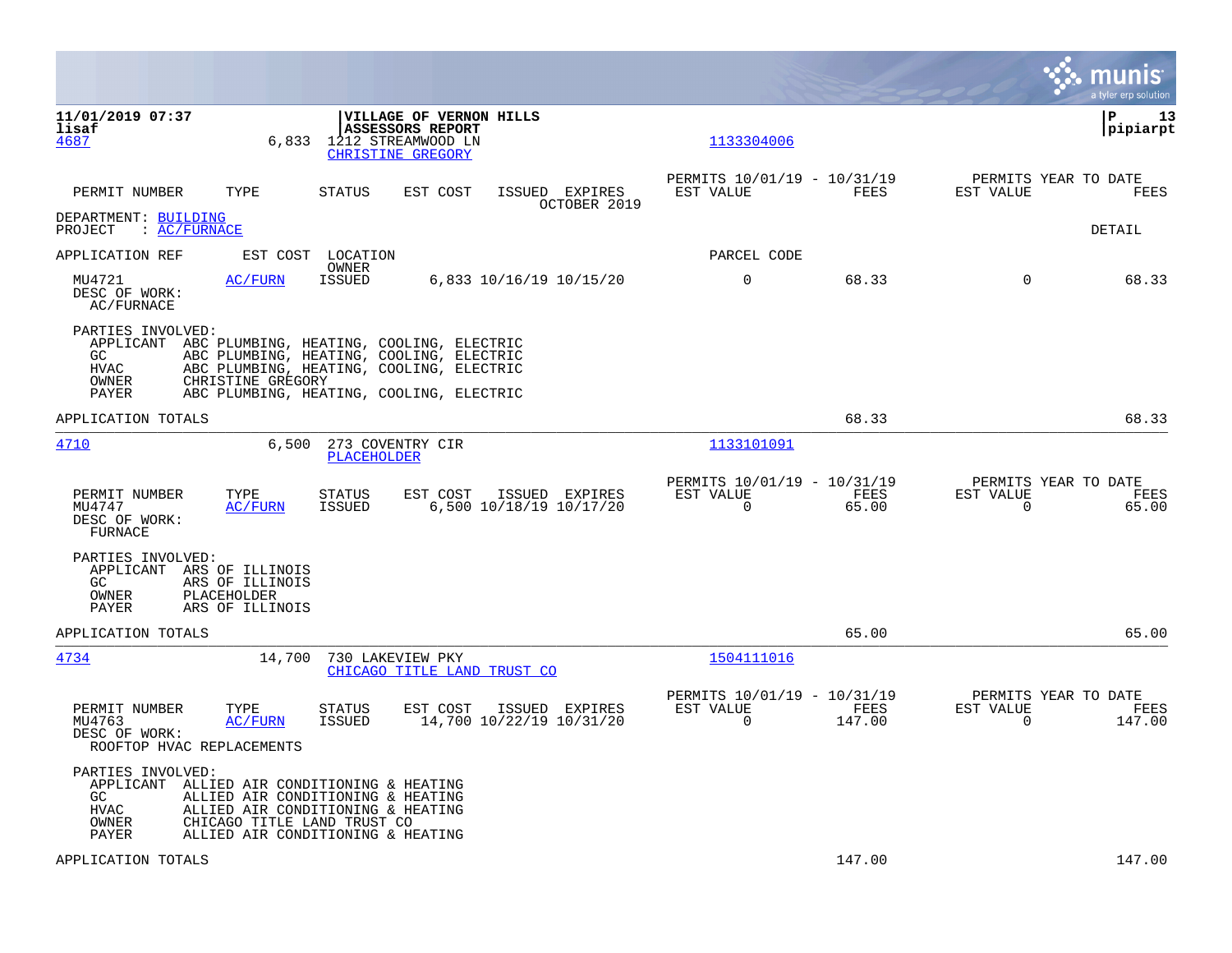**VILLAGE OF VERNON HILLS**
**ASSESSORS REPORT**

11/01/2019 07:37
lisaf

P 13
pipiarpt

| | | | | | |
|---|---|---|---|---|---|
| 4687 | 6,833 | 1212 STREAMWOOD LN<br>CHRISTINE GREGORY | 1133304006 | | |

| PERMIT NUMBER | TYPE | STATUS | EST COST | ISSUED | EXPIRES | PERMITS 10/01/19 - 10/31/19 EST VALUE | FEES | PERMITS YEAR TO DATE EST VALUE | FEES |
|---|---|---|---|---|---|---|---|---|---|
| | | | | | OCTOBER 2019 | | | | |

DEPARTMENT: BUILDING
PROJECT : AC/FURNACE

DETAIL

| APPLICATION REF | EST COST | LOCATION / OWNER | | | | PARCEL CODE | | | |
|---|---|---|---|---|---|---|---|---|---|
| MU4721 | AC/FURN | ISSUED | 6,833 | 10/16/19 | 10/15/20 | 0 | 68.33 | 0 | 68.33 |

DESC OF WORK:
AC/FURNACE

PARTIES INVOLVED:
- APPLICANT ABC PLUMBING, HEATING, COOLING, ELECTRIC
- GC ABC PLUMBING, HEATING, COOLING, ELECTRIC
- HVAC ABC PLUMBING, HEATING, COOLING, ELECTRIC
- OWNER CHRISTINE GREGORY
- PAYER ABC PLUMBING, HEATING, COOLING, ELECTRIC

APPLICATION TOTALS — 68.33 — 68.33

---

| | | | |
|---|---|---|---|
| 4710 | 6,500 | 273 COVENTRY CIR<br>PLACEHOLDER | 1133101091 |

| PERMIT NUMBER | TYPE | STATUS | EST COST | ISSUED | EXPIRES | PERMITS 10/01/19 - 10/31/19 EST VALUE | FEES | PERMITS YEAR TO DATE EST VALUE | FEES |
|---|---|---|---|---|---|---|---|---|---|
| MU4747 | AC/FURN | ISSUED | 6,500 | 10/18/19 | 10/17/20 | 0 | 65.00 | 0 | 65.00 |

DESC OF WORK:
FURNACE

PARTIES INVOLVED:
- APPLICANT ARS OF ILLINOIS
- GC ARS OF ILLINOIS
- OWNER PLACEHOLDER
- PAYER ARS OF ILLINOIS

APPLICATION TOTALS — 65.00 — 65.00

---

| | | | |
|---|---|---|---|
| 4734 | 14,700 | 730 LAKEVIEW PKY<br>CHICAGO TITLE LAND TRUST CO | 1504111016 |

| PERMIT NUMBER | TYPE | STATUS | EST COST | ISSUED | EXPIRES | PERMITS 10/01/19 - 10/31/19 EST VALUE | FEES | PERMITS YEAR TO DATE EST VALUE | FEES |
|---|---|---|---|---|---|---|---|---|---|
| MU4763 | AC/FURN | ISSUED | 14,700 | 10/22/19 | 10/31/20 | 0 | 147.00 | 0 | 147.00 |

DESC OF WORK:
ROOFTOP HVAC REPLACEMENTS

PARTIES INVOLVED:
- APPLICANT ALLIED AIR CONDITIONING & HEATING
- GC ALLIED AIR CONDITIONING & HEATING
- HVAC ALLIED AIR CONDITIONING & HEATING
- OWNER CHICAGO TITLE LAND TRUST CO
- PAYER ALLIED AIR CONDITIONING & HEATING

APPLICATION TOTALS — 147.00 — 147.00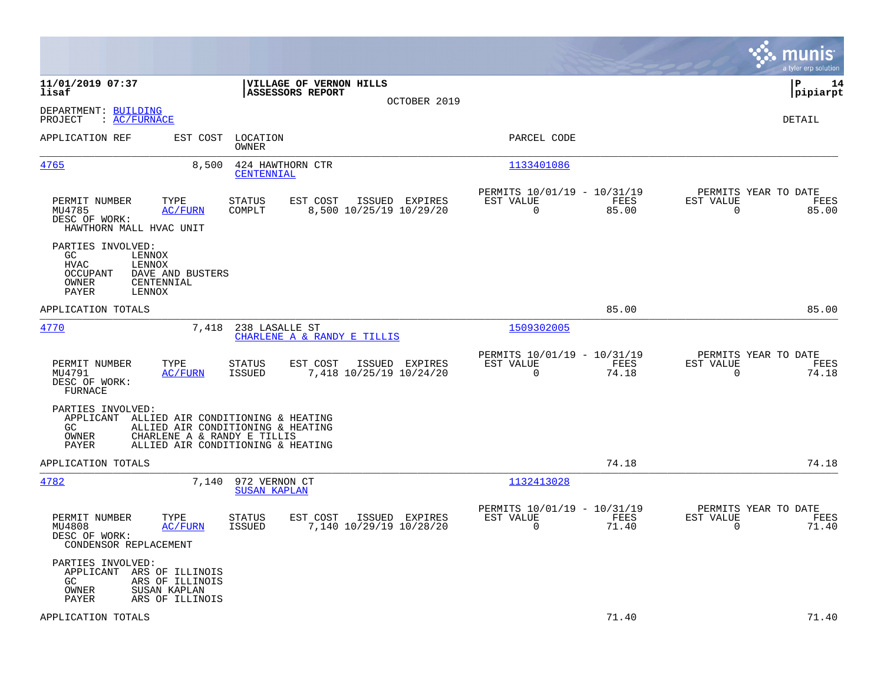**11/01/2019 07:37**
**lisaf**

**VILLAGE OF VERNON HILLS**
**ASSESSORS REPORT**

OCTOBER 2019

**P 14**
**pipiarpt**

DEPARTMENT: BUILDING
PROJECT : AC/FURNACE

DETAIL

| APPLICATION REF | EST COST | LOCATION / OWNER | PARCEL CODE |
|---|---|---|---|
| 4765 | 8,500 | 424 HAWTHORN CTR / CENTENNIAL | 1133401086 |

| PERMIT NUMBER | TYPE | STATUS | EST COST | ISSUED | EXPIRES | PERMITS 10/01/19 - 10/31/19 EST VALUE | FEES | PERMITS YEAR TO DATE EST VALUE | FEES |
|---|---|---|---|---|---|---|---|---|---|
| MU4785 | AC/FURN | COMPLT | 8,500 | 10/25/19 | 10/29/20 | 0 | 85.00 | 0 | 85.00 |

DESC OF WORK:
HAWTHORN MALL HVAC UNIT

PARTIES INVOLVED:
- GC: LENNOX
- HVAC: LENNOX
- OCCUPANT: DAVE AND BUSTERS
- OWNER: CENTENNIAL
- PAYER: LENNOX

APPLICATION TOTALS: 85.00 | 85.00

| APPLICATION REF | EST COST | LOCATION / OWNER | PARCEL CODE |
|---|---|---|---|
| 4770 | 7,418 | 238 LASALLE ST / CHARLENE A & RANDY E TILLIS | 1509302005 |

| PERMIT NUMBER | TYPE | STATUS | EST COST | ISSUED | EXPIRES | PERMITS 10/01/19 - 10/31/19 EST VALUE | FEES | PERMITS YEAR TO DATE EST VALUE | FEES |
|---|---|---|---|---|---|---|---|---|---|
| MU4791 | AC/FURN | ISSUED | 7,418 | 10/25/19 | 10/24/20 | 0 | 74.18 | 0 | 74.18 |

DESC OF WORK:
FURNACE

PARTIES INVOLVED:
- APPLICANT: ALLIED AIR CONDITIONING & HEATING
- GC: ALLIED AIR CONDITIONING & HEATING
- OWNER: CHARLENE A & RANDY E TILLIS
- PAYER: ALLIED AIR CONDITIONING & HEATING

APPLICATION TOTALS: 74.18 | 74.18

| APPLICATION REF | EST COST | LOCATION / OWNER | PARCEL CODE |
|---|---|---|---|
| 4782 | 7,140 | 972 VERNON CT / SUSAN KAPLAN | 1132413028 |

| PERMIT NUMBER | TYPE | STATUS | EST COST | ISSUED | EXPIRES | PERMITS 10/01/19 - 10/31/19 EST VALUE | FEES | PERMITS YEAR TO DATE EST VALUE | FEES |
|---|---|---|---|---|---|---|---|---|---|
| MU4808 | AC/FURN | ISSUED | 7,140 | 10/29/19 | 10/28/20 | 0 | 71.40 | 0 | 71.40 |

DESC OF WORK:
CONDENSOR REPLACEMENT

PARTIES INVOLVED:
- APPLICANT: ARS OF ILLINOIS
- GC: ARS OF ILLINOIS
- OWNER: SUSAN KAPLAN
- PAYER: ARS OF ILLINOIS

APPLICATION TOTALS: 71.40 | 71.40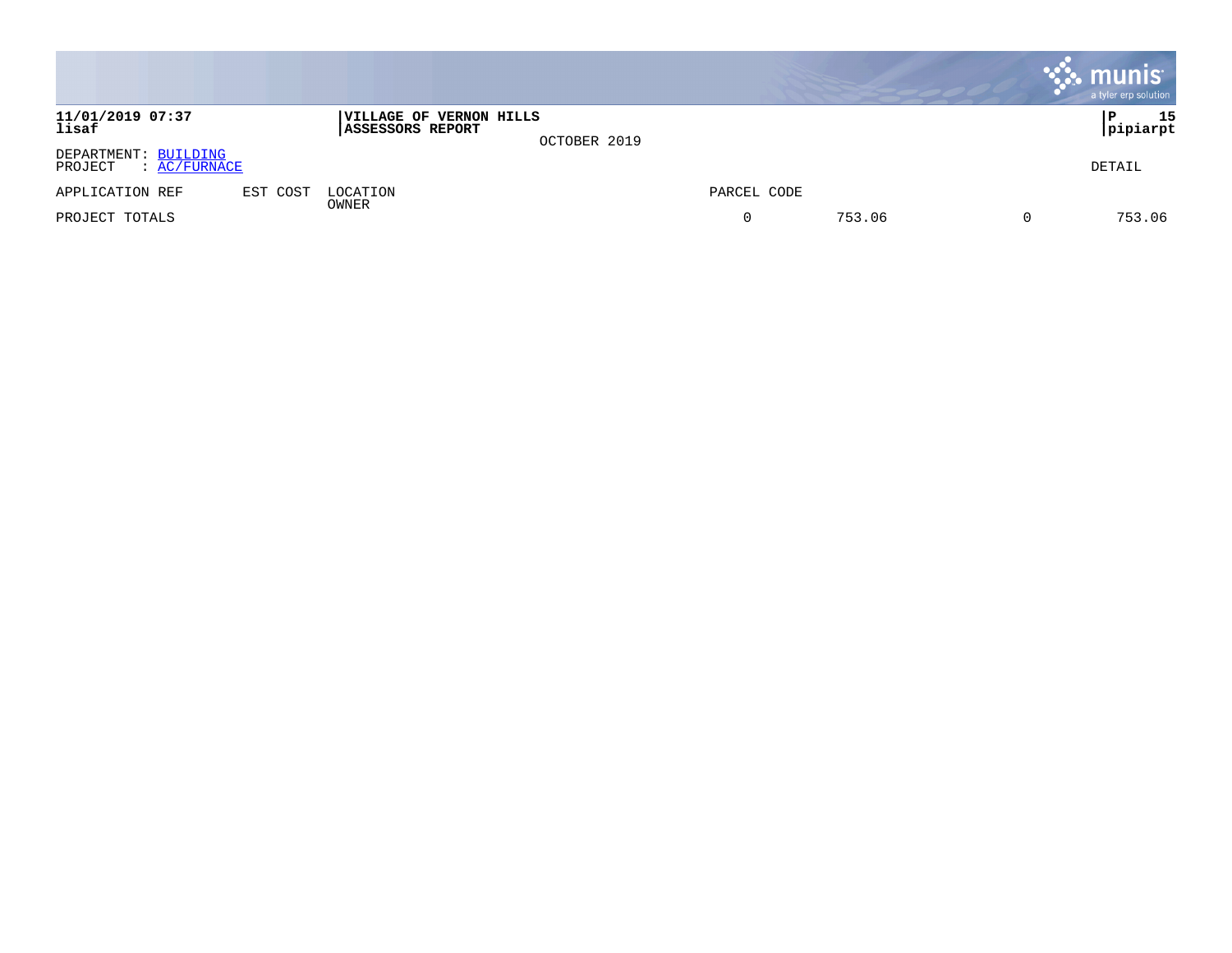11/01/2019 07:37
lisaf

**VILLAGE OF VERNON HILLS**
**ASSESSORS REPORT**

OCTOBER 2019

P 15
pipiarpt

DEPARTMENT: BUILDING
PROJECT : AC/FURNACE

DETAIL

| APPLICATION REF | EST COST | LOCATION<br>OWNER | PARCEL CODE | | | |
|---|---|---|---|---|---|---|
| PROJECT TOTALS | | | 0 | 753.06 | 0 | 753.06 |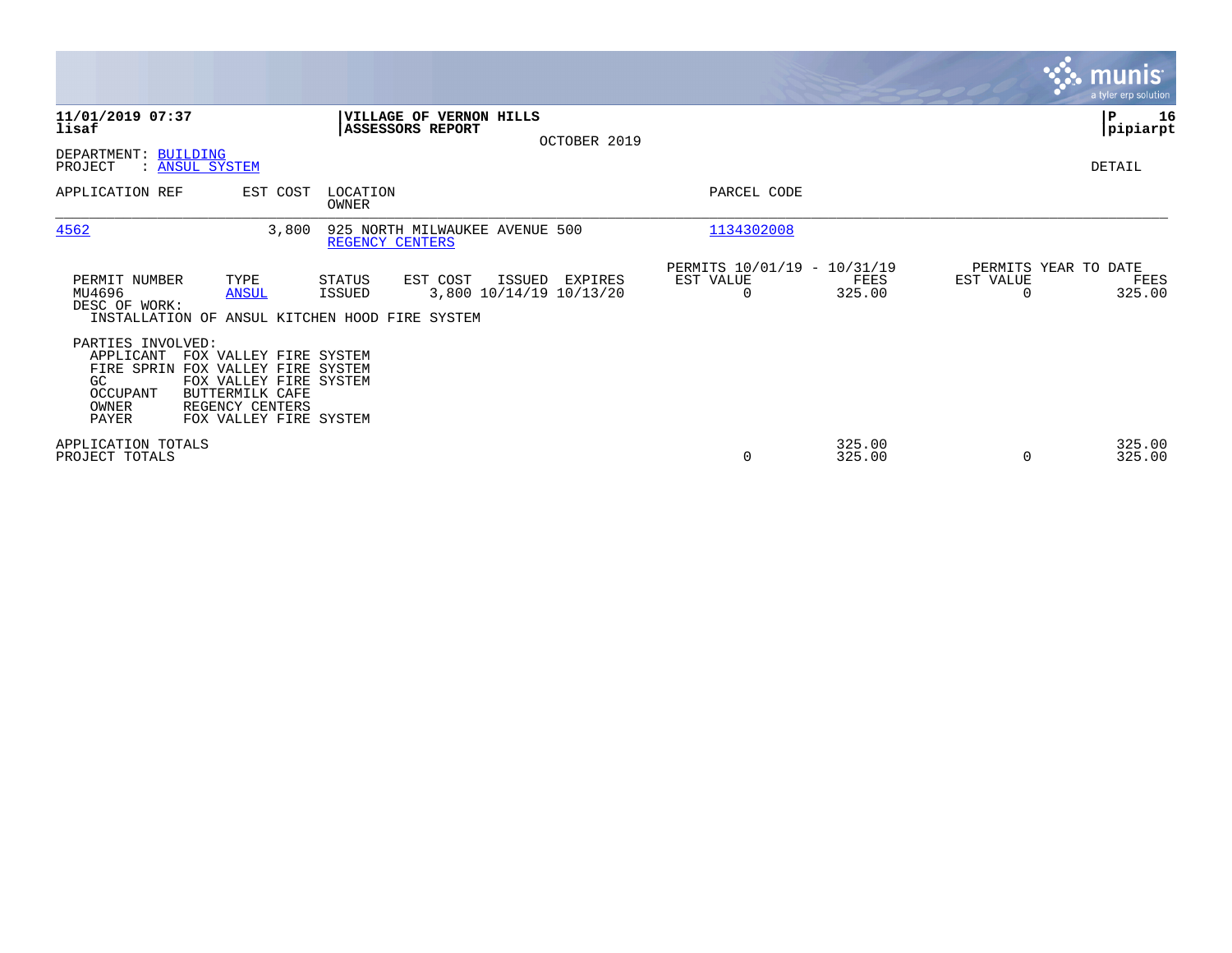**11/01/2019 07:37**
**lisaf**

**VILLAGE OF VERNON HILLS**
**ASSESSORS REPORT**

OCTOBER 2019

**P 16**
**pipiarpt**

DEPARTMENT: BUILDING
PROJECT : ANSUL SYSTEM

DETAIL

| APPLICATION REF | EST COST | LOCATION / OWNER | PARCEL CODE |
|---|---|---|---|
| 4562 | 3,800 | 925 NORTH MILWAUKEE AVENUE 500 / REGENCY CENTERS | 1134302008 |

| PERMIT NUMBER | TYPE | STATUS | EST COST | ISSUED | EXPIRES | PERMITS 10/01/19 - 10/31/19 EST VALUE | FEES | PERMITS YEAR TO DATE EST VALUE | FEES |
|---|---|---|---|---|---|---|---|---|---|
| MU4696 | ANSUL | ISSUED | 3,800 | 10/14/19 | 10/13/20 | 0 | 325.00 | 0 | 325.00 |

DESC OF WORK:
INSTALLATION OF ANSUL KITCHEN HOOD FIRE SYSTEM

PARTIES INVOLVED:

| | |
|---|---|
| APPLICANT | FOX VALLEY FIRE SYSTEM |
| FIRE SPRIN | FOX VALLEY FIRE SYSTEM |
| GC | FOX VALLEY FIRE SYSTEM |
| OCCUPANT | BUTTERMILK CAFE |
| OWNER | REGENCY CENTERS |
| PAYER | FOX VALLEY FIRE SYSTEM |

| | EST VALUE | FEES | EST VALUE | FEES |
|---|---|---|---|---|
| APPLICATION TOTALS | | 325.00 | | 325.00 |
| PROJECT TOTALS | 0 | 325.00 | 0 | 325.00 |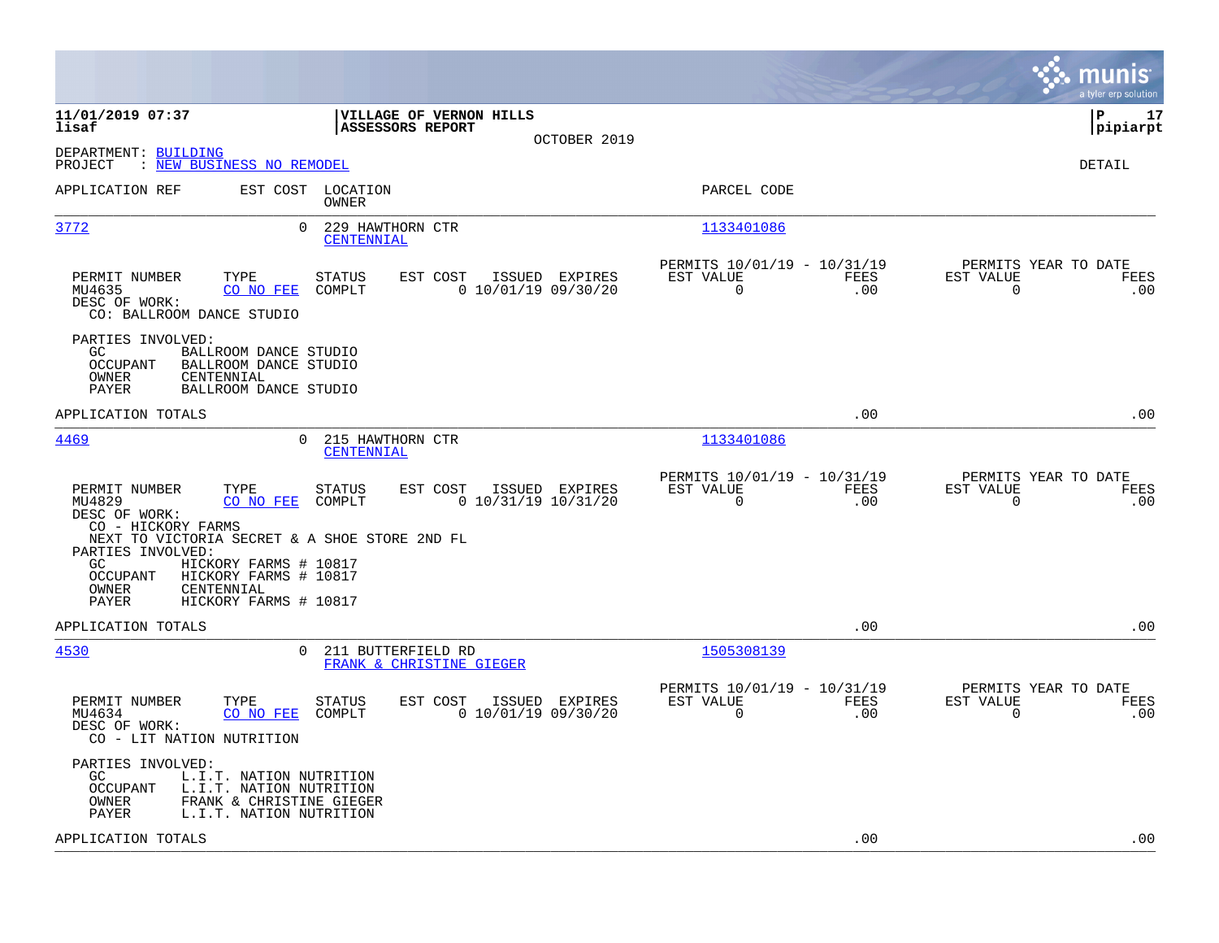**11/01/2019 07:37**
**lisaf**

**VILLAGE OF VERNON HILLS**
**ASSESSORS REPORT**
OCTOBER 2019

**P 17**
**pipiarpt**

DEPARTMENT: BUILDING
PROJECT : NEW BUSINESS NO REMODEL

DETAIL

| APPLICATION REF | EST COST | LOCATION / OWNER | PARCEL CODE |
|---|---|---|---|
| 3772 | 0 | 229 HAWTHORN CTR / CENTENNIAL | 1133401086 |

| PERMIT NUMBER | TYPE | STATUS | EST COST | ISSUED | EXPIRES | PERMITS 10/01/19 - 10/31/19 EST VALUE | FEES | PERMITS YEAR TO DATE EST VALUE | FEES |
|---|---|---|---|---|---|---|---|---|---|
| MU4635 | CO NO FEE | COMPLT | 0 | 10/01/19 | 09/30/20 | 0 | .00 | 0 | .00 |

DESC OF WORK:
CO: BALLROOM DANCE STUDIO

PARTIES INVOLVED:
- GC: BALLROOM DANCE STUDIO
- OCCUPANT: BALLROOM DANCE STUDIO
- OWNER: CENTENNIAL
- PAYER: BALLROOM DANCE STUDIO

APPLICATION TOTALS: .00 | .00

| APPLICATION REF | EST COST | LOCATION / OWNER | PARCEL CODE |
|---|---|---|---|
| 4469 | 0 | 215 HAWTHORN CTR / CENTENNIAL | 1133401086 |

| PERMIT NUMBER | TYPE | STATUS | EST COST | ISSUED | EXPIRES | PERMITS 10/01/19 - 10/31/19 EST VALUE | FEES | PERMITS YEAR TO DATE EST VALUE | FEES |
|---|---|---|---|---|---|---|---|---|---|
| MU4829 | CO NO FEE | COMPLT | 0 | 10/31/19 | 10/31/20 | 0 | .00 | 0 | .00 |

DESC OF WORK:
CO - HICKORY FARMS
NEXT TO VICTORIA SECRET & A SHOE STORE 2ND FL

PARTIES INVOLVED:
- GC: HICKORY FARMS # 10817
- OCCUPANT: HICKORY FARMS # 10817
- OWNER: CENTENNIAL
- PAYER: HICKORY FARMS # 10817

APPLICATION TOTALS: .00 | .00

| APPLICATION REF | EST COST | LOCATION / OWNER | PARCEL CODE |
|---|---|---|---|
| 4530 | 0 | 211 BUTTERFIELD RD / FRANK & CHRISTINE GIEGER | 1505308139 |

| PERMIT NUMBER | TYPE | STATUS | EST COST | ISSUED | EXPIRES | PERMITS 10/01/19 - 10/31/19 EST VALUE | FEES | PERMITS YEAR TO DATE EST VALUE | FEES |
|---|---|---|---|---|---|---|---|---|---|
| MU4634 | CO NO FEE | COMPLT | 0 | 10/01/19 | 09/30/20 | 0 | .00 | 0 | .00 |

DESC OF WORK:
CO - LIT NATION NUTRITION

PARTIES INVOLVED:
- GC: L.I.T. NATION NUTRITION
- OCCUPANT: L.I.T. NATION NUTRITION
- OWNER: FRANK & CHRISTINE GIEGER
- PAYER: L.I.T. NATION NUTRITION

APPLICATION TOTALS: .00 | .00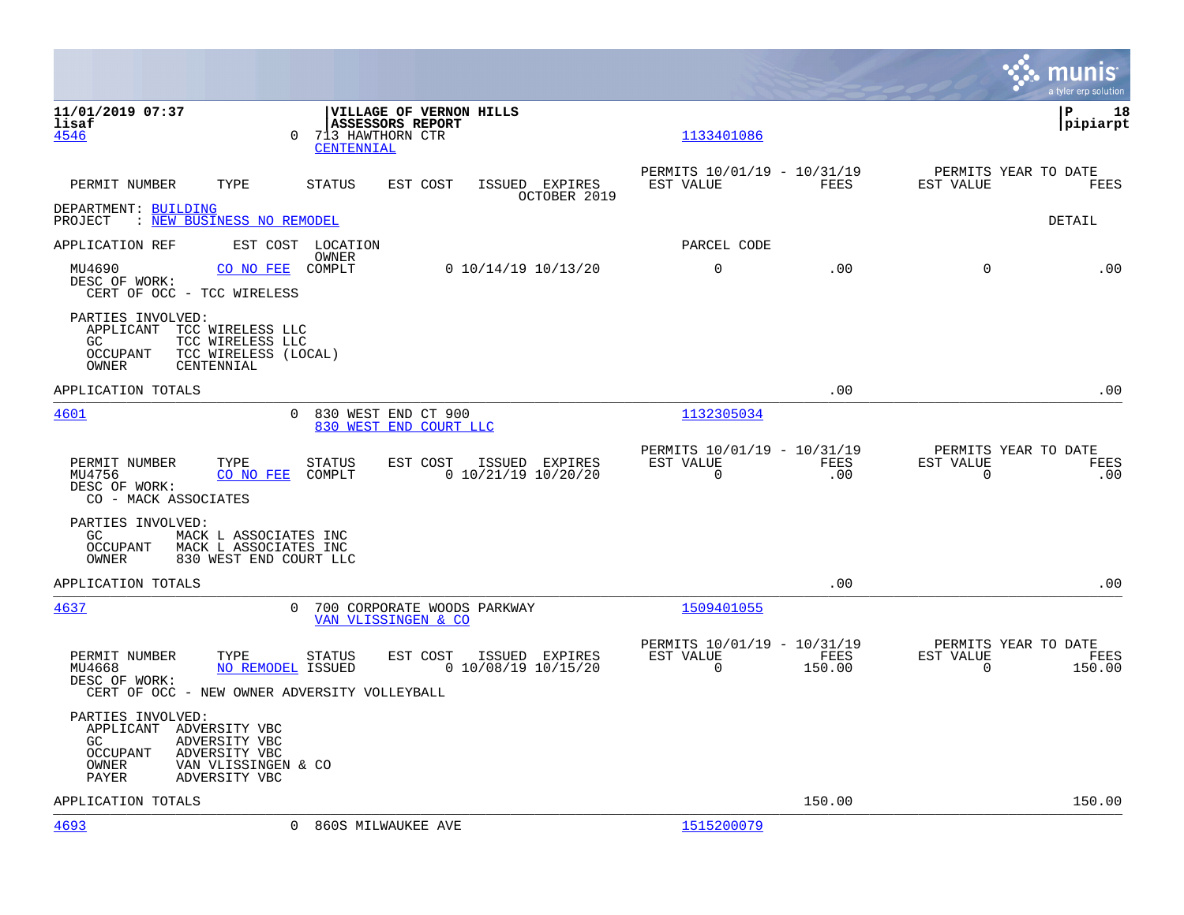11/01/2019 07:37 | VILLAGE OF VERNON HILLS | P 18
lisaf | ASSESSORS REPORT | pipiarpt

4546 0 713 HAWTHORN CTR 1133401086
CENTENNIAL

| PERMIT NUMBER | TYPE | STATUS | EST COST | ISSUED | EXPIRES | PERMITS 10/01/19 - 10/31/19 EST VALUE | FEES | PERMITS YEAR TO DATE EST VALUE | FEES |
|---|---|---|---|---|---|---|---|---|---|
| | | | | | OCTOBER 2019 | | | | |

DEPARTMENT: BUILDING
PROJECT : NEW BUSINESS NO REMODEL DETAIL

| APPLICATION REF | EST COST | LOCATION OWNER | | | PARCEL CODE | | | |
|---|---|---|---|---|---|---|---|---|
| MU4690 | CO NO FEE | COMPLT | 0 | 10/14/19 10/13/20 | 0 | .00 | 0 | .00 |

DESC OF WORK:
CERT OF OCC - TCC WIRELESS

PARTIES INVOLVED:
APPLICANT TCC WIRELESS LLC
GC TCC WIRELESS LLC
OCCUPANT TCC WIRELESS (LOCAL)
OWNER CENTENNIAL

APPLICATION TOTALS .00 .00

---

4601 0 830 WEST END CT 900 1132305034
830 WEST END COURT LLC

| PERMIT NUMBER | TYPE | STATUS | EST COST | ISSUED | EXPIRES | PERMITS 10/01/19 - 10/31/19 EST VALUE | FEES | PERMITS YEAR TO DATE EST VALUE | FEES |
|---|---|---|---|---|---|---|---|---|---|
| MU4756 | CO NO FEE | COMPLT | 0 | 10/21/19 | 10/20/20 | 0 | .00 | 0 | .00 |

DESC OF WORK:
CO - MACK ASSOCIATES

PARTIES INVOLVED:
GC MACK L ASSOCIATES INC
OCCUPANT MACK L ASSOCIATES INC
OWNER 830 WEST END COURT LLC

APPLICATION TOTALS .00 .00

---

4637 0 700 CORPORATE WOODS PARKWAY 1509401055
VAN VLISSINGEN & CO

| PERMIT NUMBER | TYPE | STATUS | EST COST | ISSUED | EXPIRES | PERMITS 10/01/19 - 10/31/19 EST VALUE | FEES | PERMITS YEAR TO DATE EST VALUE | FEES |
|---|---|---|---|---|---|---|---|---|---|
| MU4668 | NO REMODEL | ISSUED | 0 | 10/08/19 | 10/15/20 | 0 | 150.00 | 0 | 150.00 |

DESC OF WORK:
CERT OF OCC - NEW OWNER ADVERSITY VOLLEYBALL

PARTIES INVOLVED:
APPLICANT ADVERSITY VBC
GC ADVERSITY VBC
OCCUPANT ADVERSITY VBC
OWNER VAN VLISSINGEN & CO
PAYER ADVERSITY VBC

APPLICATION TOTALS 150.00 150.00

---

4693 0 860S MILWAUKEE AVE 1515200079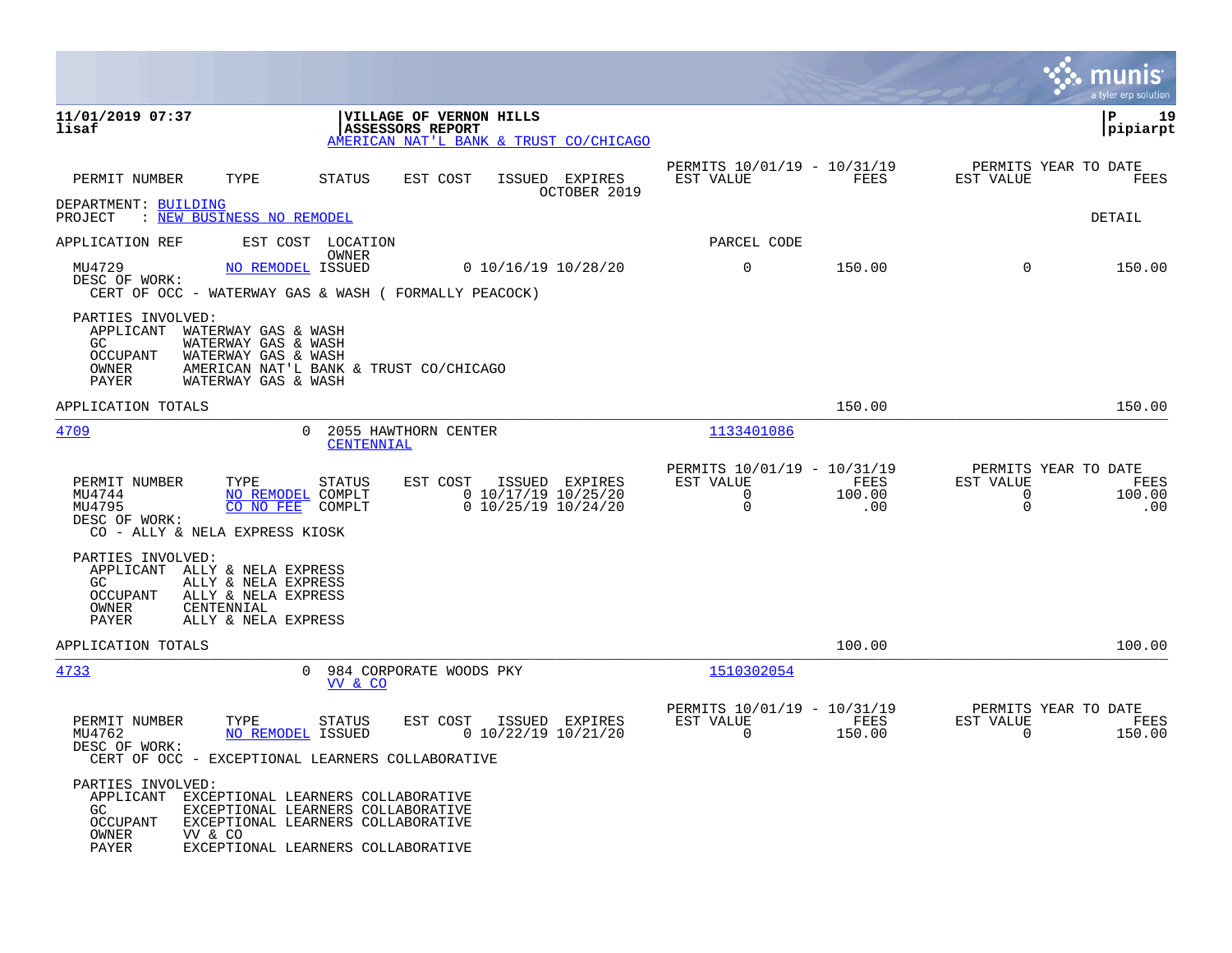**11/01/2019 07:37**
**lisaf**

**VILLAGE OF VERNON HILLS**
**ASSESSORS REPORT**
AMERICAN NAT'L BANK & TRUST CO/CHICAGO

**P 19**
**pipiarpt**

| PERMIT NUMBER | TYPE | STATUS | EST COST | ISSUED | EXPIRES | PERMITS 10/01/19 - 10/31/19 EST VALUE | FEES | PERMITS YEAR TO DATE EST VALUE | FEES |
|---|---|---|---|---|---|---|---|---|---|
| | | | | OCTOBER 2019 | | | | | |

DEPARTMENT: BUILDING
PROJECT : NEW BUSINESS NO REMODEL

DETAIL

| APPLICATION REF | EST COST | LOCATION / OWNER | | | PARCEL CODE | | | |
|---|---|---|---|---|---|---|---|---|
| MU4729 | NO REMODEL | ISSUED | 0 10/16/19 | 10/28/20 | 0 | 150.00 | 0 | 150.00 |

DESC OF WORK:
CERT OF OCC - WATERWAY GAS & WASH ( FORMALLY PEACOCK)

PARTIES INVOLVED:
- APPLICANT WATERWAY GAS & WASH
- GC WATERWAY GAS & WASH
- OCCUPANT WATERWAY GAS & WASH
- OWNER AMERICAN NAT'L BANK & TRUST CO/CHICAGO
- PAYER WATERWAY GAS & WASH

APPLICATION TOTALS 150.00 150.00

---

4709 0 2055 HAWTHORN CENTER
CENTENNIAL
1133401086

| PERMIT NUMBER | TYPE | STATUS | EST COST | ISSUED | EXPIRES | PERMITS 10/01/19 - 10/31/19 EST VALUE | FEES | PERMITS YEAR TO DATE EST VALUE | FEES |
|---|---|---|---|---|---|---|---|---|---|
| MU4744 | NO REMODEL | COMPLT | 0 | 10/17/19 | 10/25/20 | 0 | 100.00 | 0 | 100.00 |
| MU4795 | CO NO FEE | COMPLT | 0 | 10/25/19 | 10/24/20 | 0 | .00 | 0 | .00 |

DESC OF WORK:
CO - ALLY & NELA EXPRESS KIOSK

PARTIES INVOLVED:
- APPLICANT ALLY & NELA EXPRESS
- GC ALLY & NELA EXPRESS
- OCCUPANT ALLY & NELA EXPRESS
- OWNER CENTENNIAL
- PAYER ALLY & NELA EXPRESS

APPLICATION TOTALS 100.00 100.00

---

4733 0 984 CORPORATE WOODS PKY
VV & CO
1510302054

| PERMIT NUMBER | TYPE | STATUS | EST COST | ISSUED | EXPIRES | PERMITS 10/01/19 - 10/31/19 EST VALUE | FEES | PERMITS YEAR TO DATE EST VALUE | FEES |
|---|---|---|---|---|---|---|---|---|---|
| MU4762 | NO REMODEL | ISSUED | 0 | 10/22/19 | 10/21/20 | 0 | 150.00 | 0 | 150.00 |

DESC OF WORK:
CERT OF OCC - EXCEPTIONAL LEARNERS COLLABORATIVE

PARTIES INVOLVED:
- APPLICANT EXCEPTIONAL LEARNERS COLLABORATIVE
- GC EXCEPTIONAL LEARNERS COLLABORATIVE
- OCCUPANT EXCEPTIONAL LEARNERS COLLABORATIVE
- OWNER VV & CO
- PAYER EXCEPTIONAL LEARNERS COLLABORATIVE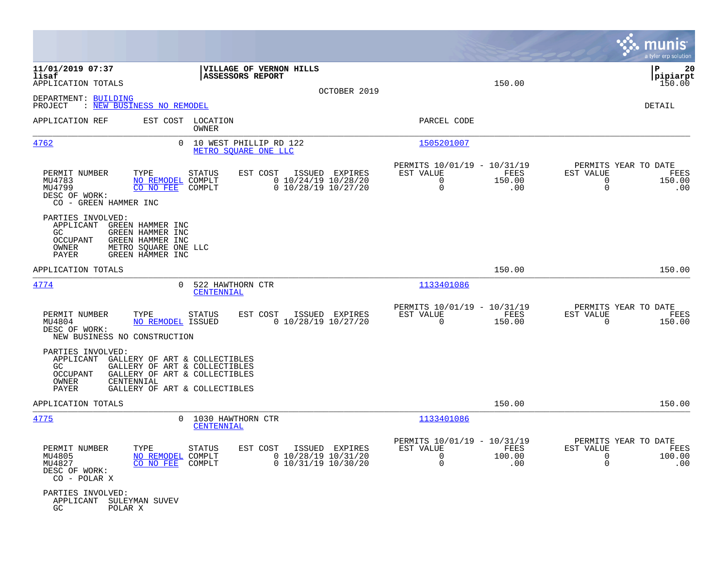11/01/2019 07:37 | VILLAGE OF VERNON HILLS | P 20
lisaf | ASSESSORS REPORT | pipiarpt

APPLICATION TOTALS 150.00 150.00

OCTOBER 2019

DEPARTMENT: BUILDING
PROJECT : NEW BUSINESS NO REMODEL

DETAIL

| APPLICATION REF | EST COST | LOCATION / OWNER | PARCEL CODE |
|---|---|---|---|
| 4762 | 0 | 10 WEST PHILLIP RD 122 / METRO SQUARE ONE LLC | 1505201007 |

| PERMIT NUMBER | TYPE | STATUS | EST COST | ISSUED | EXPIRES | PERMITS 10/01/19 - 10/31/19 EST VALUE | FEES | PERMITS YEAR TO DATE EST VALUE | FEES |
|---|---|---|---|---|---|---|---|---|---|
| MU4783 | NO REMODEL | COMPLT | 0 | 10/24/19 | 10/28/20 | 0 | 150.00 | 0 | 150.00 |
| MU4799 | CO NO FEE | COMPLT | 0 | 10/28/19 | 10/27/20 | 0 | .00 | 0 | .00 |

DESC OF WORK:
CO - GREEN HAMMER INC

PARTIES INVOLVED:
- APPLICANT GREEN HAMMER INC
- GC GREEN HAMMER INC
- OCCUPANT GREEN HAMMER INC
- OWNER METRO SQUARE ONE LLC
- PAYER GREEN HAMMER INC

APPLICATION TOTALS 150.00 150.00

| APPLICATION REF | EST COST | LOCATION / OWNER | PARCEL CODE |
|---|---|---|---|
| 4774 | 0 | 522 HAWTHORN CTR / CENTENNIAL | 1133401086 |

| PERMIT NUMBER | TYPE | STATUS | EST COST | ISSUED | EXPIRES | PERMITS 10/01/19 - 10/31/19 EST VALUE | FEES | PERMITS YEAR TO DATE EST VALUE | FEES |
|---|---|---|---|---|---|---|---|---|---|
| MU4804 | NO REMODEL | ISSUED | 0 | 10/28/19 | 10/27/20 | 0 | 150.00 | 0 | 150.00 |

DESC OF WORK:
NEW BUSINESS NO CONSTRUCTION

PARTIES INVOLVED:
- APPLICANT GALLERY OF ART & COLLECTIBLES
- GC GALLERY OF ART & COLLECTIBLES
- OCCUPANT GALLERY OF ART & COLLECTIBLES
- OWNER CENTENNIAL
- PAYER GALLERY OF ART & COLLECTIBLES

APPLICATION TOTALS 150.00 150.00

| APPLICATION REF | EST COST | LOCATION / OWNER | PARCEL CODE |
|---|---|---|---|
| 4775 | 0 | 1030 HAWTHORN CTR / CENTENNIAL | 1133401086 |

| PERMIT NUMBER | TYPE | STATUS | EST COST | ISSUED | EXPIRES | PERMITS 10/01/19 - 10/31/19 EST VALUE | FEES | PERMITS YEAR TO DATE EST VALUE | FEES |
|---|---|---|---|---|---|---|---|---|---|
| MU4805 | NO REMODEL | COMPLT | 0 | 10/28/19 | 10/31/20 | 0 | 100.00 | 0 | 100.00 |
| MU4827 | CO NO FEE | COMPLT | 0 | 10/31/19 | 10/30/20 | 0 | .00 | 0 | .00 |

DESC OF WORK:
CO - POLAR X

PARTIES INVOLVED:
- APPLICANT SULEYMAN SUVEV
- GC POLAR X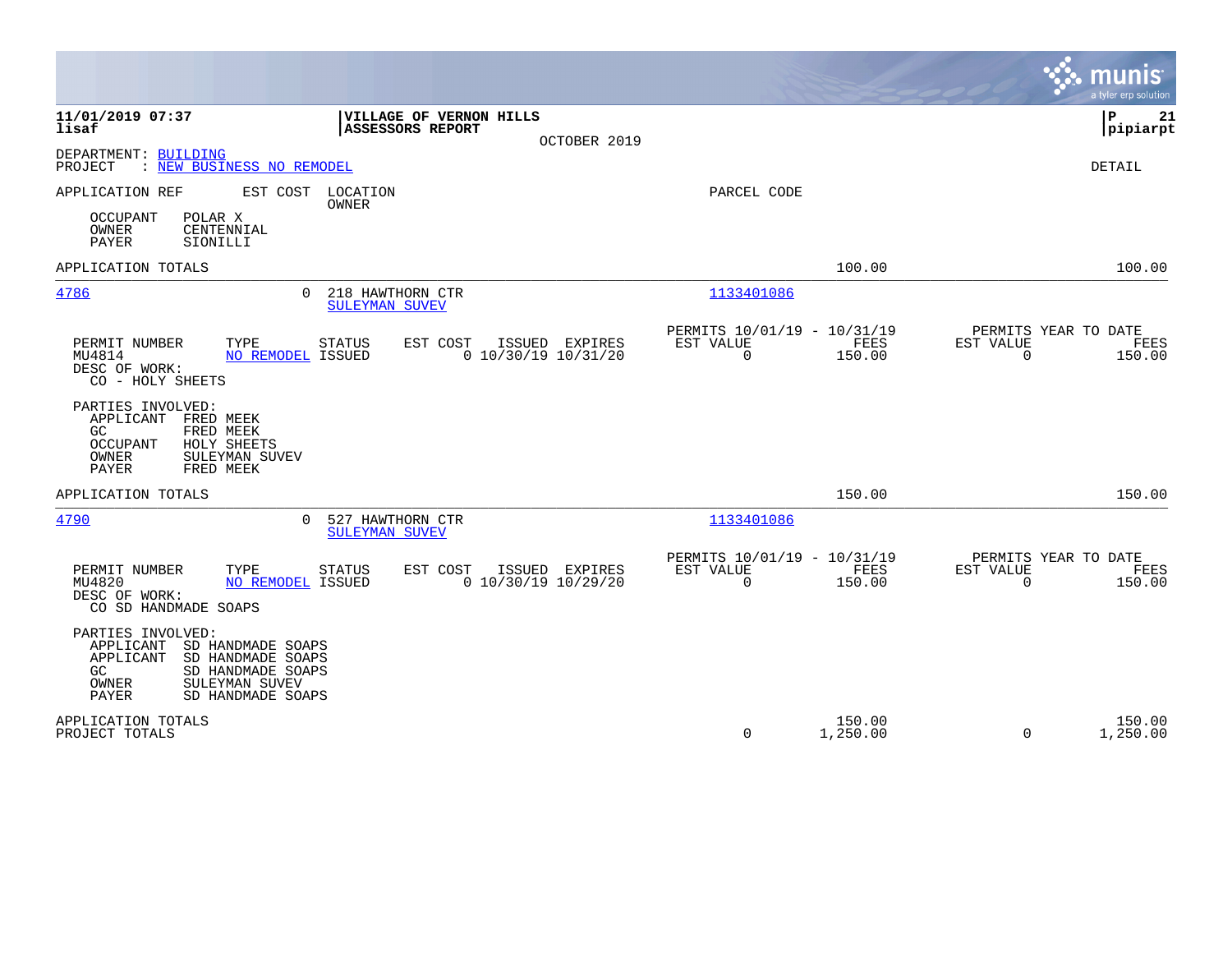**VILLAGE OF VERNON HILLS**
**ASSESSORS REPORT**

OCTOBER 2019

DEPARTMENT: BUILDING
PROJECT : NEW BUSINESS NO REMODEL

DETAIL

| APPLICATION REF | EST COST | LOCATION / OWNER | PARCEL CODE | | |
|---|---|---|---|---|---|

OCCUPANT POLAR X
OWNER CENTENNIAL
PAYER SIONILLI

| APPLICATION TOTALS | | | | 100.00 | | 100.00 |
|---|---|---|---|---|---|---|

---

**4786** — EST COST 0 — 218 HAWTHORN CTR — SULEYMAN SUVEV — PARCEL CODE 1133401086

| PERMIT NUMBER | TYPE | STATUS | EST COST | ISSUED | EXPIRES | PERMITS 10/01/19 - 10/31/19 EST VALUE | FEES | PERMITS YEAR TO DATE EST VALUE | FEES |
|---|---|---|---|---|---|---|---|---|---|
| MU4814 | NO REMODEL | ISSUED | 0 | 10/30/19 | 10/31/20 | 0 | 150.00 | 0 | 150.00 |

DESC OF WORK:
CO - HOLY SHEETS

PARTIES INVOLVED:
APPLICANT FRED MEEK
GC FRED MEEK
OCCUPANT HOLY SHEETS
OWNER SULEYMAN SUVEV
PAYER FRED MEEK

| APPLICATION TOTALS | | 150.00 | | 150.00 |
|---|---|---|---|---|

---

**4790** — EST COST 0 — 527 HAWTHORN CTR — SULEYMAN SUVEV — PARCEL CODE 1133401086

| PERMIT NUMBER | TYPE | STATUS | EST COST | ISSUED | EXPIRES | PERMITS 10/01/19 - 10/31/19 EST VALUE | FEES | PERMITS YEAR TO DATE EST VALUE | FEES |
|---|---|---|---|---|---|---|---|---|---|
| MU4820 | NO REMODEL | ISSUED | 0 | 10/30/19 | 10/29/20 | 0 | 150.00 | 0 | 150.00 |

DESC OF WORK:
CO SD HANDMADE SOAPS

PARTIES INVOLVED:
APPLICANT SD HANDMADE SOAPS
APPLICANT SD HANDMADE SOAPS
GC SD HANDMADE SOAPS
OWNER SULEYMAN SUVEV
PAYER SD HANDMADE SOAPS

| | EST VALUE | FEES | EST VALUE | FEES |
|---|---|---|---|---|
| APPLICATION TOTALS | | 150.00 | | 150.00 |
| PROJECT TOTALS | 0 | 1,250.00 | 0 | 1,250.00 |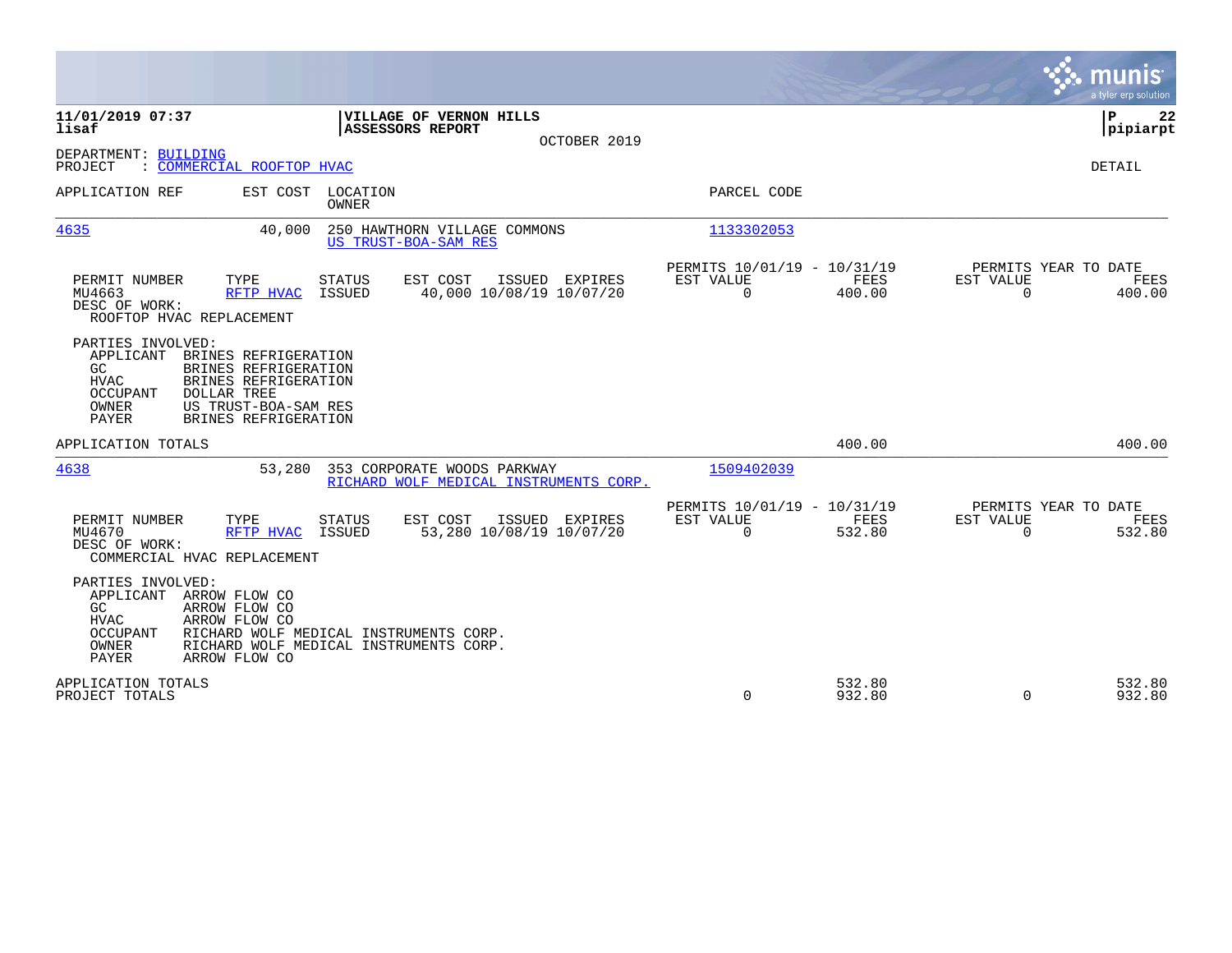**11/01/2019 07:37**
**lisaf**

**VILLAGE OF VERNON HILLS**
**ASSESSORS REPORT**

OCTOBER 2019

**P 22**
**pipiarpt**

DEPARTMENT: BUILDING
PROJECT : COMMERCIAL ROOFTOP HVAC

DETAIL

| APPLICATION REF | EST COST | LOCATION / OWNER | PARCEL CODE |
|---|---|---|---|
| 4635 | 40,000 | 250 HAWTHORN VILLAGE COMMONS / US TRUST-BOA-SAM RES | 1133302053 |

| PERMIT NUMBER | TYPE | STATUS | EST COST | ISSUED | EXPIRES | PERMITS 10/01/19 - 10/31/19 EST VALUE | FEES | PERMITS YEAR TO DATE EST VALUE | FEES |
|---|---|---|---|---|---|---|---|---|---|
| MU4663 | RFTP HVAC | ISSUED | 40,000 | 10/08/19 | 10/07/20 | 0 | 400.00 | 0 | 400.00 |

DESC OF WORK:
ROOFTOP HVAC REPLACEMENT

PARTIES INVOLVED:

| Role | Name |
|---|---|
| APPLICANT | BRINES REFRIGERATION |
| GC | BRINES REFRIGERATION |
| HVAC | BRINES REFRIGERATION |
| OCCUPANT | DOLLAR TREE |
| OWNER | US TRUST-BOA-SAM RES |
| PAYER | BRINES REFRIGERATION |

APPLICATION TOTALS — 400.00 — 400.00

| APPLICATION REF | EST COST | LOCATION / OWNER | PARCEL CODE |
|---|---|---|---|
| 4638 | 53,280 | 353 CORPORATE WOODS PARKWAY / RICHARD WOLF MEDICAL INSTRUMENTS CORP. | 1509402039 |

| PERMIT NUMBER | TYPE | STATUS | EST COST | ISSUED | EXPIRES | PERMITS 10/01/19 - 10/31/19 EST VALUE | FEES | PERMITS YEAR TO DATE EST VALUE | FEES |
|---|---|---|---|---|---|---|---|---|---|
| MU4670 | RFTP HVAC | ISSUED | 53,280 | 10/08/19 | 10/07/20 | 0 | 532.80 | 0 | 532.80 |

DESC OF WORK:
COMMERCIAL HVAC REPLACEMENT

PARTIES INVOLVED:

| Role | Name |
|---|---|
| APPLICANT | ARROW FLOW CO |
| GC | ARROW FLOW CO |
| HVAC | ARROW FLOW CO |
| OCCUPANT | RICHARD WOLF MEDICAL INSTRUMENTS CORP. |
| OWNER | RICHARD WOLF MEDICAL INSTRUMENTS CORP. |
| PAYER | ARROW FLOW CO |

| | EST VALUE | FEES | YTD EST VALUE | YTD FEES |
|---|---|---|---|---|
| APPLICATION TOTALS | | 532.80 | | 532.80 |
| PROJECT TOTALS | 0 | 932.80 | 0 | 932.80 |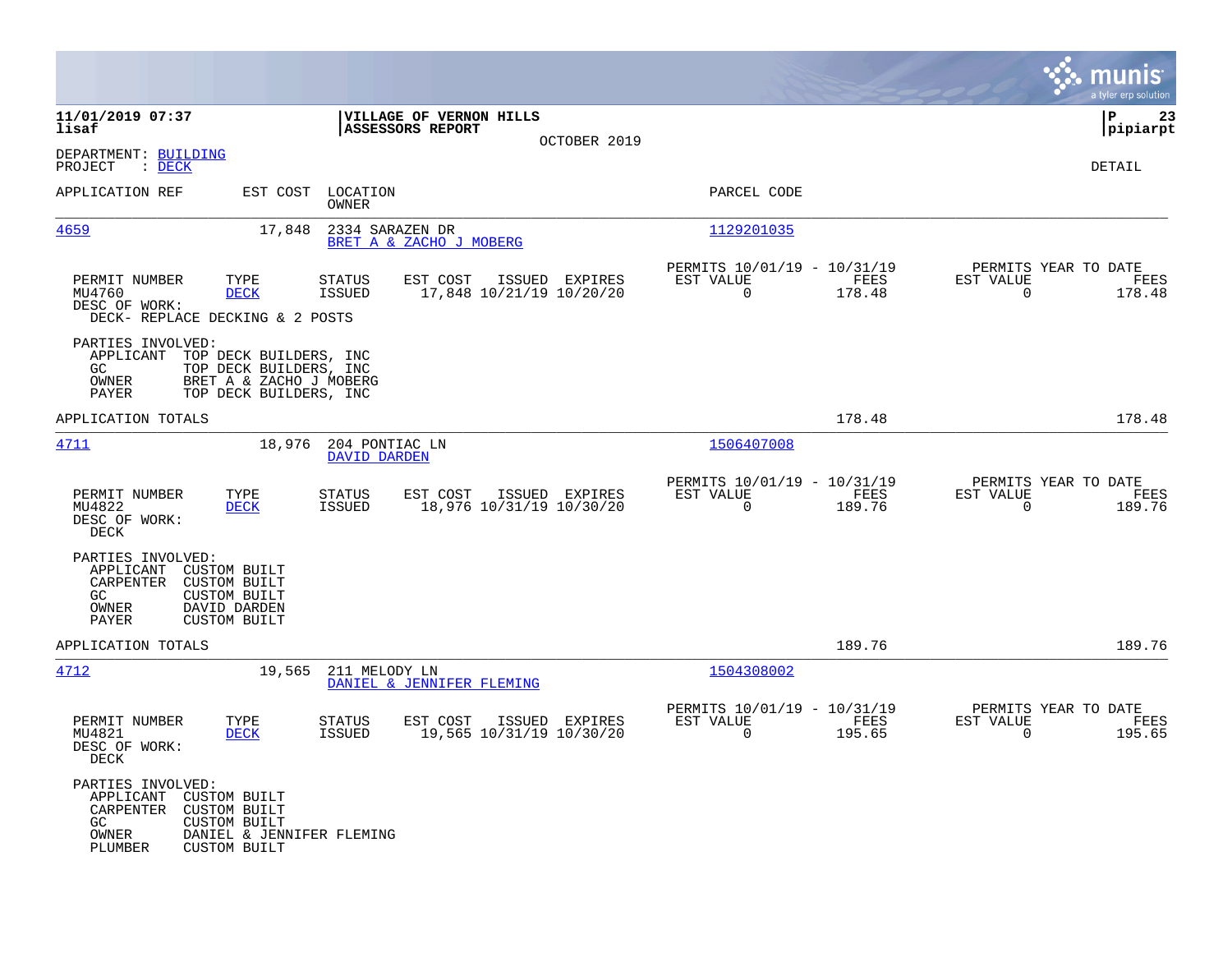**11/01/2019 07:37**
**lisaf**

**VILLAGE OF VERNON HILLS**
**ASSESSORS REPORT**

OCTOBER 2019

**P 23**
**pipiarpt**

DEPARTMENT: BUILDING
PROJECT : DECK

DETAIL

| APPLICATION REF | EST COST | LOCATION / OWNER | PARCEL CODE |
|---|---|---|---|
| 4659 | 17,848 | 2334 SARAZEN DR / BRET A & ZACHO J MOBERG | 1129201035 |

| PERMIT NUMBER | TYPE | STATUS | EST COST | ISSUED | EXPIRES | PERMITS 10/01/19 - 10/31/19 EST VALUE | FEES | PERMITS YEAR TO DATE EST VALUE | FEES |
|---|---|---|---|---|---|---|---|---|---|
| MU4760 | DECK | ISSUED | 17,848 | 10/21/19 | 10/20/20 | 0 | 178.48 | 0 | 178.48 |

DESC OF WORK:
DECK- REPLACE DECKING & 2 POSTS

PARTIES INVOLVED:
- APPLICANT TOP DECK BUILDERS, INC
- GC TOP DECK BUILDERS, INC
- OWNER BRET A & ZACHO J MOBERG
- PAYER TOP DECK BUILDERS, INC

APPLICATION TOTALS: 178.48 | 178.48

| APPLICATION REF | EST COST | LOCATION / OWNER | PARCEL CODE |
|---|---|---|---|
| 4711 | 18,976 | 204 PONTIAC LN / DAVID DARDEN | 1506407008 |

| PERMIT NUMBER | TYPE | STATUS | EST COST | ISSUED | EXPIRES | PERMITS 10/01/19 - 10/31/19 EST VALUE | FEES | PERMITS YEAR TO DATE EST VALUE | FEES |
|---|---|---|---|---|---|---|---|---|---|
| MU4822 | DECK | ISSUED | 18,976 | 10/31/19 | 10/30/20 | 0 | 189.76 | 0 | 189.76 |

DESC OF WORK:
DECK

PARTIES INVOLVED:
- APPLICANT CUSTOM BUILT
- CARPENTER CUSTOM BUILT
- GC CUSTOM BUILT
- OWNER DAVID DARDEN
- PAYER CUSTOM BUILT

APPLICATION TOTALS: 189.76 | 189.76

| APPLICATION REF | EST COST | LOCATION / OWNER | PARCEL CODE |
|---|---|---|---|
| 4712 | 19,565 | 211 MELODY LN / DANIEL & JENNIFER FLEMING | 1504308002 |

| PERMIT NUMBER | TYPE | STATUS | EST COST | ISSUED | EXPIRES | PERMITS 10/01/19 - 10/31/19 EST VALUE | FEES | PERMITS YEAR TO DATE EST VALUE | FEES |
|---|---|---|---|---|---|---|---|---|---|
| MU4821 | DECK | ISSUED | 19,565 | 10/31/19 | 10/30/20 | 0 | 195.65 | 0 | 195.65 |

DESC OF WORK:
DECK

PARTIES INVOLVED:
- APPLICANT CUSTOM BUILT
- CARPENTER CUSTOM BUILT
- GC CUSTOM BUILT
- OWNER DANIEL & JENNIFER FLEMING
- PLUMBER CUSTOM BUILT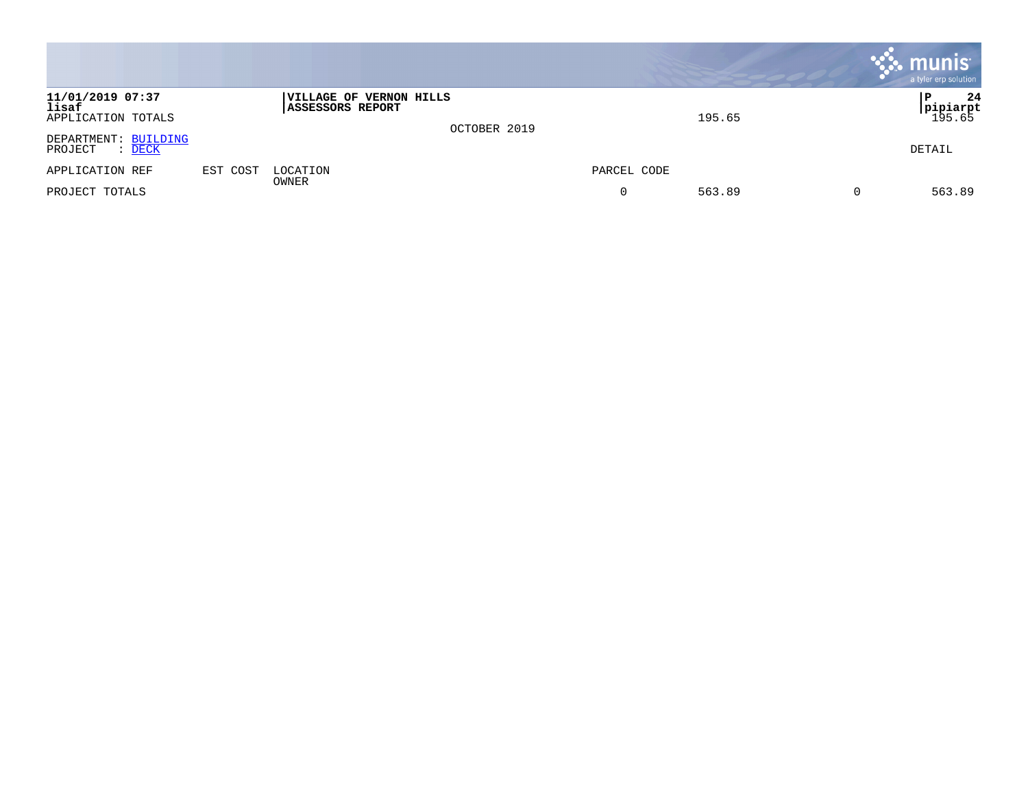11/01/2019 07:37
lisaf

**VILLAGE OF VERNON HILLS**
**ASSESSORS REPORT**

OCTOBER 2019

APPLICATION TOTALS 195.65 195.65

DEPARTMENT: BUILDING
PROJECT : DECK

DETAIL

| APPLICATION REF | EST COST | LOCATION<br>OWNER | PARCEL CODE | | | |
|---|---|---|---|---|---|---|
| PROJECT TOTALS | | | 0 | 563.89 | 0 | 563.89 |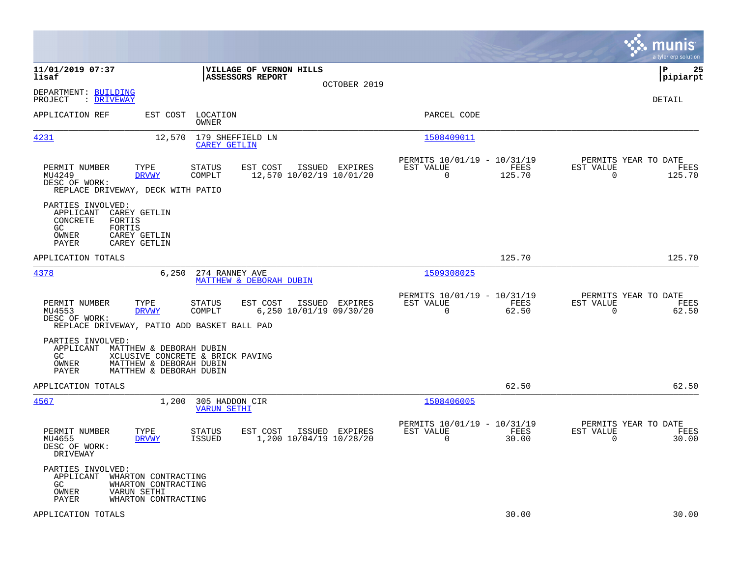**11/01/2019 07:37**
**lisaf**

**VILLAGE OF VERNON HILLS**
**ASSESSORS REPORT**

OCTOBER 2019

**pipiarpt**

DEPARTMENT: BUILDING
PROJECT : DRIVEWAY

DETAIL

| APPLICATION REF | EST COST | LOCATION / OWNER | PARCEL CODE |
|---|---|---|---|
| 4231 | 12,570 | 179 SHEFFIELD LN / CAREY GETLIN | 1508409011 |

| PERMIT NUMBER | TYPE | STATUS | EST COST | ISSUED | EXPIRES | PERMITS 10/01/19 - 10/31/19 EST VALUE | FEES | PERMITS YEAR TO DATE EST VALUE | FEES |
|---|---|---|---|---|---|---|---|---|---|
| MU4249 | DRVWY | COMPLT | 12,570 | 10/02/19 | 10/01/20 | 0 | 125.70 | 0 | 125.70 |

DESC OF WORK:
REPLACE DRIVEWAY, DECK WITH PATIO

PARTIES INVOLVED:
- APPLICANT CAREY GETLIN
- CONCRETE FORTIS
- GC FORTIS
- OWNER CAREY GETLIN
- PAYER CAREY GETLIN

APPLICATION TOTALS 125.70 125.70

| APPLICATION REF | EST COST | LOCATION / OWNER | PARCEL CODE |
|---|---|---|---|
| 4378 | 6,250 | 274 RANNEY AVE / MATTHEW & DEBORAH DUBIN | 1509308025 |

| PERMIT NUMBER | TYPE | STATUS | EST COST | ISSUED | EXPIRES | PERMITS 10/01/19 - 10/31/19 EST VALUE | FEES | PERMITS YEAR TO DATE EST VALUE | FEES |
|---|---|---|---|---|---|---|---|---|---|
| MU4553 | DRVWY | COMPLT | 6,250 | 10/01/19 | 09/30/20 | 0 | 62.50 | 0 | 62.50 |

DESC OF WORK:
REPLACE DRIVEWAY, PATIO ADD BASKET BALL PAD

PARTIES INVOLVED:
- APPLICANT MATTHEW & DEBORAH DUBIN
- GC XCLUSIVE CONCRETE & BRICK PAVING
- OWNER MATTHEW & DEBORAH DUBIN
- PAYER MATTHEW & DEBORAH DUBIN

APPLICATION TOTALS 62.50 62.50

| APPLICATION REF | EST COST | LOCATION / OWNER | PARCEL CODE |
|---|---|---|---|
| 4567 | 1,200 | 305 HADDON CIR / VARUN SETHI | 1508406005 |

| PERMIT NUMBER | TYPE | STATUS | EST COST | ISSUED | EXPIRES | PERMITS 10/01/19 - 10/31/19 EST VALUE | FEES | PERMITS YEAR TO DATE EST VALUE | FEES |
|---|---|---|---|---|---|---|---|---|---|
| MU4655 | DRVWY | ISSUED | 1,200 | 10/04/19 | 10/28/20 | 0 | 30.00 | 0 | 30.00 |

DESC OF WORK:
DRIVEWAY

PARTIES INVOLVED:
- APPLICANT WHARTON CONTRACTING
- GC WHARTON CONTRACTING
- OWNER VARUN SETHI
- PAYER WHARTON CONTRACTING

APPLICATION TOTALS 30.00 30.00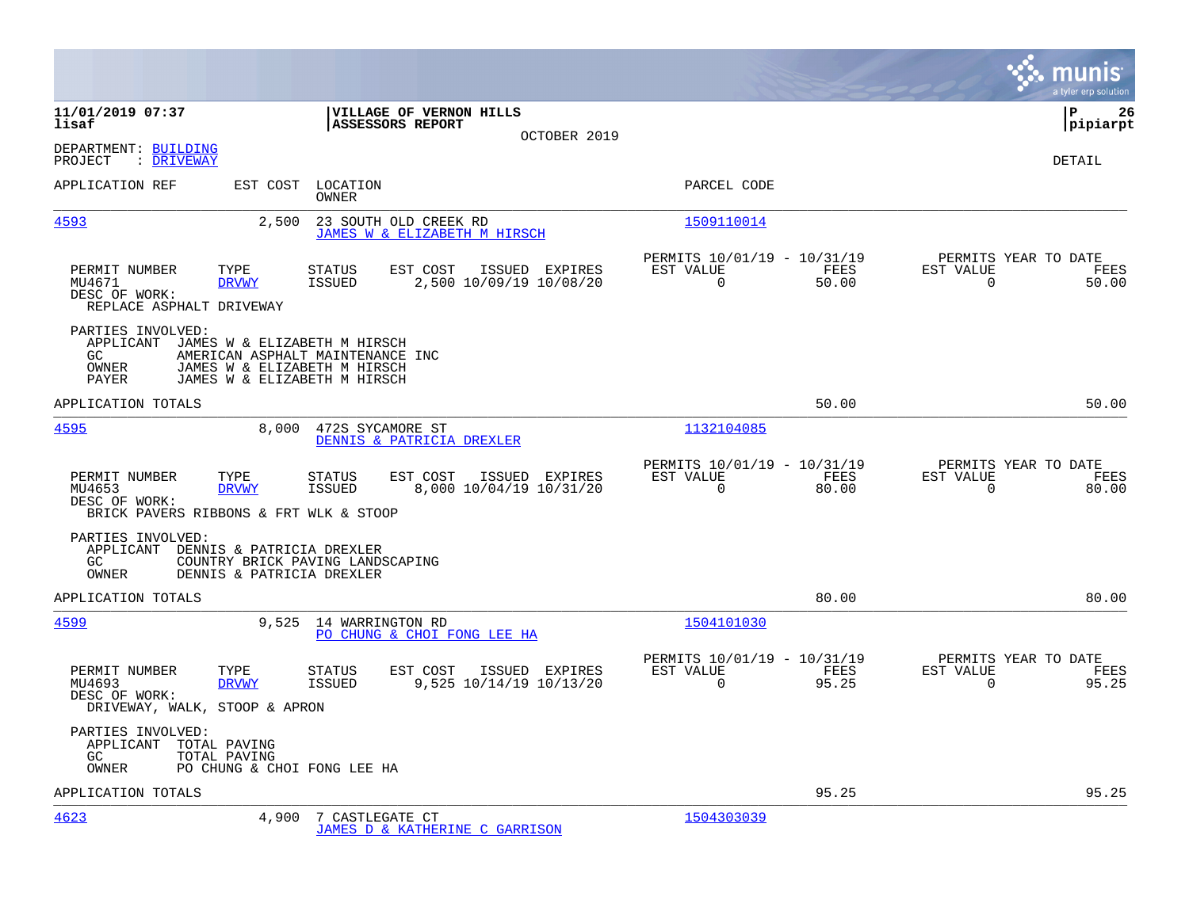**11/01/2019 07:37** | **VILLAGE OF VERNON HILLS** | **P 26**
**lisaf** | **ASSESSORS REPORT** | **pipiarpt**
OCTOBER 2019

DEPARTMENT: BUILDING
PROJECT : DRIVEWAY

DETAIL

| APPLICATION REF | EST COST | LOCATION / OWNER | PARCEL CODE |
|---|---|---|---|
| 4593 | 2,500 | 23 SOUTH OLD CREEK RD / JAMES W & ELIZABETH M HIRSCH | 1509110014 |

| PERMIT NUMBER | TYPE | STATUS | EST COST | ISSUED | EXPIRES | PERMITS 10/01/19 - 10/31/19 EST VALUE | FEES | PERMITS YEAR TO DATE EST VALUE | FEES |
|---|---|---|---|---|---|---|---|---|---|
| MU4671 | DRVWY | ISSUED | 2,500 | 10/09/19 | 10/08/20 | 0 | 50.00 | 0 | 50.00 |

DESC OF WORK:
REPLACE ASPHALT DRIVEWAY

PARTIES INVOLVED:
APPLICANT JAMES W & ELIZABETH M HIRSCH
GC AMERICAN ASPHALT MAINTENANCE INC
OWNER JAMES W & ELIZABETH M HIRSCH
PAYER JAMES W & ELIZABETH M HIRSCH

APPLICATION TOTALS 50.00 50.00

| APPLICATION REF | EST COST | LOCATION / OWNER | PARCEL CODE |
|---|---|---|---|
| 4595 | 8,000 | 472S SYCAMORE ST / DENNIS & PATRICIA DREXLER | 1132104085 |

| PERMIT NUMBER | TYPE | STATUS | EST COST | ISSUED | EXPIRES | PERMITS 10/01/19 - 10/31/19 EST VALUE | FEES | PERMITS YEAR TO DATE EST VALUE | FEES |
|---|---|---|---|---|---|---|---|---|---|
| MU4653 | DRVWY | ISSUED | 8,000 | 10/04/19 | 10/31/20 | 0 | 80.00 | 0 | 80.00 |

DESC OF WORK:
BRICK PAVERS RIBBONS & FRT WLK & STOOP

PARTIES INVOLVED:
APPLICANT DENNIS & PATRICIA DREXLER
GC COUNTRY BRICK PAVING LANDSCAPING
OWNER DENNIS & PATRICIA DREXLER

APPLICATION TOTALS 80.00 80.00

| APPLICATION REF | EST COST | LOCATION / OWNER | PARCEL CODE |
|---|---|---|---|
| 4599 | 9,525 | 14 WARRINGTON RD / PO CHUNG & CHOI FONG LEE HA | 1504101030 |

| PERMIT NUMBER | TYPE | STATUS | EST COST | ISSUED | EXPIRES | PERMITS 10/01/19 - 10/31/19 EST VALUE | FEES | PERMITS YEAR TO DATE EST VALUE | FEES |
|---|---|---|---|---|---|---|---|---|---|
| MU4693 | DRVWY | ISSUED | 9,525 | 10/14/19 | 10/13/20 | 0 | 95.25 | 0 | 95.25 |

DESC OF WORK:
DRIVEWAY, WALK, STOOP & APRON

PARTIES INVOLVED:
APPLICANT TOTAL PAVING
GC TOTAL PAVING
OWNER PO CHUNG & CHOI FONG LEE HA

APPLICATION TOTALS 95.25 95.25

| APPLICATION REF | EST COST | LOCATION / OWNER | PARCEL CODE |
|---|---|---|---|
| 4623 | 4,900 | 7 CASTLEGATE CT / JAMES D & KATHERINE C GARRISON | 1504303039 |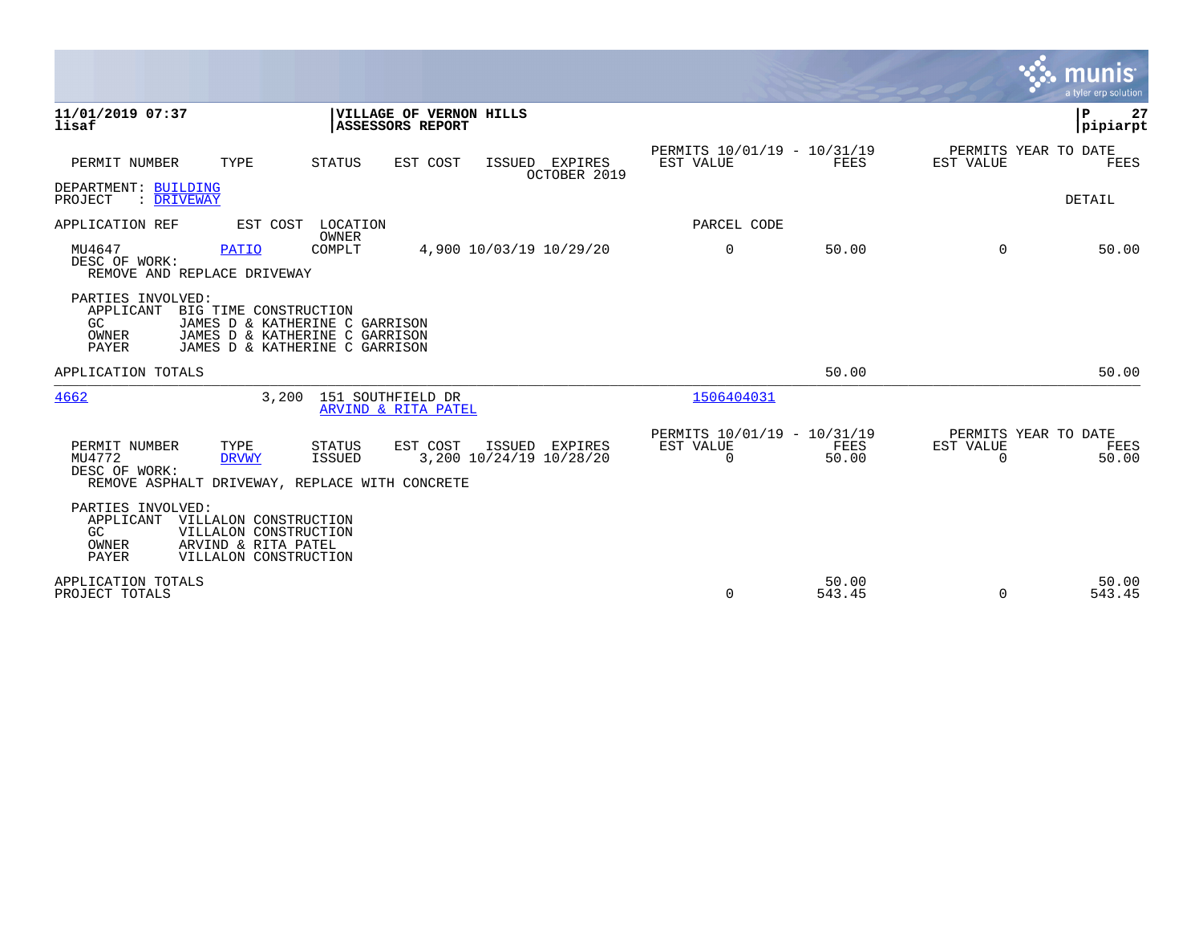**11/01/2019 07:37**
**lisaf**

**VILLAGE OF VERNON HILLS**
**ASSESSORS REPORT**

**P 27**
**pipiarpt**

| PERMIT NUMBER | TYPE | STATUS | EST COST | ISSUED | EXPIRES | PERMITS 10/01/19 - 10/31/19 EST VALUE | FEES | PERMITS YEAR TO DATE EST VALUE | FEES |
|---|---|---|---|---|---|---|---|---|---|
| | | | | | OCTOBER 2019 | | | | |

DEPARTMENT: BUILDING
PROJECT : DRIVEWAY

DETAIL

| APPLICATION REF | EST COST | LOCATION / OWNER | | | | PARCEL CODE | | | |
|---|---|---|---|---|---|---|---|---|---|
| MU4647 | PATIO | COMPLT | 4,900 | 10/03/19 | 10/29/20 | 0 | 50.00 | 0 | 50.00 |

DESC OF WORK:
REMOVE AND REPLACE DRIVEWAY

PARTIES INVOLVED:
APPLICANT BIG TIME CONSTRUCTION
GC JAMES D & KATHERINE C GARRISON
OWNER JAMES D & KATHERINE C GARRISON
PAYER JAMES D & KATHERINE C GARRISON

APPLICATION TOTALS 50.00 50.00

---

| 4662 | 3,200 | 151 SOUTHFIELD DR / ARVIND & RITA PATEL | 1506404031 |
|---|---|---|---|

| PERMIT NUMBER | TYPE | STATUS | EST COST | ISSUED | EXPIRES | PERMITS 10/01/19 - 10/31/19 EST VALUE | FEES | PERMITS YEAR TO DATE EST VALUE | FEES |
|---|---|---|---|---|---|---|---|---|---|
| MU4772 | DRVWY | ISSUED | 3,200 | 10/24/19 | 10/28/20 | 0 | 50.00 | 0 | 50.00 |

DESC OF WORK:
REMOVE ASPHALT DRIVEWAY, REPLACE WITH CONCRETE

PARTIES INVOLVED:
APPLICANT VILLALON CONSTRUCTION
GC VILLALON CONSTRUCTION
OWNER ARVIND & RITA PATEL
PAYER VILLALON CONSTRUCTION

| | EST VALUE | FEES | EST VALUE | FEES |
|---|---|---|---|---|
| APPLICATION TOTALS | | 50.00 | | 50.00 |
| PROJECT TOTALS | 0 | 543.45 | 0 | 543.45 |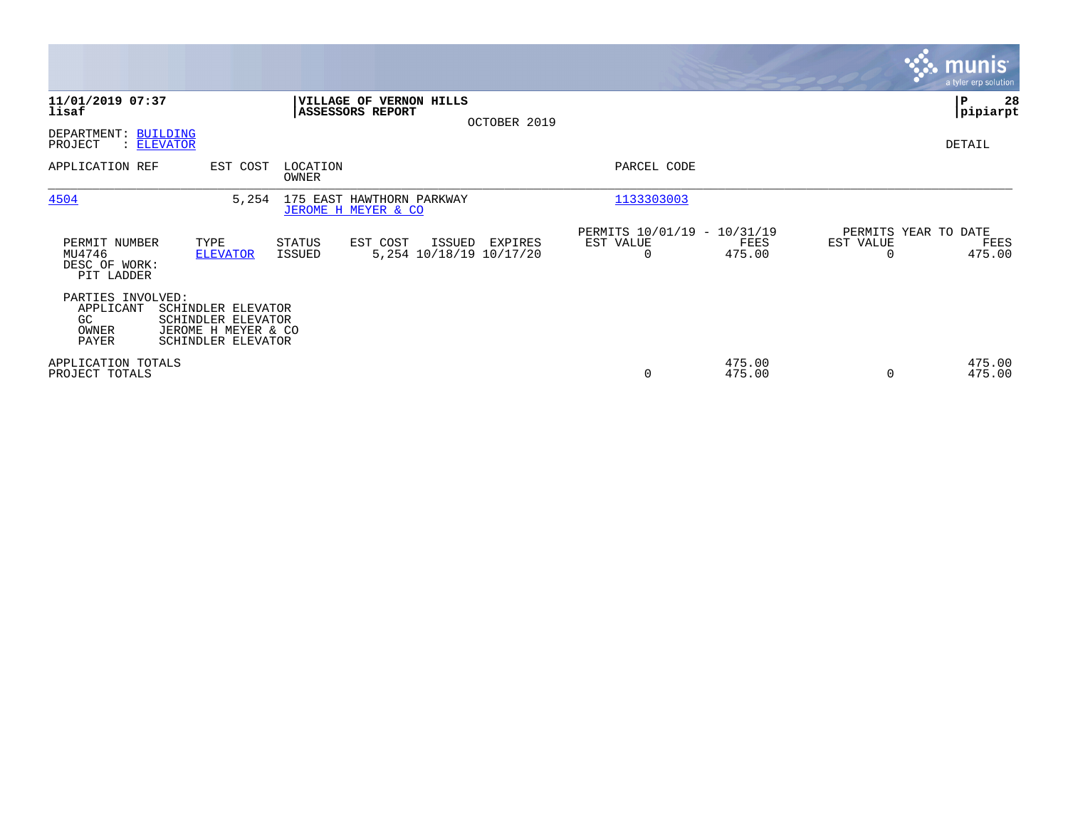**11/01/2019 07:37**
**lisaf**

**VILLAGE OF VERNON HILLS**
**ASSESSORS REPORT**

OCTOBER 2019

**P 28**
**pipiarpt**

DEPARTMENT: BUILDING
PROJECT : ELEVATOR

DETAIL

| APPLICATION REF | EST COST | LOCATION / OWNER | PARCEL CODE |
|---|---|---|---|
| 4504 | 5,254 | 175 EAST HAWTHORN PARKWAY / JEROME H MEYER & CO | 1133303003 |

| PERMIT NUMBER | TYPE | STATUS | EST COST | ISSUED | EXPIRES | PERMITS 10/01/19 - 10/31/19 EST VALUE | FEES | PERMITS YEAR TO DATE EST VALUE | FEES |
|---|---|---|---|---|---|---|---|---|---|
| MU4746 | ELEVATOR | ISSUED | 5,254 | 10/18/19 | 10/17/20 | 0 | 475.00 | 0 | 475.00 |

DESC OF WORK:
PIT LADDER

PARTIES INVOLVED:

| | |
|---|---|
| APPLICANT | SCHINDLER ELEVATOR |
| GC | SCHINDLER ELEVATOR |
| OWNER | JEROME H MEYER & CO |
| PAYER | SCHINDLER ELEVATOR |

| | EST VALUE | FEES | YTD EST VALUE | YTD FEES |
|---|---|---|---|---|
| APPLICATION TOTALS | | 475.00 | | 475.00 |
| PROJECT TOTALS | 0 | 475.00 | 0 | 475.00 |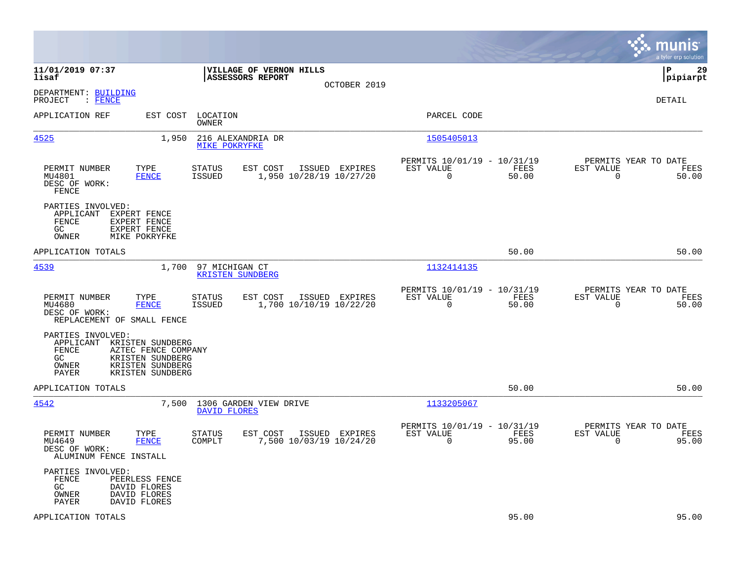**11/01/2019 07:37**
**lisaf**

**VILLAGE OF VERNON HILLS**
**ASSESSORS REPORT**

OCTOBER 2019

**pipiarpt**

DEPARTMENT: BUILDING
PROJECT : FENCE

DETAIL

| APPLICATION REF | EST COST | LOCATION / OWNER | PARCEL CODE |
|---|---|---|---|
| 4525 | 1,950 | 216 ALEXANDRIA DR / MIKE POKRYFKE | 1505405013 |

| PERMIT NUMBER | TYPE | STATUS | EST COST | ISSUED | EXPIRES | PERMITS 10/01/19 - 10/31/19 EST VALUE | FEES | PERMITS YEAR TO DATE EST VALUE | FEES |
|---|---|---|---|---|---|---|---|---|---|
| MU4801 | FENCE | ISSUED | 1,950 | 10/28/19 | 10/27/20 | 0 | 50.00 | 0 | 50.00 |

DESC OF WORK:
FENCE

PARTIES INVOLVED:
- APPLICANT EXPERT FENCE
- FENCE EXPERT FENCE
- GC EXPERT FENCE
- OWNER MIKE POKRYFKE

APPLICATION TOTALS 50.00 50.00

| APPLICATION REF | EST COST | LOCATION / OWNER | PARCEL CODE |
|---|---|---|---|
| 4539 | 1,700 | 97 MICHIGAN CT / KRISTEN SUNDBERG | 1132414135 |

| PERMIT NUMBER | TYPE | STATUS | EST COST | ISSUED | EXPIRES | PERMITS 10/01/19 - 10/31/19 EST VALUE | FEES | PERMITS YEAR TO DATE EST VALUE | FEES |
|---|---|---|---|---|---|---|---|---|---|
| MU4680 | FENCE | ISSUED | 1,700 | 10/10/19 | 10/22/20 | 0 | 50.00 | 0 | 50.00 |

DESC OF WORK:
REPLACEMENT OF SMALL FENCE

PARTIES INVOLVED:
- APPLICANT KRISTEN SUNDBERG
- FENCE AZTEC FENCE COMPANY
- GC KRISTEN SUNDBERG
- OWNER KRISTEN SUNDBERG
- PAYER KRISTEN SUNDBERG

APPLICATION TOTALS 50.00 50.00

| APPLICATION REF | EST COST | LOCATION / OWNER | PARCEL CODE |
|---|---|---|---|
| 4542 | 7,500 | 1306 GARDEN VIEW DRIVE / DAVID FLORES | 1133205067 |

| PERMIT NUMBER | TYPE | STATUS | EST COST | ISSUED | EXPIRES | PERMITS 10/01/19 - 10/31/19 EST VALUE | FEES | PERMITS YEAR TO DATE EST VALUE | FEES |
|---|---|---|---|---|---|---|---|---|---|
| MU4649 | FENCE | COMPLT | 7,500 | 10/03/19 | 10/24/20 | 0 | 95.00 | 0 | 95.00 |

DESC OF WORK:
ALUMINUM FENCE INSTALL

PARTIES INVOLVED:
- FENCE PEERLESS FENCE
- GC DAVID FLORES
- OWNER DAVID FLORES
- PAYER DAVID FLORES

APPLICATION TOTALS 95.00 95.00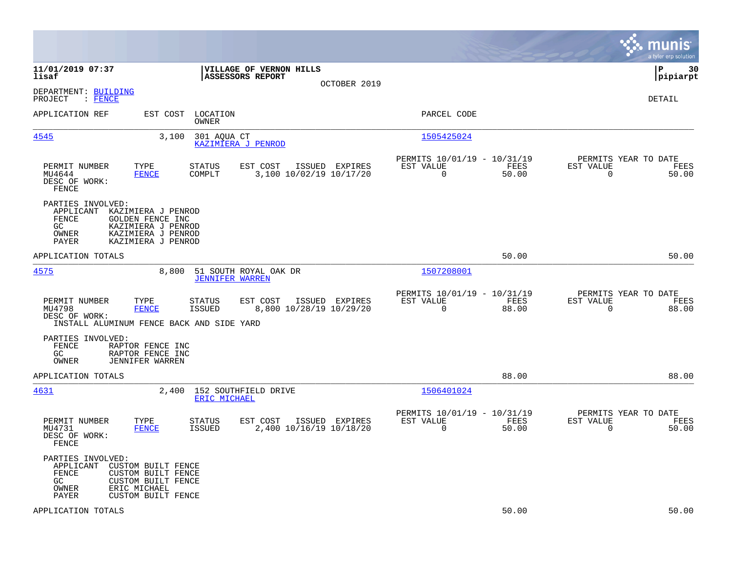11/01/2019 07:37 lisaf

**VILLAGE OF VERNON HILLS**
**ASSESSORS REPORT**
OCTOBER 2019

P 30 pipiarpt

DEPARTMENT: BUILDING
PROJECT : FENCE

DETAIL

| APPLICATION REF | EST COST | LOCATION / OWNER | PARCEL CODE |
|---|---|---|---|
| 4545 | 3,100 | 301 AQUA CT / KAZIMIERA J PENROD | 1505425024 |

| PERMIT NUMBER | TYPE | STATUS | EST COST | ISSUED | EXPIRES | PERMITS 10/01/19 - 10/31/19 EST VALUE | FEES | PERMITS YEAR TO DATE EST VALUE | FEES |
|---|---|---|---|---|---|---|---|---|---|
| MU4644 | FENCE | COMPLT | 3,100 | 10/02/19 | 10/17/20 | 0 | 50.00 | 0 | 50.00 |

DESC OF WORK:
FENCE

PARTIES INVOLVED:
- APPLICANT KAZIMIERA J PENROD
- FENCE GOLDEN FENCE INC
- GC KAZIMIERA J PENROD
- OWNER KAZIMIERA J PENROD
- PAYER KAZIMIERA J PENROD

APPLICATION TOTALS 50.00 50.00

| APPLICATION REF | EST COST | LOCATION / OWNER | PARCEL CODE |
|---|---|---|---|
| 4575 | 8,800 | 51 SOUTH ROYAL OAK DR / JENNIFER WARREN | 1507208001 |

| PERMIT NUMBER | TYPE | STATUS | EST COST | ISSUED | EXPIRES | PERMITS 10/01/19 - 10/31/19 EST VALUE | FEES | PERMITS YEAR TO DATE EST VALUE | FEES |
|---|---|---|---|---|---|---|---|---|---|
| MU4798 | FENCE | ISSUED | 8,800 | 10/28/19 | 10/29/20 | 0 | 88.00 | 0 | 88.00 |

DESC OF WORK:
INSTALL ALUMINUM FENCE BACK AND SIDE YARD

PARTIES INVOLVED:
- FENCE RAPTOR FENCE INC
- GC RAPTOR FENCE INC
- OWNER JENNIFER WARREN

APPLICATION TOTALS 88.00 88.00

| APPLICATION REF | EST COST | LOCATION / OWNER | PARCEL CODE |
|---|---|---|---|
| 4631 | 2,400 | 152 SOUTHFIELD DRIVE / ERIC MICHAEL | 1506401024 |

| PERMIT NUMBER | TYPE | STATUS | EST COST | ISSUED | EXPIRES | PERMITS 10/01/19 - 10/31/19 EST VALUE | FEES | PERMITS YEAR TO DATE EST VALUE | FEES |
|---|---|---|---|---|---|---|---|---|---|
| MU4731 | FENCE | ISSUED | 2,400 | 10/16/19 | 10/18/20 | 0 | 50.00 | 0 | 50.00 |

DESC OF WORK:
FENCE

PARTIES INVOLVED:
- APPLICANT CUSTOM BUILT FENCE
- FENCE CUSTOM BUILT FENCE
- GC CUSTOM BUILT FENCE
- OWNER ERIC MICHAEL
- PAYER CUSTOM BUILT FENCE

APPLICATION TOTALS 50.00 50.00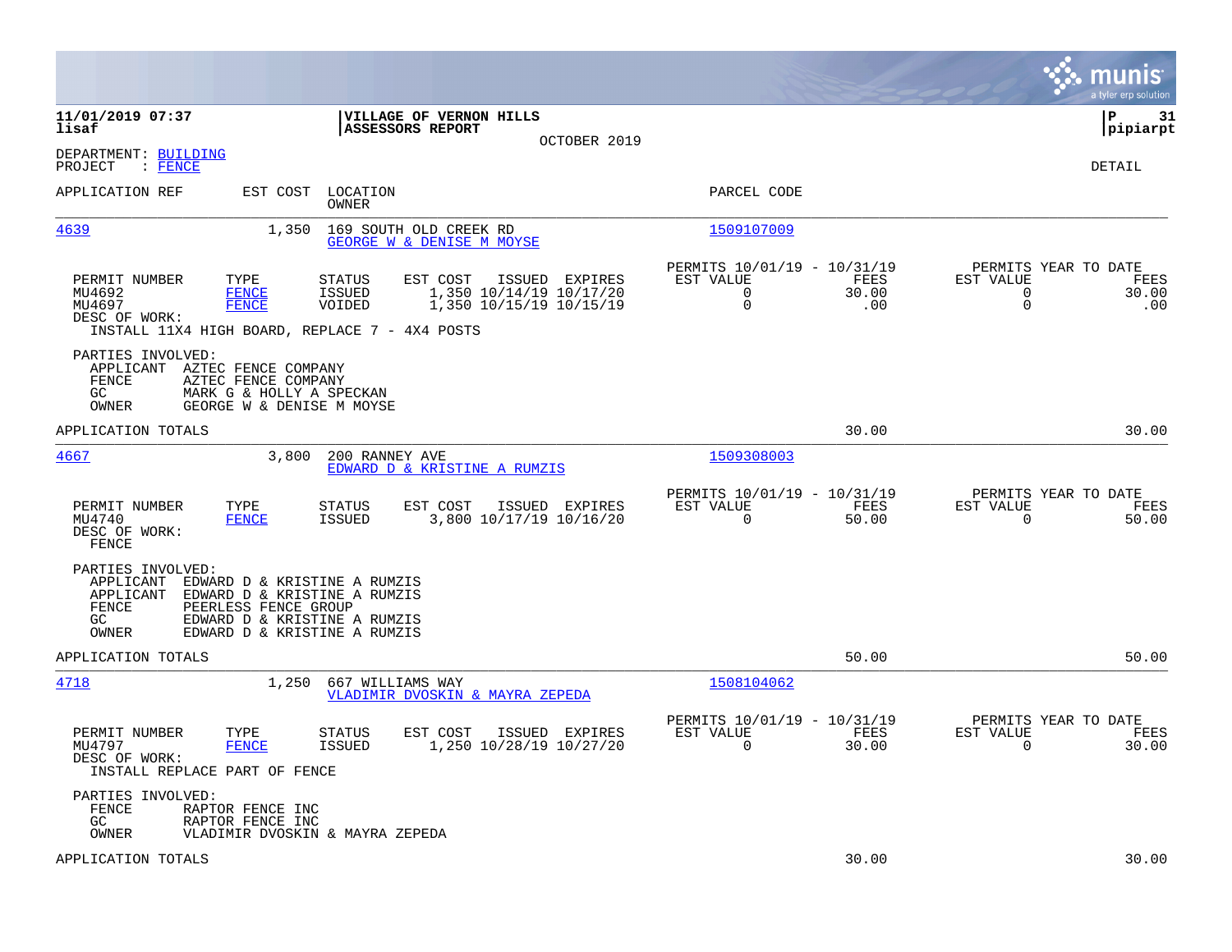**11/01/2019 07:37**
**lisaf**

**VILLAGE OF VERNON HILLS**
**ASSESSORS REPORT**
OCTOBER 2019

**pipiarpt**

DEPARTMENT: BUILDING
PROJECT : FENCE

DETAIL

| APPLICATION REF | EST COST | LOCATION / OWNER | PARCEL CODE |
|---|---|---|---|
| 4639 | 1,350 | 169 SOUTH OLD CREEK RD / GEORGE W & DENISE M MOYSE | 1509107009 |

| PERMIT NUMBER | TYPE | STATUS | EST COST | ISSUED | EXPIRES | PERMITS 10/01/19 - 10/31/19 EST VALUE | FEES | PERMITS YEAR TO DATE EST VALUE | FEES |
|---|---|---|---|---|---|---|---|---|---|
| MU4692 | FENCE | ISSUED | 1,350 | 10/14/19 | 10/17/20 | 0 | 30.00 | 0 | 30.00 |
| MU4697 | FENCE | VOIDED | 1,350 | 10/15/19 | 10/15/19 | 0 | .00 | 0 | .00 |

DESC OF WORK:
INSTALL 11X4 HIGH BOARD, REPLACE 7 - 4X4 POSTS

PARTIES INVOLVED:
- APPLICANT AZTEC FENCE COMPANY
- FENCE AZTEC FENCE COMPANY
- GC MARK G & HOLLY A SPECKAN
- OWNER GEORGE W & DENISE M MOYSE

APPLICATION TOTALS 30.00 30.00

| APPLICATION REF | EST COST | LOCATION / OWNER | PARCEL CODE |
|---|---|---|---|
| 4667 | 3,800 | 200 RANNEY AVE / EDWARD D & KRISTINE A RUMZIS | 1509308003 |

| PERMIT NUMBER | TYPE | STATUS | EST COST | ISSUED | EXPIRES | PERMITS 10/01/19 - 10/31/19 EST VALUE | FEES | PERMITS YEAR TO DATE EST VALUE | FEES |
|---|---|---|---|---|---|---|---|---|---|
| MU4740 | FENCE | ISSUED | 3,800 | 10/17/19 | 10/16/20 | 0 | 50.00 | 0 | 50.00 |

DESC OF WORK:
FENCE

PARTIES INVOLVED:
- APPLICANT EDWARD D & KRISTINE A RUMZIS
- APPLICANT EDWARD D & KRISTINE A RUMZIS
- FENCE PEERLESS FENCE GROUP
- GC EDWARD D & KRISTINE A RUMZIS
- OWNER EDWARD D & KRISTINE A RUMZIS

APPLICATION TOTALS 50.00 50.00

| APPLICATION REF | EST COST | LOCATION / OWNER | PARCEL CODE |
|---|---|---|---|
| 4718 | 1,250 | 667 WILLIAMS WAY / VLADIMIR DVOSKIN & MAYRA ZEPEDA | 1508104062 |

| PERMIT NUMBER | TYPE | STATUS | EST COST | ISSUED | EXPIRES | PERMITS 10/01/19 - 10/31/19 EST VALUE | FEES | PERMITS YEAR TO DATE EST VALUE | FEES |
|---|---|---|---|---|---|---|---|---|---|
| MU4797 | FENCE | ISSUED | 1,250 | 10/28/19 | 10/27/20 | 0 | 30.00 | 0 | 30.00 |

DESC OF WORK:
INSTALL REPLACE PART OF FENCE

PARTIES INVOLVED:
- FENCE RAPTOR FENCE INC
- GC RAPTOR FENCE INC
- OWNER VLADIMIR DVOSKIN & MAYRA ZEPEDA

APPLICATION TOTALS 30.00 30.00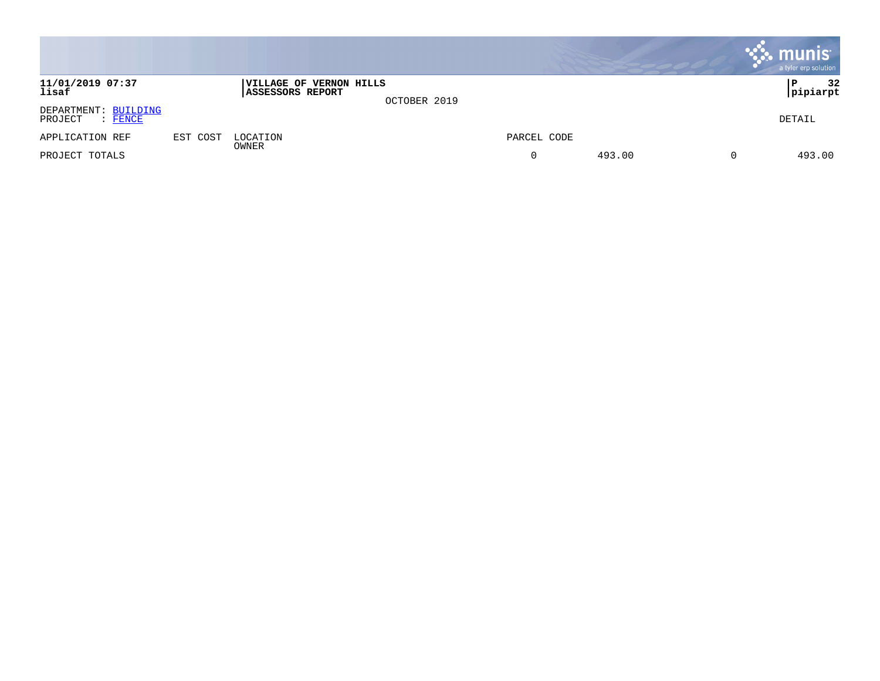**11/01/2019 07:37**
**lisaf**

**VILLAGE OF VERNON HILLS**
**ASSESSORS REPORT**

OCTOBER 2019

DEPARTMENT: BUILDING
PROJECT : FENCE

DETAIL

| APPLICATION REF | EST COST | LOCATION / OWNER | PARCEL CODE | | | |
|---|---|---|---|---|---|---|
| PROJECT TOTALS | | | 0 | 493.00 | 0 | 493.00 |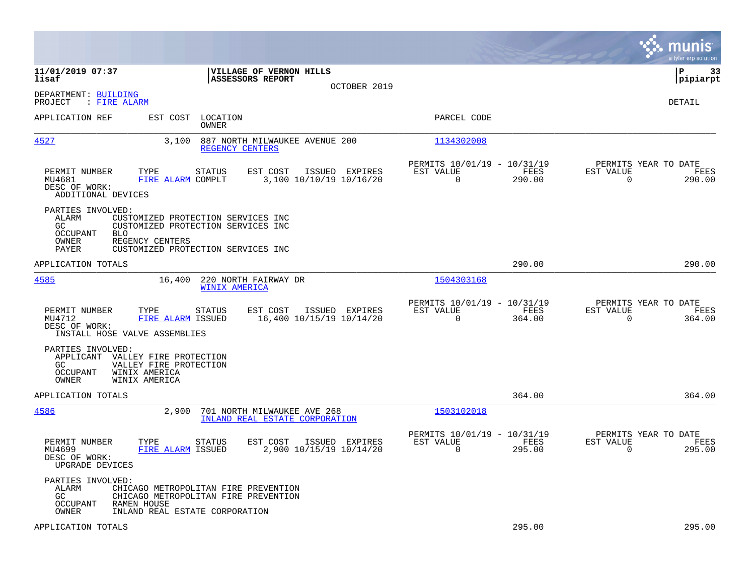11/01/2019 07:37
lisaf

**VILLAGE OF VERNON HILLS**
**ASSESSORS REPORT**

OCTOBER 2019

P 33
pipiarpt

DEPARTMENT: BUILDING
PROJECT : FIRE ALARM

DETAIL

| APPLICATION REF | EST COST | LOCATION / OWNER | PARCEL CODE |
|---|---|---|---|
| 4527 | 3,100 | 887 NORTH MILWAUKEE AVENUE 200 / REGENCY CENTERS | 1134302008 |

| PERMIT NUMBER | TYPE | STATUS | EST COST | ISSUED | EXPIRES | PERMITS 10/01/19 - 10/31/19 EST VALUE | FEES | PERMITS YEAR TO DATE EST VALUE | FEES |
|---|---|---|---|---|---|---|---|---|---|
| MU4681 | FIRE ALARM | COMPLT | 3,100 | 10/10/19 | 10/16/20 | 0 | 290.00 | 0 | 290.00 |

DESC OF WORK:
ADDITIONAL DEVICES

PARTIES INVOLVED:
- ALARM: CUSTOMIZED PROTECTION SERVICES INC
- GC: CUSTOMIZED PROTECTION SERVICES INC
- OCCUPANT: BLO
- OWNER: REGENCY CENTERS
- PAYER: CUSTOMIZED PROTECTION SERVICES INC

APPLICATION TOTALS: 290.00 | 290.00

| APPLICATION REF | EST COST | LOCATION / OWNER | PARCEL CODE |
|---|---|---|---|
| 4585 | 16,400 | 220 NORTH FAIRWAY DR / WINIX AMERICA | 1504303168 |

| PERMIT NUMBER | TYPE | STATUS | EST COST | ISSUED | EXPIRES | PERMITS 10/01/19 - 10/31/19 EST VALUE | FEES | PERMITS YEAR TO DATE EST VALUE | FEES |
|---|---|---|---|---|---|---|---|---|---|
| MU4712 | FIRE ALARM | ISSUED | 16,400 | 10/15/19 | 10/14/20 | 0 | 364.00 | 0 | 364.00 |

DESC OF WORK:
INSTALL HOSE VALVE ASSEMBLIES

PARTIES INVOLVED:
- APPLICANT: VALLEY FIRE PROTECTION
- GC: VALLEY FIRE PROTECTION
- OCCUPANT: WINIX AMERICA
- OWNER: WINIX AMERICA

APPLICATION TOTALS: 364.00 | 364.00

| APPLICATION REF | EST COST | LOCATION / OWNER | PARCEL CODE |
|---|---|---|---|
| 4586 | 2,900 | 701 NORTH MILWAUKEE AVE 268 / INLAND REAL ESTATE CORPORATION | 1503102018 |

| PERMIT NUMBER | TYPE | STATUS | EST COST | ISSUED | EXPIRES | PERMITS 10/01/19 - 10/31/19 EST VALUE | FEES | PERMITS YEAR TO DATE EST VALUE | FEES |
|---|---|---|---|---|---|---|---|---|---|
| MU4699 | FIRE ALARM | ISSUED | 2,900 | 10/15/19 | 10/14/20 | 0 | 295.00 | 0 | 295.00 |

DESC OF WORK:
UPGRADE DEVICES

PARTIES INVOLVED:
- ALARM: CHICAGO METROPOLITAN FIRE PREVENTION
- GC: CHICAGO METROPOLITAN FIRE PREVENTION
- OCCUPANT: RAMEN HOUSE
- OWNER: INLAND REAL ESTATE CORPORATION

APPLICATION TOTALS: 295.00 | 295.00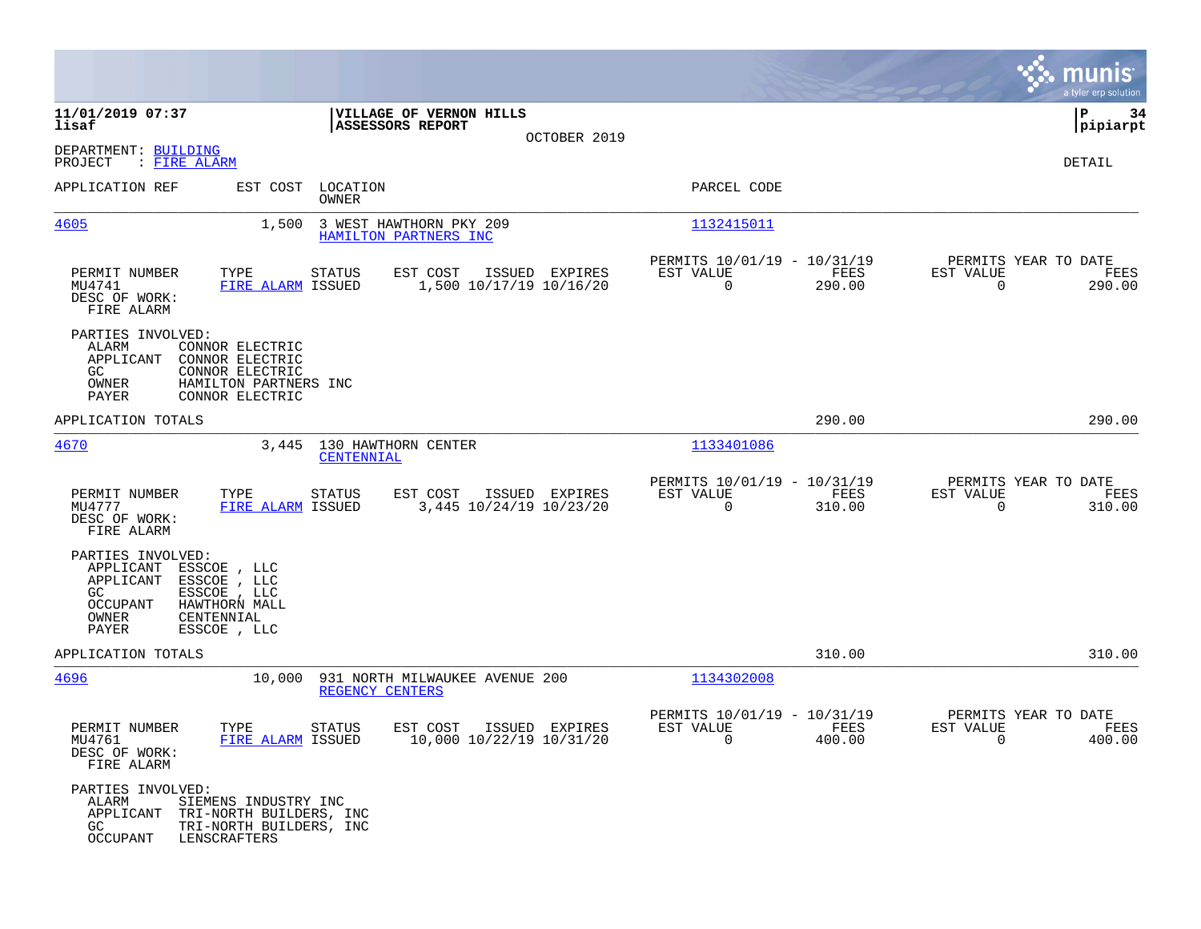**11/01/2019 07:37** | **VILLAGE OF VERNON HILLS** | **P 34**
**lisaf** | **ASSESSORS REPORT** | **pipiarpt**

OCTOBER 2019

DEPARTMENT: BUILDING
PROJECT : FIRE ALARM

DETAIL

| APPLICATION REF | EST COST | LOCATION / OWNER | PARCEL CODE |
|---|---|---|---|
| 4605 | 1,500 | 3 WEST HAWTHORN PKY 209 / HAMILTON PARTNERS INC | 1132415011 |

| PERMIT NUMBER | TYPE | STATUS | EST COST | ISSUED | EXPIRES | PERMITS 10/01/19 - 10/31/19 EST VALUE | FEES | PERMITS YEAR TO DATE EST VALUE | FEES |
|---|---|---|---|---|---|---|---|---|---|
| MU4741 | FIRE ALARM | ISSUED | 1,500 | 10/17/19 | 10/16/20 | 0 | 290.00 | 0 | 290.00 |

DESC OF WORK:
FIRE ALARM

PARTIES INVOLVED:
- ALARM CONNOR ELECTRIC
- APPLICANT CONNOR ELECTRIC
- GC CONNOR ELECTRIC
- OWNER HAMILTON PARTNERS INC
- PAYER CONNOR ELECTRIC

APPLICATION TOTALS 290.00 290.00

| APPLICATION REF | EST COST | LOCATION / OWNER | PARCEL CODE |
|---|---|---|---|
| 4670 | 3,445 | 130 HAWTHORN CENTER / CENTENNIAL | 1133401086 |

| PERMIT NUMBER | TYPE | STATUS | EST COST | ISSUED | EXPIRES | PERMITS 10/01/19 - 10/31/19 EST VALUE | FEES | PERMITS YEAR TO DATE EST VALUE | FEES |
|---|---|---|---|---|---|---|---|---|---|
| MU4777 | FIRE ALARM | ISSUED | 3,445 | 10/24/19 | 10/23/20 | 0 | 310.00 | 0 | 310.00 |

DESC OF WORK:
FIRE ALARM

PARTIES INVOLVED:
- APPLICANT ESSCOE , LLC
- APPLICANT ESSCOE , LLC
- GC ESSCOE , LLC
- OCCUPANT HAWTHORN MALL
- OWNER CENTENNIAL
- PAYER ESSCOE , LLC

APPLICATION TOTALS 310.00 310.00

| APPLICATION REF | EST COST | LOCATION / OWNER | PARCEL CODE |
|---|---|---|---|
| 4696 | 10,000 | 931 NORTH MILWAUKEE AVENUE 200 / REGENCY CENTERS | 1134302008 |

| PERMIT NUMBER | TYPE | STATUS | EST COST | ISSUED | EXPIRES | PERMITS 10/01/19 - 10/31/19 EST VALUE | FEES | PERMITS YEAR TO DATE EST VALUE | FEES |
|---|---|---|---|---|---|---|---|---|---|
| MU4761 | FIRE ALARM | ISSUED | 10,000 | 10/22/19 | 10/31/20 | 0 | 400.00 | 0 | 400.00 |

DESC OF WORK:
FIRE ALARM

PARTIES INVOLVED:
- ALARM SIEMENS INDUSTRY INC
- APPLICANT TRI-NORTH BUILDERS, INC
- GC TRI-NORTH BUILDERS, INC
- OCCUPANT LENSCRAFTERS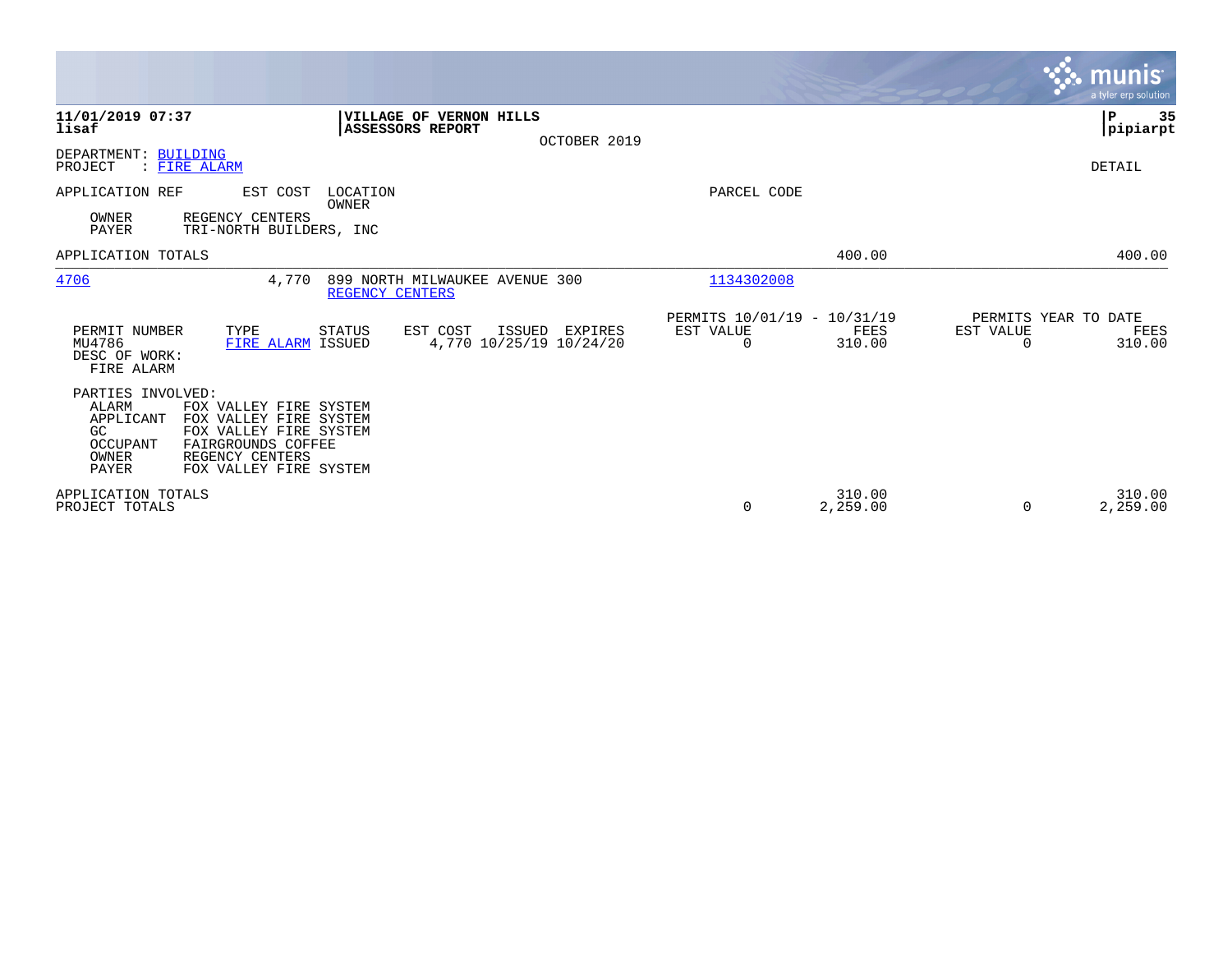11/01/2019 07:37 lisaf

**VILLAGE OF VERNON HILLS**
**ASSESSORS REPORT**

OCTOBER 2019

P 35
pipiarpt

DEPARTMENT: BUILDING
PROJECT : FIRE ALARM

DETAIL

| APPLICATION REF | EST COST | LOCATION / OWNER | PARCEL CODE | | | |
|---|---|---|---|---|---|---|
| OWNER | REGENCY CENTERS | | | | | |
| PAYER | TRI-NORTH BUILDERS, INC | | | | | |
| APPLICATION TOTALS | | | | 400.00 | | 400.00 |
| 4706 | 4,770 | 899 NORTH MILWAUKEE AVENUE 300 / REGENCY CENTERS | 1134302008 | | | |

| PERMIT NUMBER | TYPE | STATUS | EST COST | ISSUED | EXPIRES | PERMITS 10/01/19 - 10/31/19 EST VALUE | FEES | PERMITS YEAR TO DATE EST VALUE | FEES |
|---|---|---|---|---|---|---|---|---|---|
| MU4786 | FIRE ALARM | ISSUED | 4,770 | 10/25/19 | 10/24/20 | 0 | 310.00 | 0 | 310.00 |

DESC OF WORK:
FIRE ALARM

PARTIES INVOLVED:

| | |
|---|---|
| ALARM | FOX VALLEY FIRE SYSTEM |
| APPLICANT | FOX VALLEY FIRE SYSTEM |
| GC | FOX VALLEY FIRE SYSTEM |
| OCCUPANT | FAIRGROUNDS COFFEE |
| OWNER | REGENCY CENTERS |
| PAYER | FOX VALLEY FIRE SYSTEM |

| | EST VALUE | FEES | EST VALUE | FEES |
|---|---|---|---|---|
| APPLICATION TOTALS | | 310.00 | | 310.00 |
| PROJECT TOTALS | 0 | 2,259.00 | 0 | 2,259.00 |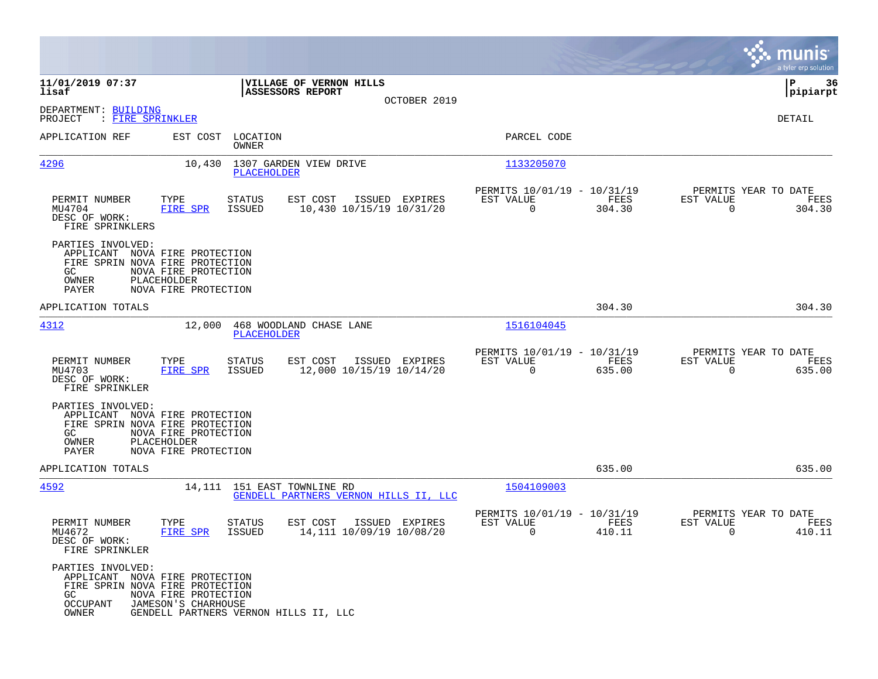**11/01/2019 07:37** | **VILLAGE OF VERNON HILLS** | **P 36**
**lisaf** | **ASSESSORS REPORT** | **pipiarpt**

OCTOBER 2019

DEPARTMENT: BUILDING
PROJECT : FIRE SPRINKLER

DETAIL

| APPLICATION REF | EST COST | LOCATION / OWNER | PARCEL CODE |
|---|---|---|---|
| 4296 | 10,430 | 1307 GARDEN VIEW DRIVE / PLACEHOLDER | 1133205070 |

| PERMIT NUMBER | TYPE | STATUS | EST COST | ISSUED | EXPIRES | PERMITS 10/01/19 - 10/31/19 EST VALUE | FEES | PERMITS YEAR TO DATE EST VALUE | FEES |
|---|---|---|---|---|---|---|---|---|---|
| MU4704 | FIRE SPR | ISSUED | 10,430 | 10/15/19 | 10/31/20 | 0 | 304.30 | 0 | 304.30 |

DESC OF WORK:
FIRE SPRINKLERS

PARTIES INVOLVED:
- APPLICANT NOVA FIRE PROTECTION
- FIRE SPRIN NOVA FIRE PROTECTION
- GC NOVA FIRE PROTECTION
- OWNER PLACEHOLDER
- PAYER NOVA FIRE PROTECTION

APPLICATION TOTALS 304.30 304.30

| APPLICATION REF | EST COST | LOCATION / OWNER | PARCEL CODE |
|---|---|---|---|
| 4312 | 12,000 | 468 WOODLAND CHASE LANE / PLACEHOLDER | 1516104045 |

| PERMIT NUMBER | TYPE | STATUS | EST COST | ISSUED | EXPIRES | PERMITS 10/01/19 - 10/31/19 EST VALUE | FEES | PERMITS YEAR TO DATE EST VALUE | FEES |
|---|---|---|---|---|---|---|---|---|---|
| MU4703 | FIRE SPR | ISSUED | 12,000 | 10/15/19 | 10/14/20 | 0 | 635.00 | 0 | 635.00 |

DESC OF WORK:
FIRE SPRINKLER

PARTIES INVOLVED:
- APPLICANT NOVA FIRE PROTECTION
- FIRE SPRIN NOVA FIRE PROTECTION
- GC NOVA FIRE PROTECTION
- OWNER PLACEHOLDER
- PAYER NOVA FIRE PROTECTION

APPLICATION TOTALS 635.00 635.00

| APPLICATION REF | EST COST | LOCATION / OWNER | PARCEL CODE |
|---|---|---|---|
| 4592 | 14,111 | 151 EAST TOWNLINE RD / GENDELL PARTNERS VERNON HILLS II, LLC | 1504109003 |

| PERMIT NUMBER | TYPE | STATUS | EST COST | ISSUED | EXPIRES | PERMITS 10/01/19 - 10/31/19 EST VALUE | FEES | PERMITS YEAR TO DATE EST VALUE | FEES |
|---|---|---|---|---|---|---|---|---|---|
| MU4672 | FIRE SPR | ISSUED | 14,111 | 10/09/19 | 10/08/20 | 0 | 410.11 | 0 | 410.11 |

DESC OF WORK:
FIRE SPRINKLER

PARTIES INVOLVED:
- APPLICANT NOVA FIRE PROTECTION
- FIRE SPRIN NOVA FIRE PROTECTION
- GC NOVA FIRE PROTECTION
- OCCUPANT JAMESON'S CHARHOUSE
- OWNER GENDELL PARTNERS VERNON HILLS II, LLC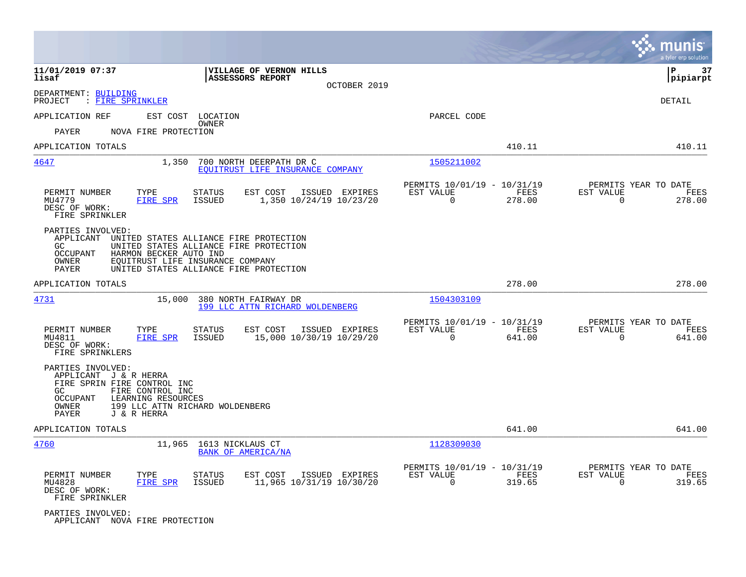11/01/2019 07:37 | VILLAGE OF VERNON HILLS | P 37
lisaf | ASSESSORS REPORT | pipiarpt
OCTOBER 2019

DEPARTMENT: BUILDING
PROJECT : FIRE SPRINKLER

DETAIL

APPLICATION REF    EST COST   LOCATION / OWNER    PARCEL CODE

PAYER    NOVA FIRE PROTECTION

APPLICATION TOTALS    410.11    410.11

---

**4647**    1,350    700 NORTH DEERPATH DR C    1505211002
EQUITRUST LIFE INSURANCE COMPANY

| PERMIT NUMBER | TYPE | STATUS | EST COST | ISSUED | EXPIRES | PERMITS 10/01/19 - 10/31/19 EST VALUE | FEES | PERMITS YEAR TO DATE EST VALUE | FEES |
|---|---|---|---|---|---|---|---|---|---|
| MU4779 | FIRE SPR | ISSUED | 1,350 | 10/24/19 | 10/23/20 | 0 | 278.00 | 0 | 278.00 |

DESC OF WORK:
FIRE SPRINKLER

PARTIES INVOLVED:
- APPLICANT UNITED STATES ALLIANCE FIRE PROTECTION
- GC UNITED STATES ALLIANCE FIRE PROTECTION
- OCCUPANT HARMON BECKER AUTO IND
- OWNER EQUITRUST LIFE INSURANCE COMPANY
- PAYER UNITED STATES ALLIANCE FIRE PROTECTION

APPLICATION TOTALS    278.00    278.00

---

**4731**    15,000    380 NORTH FAIRWAY DR    1504303109
199 LLC ATTN RICHARD WOLDENBERG

| PERMIT NUMBER | TYPE | STATUS | EST COST | ISSUED | EXPIRES | PERMITS 10/01/19 - 10/31/19 EST VALUE | FEES | PERMITS YEAR TO DATE EST VALUE | FEES |
|---|---|---|---|---|---|---|---|---|---|
| MU4811 | FIRE SPR | ISSUED | 15,000 | 10/30/19 | 10/29/20 | 0 | 641.00 | 0 | 641.00 |

DESC OF WORK:
FIRE SPRINKLERS

PARTIES INVOLVED:
- APPLICANT J & R HERRA
- FIRE SPRIN FIRE CONTROL INC
- GC FIRE CONTROL INC
- OCCUPANT LEARNING RESOURCES
- OWNER 199 LLC ATTN RICHARD WOLDENBERG
- PAYER J & R HERRA

APPLICATION TOTALS    641.00    641.00

---

**4760**    11,965    1613 NICKLAUS CT    1128309030
BANK OF AMERICA/NA

| PERMIT NUMBER | TYPE | STATUS | EST COST | ISSUED | EXPIRES | PERMITS 10/01/19 - 10/31/19 EST VALUE | FEES | PERMITS YEAR TO DATE EST VALUE | FEES |
|---|---|---|---|---|---|---|---|---|---|
| MU4828 | FIRE SPR | ISSUED | 11,965 | 10/31/19 | 10/30/20 | 0 | 319.65 | 0 | 319.65 |

DESC OF WORK:
FIRE SPRINKLER

PARTIES INVOLVED:
- APPLICANT NOVA FIRE PROTECTION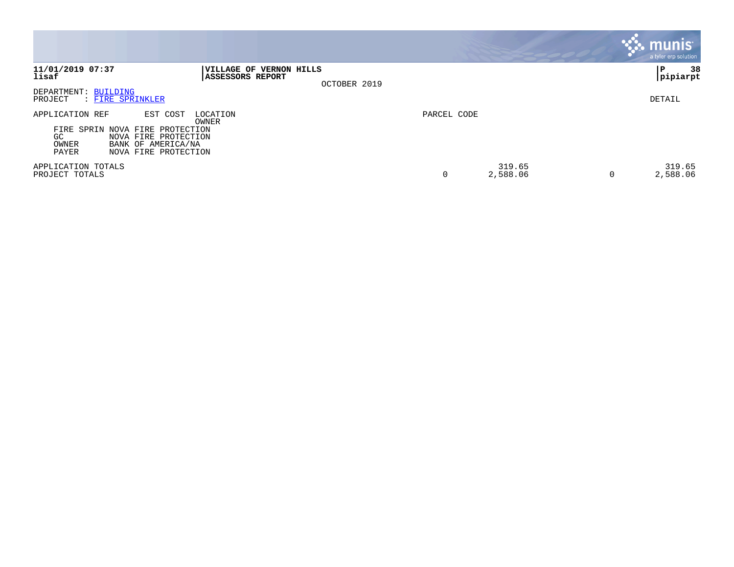**11/01/2019 07:37** | **VILLAGE OF VERNON HILLS** | **P 38**
**lisaf** | **ASSESSORS REPORT** | **pipiarpt**

OCTOBER 2019

DEPARTMENT: BUILDING
PROJECT : FIRE SPRINKLER

DETAIL

| APPLICATION REF | EST COST | LOCATION / OWNER | PARCEL CODE | | | | |
|---|---|---|---|---|---|---|---|
| FIRE SPRIN | | NOVA FIRE PROTECTION | | | | | |
| GC | | NOVA FIRE PROTECTION | | | | | |
| OWNER | | BANK OF AMERICA/NA | | | | | |
| PAYER | | NOVA FIRE PROTECTION | | | | | |
| APPLICATION TOTALS | | | | 319.65 | | | 319.65 |
| PROJECT TOTALS | | | 0 | 2,588.06 | | 0 | 2,588.06 |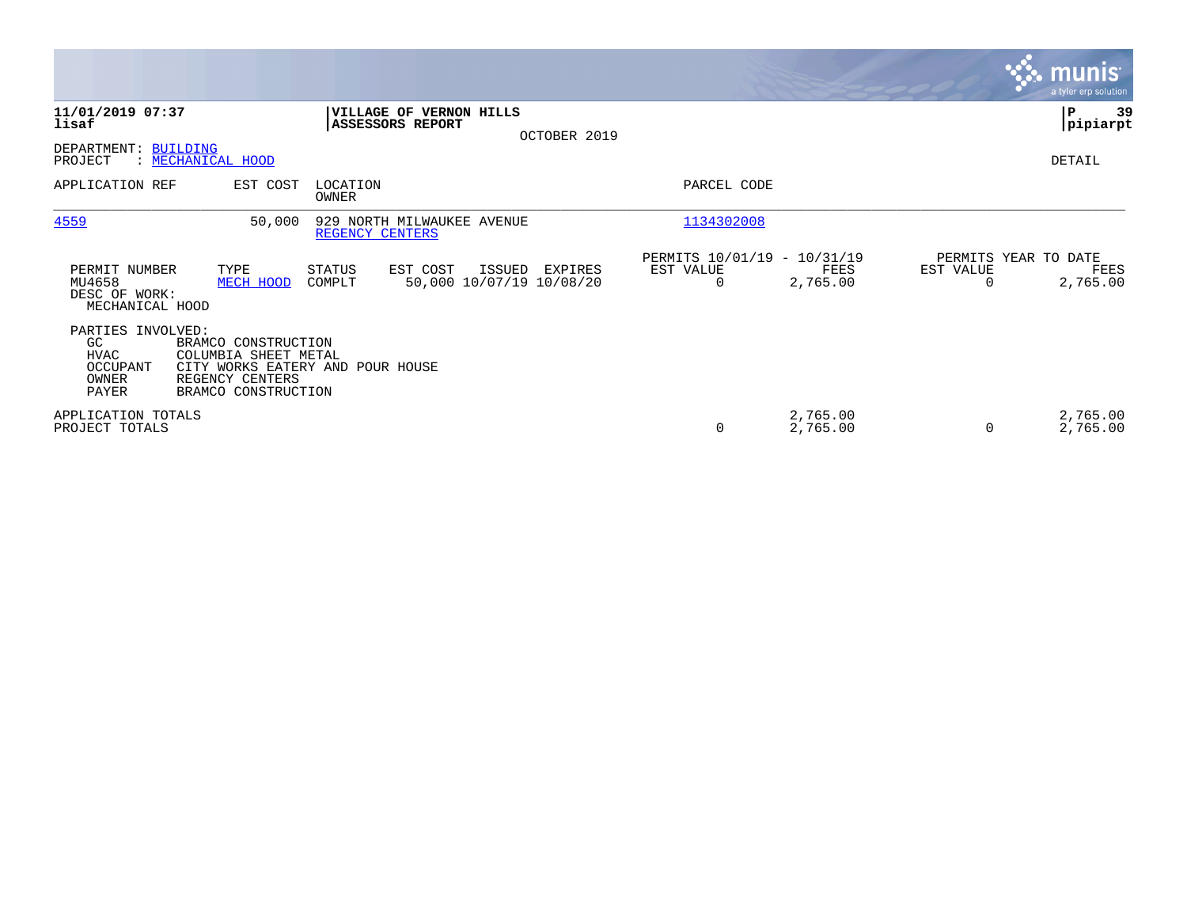**11/01/2019 07:37**
**lisaf**

**VILLAGE OF VERNON HILLS**
**ASSESSORS REPORT**

OCTOBER 2019

**P 39**
**pipiarpt**

DEPARTMENT: BUILDING
PROJECT : MECHANICAL HOOD

DETAIL

| APPLICATION REF | EST COST | LOCATION / OWNER | PARCEL CODE |
|---|---|---|---|
| 4559 | 50,000 | 929 NORTH MILWAUKEE AVENUE / REGENCY CENTERS | 1134302008 |

| PERMIT NUMBER | TYPE | STATUS | EST COST | ISSUED | EXPIRES | PERMITS 10/01/19 - 10/31/19 EST VALUE | FEES | PERMITS YEAR TO DATE EST VALUE | FEES |
|---|---|---|---|---|---|---|---|---|---|
| MU4658 | MECH HOOD | COMPLT | 50,000 | 10/07/19 | 10/08/20 | 0 | 2,765.00 | 0 | 2,765.00 |

DESC OF WORK:
MECHANICAL HOOD

PARTIES INVOLVED:

| Role | Party |
|---|---|
| GC | BRAMCO CONSTRUCTION |
| HVAC | COLUMBIA SHEET METAL |
| OCCUPANT | CITY WORKS EATERY AND POUR HOUSE |
| OWNER | REGENCY CENTERS |
| PAYER | BRAMCO CONSTRUCTION |

| | EST VALUE | FEES | YTD EST VALUE | YTD FEES |
|---|---|---|---|---|
| APPLICATION TOTALS | | 2,765.00 | | 2,765.00 |
| PROJECT TOTALS | 0 | 2,765.00 | 0 | 2,765.00 |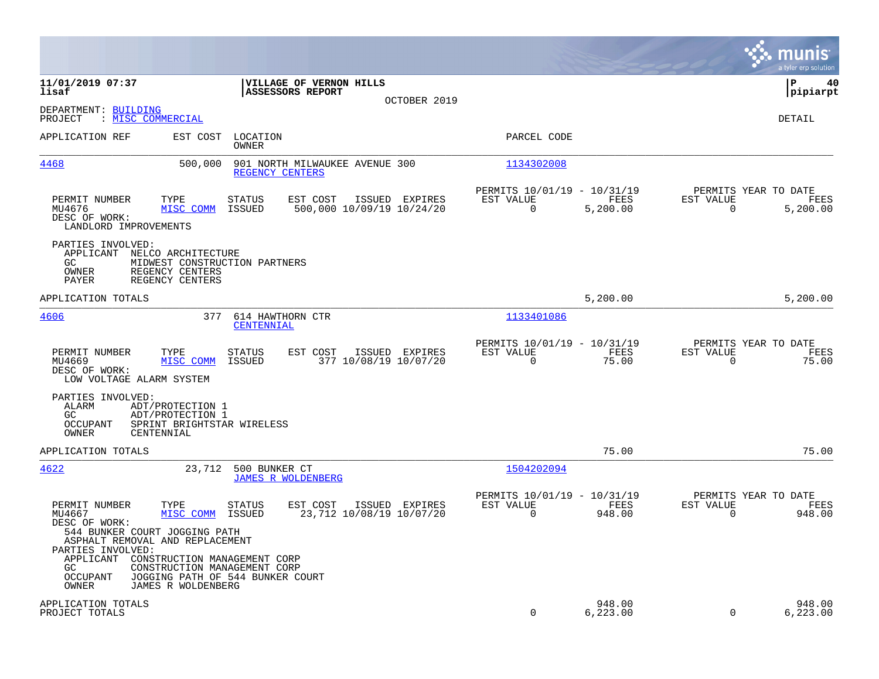**11/01/2019 07:37**
**lisaf**

**VILLAGE OF VERNON HILLS**
**ASSESSORS REPORT**
OCTOBER 2019

**pipiarpt**

DEPARTMENT: BUILDING
PROJECT : MISC COMMERCIAL

DETAIL

| APPLICATION REF | EST COST | LOCATION / OWNER | PARCEL CODE |
|---|---|---|---|
| 4468 | 500,000 | 901 NORTH MILWAUKEE AVENUE 300 / REGENCY CENTERS | 1134302008 |

| PERMIT NUMBER | TYPE | STATUS | EST COST | ISSUED | EXPIRES | PERMITS 10/01/19 - 10/31/19 EST VALUE | FEES | PERMITS YEAR TO DATE EST VALUE | FEES |
|---|---|---|---|---|---|---|---|---|---|
| MU4676 | MISC COMM | ISSUED | 500,000 | 10/09/19 | 10/24/20 | 0 | 5,200.00 | 0 | 5,200.00 |

DESC OF WORK:
LANDLORD IMPROVEMENTS

PARTIES INVOLVED:
- APPLICANT NELCO ARCHITECTURE
- GC MIDWEST CONSTRUCTION PARTNERS
- OWNER REGENCY CENTERS
- PAYER REGENCY CENTERS

APPLICATION TOTALS 5,200.00 5,200.00

| APPLICATION REF | EST COST | LOCATION / OWNER | PARCEL CODE |
|---|---|---|---|
| 4606 | 377 | 614 HAWTHORN CTR / CENTENNIAL | 1133401086 |

| PERMIT NUMBER | TYPE | STATUS | EST COST | ISSUED | EXPIRES | PERMITS 10/01/19 - 10/31/19 EST VALUE | FEES | PERMITS YEAR TO DATE EST VALUE | FEES |
|---|---|---|---|---|---|---|---|---|---|
| MU4669 | MISC COMM | ISSUED | 377 | 10/08/19 | 10/07/20 | 0 | 75.00 | 0 | 75.00 |

DESC OF WORK:
LOW VOLTAGE ALARM SYSTEM

PARTIES INVOLVED:
- ALARM ADT/PROTECTION 1
- GC ADT/PROTECTION 1
- OCCUPANT SPRINT BRIGHTSTAR WIRELESS
- OWNER CENTENNIAL

APPLICATION TOTALS 75.00 75.00

| APPLICATION REF | EST COST | LOCATION / OWNER | PARCEL CODE |
|---|---|---|---|
| 4622 | 23,712 | 500 BUNKER CT / JAMES R WOLDENBERG | 1504202094 |

| PERMIT NUMBER | TYPE | STATUS | EST COST | ISSUED | EXPIRES | PERMITS 10/01/19 - 10/31/19 EST VALUE | FEES | PERMITS YEAR TO DATE EST VALUE | FEES |
|---|---|---|---|---|---|---|---|---|---|
| MU4667 | MISC COMM | ISSUED | 23,712 | 10/08/19 | 10/07/20 | 0 | 948.00 | 0 | 948.00 |

DESC OF WORK:
544 BUNKER COURT JOGGING PATH
ASPHALT REMOVAL AND REPLACEMENT

PARTIES INVOLVED:
- APPLICANT CONSTRUCTION MANAGEMENT CORP
- GC CONSTRUCTION MANAGEMENT CORP
- OCCUPANT JOGGING PATH OF 544 BUNKER COURT
- OWNER JAMES R WOLDENBERG

| | EST VALUE | FEES | EST VALUE | FEES |
|---|---|---|---|---|
| APPLICATION TOTALS | | 948.00 | | 948.00 |
| PROJECT TOTALS | 0 | 6,223.00 | 0 | 6,223.00 |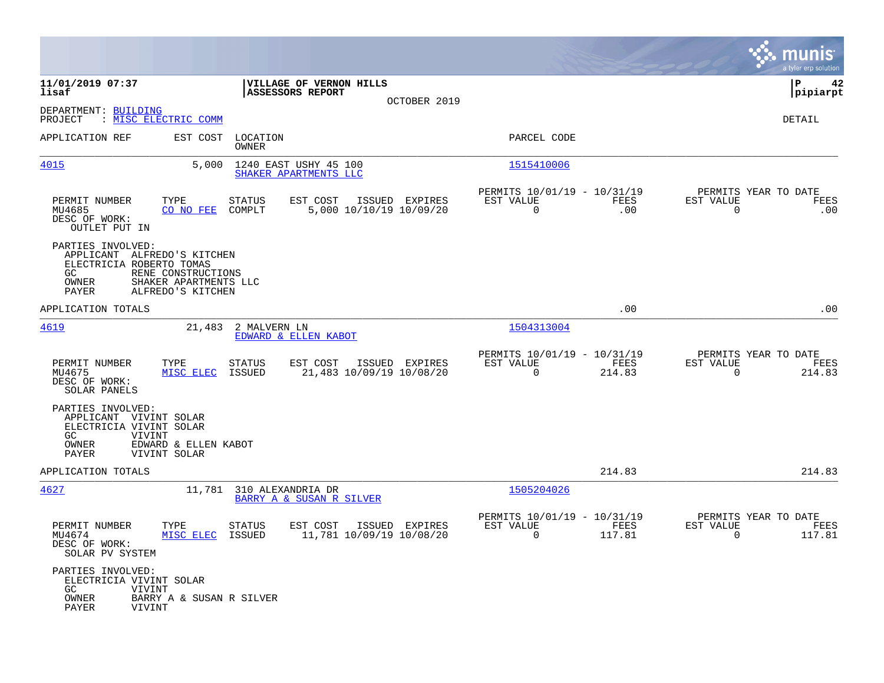**11/01/2019 07:37** | **VILLAGE OF VERNON HILLS** | **P 42**
**lisaf** | **ASSESSORS REPORT** | **pipiarpt**

OCTOBER 2019

DEPARTMENT: BUILDING
PROJECT : MISC ELECTRIC COMM

DETAIL

| APPLICATION REF | EST COST | LOCATION / OWNER | PARCEL CODE |
|---|---|---|---|
| 4015 | 5,000 | 1240 EAST USHY 45 100 / SHAKER APARTMENTS LLC | 1515410006 |

| PERMIT NUMBER | TYPE | STATUS | EST COST | ISSUED | EXPIRES | PERMITS 10/01/19 - 10/31/19 EST VALUE | FEES | PERMITS YEAR TO DATE EST VALUE | FEES |
|---|---|---|---|---|---|---|---|---|---|
| MU4685 | CO NO FEE | COMPLT | 5,000 | 10/10/19 | 10/09/20 | 0 | .00 | 0 | .00 |

DESC OF WORK:
OUTLET PUT IN

PARTIES INVOLVED:
APPLICANT ALFREDO'S KITCHEN
ELECTRICIA ROBERTO TOMAS
GC RENE CONSTRUCTIONS
OWNER SHAKER APARTMENTS LLC
PAYER ALFREDO'S KITCHEN

APPLICATION TOTALS .00 .00

| APPLICATION REF | EST COST | LOCATION / OWNER | PARCEL CODE |
|---|---|---|---|
| 4619 | 21,483 | 2 MALVERN LN / EDWARD & ELLEN KABOT | 1504313004 |

| PERMIT NUMBER | TYPE | STATUS | EST COST | ISSUED | EXPIRES | PERMITS 10/01/19 - 10/31/19 EST VALUE | FEES | PERMITS YEAR TO DATE EST VALUE | FEES |
|---|---|---|---|---|---|---|---|---|---|
| MU4675 | MISC ELEC | ISSUED | 21,483 | 10/09/19 | 10/08/20 | 0 | 214.83 | 0 | 214.83 |

DESC OF WORK:
SOLAR PANELS

PARTIES INVOLVED:
APPLICANT VIVINT SOLAR
ELECTRICIA VIVINT SOLAR
GC VIVINT
OWNER EDWARD & ELLEN KABOT
PAYER VIVINT SOLAR

APPLICATION TOTALS 214.83 214.83

| APPLICATION REF | EST COST | LOCATION / OWNER | PARCEL CODE |
|---|---|---|---|
| 4627 | 11,781 | 310 ALEXANDRIA DR / BARRY A & SUSAN R SILVER | 1505204026 |

| PERMIT NUMBER | TYPE | STATUS | EST COST | ISSUED | EXPIRES | PERMITS 10/01/19 - 10/31/19 EST VALUE | FEES | PERMITS YEAR TO DATE EST VALUE | FEES |
|---|---|---|---|---|---|---|---|---|---|
| MU4674 | MISC ELEC | ISSUED | 11,781 | 10/09/19 | 10/08/20 | 0 | 117.81 | 0 | 117.81 |

DESC OF WORK:
SOLAR PV SYSTEM

PARTIES INVOLVED:
ELECTRICIA VIVINT SOLAR
GC VIVINT
OWNER BARRY A & SUSAN R SILVER
PAYER VIVINT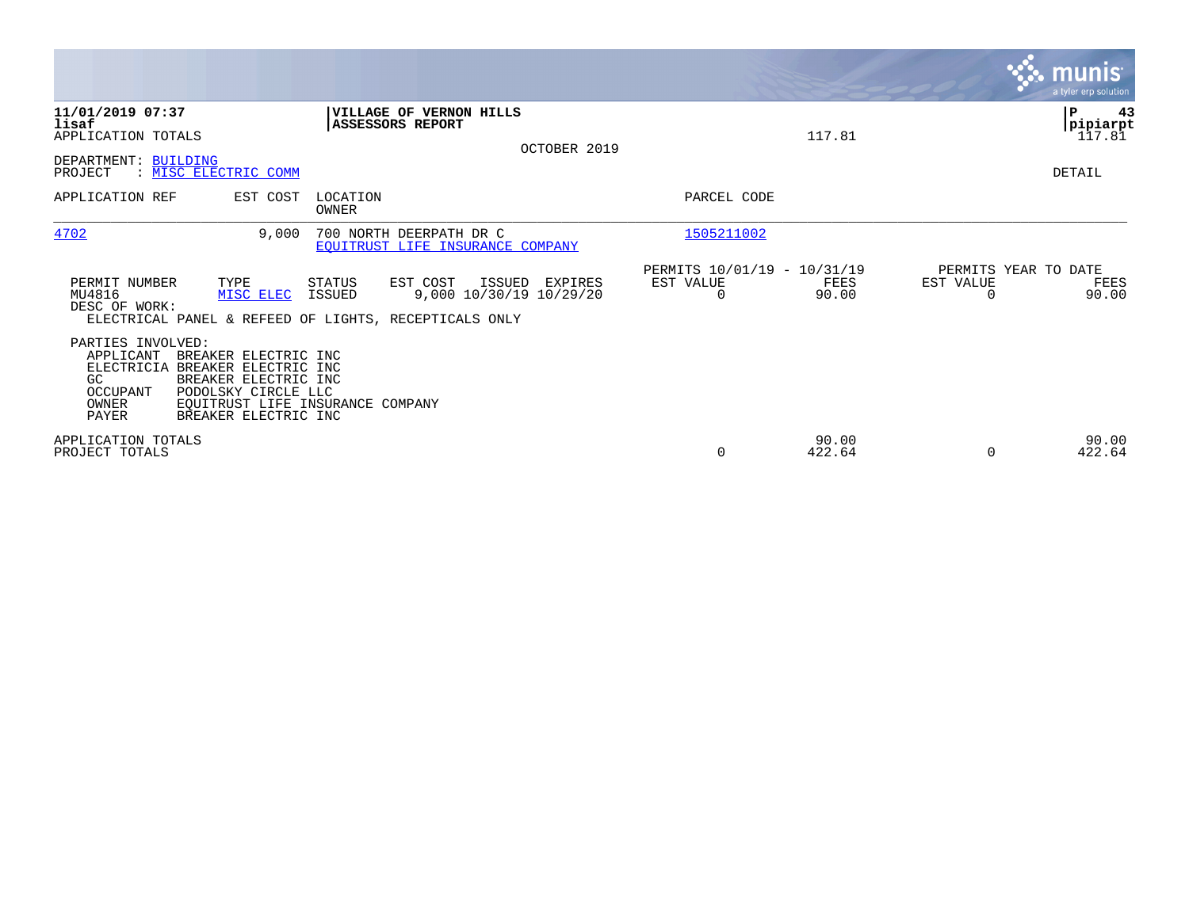11/01/2019 07:37
lisaf
APPLICATION TOTALS

**VILLAGE OF VERNON HILLS**
**ASSESSORS REPORT**

OCTOBER 2019

117.81

pipiarpt
117.81

DEPARTMENT: BUILDING
PROJECT : MISC ELECTRIC COMM

DETAIL

| APPLICATION REF | EST COST | LOCATION / OWNER | PARCEL CODE |
|---|---|---|---|
| 4702 | 9,000 | 700 NORTH DEERPATH DR C<br>EQUITRUST LIFE INSURANCE COMPANY | 1505211002 |

| PERMIT NUMBER | TYPE | STATUS | EST COST | ISSUED | EXPIRES | PERMITS 10/01/19 - 10/31/19 EST VALUE | PERMITS 10/01/19 - 10/31/19 FEES | PERMITS YEAR TO DATE EST VALUE | PERMITS YEAR TO DATE FEES |
|---|---|---|---|---|---|---|---|---|---|
| MU4816 | MISC ELEC | ISSUED | 9,000 | 10/30/19 | 10/29/20 | 0 | 90.00 | 0 | 90.00 |

DESC OF WORK:
ELECTRICAL PANEL & REFEED OF LIGHTS, RECEPTICALS ONLY

PARTIES INVOLVED:

| | |
|---|---|
| APPLICANT | BREAKER ELECTRIC INC |
| ELECTRICIA | BREAKER ELECTRIC INC |
| GC | BREAKER ELECTRIC INC |
| OCCUPANT | PODOLSKY CIRCLE LLC |
| OWNER | EQUITRUST LIFE INSURANCE COMPANY |
| PAYER | BREAKER ELECTRIC INC |

| | PERMITS EST VALUE | PERMITS FEES | YEAR TO DATE EST VALUE | YEAR TO DATE FEES |
|---|---|---|---|---|
| APPLICATION TOTALS | | 90.00 | | 90.00 |
| PROJECT TOTALS | 0 | 422.64 | 0 | 422.64 |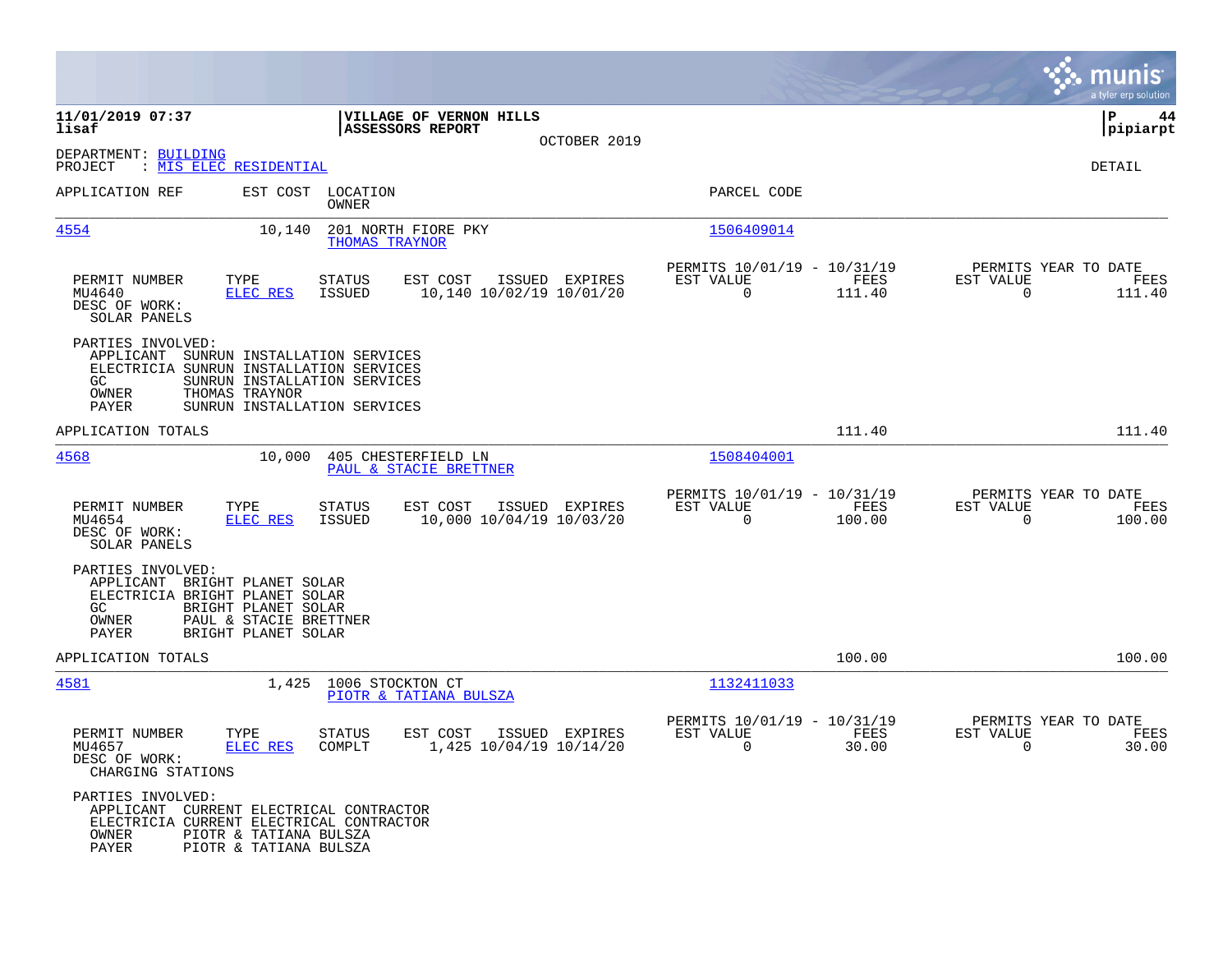11/01/2019 07:37
lisaf

**VILLAGE OF VERNON HILLS**
**ASSESSORS REPORT**

OCTOBER 2019

P 44
pipiarpt

DEPARTMENT: BUILDING
PROJECT : MIS ELEC RESIDENTIAL

DETAIL

| APPLICATION REF | EST COST | LOCATION / OWNER | PARCEL CODE |
|---|---|---|---|
| 4554 | 10,140 | 201 NORTH FIORE PKY / THOMAS TRAYNOR | 1506409014 |

| PERMIT NUMBER | TYPE | STATUS | EST COST | ISSUED | EXPIRES | PERMITS 10/01/19 - 10/31/19 EST VALUE | FEES | PERMITS YEAR TO DATE EST VALUE | FEES |
|---|---|---|---|---|---|---|---|---|---|
| MU4640 | ELEC RES | ISSUED | 10,140 | 10/02/19 | 10/01/20 | 0 | 111.40 | 0 | 111.40 |

DESC OF WORK:
SOLAR PANELS

PARTIES INVOLVED:
- APPLICANT SUNRUN INSTALLATION SERVICES
- ELECTRICIA SUNRUN INSTALLATION SERVICES
- GC SUNRUN INSTALLATION SERVICES
- OWNER THOMAS TRAYNOR
- PAYER SUNRUN INSTALLATION SERVICES

APPLICATION TOTALS 111.40 111.40

| APPLICATION REF | EST COST | LOCATION / OWNER | PARCEL CODE |
|---|---|---|---|
| 4568 | 10,000 | 405 CHESTERFIELD LN / PAUL & STACIE BRETTNER | 1508404001 |

| PERMIT NUMBER | TYPE | STATUS | EST COST | ISSUED | EXPIRES | PERMITS 10/01/19 - 10/31/19 EST VALUE | FEES | PERMITS YEAR TO DATE EST VALUE | FEES |
|---|---|---|---|---|---|---|---|---|---|
| MU4654 | ELEC RES | ISSUED | 10,000 | 10/04/19 | 10/03/20 | 0 | 100.00 | 0 | 100.00 |

DESC OF WORK:
SOLAR PANELS

PARTIES INVOLVED:
- APPLICANT BRIGHT PLANET SOLAR
- ELECTRICIA BRIGHT PLANET SOLAR
- GC BRIGHT PLANET SOLAR
- OWNER PAUL & STACIE BRETTNER
- PAYER BRIGHT PLANET SOLAR

APPLICATION TOTALS 100.00 100.00

| APPLICATION REF | EST COST | LOCATION / OWNER | PARCEL CODE |
|---|---|---|---|
| 4581 | 1,425 | 1006 STOCKTON CT / PIOTR & TATIANA BULSZA | 1132411033 |

| PERMIT NUMBER | TYPE | STATUS | EST COST | ISSUED | EXPIRES | PERMITS 10/01/19 - 10/31/19 EST VALUE | FEES | PERMITS YEAR TO DATE EST VALUE | FEES |
|---|---|---|---|---|---|---|---|---|---|
| MU4657 | ELEC RES | COMPLT | 1,425 | 10/04/19 | 10/14/20 | 0 | 30.00 | 0 | 30.00 |

DESC OF WORK:
CHARGING STATIONS

PARTIES INVOLVED:
- APPLICANT CURRENT ELECTRICAL CONTRACTOR
- ELECTRICIA CURRENT ELECTRICAL CONTRACTOR
- OWNER PIOTR & TATIANA BULSZA
- PAYER PIOTR & TATIANA BULSZA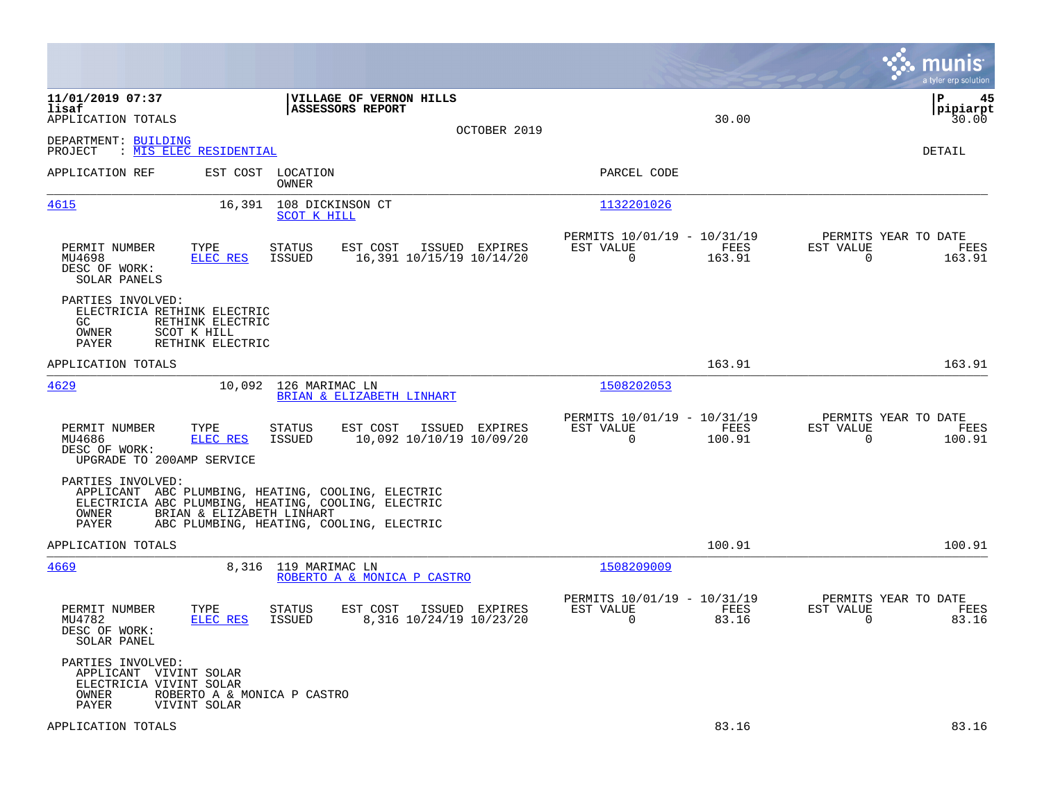11/01/2019 07:37 | VILLAGE OF VERNON HILLS | P 45
lisaf | ASSESSORS REPORT | pipiarpt

APPLICATION TOTALS 30.00 30.00

OCTOBER 2019

DEPARTMENT: BUILDING
PROJECT : MIS ELEC RESIDENTIAL

DETAIL

| APPLICATION REF | EST COST | LOCATION / OWNER | PARCEL CODE |
|---|---|---|---|
| 4615 | 16,391 | 108 DICKINSON CT / SCOT K HILL | 1132201026 |

| PERMIT NUMBER | TYPE | STATUS | EST COST | ISSUED | EXPIRES | PERMITS 10/01/19 - 10/31/19 EST VALUE | FEES | PERMITS YEAR TO DATE EST VALUE | FEES |
|---|---|---|---|---|---|---|---|---|---|
| MU4698 | ELEC RES | ISSUED | 16,391 | 10/15/19 | 10/14/20 | 0 | 163.91 | 0 | 163.91 |

DESC OF WORK:
SOLAR PANELS

PARTIES INVOLVED:
ELECTRICIA RETHINK ELECTRIC
GC RETHINK ELECTRIC
OWNER SCOT K HILL
PAYER RETHINK ELECTRIC

APPLICATION TOTALS 163.91 163.91

| APPLICATION REF | EST COST | LOCATION / OWNER | PARCEL CODE |
|---|---|---|---|
| 4629 | 10,092 | 126 MARIMAC LN / BRIAN & ELIZABETH LINHART | 1508202053 |

| PERMIT NUMBER | TYPE | STATUS | EST COST | ISSUED | EXPIRES | PERMITS 10/01/19 - 10/31/19 EST VALUE | FEES | PERMITS YEAR TO DATE EST VALUE | FEES |
|---|---|---|---|---|---|---|---|---|---|
| MU4686 | ELEC RES | ISSUED | 10,092 | 10/10/19 | 10/09/20 | 0 | 100.91 | 0 | 100.91 |

DESC OF WORK:
UPGRADE TO 200AMP SERVICE

PARTIES INVOLVED:
APPLICANT ABC PLUMBING, HEATING, COOLING, ELECTRIC
ELECTRICIA ABC PLUMBING, HEATING, COOLING, ELECTRIC
OWNER BRIAN & ELIZABETH LINHART
PAYER ABC PLUMBING, HEATING, COOLING, ELECTRIC

APPLICATION TOTALS 100.91 100.91

| APPLICATION REF | EST COST | LOCATION / OWNER | PARCEL CODE |
|---|---|---|---|
| 4669 | 8,316 | 119 MARIMAC LN / ROBERTO A & MONICA P CASTRO | 1508209009 |

| PERMIT NUMBER | TYPE | STATUS | EST COST | ISSUED | EXPIRES | PERMITS 10/01/19 - 10/31/19 EST VALUE | FEES | PERMITS YEAR TO DATE EST VALUE | FEES |
|---|---|---|---|---|---|---|---|---|---|
| MU4782 | ELEC RES | ISSUED | 8,316 | 10/24/19 | 10/23/20 | 0 | 83.16 | 0 | 83.16 |

DESC OF WORK:
SOLAR PANEL

PARTIES INVOLVED:
APPLICANT VIVINT SOLAR
ELECTRICIA VIVINT SOLAR
OWNER ROBERTO A & MONICA P CASTRO
PAYER VIVINT SOLAR

APPLICATION TOTALS 83.16 83.16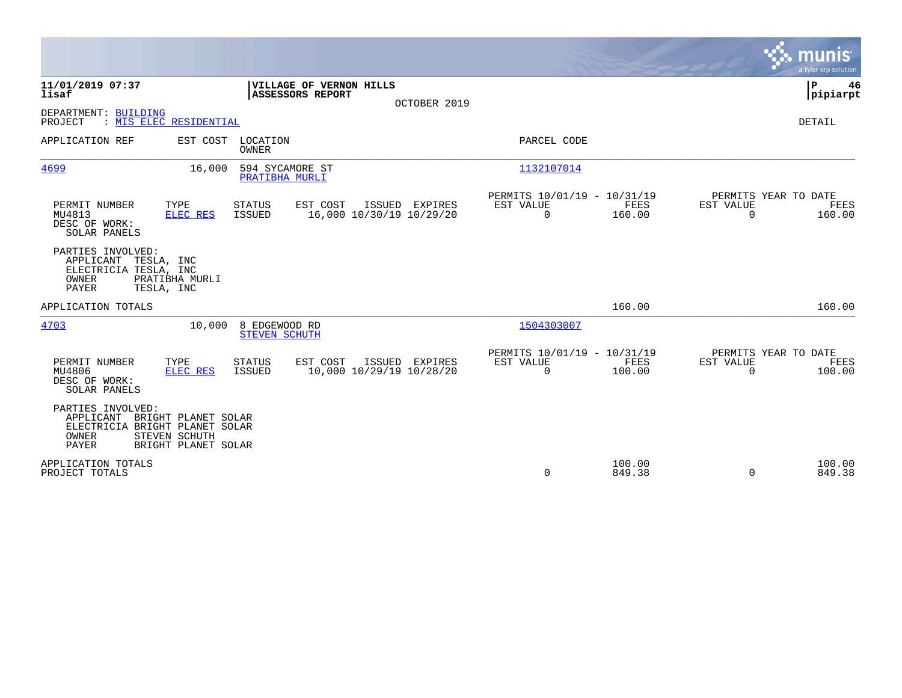**11/01/2019 07:37**
**lisaf**

**VILLAGE OF VERNON HILLS**
**ASSESSORS REPORT**
OCTOBER 2019

**P 46**
**pipiarpt**

DEPARTMENT: BUILDING
PROJECT : MIS ELEC RESIDENTIAL

DETAIL

| APPLICATION REF | EST COST | LOCATION / OWNER | PARCEL CODE |
|---|---|---|---|
| 4699 | 16,000 | 594 SYCAMORE ST / PRATIBHA MURLI | 1132107014 |

| PERMIT NUMBER | TYPE | STATUS | EST COST | ISSUED | EXPIRES | PERMITS 10/01/19 - 10/31/19 EST VALUE | FEES | PERMITS YEAR TO DATE EST VALUE | FEES |
|---|---|---|---|---|---|---|---|---|---|
| MU4813 | ELEC RES | ISSUED | 16,000 | 10/30/19 | 10/29/20 | 0 | 160.00 | 0 | 160.00 |

DESC OF WORK:
SOLAR PANELS

PARTIES INVOLVED:
- APPLICANT TESLA, INC
- ELECTRICIA TESLA, INC
- OWNER PRATIBHA MURLI
- PAYER TESLA, INC

APPLICATION TOTALS — 160.00 — 160.00

| APPLICATION REF | EST COST | LOCATION / OWNER | PARCEL CODE |
|---|---|---|---|
| 4703 | 10,000 | 8 EDGEWOOD RD / STEVEN SCHUTH | 1504303007 |

| PERMIT NUMBER | TYPE | STATUS | EST COST | ISSUED | EXPIRES | PERMITS 10/01/19 - 10/31/19 EST VALUE | FEES | PERMITS YEAR TO DATE EST VALUE | FEES |
|---|---|---|---|---|---|---|---|---|---|
| MU4806 | ELEC RES | ISSUED | 10,000 | 10/29/19 | 10/28/20 | 0 | 100.00 | 0 | 100.00 |

DESC OF WORK:
SOLAR PANELS

PARTIES INVOLVED:
- APPLICANT BRIGHT PLANET SOLAR
- ELECTRICIA BRIGHT PLANET SOLAR
- OWNER STEVEN SCHUTH
- PAYER BRIGHT PLANET SOLAR

| | EST VALUE | FEES | EST VALUE | FEES |
|---|---|---|---|---|
| APPLICATION TOTALS | | 100.00 | | 100.00 |
| PROJECT TOTALS | 0 | 849.38 | 0 | 849.38 |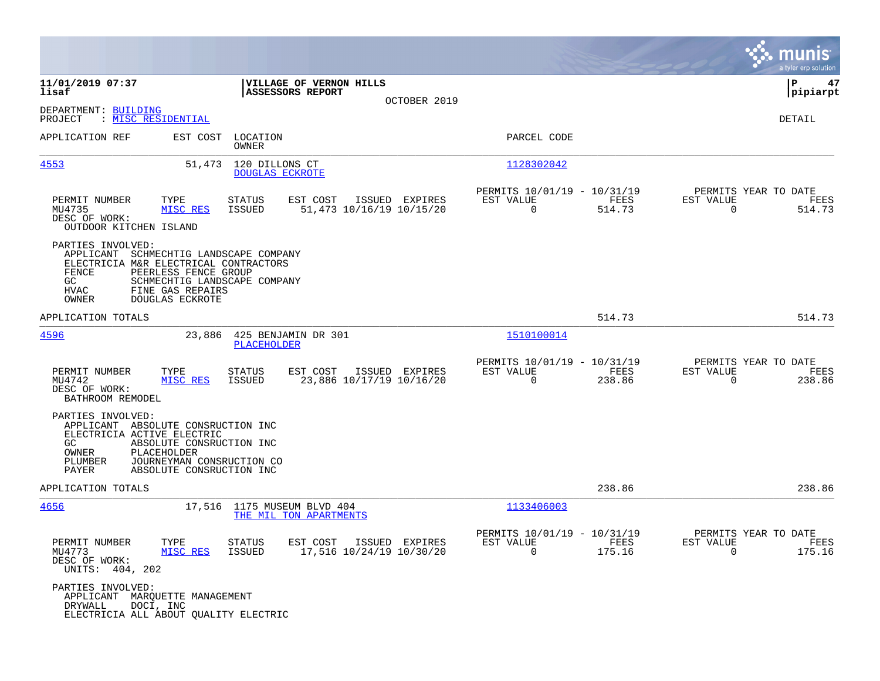**11/01/2019 07:37**
**lisaf**

**VILLAGE OF VERNON HILLS**
**ASSESSORS REPORT**
OCTOBER 2019

**P 47**
**pipiarpt**

DEPARTMENT: BUILDING
PROJECT : MISC RESIDENTIAL

DETAIL

| APPLICATION REF | EST COST | LOCATION / OWNER | PARCEL CODE |
|---|---|---|---|
| 4553 | 51,473 | 120 DILLONS CT / DOUGLAS ECKROTE | 1128302042 |

| PERMIT NUMBER | TYPE | STATUS | EST COST | ISSUED | EXPIRES | PERMITS 10/01/19 - 10/31/19 EST VALUE | FEES | PERMITS YEAR TO DATE EST VALUE | FEES |
|---|---|---|---|---|---|---|---|---|---|
| MU4735 | MISC RES | ISSUED | 51,473 | 10/16/19 | 10/15/20 | 0 | 514.73 | 0 | 514.73 |

DESC OF WORK:
OUTDOOR KITCHEN ISLAND

PARTIES INVOLVED:
- APPLICANT SCHMECHTIG LANDSCAPE COMPANY
- ELECTRICIA M&R ELECTRICAL CONTRACTORS
- FENCE PEERLESS FENCE GROUP
- GC SCHMECHTIG LANDSCAPE COMPANY
- HVAC FINE GAS REPAIRS
- OWNER DOUGLAS ECKROTE

APPLICATION TOTALS: 514.73 | 514.73

| APPLICATION REF | EST COST | LOCATION / OWNER | PARCEL CODE |
|---|---|---|---|
| 4596 | 23,886 | 425 BENJAMIN DR 301 / PLACEHOLDER | 1510100014 |

| PERMIT NUMBER | TYPE | STATUS | EST COST | ISSUED | EXPIRES | PERMITS 10/01/19 - 10/31/19 EST VALUE | FEES | PERMITS YEAR TO DATE EST VALUE | FEES |
|---|---|---|---|---|---|---|---|---|---|
| MU4742 | MISC RES | ISSUED | 23,886 | 10/17/19 | 10/16/20 | 0 | 238.86 | 0 | 238.86 |

DESC OF WORK:
BATHROOM REMODEL

PARTIES INVOLVED:
- APPLICANT ABSOLUTE CONSRUCTION INC
- ELECTRICIA ACTIVE ELECTRIC
- GC ABSOLUTE CONSRUCTION INC
- OWNER PLACEHOLDER
- PLUMBER JOURNEYMAN CONSRUCTION CO
- PAYER ABSOLUTE CONSRUCTION INC

APPLICATION TOTALS: 238.86 | 238.86

| APPLICATION REF | EST COST | LOCATION / OWNER | PARCEL CODE |
|---|---|---|---|
| 4656 | 17,516 | 1175 MUSEUM BLVD 404 / THE MIL TON APARTMENTS | 1133406003 |

| PERMIT NUMBER | TYPE | STATUS | EST COST | ISSUED | EXPIRES | PERMITS 10/01/19 - 10/31/19 EST VALUE | FEES | PERMITS YEAR TO DATE EST VALUE | FEES |
|---|---|---|---|---|---|---|---|---|---|
| MU4773 | MISC RES | ISSUED | 17,516 | 10/24/19 | 10/30/20 | 0 | 175.16 | 0 | 175.16 |

DESC OF WORK:
UNITS: 404, 202

PARTIES INVOLVED:
- APPLICANT MARQUETTE MANAGEMENT
- DRYWALL DOCI, INC
- ELECTRICIA ALL ABOUT QUALITY ELECTRIC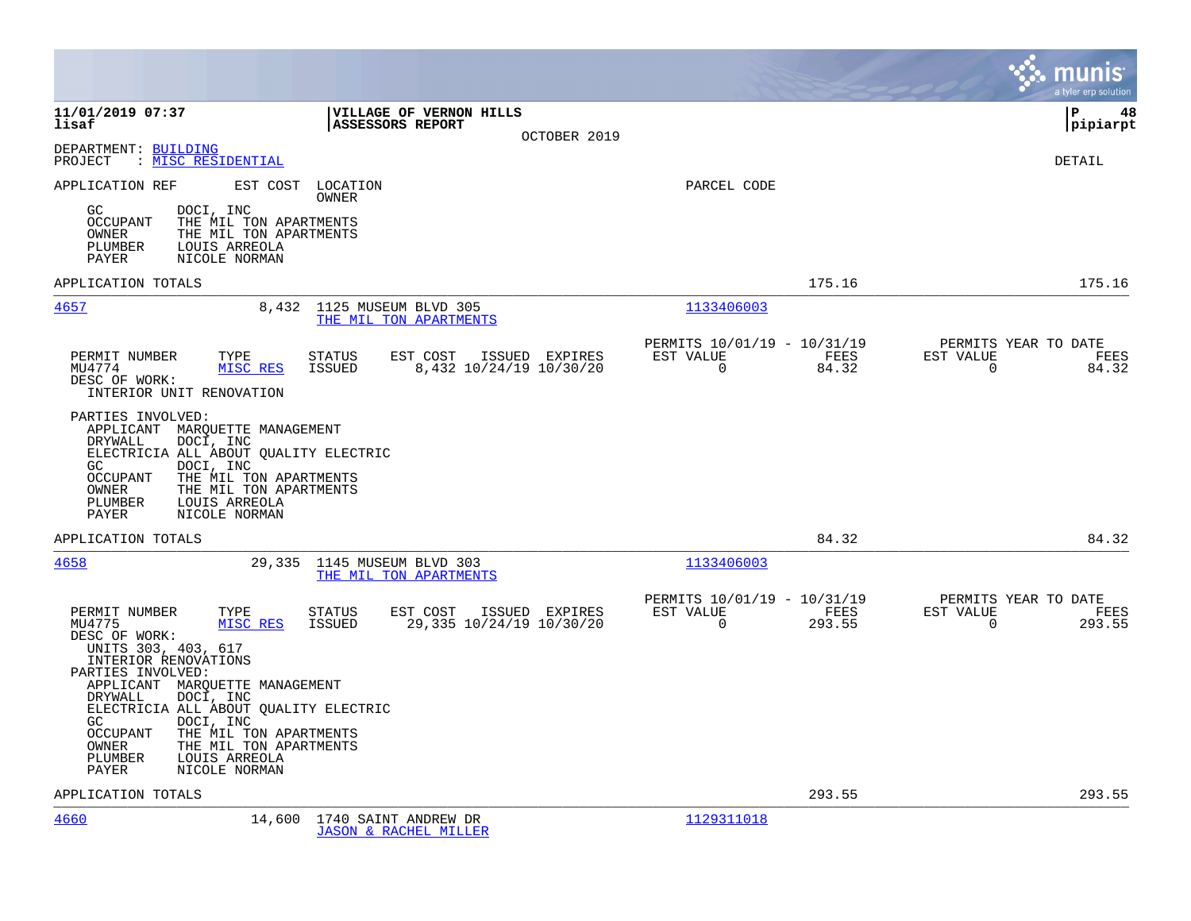**11/01/2019 07:37** **VILLAGE OF VERNON HILLS**
**lisaf** **ASSESSORS REPORT**
OCTOBER 2019

DEPARTMENT: BUILDING
PROJECT : MISC RESIDENTIAL

DETAIL

APPLICATION REF EST COST LOCATION PARCEL CODE
OWNER

GC DOCI, INC
OCCUPANT THE MIL TON APARTMENTS
OWNER THE MIL TON APARTMENTS
PLUMBER LOUIS ARREOLA
PAYER NICOLE NORMAN

APPLICATION TOTALS 175.16 175.16

---

**4657** 8,432 1125 MUSEUM BLVD 305 — 1133406003
THE MIL TON APARTMENTS

| PERMIT NUMBER | TYPE | STATUS | EST COST | ISSUED | EXPIRES | PERMITS 10/01/19 - 10/31/19 EST VALUE | FEES | PERMITS YEAR TO DATE EST VALUE | FEES |
|---|---|---|---|---|---|---|---|---|---|
| MU4774 | MISC RES | ISSUED | 8,432 | 10/24/19 | 10/30/20 | 0 | 84.32 | 0 | 84.32 |

DESC OF WORK:
INTERIOR UNIT RENOVATION

PARTIES INVOLVED:
APPLICANT MARQUETTE MANAGEMENT
DRYWALL DOCI, INC
ELECTRICIA ALL ABOUT QUALITY ELECTRIC
GC DOCI, INC
OCCUPANT THE MIL TON APARTMENTS
OWNER THE MIL TON APARTMENTS
PLUMBER LOUIS ARREOLA
PAYER NICOLE NORMAN

APPLICATION TOTALS 84.32 84.32

---

**4658** 29,335 1145 MUSEUM BLVD 303 — 1133406003
THE MIL TON APARTMENTS

| PERMIT NUMBER | TYPE | STATUS | EST COST | ISSUED | EXPIRES | PERMITS 10/01/19 - 10/31/19 EST VALUE | FEES | PERMITS YEAR TO DATE EST VALUE | FEES |
|---|---|---|---|---|---|---|---|---|---|
| MU4775 | MISC RES | ISSUED | 29,335 | 10/24/19 | 10/30/20 | 0 | 293.55 | 0 | 293.55 |

DESC OF WORK:
UNITS 303, 403, 617
INTERIOR RENOVATIONS

PARTIES INVOLVED:
APPLICANT MARQUETTE MANAGEMENT
DRYWALL DOCI, INC
ELECTRICIA ALL ABOUT QUALITY ELECTRIC
GC DOCI, INC
OCCUPANT THE MIL TON APARTMENTS
OWNER THE MIL TON APARTMENTS
PLUMBER LOUIS ARREOLA
PAYER NICOLE NORMAN

APPLICATION TOTALS 293.55 293.55

---

**4660** 14,600 1740 SAINT ANDREW DR — 1129311018
JASON & RACHEL MILLER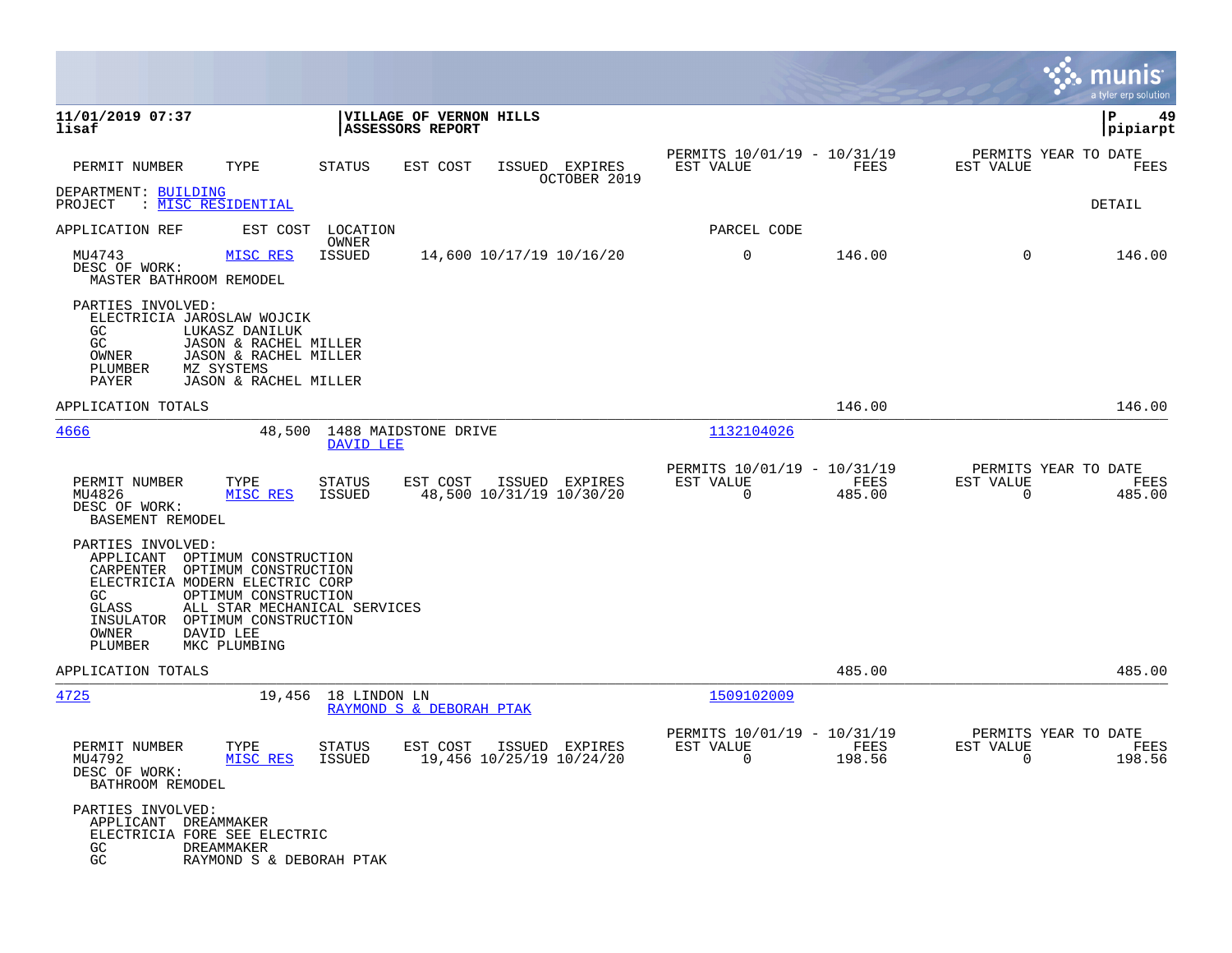**11/01/2019 07:37**
**lisaf**

**VILLAGE OF VERNON HILLS**
**ASSESSORS REPORT**

**P 49**
**pipiarpt**

| PERMIT NUMBER | TYPE | STATUS | EST COST | ISSUED | EXPIRES | PERMITS 10/01/19 - 10/31/19 EST VALUE | FEES | PERMITS YEAR TO DATE EST VALUE | FEES |
|---|---|---|---|---|---|---|---|---|---|
| | | | | | OCTOBER 2019 | | | | |

DEPARTMENT: BUILDING
PROJECT : MISC RESIDENTIAL

DETAIL

APPLICATION REF | EST COST | LOCATION / OWNER | PARCEL CODE

| PERMIT NUMBER | TYPE | STATUS | EST COST | ISSUED | EXPIRES | EST VALUE | FEES | EST VALUE | FEES |
|---|---|---|---|---|---|---|---|---|---|
| MU4743 | MISC RES | ISSUED | 14,600 | 10/17/19 | 10/16/20 | 0 | 146.00 | 0 | 146.00 |

DESC OF WORK:
MASTER BATHROOM REMODEL

PARTIES INVOLVED:
ELECTRICIA JAROSLAW WOJCIK
GC LUKASZ DANILUK
GC JASON & RACHEL MILLER
OWNER JASON & RACHEL MILLER
PLUMBER MZ SYSTEMS
PAYER JASON & RACHEL MILLER

APPLICATION TOTALS 146.00 146.00

---

**4666** 48,500 1488 MAIDSTONE DRIVE — DAVID LEE — PARCEL CODE 1132104026

| PERMIT NUMBER | TYPE | STATUS | EST COST | ISSUED | EXPIRES | PERMITS 10/01/19 - 10/31/19 EST VALUE | FEES | PERMITS YEAR TO DATE EST VALUE | FEES |
|---|---|---|---|---|---|---|---|---|---|
| MU4826 | MISC RES | ISSUED | 48,500 | 10/31/19 | 10/30/20 | 0 | 485.00 | 0 | 485.00 |

DESC OF WORK:
BASEMENT REMODEL

PARTIES INVOLVED:
APPLICANT OPTIMUM CONSTRUCTION
CARPENTER OPTIMUM CONSTRUCTION
ELECTRICIA MODERN ELECTRIC CORP
GC OPTIMUM CONSTRUCTION
GLASS ALL STAR MECHANICAL SERVICES
INSULATOR OPTIMUM CONSTRUCTION
OWNER DAVID LEE
PLUMBER MKC PLUMBING

APPLICATION TOTALS 485.00 485.00

---

**4725** 19,456 18 LINDON LN — RAYMOND S & DEBORAH PTAK — PARCEL CODE 1509102009

| PERMIT NUMBER | TYPE | STATUS | EST COST | ISSUED | EXPIRES | PERMITS 10/01/19 - 10/31/19 EST VALUE | FEES | PERMITS YEAR TO DATE EST VALUE | FEES |
|---|---|---|---|---|---|---|---|---|---|
| MU4792 | MISC RES | ISSUED | 19,456 | 10/25/19 | 10/24/20 | 0 | 198.56 | 0 | 198.56 |

DESC OF WORK:
BATHROOM REMODEL

PARTIES INVOLVED:
APPLICANT DREAMMAKER
ELECTRICIA FORE SEE ELECTRIC
GC DREAMMAKER
GC RAYMOND S & DEBORAH PTAK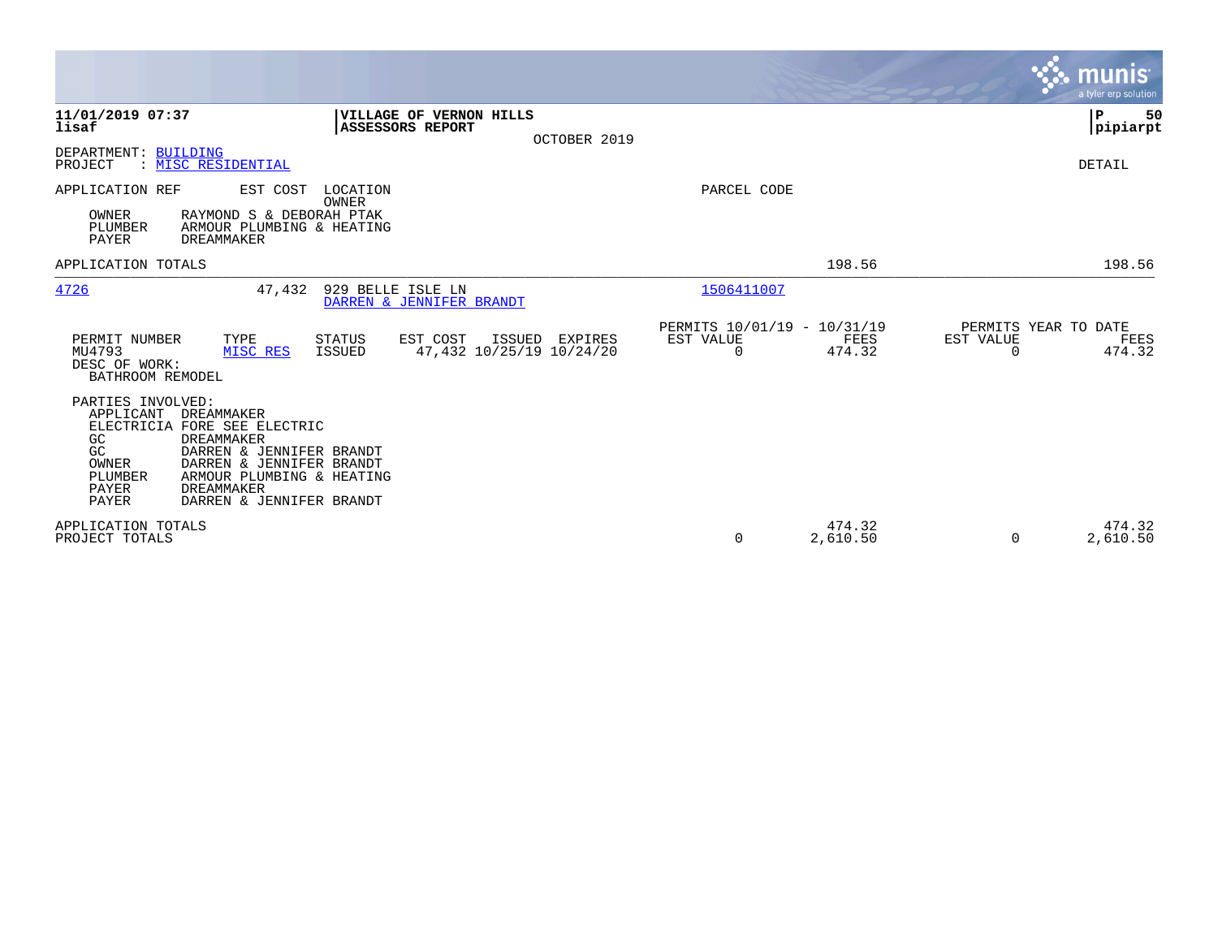11/01/2019 07:37 | VILLAGE OF VERNON HILLS | P 50
lisaf | ASSESSORS REPORT | pipiarpt
OCTOBER 2019

DEPARTMENT: BUILDING
PROJECT : MISC RESIDENTIAL

DETAIL

APPLICATION REF | EST COST | LOCATION / OWNER | PARCEL CODE

OWNER RAYMOND S & DEBORAH PTAK
PLUMBER ARMOUR PLUMBING & HEATING
PAYER DREAMMAKER

| APPLICATION TOTALS | | 198.56 | | 198.56 |
|---|---|---|---|---|

4726 | 47,432 | 929 BELLE ISLE LN | 1506411007
DARREN & JENNIFER BRANDT

| PERMIT NUMBER | TYPE | STATUS | EST COST | ISSUED | EXPIRES | PERMITS 10/01/19 - 10/31/19 EST VALUE | FEES | PERMITS YEAR TO DATE EST VALUE | FEES |
|---|---|---|---|---|---|---|---|---|---|
| MU4793 | MISC RES | ISSUED | 47,432 | 10/25/19 | 10/24/20 | 0 | 474.32 | 0 | 474.32 |

DESC OF WORK:
BATHROOM REMODEL

PARTIES INVOLVED:
APPLICANT DREAMMAKER
ELECTRICIA FORE SEE ELECTRIC
GC DREAMMAKER
GC DARREN & JENNIFER BRANDT
OWNER DARREN & JENNIFER BRANDT
PLUMBER ARMOUR PLUMBING & HEATING
PAYER DREAMMAKER
PAYER DARREN & JENNIFER BRANDT

| | EST VALUE | FEES | EST VALUE | FEES |
|---|---|---|---|---|
| APPLICATION TOTALS | | 474.32 | | 474.32 |
| PROJECT TOTALS | 0 | 2,610.50 | 0 | 2,610.50 |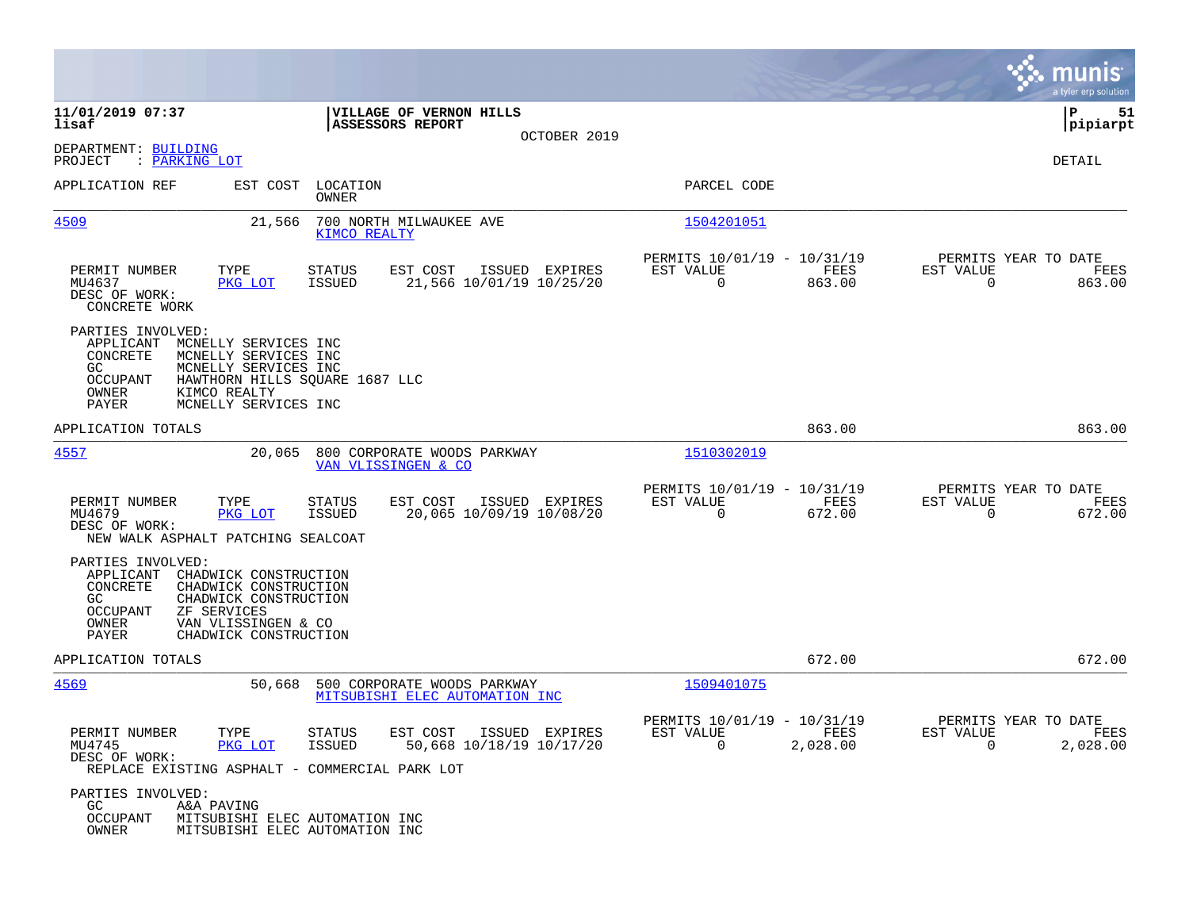**11/01/2019 07:37** | **VILLAGE OF VERNON HILLS** | **P 51**
**lisaf** | **ASSESSORS REPORT** | **pipiarpt**

OCTOBER 2019

DEPARTMENT: BUILDING
PROJECT : PARKING LOT

DETAIL

| APPLICATION REF | EST COST | LOCATION / OWNER | PARCEL CODE |
|---|---|---|---|
| 4509 | 21,566 | 700 NORTH MILWAUKEE AVE / KIMCO REALTY | 1504201051 |

| PERMIT NUMBER | TYPE | STATUS | EST COST | ISSUED | EXPIRES | PERMITS 10/01/19 - 10/31/19 EST VALUE | FEES | PERMITS YEAR TO DATE EST VALUE | FEES |
|---|---|---|---|---|---|---|---|---|---|
| MU4637 | PKG LOT | ISSUED | 21,566 | 10/01/19 | 10/25/20 | 0 | 863.00 | 0 | 863.00 |

DESC OF WORK:
CONCRETE WORK

PARTIES INVOLVED:
- APPLICANT MCNELLY SERVICES INC
- CONCRETE MCNELLY SERVICES INC
- GC MCNELLY SERVICES INC
- OCCUPANT HAWTHORN HILLS SQUARE 1687 LLC
- OWNER KIMCO REALTY
- PAYER MCNELLY SERVICES INC

APPLICATION TOTALS 863.00 863.00

| APPLICATION REF | EST COST | LOCATION / OWNER | PARCEL CODE |
|---|---|---|---|
| 4557 | 20,065 | 800 CORPORATE WOODS PARKWAY / VAN VLISSINGEN & CO | 1510302019 |

| PERMIT NUMBER | TYPE | STATUS | EST COST | ISSUED | EXPIRES | PERMITS 10/01/19 - 10/31/19 EST VALUE | FEES | PERMITS YEAR TO DATE EST VALUE | FEES |
|---|---|---|---|---|---|---|---|---|---|
| MU4679 | PKG LOT | ISSUED | 20,065 | 10/09/19 | 10/08/20 | 0 | 672.00 | 0 | 672.00 |

DESC OF WORK:
NEW WALK ASPHALT PATCHING SEALCOAT

PARTIES INVOLVED:
- APPLICANT CHADWICK CONSTRUCTION
- CONCRETE CHADWICK CONSTRUCTION
- GC CHADWICK CONSTRUCTION
- OCCUPANT ZF SERVICES
- OWNER VAN VLISSINGEN & CO
- PAYER CHADWICK CONSTRUCTION

APPLICATION TOTALS 672.00 672.00

| APPLICATION REF | EST COST | LOCATION / OWNER | PARCEL CODE |
|---|---|---|---|
| 4569 | 50,668 | 500 CORPORATE WOODS PARKWAY / MITSUBISHI ELEC AUTOMATION INC | 1509401075 |

| PERMIT NUMBER | TYPE | STATUS | EST COST | ISSUED | EXPIRES | PERMITS 10/01/19 - 10/31/19 EST VALUE | FEES | PERMITS YEAR TO DATE EST VALUE | FEES |
|---|---|---|---|---|---|---|---|---|---|
| MU4745 | PKG LOT | ISSUED | 50,668 | 10/18/19 | 10/17/20 | 0 | 2,028.00 | 0 | 2,028.00 |

DESC OF WORK:
REPLACE EXISTING ASPHALT - COMMERCIAL PARK LOT

PARTIES INVOLVED:
- GC A&A PAVING
- OCCUPANT MITSUBISHI ELEC AUTOMATION INC
- OWNER MITSUBISHI ELEC AUTOMATION INC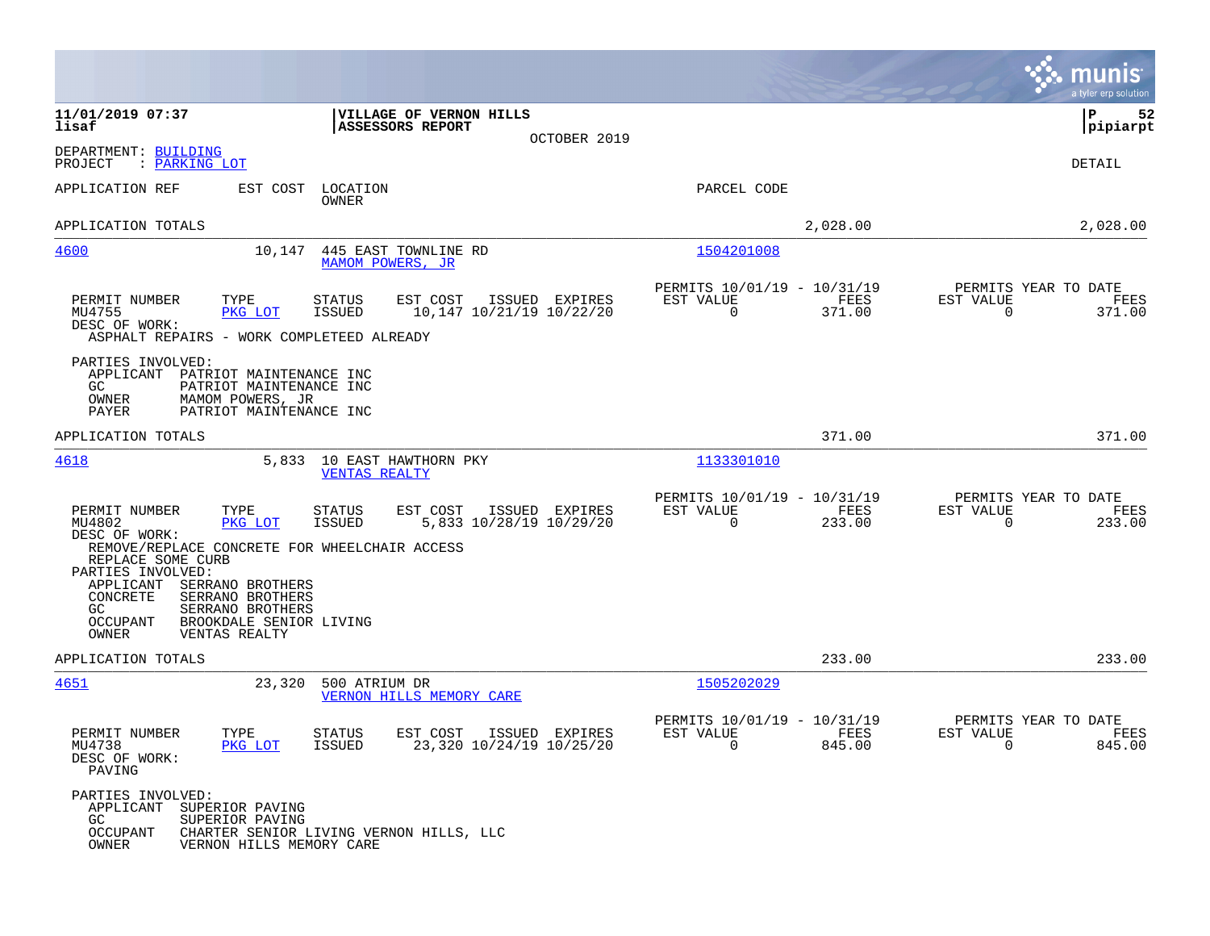**11/01/2019 07:37** | **VILLAGE OF VERNON HILLS** | **P 52**
**lisaf** | **ASSESSORS REPORT** | **pipiarpt**

OCTOBER 2019

DEPARTMENT: BUILDING
PROJECT : PARKING LOT

DETAIL

APPLICATION REF | EST COST | LOCATION / OWNER | PARCEL CODE

APPLICATION TOTALS 2,028.00 2,028.00

---

**4600** | 10,147 | 445 EAST TOWNLINE RD / MAMOM POWERS, JR | 1504201008

| PERMIT NUMBER | TYPE | STATUS | EST COST | ISSUED | EXPIRES | PERMITS 10/01/19 - 10/31/19 EST VALUE | FEES | PERMITS YEAR TO DATE EST VALUE | FEES |
|---|---|---|---|---|---|---|---|---|---|
| MU4755 | PKG LOT | ISSUED | 10,147 | 10/21/19 | 10/22/20 | 0 | 371.00 | 0 | 371.00 |

DESC OF WORK:
ASPHALT REPAIRS - WORK COMPLETEED ALREADY

PARTIES INVOLVED:
- APPLICANT PATRIOT MAINTENANCE INC
- GC PATRIOT MAINTENANCE INC
- OWNER MAMOM POWERS, JR
- PAYER PATRIOT MAINTENANCE INC

APPLICATION TOTALS 371.00 371.00

---

**4618** | 5,833 | 10 EAST HAWTHORN PKY / VENTAS REALTY | 1133301010

| PERMIT NUMBER | TYPE | STATUS | EST COST | ISSUED | EXPIRES | PERMITS 10/01/19 - 10/31/19 EST VALUE | FEES | PERMITS YEAR TO DATE EST VALUE | FEES |
|---|---|---|---|---|---|---|---|---|---|
| MU4802 | PKG LOT | ISSUED | 5,833 | 10/28/19 | 10/29/20 | 0 | 233.00 | 0 | 233.00 |

DESC OF WORK:
REMOVE/REPLACE CONCRETE FOR WHEELCHAIR ACCESS
REPLACE SOME CURB

PARTIES INVOLVED:
- APPLICANT SERRANO BROTHERS
- CONCRETE SERRANO BROTHERS
- GC SERRANO BROTHERS
- OCCUPANT BROOKDALE SENIOR LIVING
- OWNER VENTAS REALTY

APPLICATION TOTALS 233.00 233.00

---

**4651** | 23,320 | 500 ATRIUM DR / VERNON HILLS MEMORY CARE | 1505202029

| PERMIT NUMBER | TYPE | STATUS | EST COST | ISSUED | EXPIRES | PERMITS 10/01/19 - 10/31/19 EST VALUE | FEES | PERMITS YEAR TO DATE EST VALUE | FEES |
|---|---|---|---|---|---|---|---|---|---|
| MU4738 | PKG LOT | ISSUED | 23,320 | 10/24/19 | 10/25/20 | 0 | 845.00 | 0 | 845.00 |

DESC OF WORK:
PAVING

PARTIES INVOLVED:
- APPLICANT SUPERIOR PAVING
- GC SUPERIOR PAVING
- OCCUPANT CHARTER SENIOR LIVING VERNON HILLS, LLC
- OWNER VERNON HILLS MEMORY CARE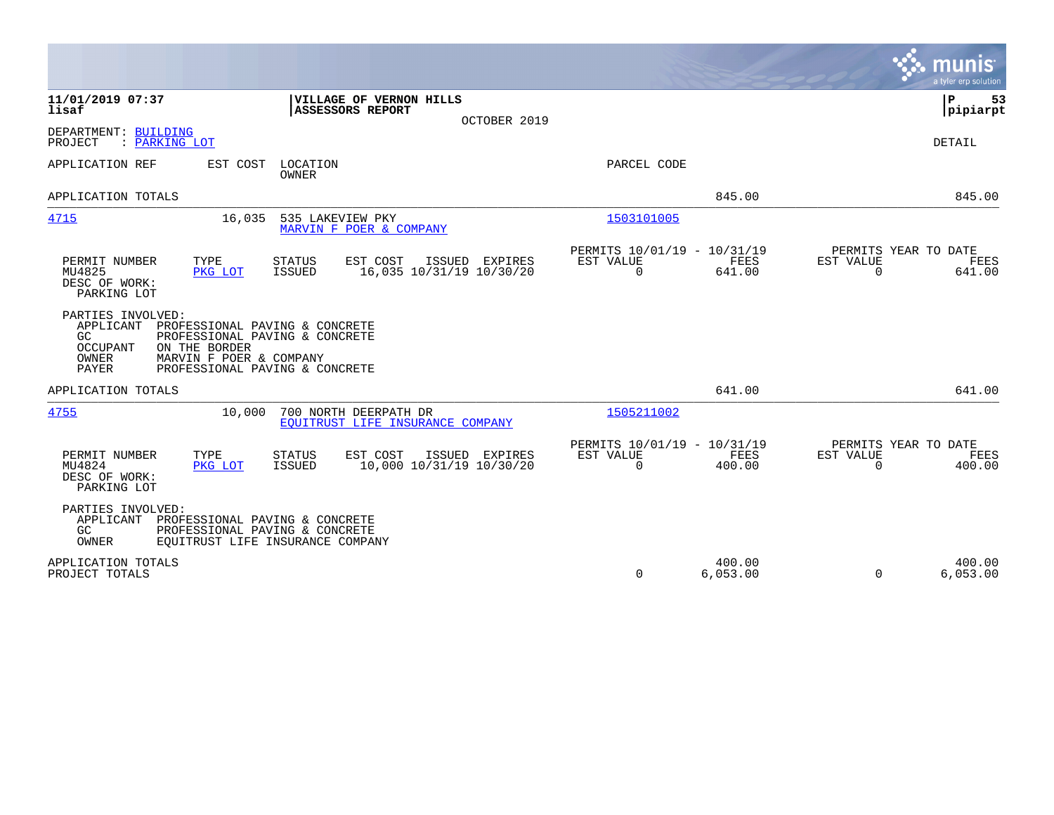**11/01/2019 07:37**
**lisaf**

**VILLAGE OF VERNON HILLS**
**ASSESSORS REPORT**

OCTOBER 2019

**P 53**
**pipiarpt**

DEPARTMENT: BUILDING
PROJECT : PARKING LOT

DETAIL

| APPLICATION REF | EST COST | LOCATION / OWNER | PARCEL CODE | | |
|---|---|---|---|---|---|
| APPLICATION TOTALS | | | | 845.00 | 845.00 |
| 4715 | 16,035 | 535 LAKEVIEW PKY / MARVIN F POER & COMPANY | 1503101005 | | |

| PERMIT NUMBER | TYPE | STATUS | EST COST | ISSUED | EXPIRES | PERMITS 10/01/19 - 10/31/19 EST VALUE | FEES | PERMITS YEAR TO DATE EST VALUE | FEES |
|---|---|---|---|---|---|---|---|---|---|
| MU4825 | PKG LOT | ISSUED | 16,035 | 10/31/19 | 10/30/20 | 0 | 641.00 | 0 | 641.00 |

DESC OF WORK:
PARKING LOT

PARTIES INVOLVED:

| | |
|---|---|
| APPLICANT | PROFESSIONAL PAVING & CONCRETE |
| GC | PROFESSIONAL PAVING & CONCRETE |
| OCCUPANT | ON THE BORDER |
| OWNER | MARVIN F POER & COMPANY |
| PAYER | PROFESSIONAL PAVING & CONCRETE |

| APPLICATION REF | EST COST | LOCATION / OWNER | PARCEL CODE | | |
|---|---|---|---|---|---|
| APPLICATION TOTALS | | | | 641.00 | 641.00 |
| 4755 | 10,000 | 700 NORTH DEERPATH DR / EQUITRUST LIFE INSURANCE COMPANY | 1505211002 | | |

| PERMIT NUMBER | TYPE | STATUS | EST COST | ISSUED | EXPIRES | PERMITS 10/01/19 - 10/31/19 EST VALUE | FEES | PERMITS YEAR TO DATE EST VALUE | FEES |
|---|---|---|---|---|---|---|---|---|---|
| MU4824 | PKG LOT | ISSUED | 10,000 | 10/31/19 | 10/30/20 | 0 | 400.00 | 0 | 400.00 |

DESC OF WORK:
PARKING LOT

PARTIES INVOLVED:

| | |
|---|---|
| APPLICANT | PROFESSIONAL PAVING & CONCRETE |
| GC | PROFESSIONAL PAVING & CONCRETE |
| OWNER | EQUITRUST LIFE INSURANCE COMPANY |

| | EST VALUE | FEES | EST VALUE | FEES |
|---|---|---|---|---|
| APPLICATION TOTALS | | 400.00 | | 400.00 |
| PROJECT TOTALS | 0 | 6,053.00 | 0 | 6,053.00 |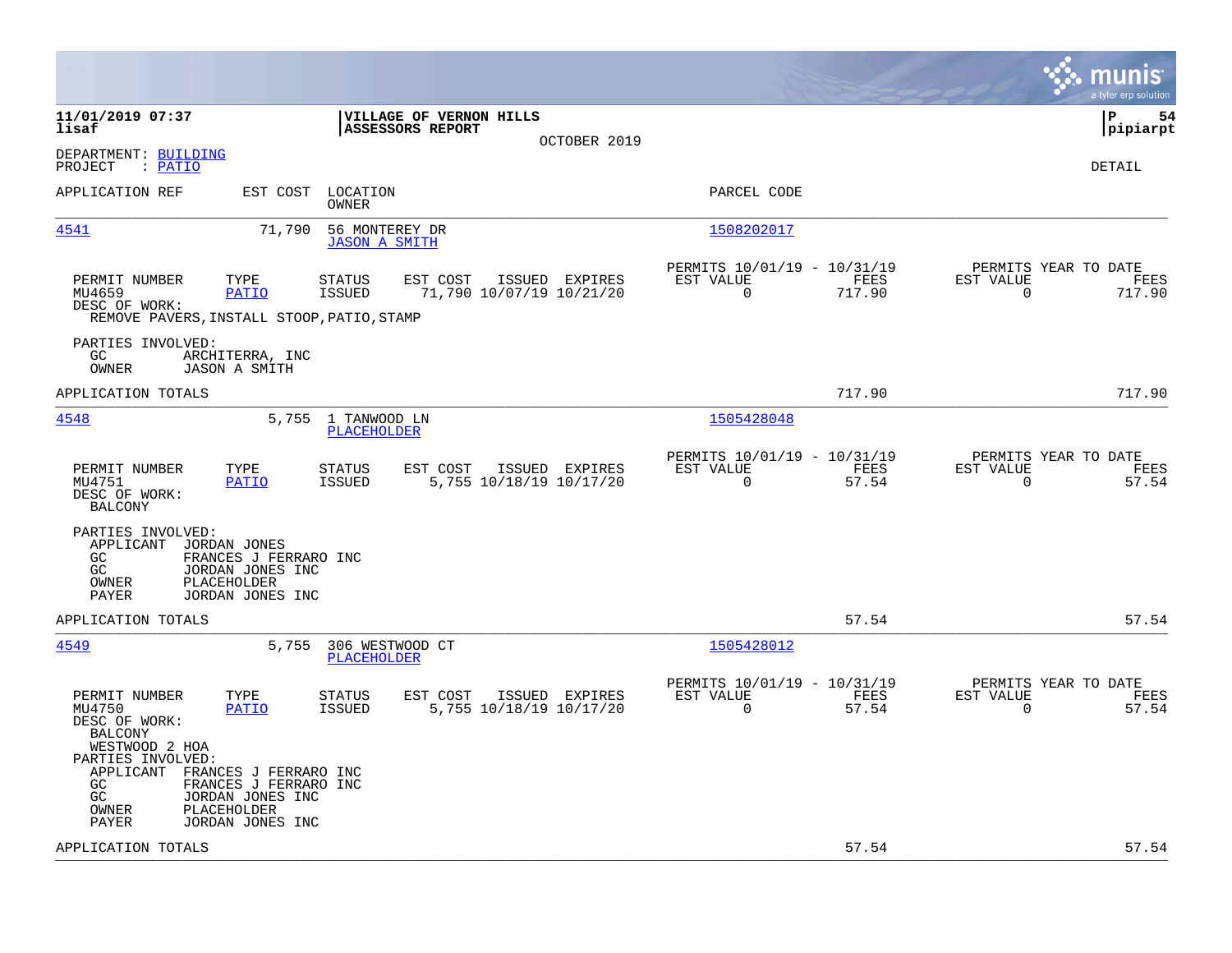**11/01/2019 07:37**
**lisaf**

**VILLAGE OF VERNON HILLS**
**ASSESSORS REPORT**
OCTOBER 2019

**P 54**
**pipiarpt**

DEPARTMENT: BUILDING
PROJECT : PATIO

DETAIL

| APPLICATION REF | EST COST | LOCATION / OWNER | PARCEL CODE |
|---|---|---|---|
| 4541 | 71,790 | 56 MONTEREY DR / JASON A SMITH | 1508202017 |

| PERMIT NUMBER | TYPE | STATUS | EST COST | ISSUED | EXPIRES | PERMITS 10/01/19 - 10/31/19 EST VALUE | FEES | PERMITS YEAR TO DATE EST VALUE | FEES |
|---|---|---|---|---|---|---|---|---|---|
| MU4659 | PATIO | ISSUED | 71,790 | 10/07/19 | 10/21/20 | 0 | 717.90 | 0 | 717.90 |

DESC OF WORK:
REMOVE PAVERS,INSTALL STOOP,PATIO,STAMP

PARTIES INVOLVED:
GC ARCHITERRA, INC
OWNER JASON A SMITH

APPLICATION TOTALS 717.90 717.90

| APPLICATION REF | EST COST | LOCATION / OWNER | PARCEL CODE |
|---|---|---|---|
| 4548 | 5,755 | 1 TANWOOD LN / PLACEHOLDER | 1505428048 |

| PERMIT NUMBER | TYPE | STATUS | EST COST | ISSUED | EXPIRES | PERMITS 10/01/19 - 10/31/19 EST VALUE | FEES | PERMITS YEAR TO DATE EST VALUE | FEES |
|---|---|---|---|---|---|---|---|---|---|
| MU4751 | PATIO | ISSUED | 5,755 | 10/18/19 | 10/17/20 | 0 | 57.54 | 0 | 57.54 |

DESC OF WORK:
BALCONY

PARTIES INVOLVED:
APPLICANT JORDAN JONES
GC FRANCES J FERRARO INC
GC JORDAN JONES INC
OWNER PLACEHOLDER
PAYER JORDAN JONES INC

APPLICATION TOTALS 57.54 57.54

| APPLICATION REF | EST COST | LOCATION / OWNER | PARCEL CODE |
|---|---|---|---|
| 4549 | 5,755 | 306 WESTWOOD CT / PLACEHOLDER | 1505428012 |

| PERMIT NUMBER | TYPE | STATUS | EST COST | ISSUED | EXPIRES | PERMITS 10/01/19 - 10/31/19 EST VALUE | FEES | PERMITS YEAR TO DATE EST VALUE | FEES |
|---|---|---|---|---|---|---|---|---|---|
| MU4750 | PATIO | ISSUED | 5,755 | 10/18/19 | 10/17/20 | 0 | 57.54 | 0 | 57.54 |

DESC OF WORK:
BALCONY
WESTWOOD 2 HOA

PARTIES INVOLVED:
APPLICANT FRANCES J FERRARO INC
GC FRANCES J FERRARO INC
GC JORDAN JONES INC
OWNER PLACEHOLDER
PAYER JORDAN JONES INC

APPLICATION TOTALS 57.54 57.54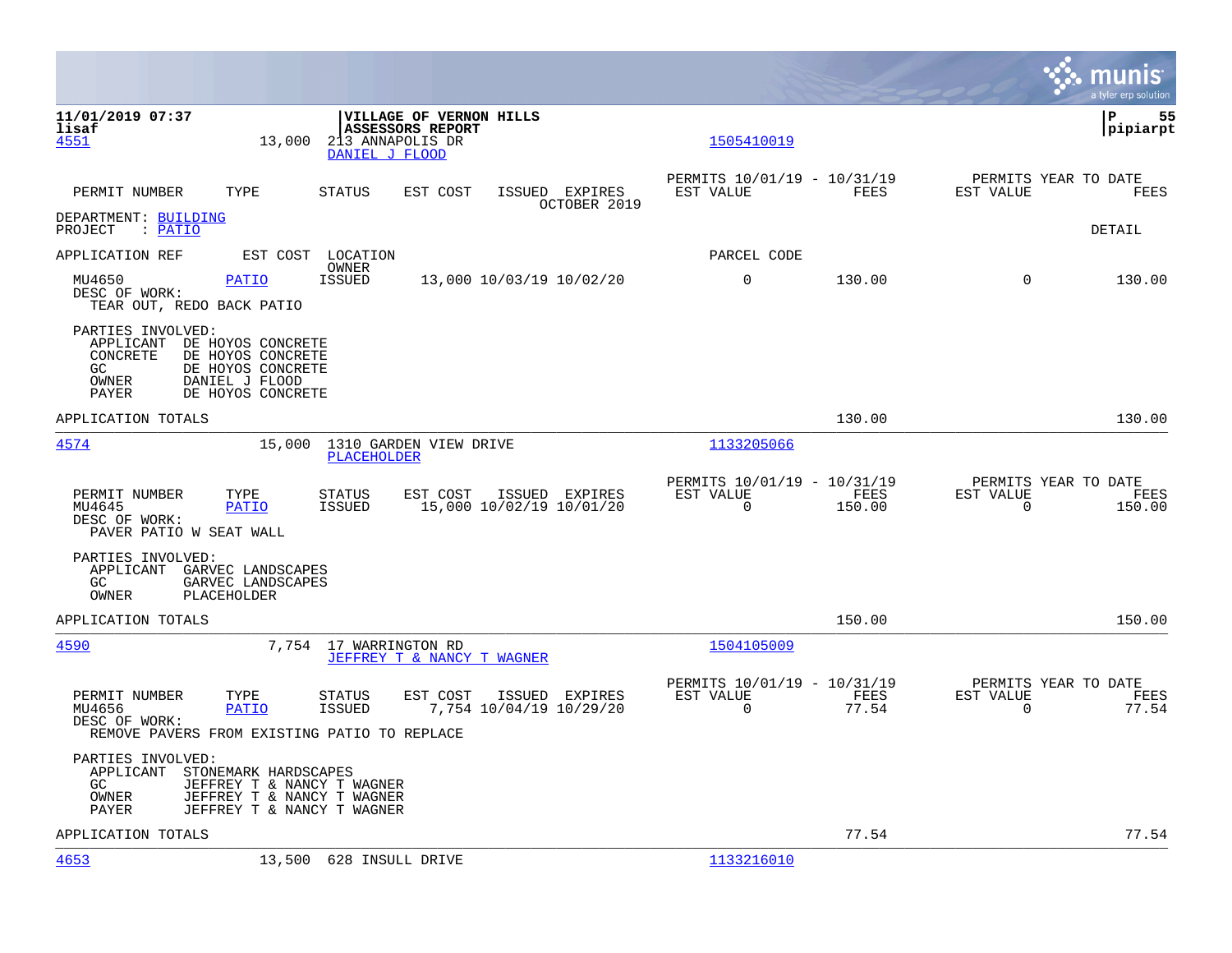11/01/2019 07:37 | VILLAGE OF VERNON HILLS | P 55
lisaf | ASSESSORS REPORT | pipiarpt

4551 13,000 213 ANNAPOLIS DR 1505410019
DANIEL J FLOOD

| PERMIT NUMBER | TYPE | STATUS | EST COST | ISSUED | EXPIRES | PERMITS 10/01/19 - 10/31/19 EST VALUE | FEES | PERMITS YEAR TO DATE EST VALUE | FEES |
|---|---|---|---|---|---|---|---|---|---|
| | | | | | OCTOBER 2019 | | | | |

DEPARTMENT: BUILDING
PROJECT : PATIO DETAIL

| APPLICATION REF | EST COST | LOCATION OWNER | | | | PARCEL CODE | | | |
|---|---|---|---|---|---|---|---|---|---|
| MU4650 | PATIO | ISSUED | 13,000 | 10/03/19 | 10/02/20 | 0 | 130.00 | 0 | 130.00 |

DESC OF WORK:
TEAR OUT, REDO BACK PATIO

PARTIES INVOLVED:
APPLICANT DE HOYOS CONCRETE
CONCRETE DE HOYOS CONCRETE
GC DE HOYOS CONCRETE
OWNER DANIEL J FLOOD
PAYER DE HOYOS CONCRETE

APPLICATION TOTALS 130.00 130.00

---

4574 15,000 1310 GARDEN VIEW DRIVE 1133205066
PLACEHOLDER

| PERMIT NUMBER | TYPE | STATUS | EST COST | ISSUED | EXPIRES | PERMITS 10/01/19 - 10/31/19 EST VALUE | FEES | PERMITS YEAR TO DATE EST VALUE | FEES |
|---|---|---|---|---|---|---|---|---|---|
| MU4645 | PATIO | ISSUED | 15,000 | 10/02/19 | 10/01/20 | 0 | 150.00 | 0 | 150.00 |

DESC OF WORK:
PAVER PATIO W SEAT WALL

PARTIES INVOLVED:
APPLICANT GARVEC LANDSCAPES
GC GARVEC LANDSCAPES
OWNER PLACEHOLDER

APPLICATION TOTALS 150.00 150.00

---

4590 7,754 17 WARRINGTON RD 1504105009
JEFFREY T & NANCY T WAGNER

| PERMIT NUMBER | TYPE | STATUS | EST COST | ISSUED | EXPIRES | PERMITS 10/01/19 - 10/31/19 EST VALUE | FEES | PERMITS YEAR TO DATE EST VALUE | FEES |
|---|---|---|---|---|---|---|---|---|---|
| MU4656 | PATIO | ISSUED | 7,754 | 10/04/19 | 10/29/20 | 0 | 77.54 | 0 | 77.54 |

DESC OF WORK:
REMOVE PAVERS FROM EXISTING PATIO TO REPLACE

PARTIES INVOLVED:
APPLICANT STONEMARK HARDSCAPES
GC JEFFREY T & NANCY T WAGNER
OWNER JEFFREY T & NANCY T WAGNER
PAYER JEFFREY T & NANCY T WAGNER

APPLICATION TOTALS 77.54 77.54

---

4653 13,500 628 INSULL DRIVE 1133216010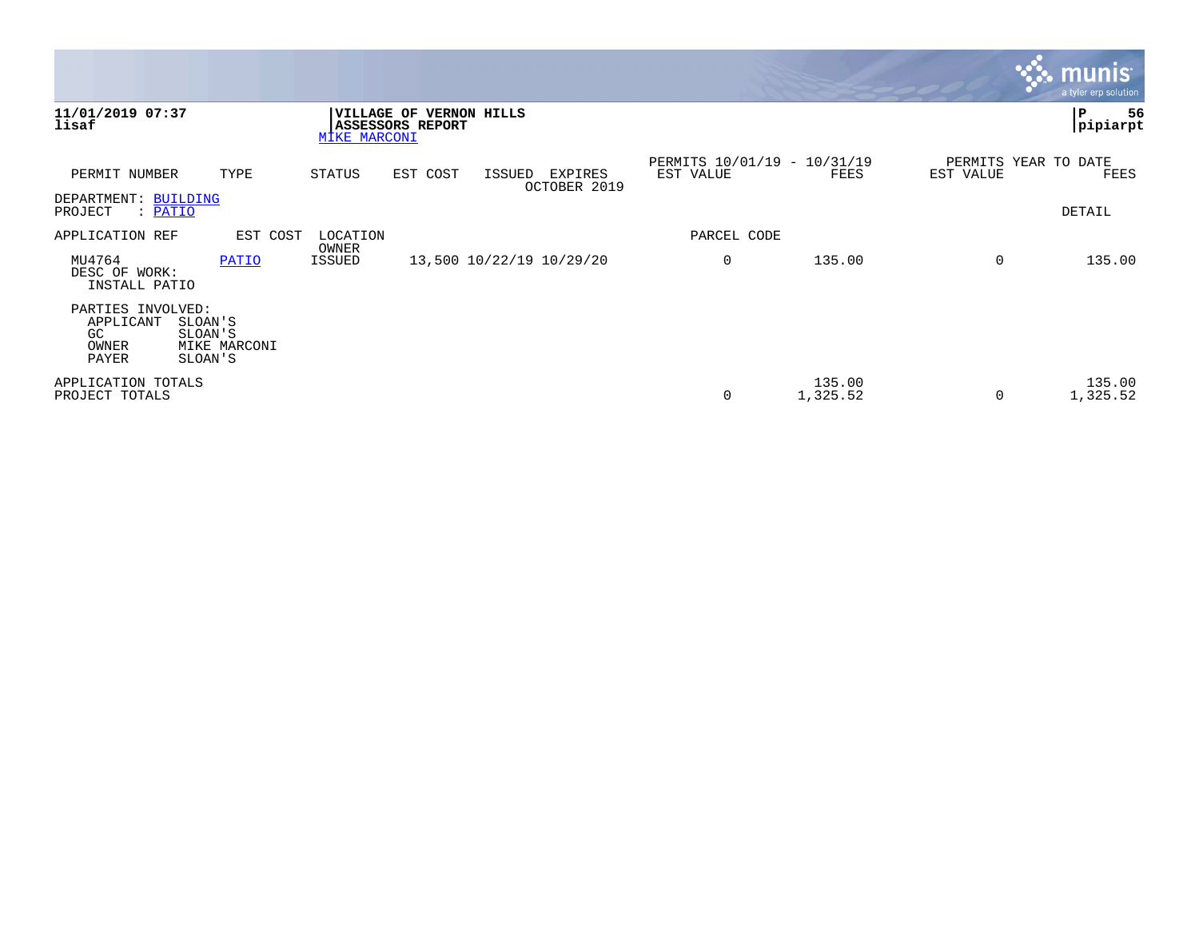**11/01/2019 07:37**
**lisaf**

**VILLAGE OF VERNON HILLS**
**ASSESSORS REPORT**
MIKE MARCONI

**P 56**
**pipiarpt**

| PERMIT NUMBER | TYPE | STATUS | EST COST | ISSUED | EXPIRES | PERMITS 10/01/19 - 10/31/19 EST VALUE | FEES | PERMITS YEAR TO DATE EST VALUE | FEES |
|---|---|---|---|---|---|---|---|---|---|
| | | | | | OCTOBER 2019 | | | | |

DEPARTMENT: BUILDING
PROJECT : PATIO

DETAIL

| APPLICATION REF | EST COST | LOCATION / OWNER | | | | PARCEL CODE | | | |
|---|---|---|---|---|---|---|---|---|---|
| MU4764 | PATIO | ISSUED | 13,500 | 10/22/19 | 10/29/20 | 0 | 135.00 | 0 | 135.00 |

DESC OF WORK:
INSTALL PATIO

PARTIES INVOLVED:
- APPLICANT SLOAN'S
- GC SLOAN'S
- OWNER MIKE MARCONI
- PAYER SLOAN'S

| | EST VALUE | FEES | EST VALUE | FEES |
|---|---|---|---|---|
| APPLICATION TOTALS | | 135.00 | | 135.00 |
| PROJECT TOTALS | 0 | 1,325.52 | 0 | 1,325.52 |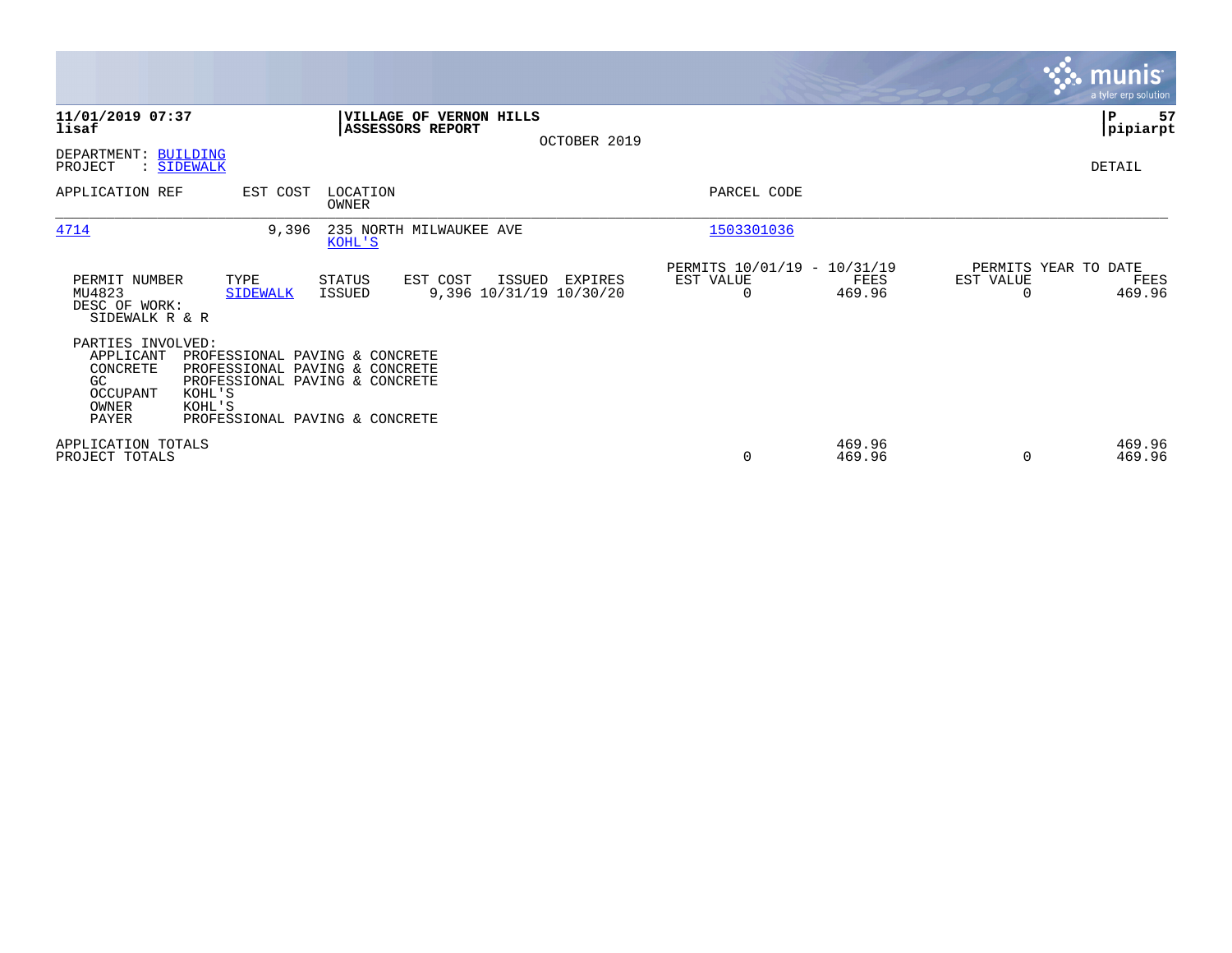**11/01/2019 07:37**
**lisaf**

**VILLAGE OF VERNON HILLS**
**ASSESSORS REPORT**

OCTOBER 2019

**P 57**
**pipiarpt**

DEPARTMENT: BUILDING
PROJECT : SIDEWALK

DETAIL

| APPLICATION REF | EST COST | LOCATION / OWNER | PARCEL CODE |
|---|---|---|---|
| 4714 | 9,396 | 235 NORTH MILWAUKEE AVE / KOHL'S | 1503301036 |

| PERMIT NUMBER | TYPE | STATUS | EST COST | ISSUED | EXPIRES | PERMITS 10/01/19 - 10/31/19 EST VALUE | FEES | PERMITS YEAR TO DATE EST VALUE | FEES |
|---|---|---|---|---|---|---|---|---|---|
| MU4823 | SIDEWALK | ISSUED | 9,396 | 10/31/19 | 10/30/20 | 0 | 469.96 | 0 | 469.96 |

DESC OF WORK:
SIDEWALK R & R

PARTIES INVOLVED:

| Role | Name |
|---|---|
| APPLICANT | PROFESSIONAL PAVING & CONCRETE |
| CONCRETE | PROFESSIONAL PAVING & CONCRETE |
| GC | PROFESSIONAL PAVING & CONCRETE |
| OCCUPANT | KOHL'S |
| OWNER | KOHL'S |
| PAYER | PROFESSIONAL PAVING & CONCRETE |

| | EST VALUE | FEES | YTD EST VALUE | YTD FEES |
|---|---|---|---|---|
| APPLICATION TOTALS | | 469.96 | | 469.96 |
| PROJECT TOTALS | 0 | 469.96 | 0 | 469.96 |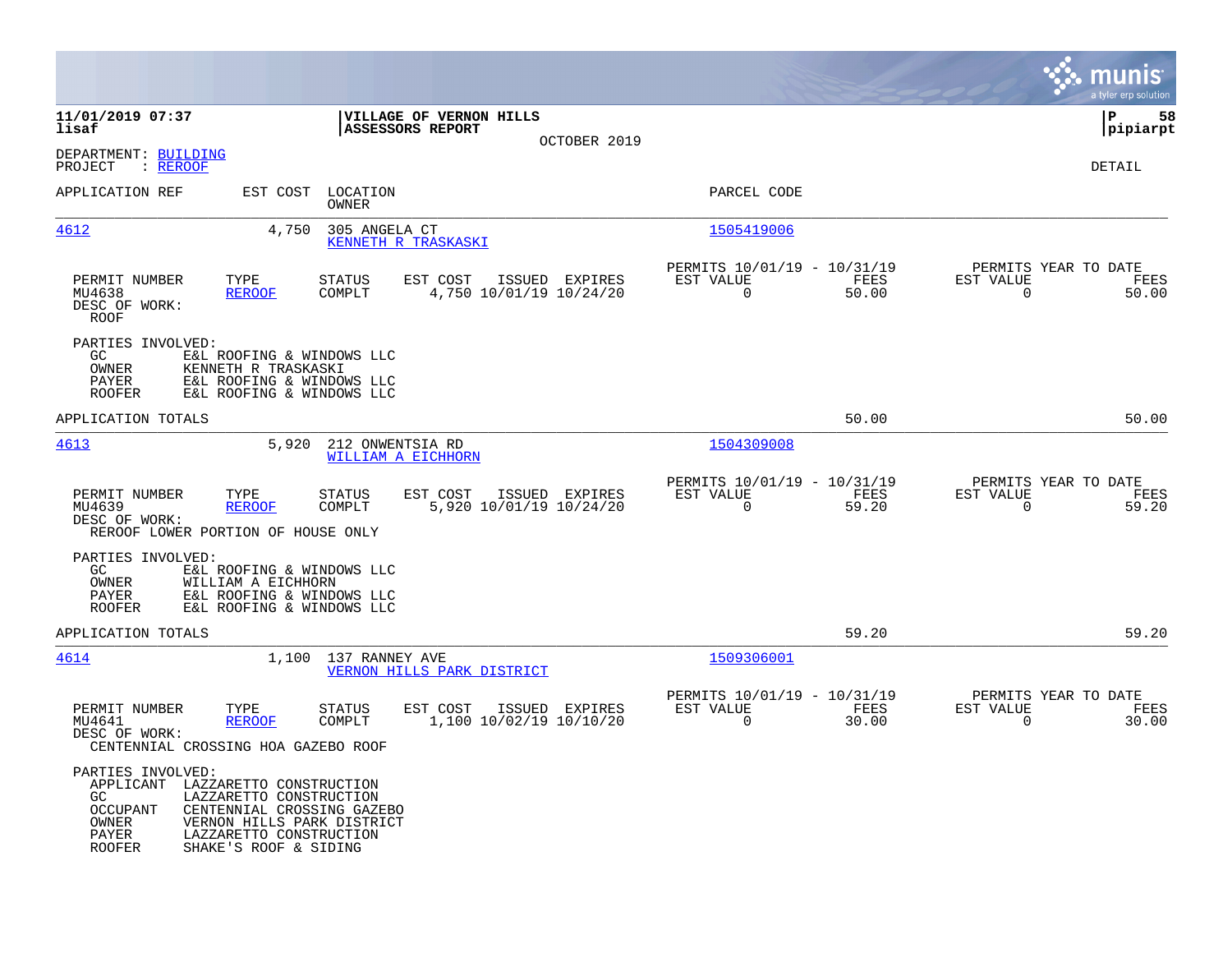11/01/2019 07:37
lisaf

**VILLAGE OF VERNON HILLS**
**ASSESSORS REPORT**
OCTOBER 2019

P 58
pipiarpt

DEPARTMENT: BUILDING
PROJECT : REROOF

DETAIL

| APPLICATION REF | EST COST | LOCATION / OWNER | PARCEL CODE |
|---|---|---|---|
| 4612 | 4,750 | 305 ANGELA CT / KENNETH R TRASKASKI | 1505419006 |

| PERMIT NUMBER | TYPE | STATUS | EST COST | ISSUED | EXPIRES | PERMITS 10/01/19 - 10/31/19 EST VALUE | FEES | PERMITS YEAR TO DATE EST VALUE | FEES |
|---|---|---|---|---|---|---|---|---|---|
| MU4638 | REROOF | COMPLT | 4,750 | 10/01/19 | 10/24/20 | 0 | 50.00 | 0 | 50.00 |

DESC OF WORK:
ROOF

PARTIES INVOLVED:
- GC: E&L ROOFING & WINDOWS LLC
- OWNER: KENNETH R TRASKASKI
- PAYER: E&L ROOFING & WINDOWS LLC
- ROOFER: E&L ROOFING & WINDOWS LLC

APPLICATION TOTALS: 50.00 | 50.00

| APPLICATION REF | EST COST | LOCATION / OWNER | PARCEL CODE |
|---|---|---|---|
| 4613 | 5,920 | 212 ONWENTSIA RD / WILLIAM A EICHHORN | 1504309008 |

| PERMIT NUMBER | TYPE | STATUS | EST COST | ISSUED | EXPIRES | PERMITS 10/01/19 - 10/31/19 EST VALUE | FEES | PERMITS YEAR TO DATE EST VALUE | FEES |
|---|---|---|---|---|---|---|---|---|---|
| MU4639 | REROOF | COMPLT | 5,920 | 10/01/19 | 10/24/20 | 0 | 59.20 | 0 | 59.20 |

DESC OF WORK:
REROOF LOWER PORTION OF HOUSE ONLY

PARTIES INVOLVED:
- GC: E&L ROOFING & WINDOWS LLC
- OWNER: WILLIAM A EICHHORN
- PAYER: E&L ROOFING & WINDOWS LLC
- ROOFER: E&L ROOFING & WINDOWS LLC

APPLICATION TOTALS: 59.20 | 59.20

| APPLICATION REF | EST COST | LOCATION / OWNER | PARCEL CODE |
|---|---|---|---|
| 4614 | 1,100 | 137 RANNEY AVE / VERNON HILLS PARK DISTRICT | 1509306001 |

| PERMIT NUMBER | TYPE | STATUS | EST COST | ISSUED | EXPIRES | PERMITS 10/01/19 - 10/31/19 EST VALUE | FEES | PERMITS YEAR TO DATE EST VALUE | FEES |
|---|---|---|---|---|---|---|---|---|---|
| MU4641 | REROOF | COMPLT | 1,100 | 10/02/19 | 10/10/20 | 0 | 30.00 | 0 | 30.00 |

DESC OF WORK:
CENTENNIAL CROSSING HOA GAZEBO ROOF

PARTIES INVOLVED:
- APPLICANT: LAZZARETTO CONSTRUCTION
- GC: LAZZARETTO CONSTRUCTION
- OCCUPANT: CENTENNIAL CROSSING GAZEBO
- OWNER: VERNON HILLS PARK DISTRICT
- PAYER: LAZZARETTO CONSTRUCTION
- ROOFER: SHAKE'S ROOF & SIDING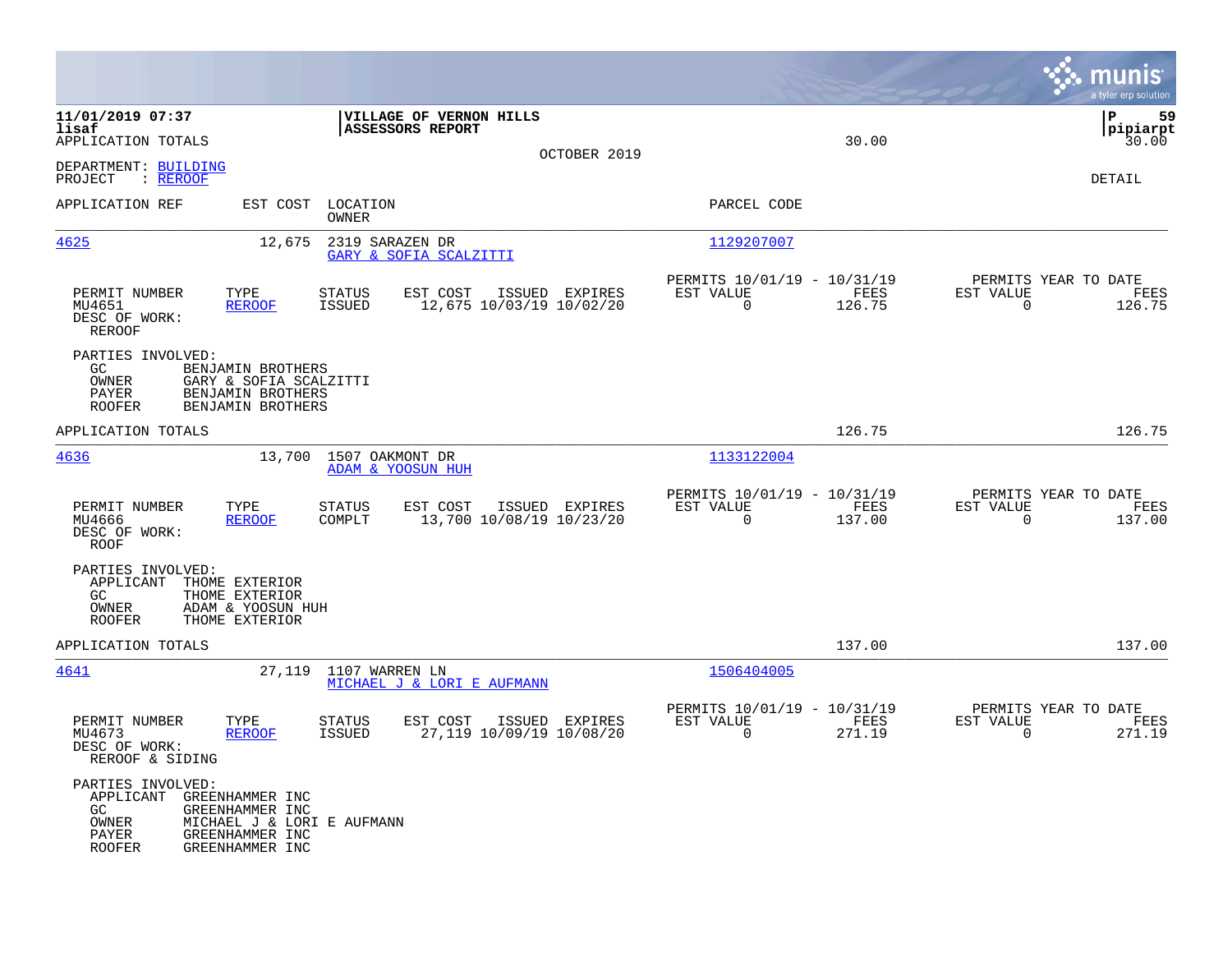11/01/2019 07:37
lisaf
APPLICATION TOTALS

**VILLAGE OF VERNON HILLS**
**ASSESSORS REPORT**

OCTOBER 2019

30.00

P 59
pipiarpt
30.00

DEPARTMENT: BUILDING
PROJECT : REROOF

DETAIL

| APPLICATION REF | EST COST | LOCATION / OWNER | PARCEL CODE |
|---|---|---|---|
| 4625 | 12,675 | 2319 SARAZEN DR / GARY & SOFIA SCALZITTI | 1129207007 |

| PERMIT NUMBER | TYPE | STATUS | EST COST | ISSUED | EXPIRES | PERMITS 10/01/19 - 10/31/19 EST VALUE | FEES | PERMITS YEAR TO DATE EST VALUE | FEES |
|---|---|---|---|---|---|---|---|---|---|
| MU4651 | REROOF | ISSUED | 12,675 | 10/03/19 | 10/02/20 | 0 | 126.75 | 0 | 126.75 |

DESC OF WORK:
REROOF

PARTIES INVOLVED:
- GC: BENJAMIN BROTHERS
- OWNER: GARY & SOFIA SCALZITTI
- PAYER: BENJAMIN BROTHERS
- ROOFER: BENJAMIN BROTHERS

APPLICATION TOTALS: 126.75 | 126.75

| APPLICATION REF | EST COST | LOCATION / OWNER | PARCEL CODE |
|---|---|---|---|
| 4636 | 13,700 | 1507 OAKMONT DR / ADAM & YOOSUN HUH | 1133122004 |

| PERMIT NUMBER | TYPE | STATUS | EST COST | ISSUED | EXPIRES | PERMITS 10/01/19 - 10/31/19 EST VALUE | FEES | PERMITS YEAR TO DATE EST VALUE | FEES |
|---|---|---|---|---|---|---|---|---|---|
| MU4666 | REROOF | COMPLT | 13,700 | 10/08/19 | 10/23/20 | 0 | 137.00 | 0 | 137.00 |

DESC OF WORK:
ROOF

PARTIES INVOLVED:
- APPLICANT: THOME EXTERIOR
- GC: THOME EXTERIOR
- OWNER: ADAM & YOOSUN HUH
- ROOFER: THOME EXTERIOR

APPLICATION TOTALS: 137.00 | 137.00

| APPLICATION REF | EST COST | LOCATION / OWNER | PARCEL CODE |
|---|---|---|---|
| 4641 | 27,119 | 1107 WARREN LN / MICHAEL J & LORI E AUFMANN | 1506404005 |

| PERMIT NUMBER | TYPE | STATUS | EST COST | ISSUED | EXPIRES | PERMITS 10/01/19 - 10/31/19 EST VALUE | FEES | PERMITS YEAR TO DATE EST VALUE | FEES |
|---|---|---|---|---|---|---|---|---|---|
| MU4673 | REROOF | ISSUED | 27,119 | 10/09/19 | 10/08/20 | 0 | 271.19 | 0 | 271.19 |

DESC OF WORK:
REROOF & SIDING

PARTIES INVOLVED:
- APPLICANT: GREENHAMMER INC
- GC: GREENHAMMER INC
- OWNER: MICHAEL J & LORI E AUFMANN
- PAYER: GREENHAMMER INC
- ROOFER: GREENHAMMER INC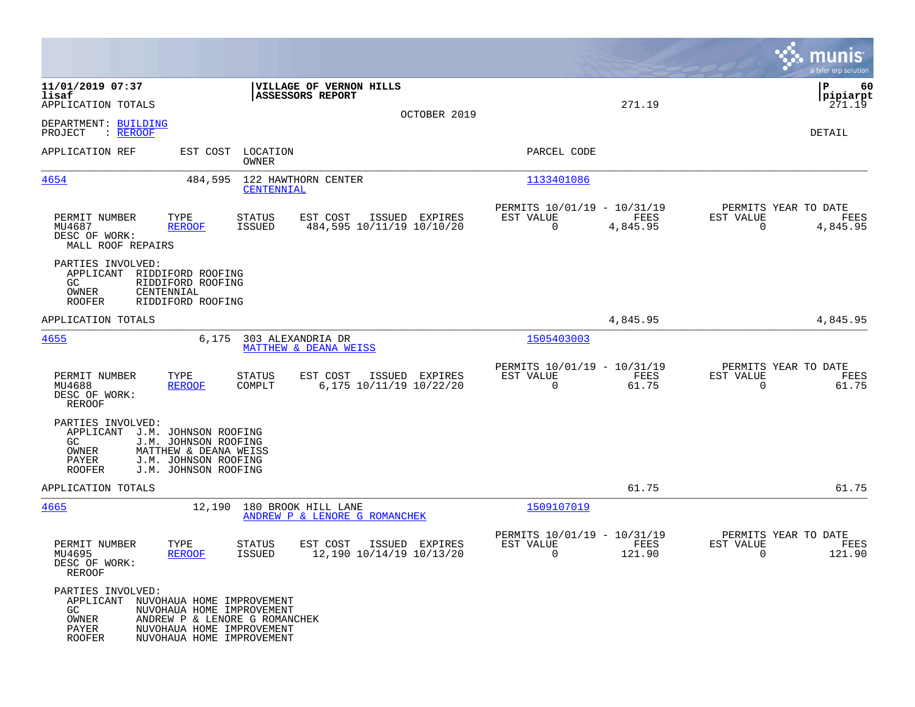**11/01/2019 07:37** — **VILLAGE OF VERNON HILLS** — **ASSESSORS REPORT**
**lisaf** — **pipiarpt**

APPLICATION TOTALS 271.19 271.19

OCTOBER 2019

DEPARTMENT: BUILDING
PROJECT : REROOF

DETAIL

| APPLICATION REF | EST COST | LOCATION / OWNER | PARCEL CODE |
|---|---|---|---|
| 4654 | 484,595 | 122 HAWTHORN CENTER / CENTENNIAL | 1133401086 |

| PERMIT NUMBER | TYPE | STATUS | EST COST | ISSUED | EXPIRES | PERMITS 10/01/19 - 10/31/19 EST VALUE | FEES | PERMITS YEAR TO DATE EST VALUE | FEES |
|---|---|---|---|---|---|---|---|---|---|
| MU4687 | REROOF | ISSUED | 484,595 | 10/11/19 | 10/10/20 | 0 | 4,845.95 | 0 | 4,845.95 |

DESC OF WORK:
MALL ROOF REPAIRS

PARTIES INVOLVED:
- APPLICANT RIDDIFORD ROOFING
- GC RIDDIFORD ROOFING
- OWNER CENTENNIAL
- ROOFER RIDDIFORD ROOFING

APPLICATION TOTALS 4,845.95 4,845.95

| APPLICATION REF | EST COST | LOCATION / OWNER | PARCEL CODE |
|---|---|---|---|
| 4655 | 6,175 | 303 ALEXANDRIA DR / MATTHEW & DEANA WEISS | 1505403003 |

| PERMIT NUMBER | TYPE | STATUS | EST COST | ISSUED | EXPIRES | PERMITS 10/01/19 - 10/31/19 EST VALUE | FEES | PERMITS YEAR TO DATE EST VALUE | FEES |
|---|---|---|---|---|---|---|---|---|---|
| MU4688 | REROOF | COMPLT | 6,175 | 10/11/19 | 10/22/20 | 0 | 61.75 | 0 | 61.75 |

DESC OF WORK:
REROOF

PARTIES INVOLVED:
- APPLICANT J.M. JOHNSON ROOFING
- GC J.M. JOHNSON ROOFING
- OWNER MATTHEW & DEANA WEISS
- PAYER J.M. JOHNSON ROOFING
- ROOFER J.M. JOHNSON ROOFING

APPLICATION TOTALS 61.75 61.75

| APPLICATION REF | EST COST | LOCATION / OWNER | PARCEL CODE |
|---|---|---|---|
| 4665 | 12,190 | 180 BROOK HILL LANE / ANDREW P & LENORE G ROMANCHEK | 1509107019 |

| PERMIT NUMBER | TYPE | STATUS | EST COST | ISSUED | EXPIRES | PERMITS 10/01/19 - 10/31/19 EST VALUE | FEES | PERMITS YEAR TO DATE EST VALUE | FEES |
|---|---|---|---|---|---|---|---|---|---|
| MU4695 | REROOF | ISSUED | 12,190 | 10/14/19 | 10/13/20 | 0 | 121.90 | 0 | 121.90 |

DESC OF WORK:
REROOF

PARTIES INVOLVED:
- APPLICANT NUVOHAUA HOME IMPROVEMENT
- GC NUVOHAUA HOME IMPROVEMENT
- OWNER ANDREW P & LENORE G ROMANCHEK
- PAYER NUVOHAUA HOME IMPROVEMENT
- ROOFER NUVOHAUA HOME IMPROVEMENT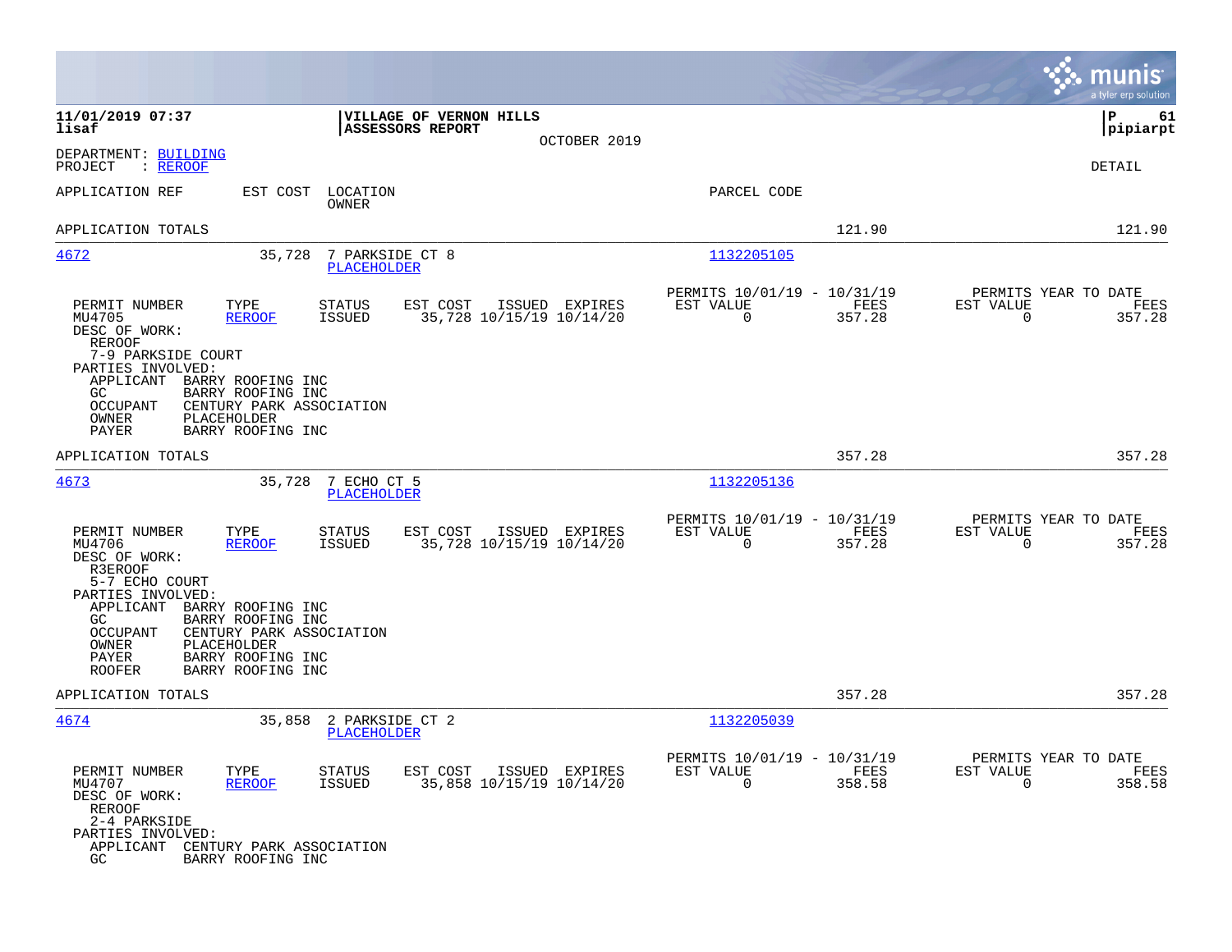DEPARTMENT: BUILDING
PROJECT : REROOF

DETAIL

| APPLICATION REF | EST COST | LOCATION / OWNER | PARCEL CODE | | |
|---|---|---|---|---|---|
| APPLICATION TOTALS | | | | 121.90 | 121.90 |

## 4672

| APPLICATION REF | EST COST | LOCATION / OWNER | PARCEL CODE |
|---|---|---|---|
| 4672 | 35,728 | 7 PARKSIDE CT 8 / PLACEHOLDER | 1132205105 |

| PERMIT NUMBER | TYPE | STATUS | EST COST | ISSUED | EXPIRES | PERMITS 10/01/19 - 10/31/19 EST VALUE | FEES | PERMITS YEAR TO DATE EST VALUE | FEES |
|---|---|---|---|---|---|---|---|---|---|
| MU4705 | REROOF | ISSUED | 35,728 | 10/15/19 | 10/14/20 | 0 | 357.28 | 0 | 357.28 |

DESC OF WORK:
REROOF
7-9 PARKSIDE COURT

PARTIES INVOLVED:
- APPLICANT BARRY ROOFING INC
- GC BARRY ROOFING INC
- OCCUPANT CENTURY PARK ASSOCIATION
- OWNER PLACEHOLDER
- PAYER BARRY ROOFING INC

APPLICATION TOTALS 357.28 357.28

## 4673

| APPLICATION REF | EST COST | LOCATION / OWNER | PARCEL CODE |
|---|---|---|---|
| 4673 | 35,728 | 7 ECHO CT 5 / PLACEHOLDER | 1132205136 |

| PERMIT NUMBER | TYPE | STATUS | EST COST | ISSUED | EXPIRES | PERMITS 10/01/19 - 10/31/19 EST VALUE | FEES | PERMITS YEAR TO DATE EST VALUE | FEES |
|---|---|---|---|---|---|---|---|---|---|
| MU4706 | REROOF | ISSUED | 35,728 | 10/15/19 | 10/14/20 | 0 | 357.28 | 0 | 357.28 |

DESC OF WORK:
R3EROOF
5-7 ECHO COURT

PARTIES INVOLVED:
- APPLICANT BARRY ROOFING INC
- GC BARRY ROOFING INC
- OCCUPANT CENTURY PARK ASSOCIATION
- OWNER PLACEHOLDER
- PAYER BARRY ROOFING INC
- ROOFER BARRY ROOFING INC

APPLICATION TOTALS 357.28 357.28

## 4674

| APPLICATION REF | EST COST | LOCATION / OWNER | PARCEL CODE |
|---|---|---|---|
| 4674 | 35,858 | 2 PARKSIDE CT 2 / PLACEHOLDER | 1132205039 |

| PERMIT NUMBER | TYPE | STATUS | EST COST | ISSUED | EXPIRES | PERMITS 10/01/19 - 10/31/19 EST VALUE | FEES | PERMITS YEAR TO DATE EST VALUE | FEES |
|---|---|---|---|---|---|---|---|---|---|
| MU4707 | REROOF | ISSUED | 35,858 | 10/15/19 | 10/14/20 | 0 | 358.58 | 0 | 358.58 |

DESC OF WORK:
REROOF
2-4 PARKSIDE

PARTIES INVOLVED:
- APPLICANT CENTURY PARK ASSOCIATION
- GC BARRY ROOFING INC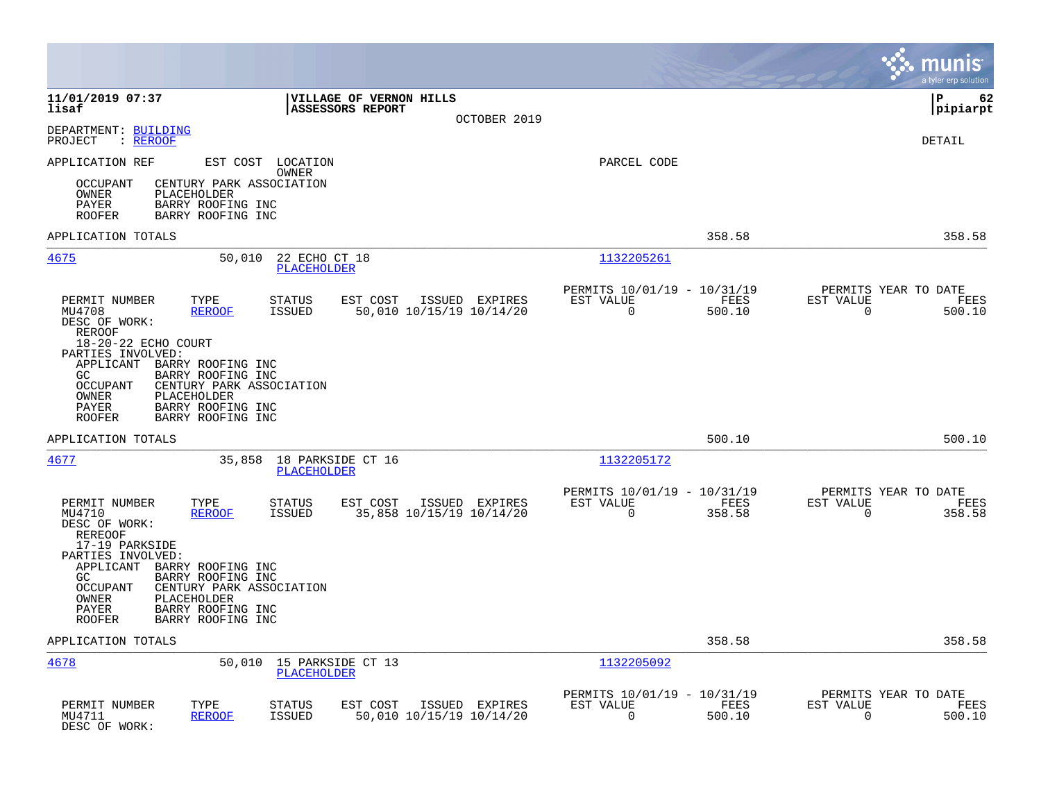11/01/2019 07:37 | VILLAGE OF VERNON HILLS | P 62
lisaf | ASSESSORS REPORT | pipiarpt
OCTOBER 2019

DEPARTMENT: BUILDING
PROJECT : REROOF

DETAIL

APPLICATION REF    EST COST    LOCATION    PARCEL CODE
OWNER

OCCUPANT    CENTURY PARK ASSOCIATION
OWNER    PLACEHOLDER
PAYER    BARRY ROOFING INC
ROOFER    BARRY ROOFING INC

APPLICATION TOTALS    358.58    358.58

---

**4675**    50,010    22 ECHO CT 18    1132205261
PLACEHOLDER

| PERMIT NUMBER | TYPE | STATUS | EST COST | ISSUED | EXPIRES | PERMITS 10/01/19 - 10/31/19 EST VALUE | FEES | PERMITS YEAR TO DATE EST VALUE | FEES |
|---|---|---|---|---|---|---|---|---|---|
| MU4708 | REROOF | ISSUED | 50,010 | 10/15/19 | 10/14/20 | 0 | 500.10 | 0 | 500.10 |

DESC OF WORK:
REROOF
18-20-22 ECHO COURT
PARTIES INVOLVED:
APPLICANT    BARRY ROOFING INC
GC    BARRY ROOFING INC
OCCUPANT    CENTURY PARK ASSOCIATION
OWNER    PLACEHOLDER
PAYER    BARRY ROOFING INC
ROOFER    BARRY ROOFING INC

APPLICATION TOTALS    500.10    500.10

---

**4677**    35,858    18 PARKSIDE CT 16    1132205172
PLACEHOLDER

| PERMIT NUMBER | TYPE | STATUS | EST COST | ISSUED | EXPIRES | PERMITS 10/01/19 - 10/31/19 EST VALUE | FEES | PERMITS YEAR TO DATE EST VALUE | FEES |
|---|---|---|---|---|---|---|---|---|---|
| MU4710 | REROOF | ISSUED | 35,858 | 10/15/19 | 10/14/20 | 0 | 358.58 | 0 | 358.58 |

DESC OF WORK:
REREOOF
17-19 PARKSIDE
PARTIES INVOLVED:
APPLICANT    BARRY ROOFING INC
GC    BARRY ROOFING INC
OCCUPANT    CENTURY PARK ASSOCIATION
OWNER    PLACEHOLDER
PAYER    BARRY ROOFING INC
ROOFER    BARRY ROOFING INC

APPLICATION TOTALS    358.58    358.58

---

**4678**    50,010    15 PARKSIDE CT 13    1132205092
PLACEHOLDER

| PERMIT NUMBER | TYPE | STATUS | EST COST | ISSUED | EXPIRES | PERMITS 10/01/19 - 10/31/19 EST VALUE | FEES | PERMITS YEAR TO DATE EST VALUE | FEES |
|---|---|---|---|---|---|---|---|---|---|
| MU4711 | REROOF | ISSUED | 50,010 | 10/15/19 | 10/14/20 | 0 | 500.10 | 0 | 500.10 |

DESC OF WORK: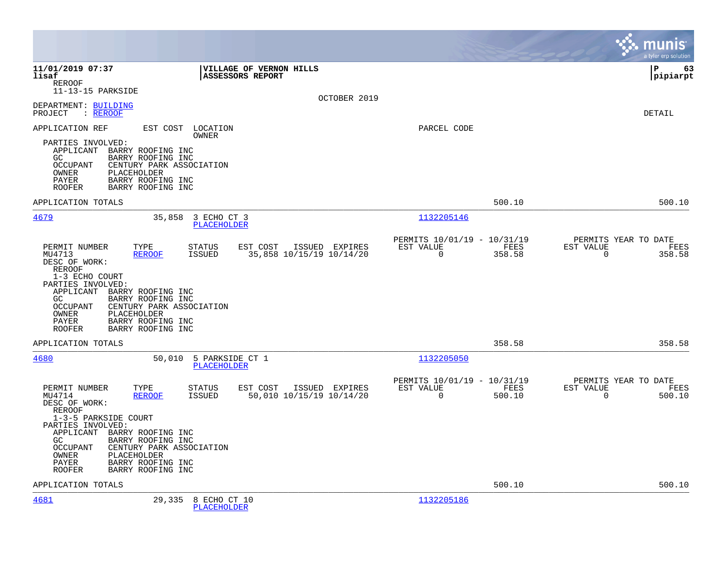**11/01/2019 07:37** | **VILLAGE OF VERNON HILLS** | **P 63**
**lisaf** | **ASSESSORS REPORT** | **pipiarpt**

REROOF
11-13-15 PARKSIDE

OCTOBER 2019

DEPARTMENT: BUILDING
PROJECT : REROOF

DETAIL

APPLICATION REF | EST COST | LOCATION / OWNER | PARCEL CODE

PARTIES INVOLVED:
- APPLICANT BARRY ROOFING INC
- GC BARRY ROOFING INC
- OCCUPANT CENTURY PARK ASSOCIATION
- OWNER PLACEHOLDER
- PAYER BARRY ROOFING INC
- ROOFER BARRY ROOFING INC

APPLICATION TOTALS 500.10 500.10

---

**4679** | 35,858 | 3 ECHO CT 3 / PLACEHOLDER | 1132205146

| PERMIT NUMBER | TYPE | STATUS | EST COST | ISSUED | EXPIRES | PERMITS 10/01/19 - 10/31/19 EST VALUE | FEES | PERMITS YEAR TO DATE EST VALUE | FEES |
|---|---|---|---|---|---|---|---|---|---|
| MU4713 | REROOF | ISSUED | 35,858 | 10/15/19 | 10/14/20 | 0 | 358.58 | 0 | 358.58 |

DESC OF WORK:
REROOF
1-3 ECHO COURT

PARTIES INVOLVED:
- APPLICANT BARRY ROOFING INC
- GC BARRY ROOFING INC
- OCCUPANT CENTURY PARK ASSOCIATION
- OWNER PLACEHOLDER
- PAYER BARRY ROOFING INC
- ROOFER BARRY ROOFING INC

APPLICATION TOTALS 358.58 358.58

---

**4680** | 50,010 | 5 PARKSIDE CT 1 / PLACEHOLDER | 1132205050

| PERMIT NUMBER | TYPE | STATUS | EST COST | ISSUED | EXPIRES | PERMITS 10/01/19 - 10/31/19 EST VALUE | FEES | PERMITS YEAR TO DATE EST VALUE | FEES |
|---|---|---|---|---|---|---|---|---|---|
| MU4714 | REROOF | ISSUED | 50,010 | 10/15/19 | 10/14/20 | 0 | 500.10 | 0 | 500.10 |

DESC OF WORK:
REROOF
1-3-5 PARKSIDE COURT

PARTIES INVOLVED:
- APPLICANT BARRY ROOFING INC
- GC BARRY ROOFING INC
- OCCUPANT CENTURY PARK ASSOCIATION
- OWNER PLACEHOLDER
- PAYER BARRY ROOFING INC
- ROOFER BARRY ROOFING INC

APPLICATION TOTALS 500.10 500.10

---

**4681** | 29,335 | 8 ECHO CT 10 / PLACEHOLDER | 1132205186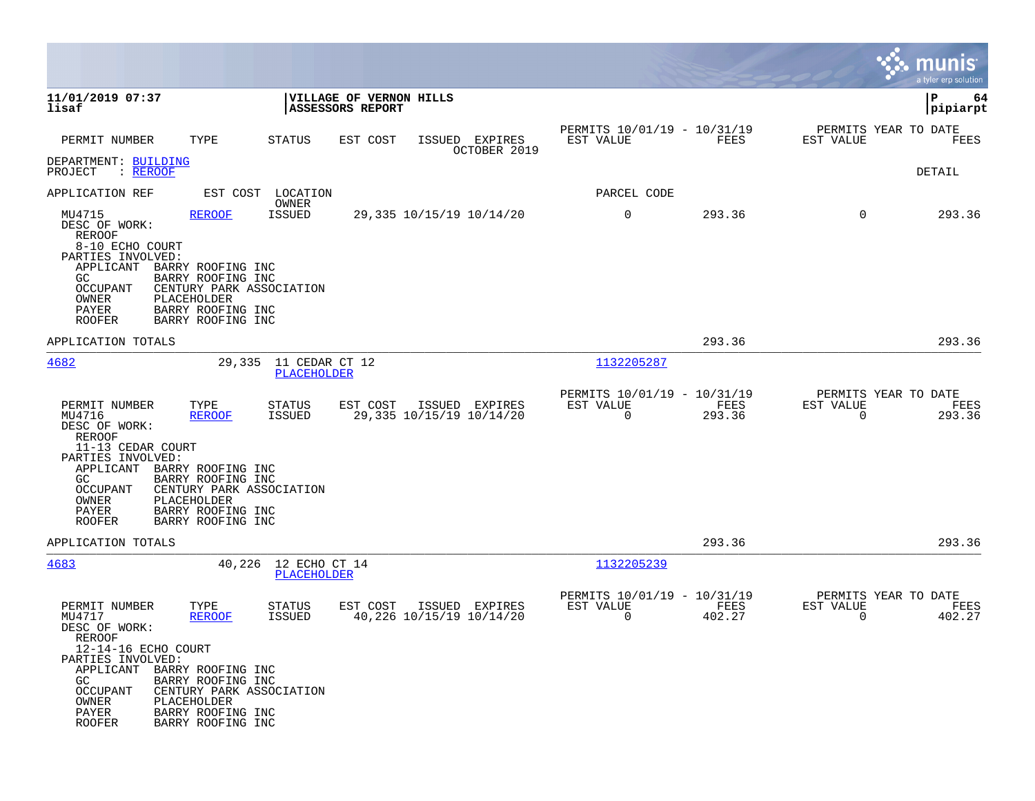11/01/2019 07:37
lisaf

**VILLAGE OF VERNON HILLS**
**ASSESSORS REPORT**

P 64
pipiarpt

| PERMIT NUMBER | TYPE | STATUS | EST COST | ISSUED | EXPIRES | PERMITS 10/01/19 - 10/31/19 EST VALUE | FEES | PERMITS YEAR TO DATE EST VALUE | FEES |
|---|---|---|---|---|---|---|---|---|---|
| | | | | | OCTOBER 2019 | | | | |

DEPARTMENT: BUILDING
PROJECT : REROOF

DETAIL

APPLICATION REF | EST COST | LOCATION / OWNER | PARCEL CODE

| PERMIT NUMBER | TYPE | STATUS | EST COST | ISSUED | EXPIRES | EST VALUE | FEES | EST VALUE | FEES |
|---|---|---|---|---|---|---|---|---|---|
| MU4715 | REROOF | ISSUED | 29,335 | 10/15/19 | 10/14/20 | 0 | 293.36 | 0 | 293.36 |

DESC OF WORK:
REROOF
8-10 ECHO COURT
PARTIES INVOLVED:
APPLICANT BARRY ROOFING INC
GC BARRY ROOFING INC
OCCUPANT CENTURY PARK ASSOCIATION
OWNER PLACEHOLDER
PAYER BARRY ROOFING INC
ROOFER BARRY ROOFING INC

APPLICATION TOTALS 293.36 293.36

4682 | 29,335 | 11 CEDAR CT 12 / PLACEHOLDER | 1132205287

| PERMIT NUMBER | TYPE | STATUS | EST COST | ISSUED | EXPIRES | PERMITS 10/01/19 - 10/31/19 EST VALUE | FEES | PERMITS YEAR TO DATE EST VALUE | FEES |
|---|---|---|---|---|---|---|---|---|---|
| MU4716 | REROOF | ISSUED | 29,335 | 10/15/19 | 10/14/20 | 0 | 293.36 | 0 | 293.36 |

DESC OF WORK:
REROOF
11-13 CEDAR COURT
PARTIES INVOLVED:
APPLICANT BARRY ROOFING INC
GC BARRY ROOFING INC
OCCUPANT CENTURY PARK ASSOCIATION
OWNER PLACEHOLDER
PAYER BARRY ROOFING INC
ROOFER BARRY ROOFING INC

APPLICATION TOTALS 293.36 293.36

4683 | 40,226 | 12 ECHO CT 14 / PLACEHOLDER | 1132205239

| PERMIT NUMBER | TYPE | STATUS | EST COST | ISSUED | EXPIRES | PERMITS 10/01/19 - 10/31/19 EST VALUE | FEES | PERMITS YEAR TO DATE EST VALUE | FEES |
|---|---|---|---|---|---|---|---|---|---|
| MU4717 | REROOF | ISSUED | 40,226 | 10/15/19 | 10/14/20 | 0 | 402.27 | 0 | 402.27 |

DESC OF WORK:
REROOF
12-14-16 ECHO COURT
PARTIES INVOLVED:
APPLICANT BARRY ROOFING INC
GC BARRY ROOFING INC
OCCUPANT CENTURY PARK ASSOCIATION
OWNER PLACEHOLDER
PAYER BARRY ROOFING INC
ROOFER BARRY ROOFING INC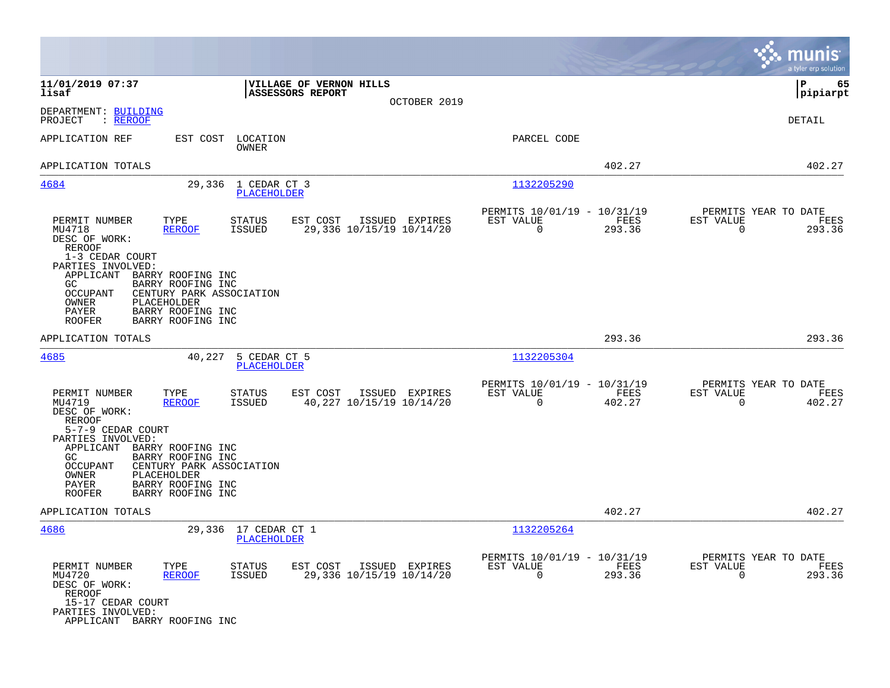**11/01/2019 07:37**
**lisaf**

**VILLAGE OF VERNON HILLS**
**ASSESSORS REPORT**

OCTOBER 2019

**P 65**
**pipiarpt**

DEPARTMENT: BUILDING
PROJECT : REROOF

DETAIL

APPLICATION REF    EST COST    LOCATION / OWNER    PARCEL CODE

APPLICATION TOTALS    402.27    402.27

---

**4684**    29,336    1 CEDAR CT 3 / PLACEHOLDER    1132205290

| PERMIT NUMBER | TYPE | STATUS | EST COST | ISSUED | EXPIRES | PERMITS 10/01/19 - 10/31/19 EST VALUE | FEES | PERMITS YEAR TO DATE EST VALUE | FEES |
|---|---|---|---|---|---|---|---|---|---|
| MU4718 | REROOF | ISSUED | 29,336 | 10/15/19 | 10/14/20 | 0 | 293.36 | 0 | 293.36 |

DESC OF WORK:
REROOF
1-3 CEDAR COURT

PARTIES INVOLVED:
- APPLICANT BARRY ROOFING INC
- GC BARRY ROOFING INC
- OCCUPANT CENTURY PARK ASSOCIATION
- OWNER PLACEHOLDER
- PAYER BARRY ROOFING INC
- ROOFER BARRY ROOFING INC

APPLICATION TOTALS    293.36    293.36

---

**4685**    40,227    5 CEDAR CT 5 / PLACEHOLDER    1132205304

| PERMIT NUMBER | TYPE | STATUS | EST COST | ISSUED | EXPIRES | PERMITS 10/01/19 - 10/31/19 EST VALUE | FEES | PERMITS YEAR TO DATE EST VALUE | FEES |
|---|---|---|---|---|---|---|---|---|---|
| MU4719 | REROOF | ISSUED | 40,227 | 10/15/19 | 10/14/20 | 0 | 402.27 | 0 | 402.27 |

DESC OF WORK:
REROOF
5-7-9 CEDAR COURT

PARTIES INVOLVED:
- APPLICANT BARRY ROOFING INC
- GC BARRY ROOFING INC
- OCCUPANT CENTURY PARK ASSOCIATION
- OWNER PLACEHOLDER
- PAYER BARRY ROOFING INC
- ROOFER BARRY ROOFING INC

APPLICATION TOTALS    402.27    402.27

---

**4686**    29,336    17 CEDAR CT 1 / PLACEHOLDER    1132205264

| PERMIT NUMBER | TYPE | STATUS | EST COST | ISSUED | EXPIRES | PERMITS 10/01/19 - 10/31/19 EST VALUE | FEES | PERMITS YEAR TO DATE EST VALUE | FEES |
|---|---|---|---|---|---|---|---|---|---|
| MU4720 | REROOF | ISSUED | 29,336 | 10/15/19 | 10/14/20 | 0 | 293.36 | 0 | 293.36 |

DESC OF WORK:
REROOF
15-17 CEDAR COURT

PARTIES INVOLVED:
- APPLICANT BARRY ROOFING INC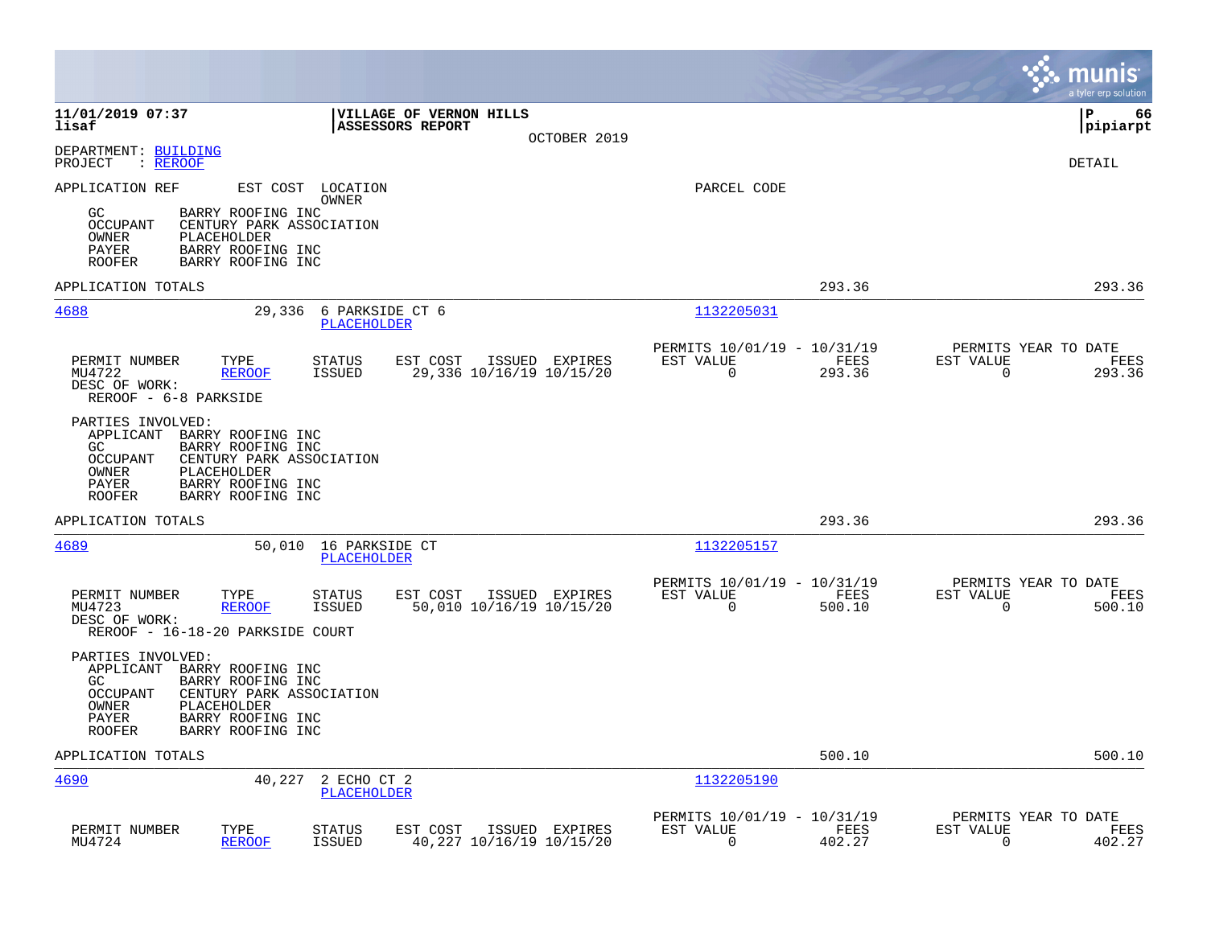**11/01/2019 07:37** | **VILLAGE OF VERNON HILLS** | **P 66**
**lisaf** | **ASSESSORS REPORT** | **pipiarpt**
OCTOBER 2019

DEPARTMENT: BUILDING
PROJECT : REROOF

DETAIL

APPLICATION REF    EST COST    LOCATION / OWNER    PARCEL CODE

GC        BARRY ROOFING INC
OCCUPANT  CENTURY PARK ASSOCIATION
OWNER     PLACEHOLDER
PAYER     BARRY ROOFING INC
ROOFER    BARRY ROOFING INC

APPLICATION TOTALS    293.36    293.36

---

**4688**    29,336    6 PARKSIDE CT 6    PLACEHOLDER    1132205031

| PERMIT NUMBER | TYPE | STATUS | EST COST | ISSUED | EXPIRES | PERMITS 10/01/19 - 10/31/19 EST VALUE | FEES | PERMITS YEAR TO DATE EST VALUE | FEES |
|---|---|---|---|---|---|---|---|---|---|
| MU4722 | REROOF | ISSUED | 29,336 | 10/16/19 | 10/15/20 | 0 | 293.36 | 0 | 293.36 |

DESC OF WORK:
REROOF - 6-8 PARKSIDE

PARTIES INVOLVED:
APPLICANT  BARRY ROOFING INC
GC         BARRY ROOFING INC
OCCUPANT   CENTURY PARK ASSOCIATION
OWNER      PLACEHOLDER
PAYER      BARRY ROOFING INC
ROOFER     BARRY ROOFING INC

APPLICATION TOTALS    293.36    293.36

---

**4689**    50,010    16 PARKSIDE CT    PLACEHOLDER    1132205157

| PERMIT NUMBER | TYPE | STATUS | EST COST | ISSUED | EXPIRES | PERMITS 10/01/19 - 10/31/19 EST VALUE | FEES | PERMITS YEAR TO DATE EST VALUE | FEES |
|---|---|---|---|---|---|---|---|---|---|
| MU4723 | REROOF | ISSUED | 50,010 | 10/16/19 | 10/15/20 | 0 | 500.10 | 0 | 500.10 |

DESC OF WORK:
REROOF - 16-18-20 PARKSIDE COURT

PARTIES INVOLVED:
APPLICANT  BARRY ROOFING INC
GC         BARRY ROOFING INC
OCCUPANT   CENTURY PARK ASSOCIATION
OWNER      PLACEHOLDER
PAYER      BARRY ROOFING INC
ROOFER     BARRY ROOFING INC

APPLICATION TOTALS    500.10    500.10

---

**4690**    40,227    2 ECHO CT 2    PLACEHOLDER    1132205190

| PERMIT NUMBER | TYPE | STATUS | EST COST | ISSUED | EXPIRES | PERMITS 10/01/19 - 10/31/19 EST VALUE | FEES | PERMITS YEAR TO DATE EST VALUE | FEES |
|---|---|---|---|---|---|---|---|---|---|
| MU4724 | REROOF | ISSUED | 40,227 | 10/16/19 | 10/15/20 | 0 | 402.27 | 0 | 402.27 |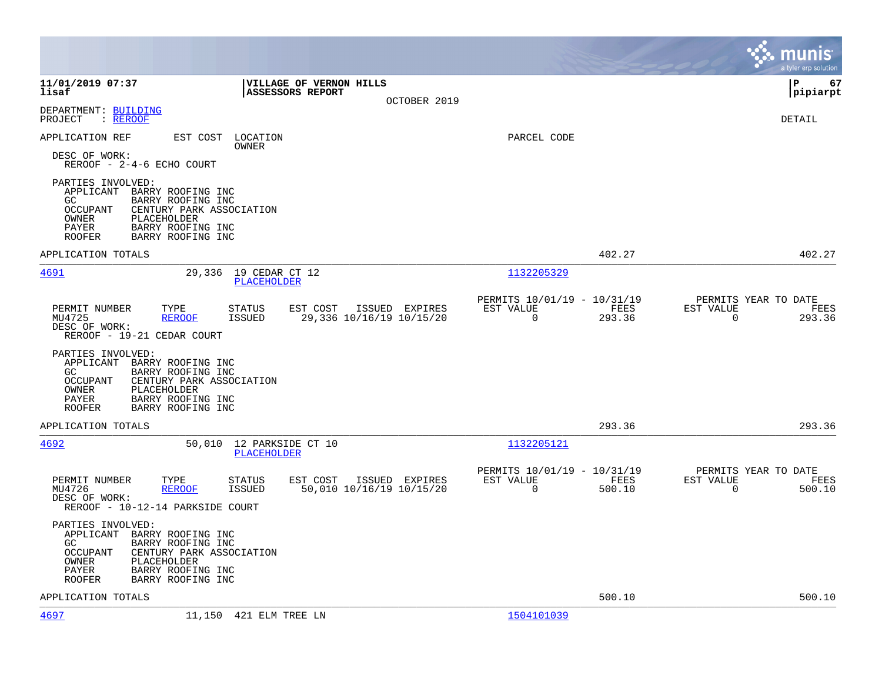**11/01/2019 07:37** | **VILLAGE OF VERNON HILLS** | **P 67**
**lisaf** | **ASSESSORS REPORT** | **pipiarpt**
OCTOBER 2019

DEPARTMENT: BUILDING
PROJECT : REROOF

DETAIL

APPLICATION REF EST COST LOCATION PARCEL CODE
OWNER

DESC OF WORK:
REROOF - 2-4-6 ECHO COURT

PARTIES INVOLVED:
APPLICANT BARRY ROOFING INC
GC BARRY ROOFING INC
OCCUPANT CENTURY PARK ASSOCIATION
OWNER PLACEHOLDER
PAYER BARRY ROOFING INC
ROOFER BARRY ROOFING INC

APPLICATION TOTALS 402.27 402.27

---

**4691** 29,336 19 CEDAR CT 12 — 1132205329
PLACEHOLDER

| PERMIT NUMBER | TYPE | STATUS | EST COST | ISSUED | EXPIRES | PERMITS 10/01/19 - 10/31/19 EST VALUE | FEES | PERMITS YEAR TO DATE EST VALUE | FEES |
|---|---|---|---|---|---|---|---|---|---|
| MU4725 | REROOF | ISSUED | 29,336 | 10/16/19 | 10/15/20 | 0 | 293.36 | 0 | 293.36 |

DESC OF WORK:
REROOF - 19-21 CEDAR COURT

PARTIES INVOLVED:
APPLICANT BARRY ROOFING INC
GC BARRY ROOFING INC
OCCUPANT CENTURY PARK ASSOCIATION
OWNER PLACEHOLDER
PAYER BARRY ROOFING INC
ROOFER BARRY ROOFING INC

APPLICATION TOTALS 293.36 293.36

---

**4692** 50,010 12 PARKSIDE CT 10 — 1132205121
PLACEHOLDER

| PERMIT NUMBER | TYPE | STATUS | EST COST | ISSUED | EXPIRES | PERMITS 10/01/19 - 10/31/19 EST VALUE | FEES | PERMITS YEAR TO DATE EST VALUE | FEES |
|---|---|---|---|---|---|---|---|---|---|
| MU4726 | REROOF | ISSUED | 50,010 | 10/16/19 | 10/15/20 | 0 | 500.10 | 0 | 500.10 |

DESC OF WORK:
REROOF - 10-12-14 PARKSIDE COURT

PARTIES INVOLVED:
APPLICANT BARRY ROOFING INC
GC BARRY ROOFING INC
OCCUPANT CENTURY PARK ASSOCIATION
OWNER PLACEHOLDER
PAYER BARRY ROOFING INC
ROOFER BARRY ROOFING INC

APPLICATION TOTALS 500.10 500.10

---

**4697** 11,150 421 ELM TREE LN — 1504101039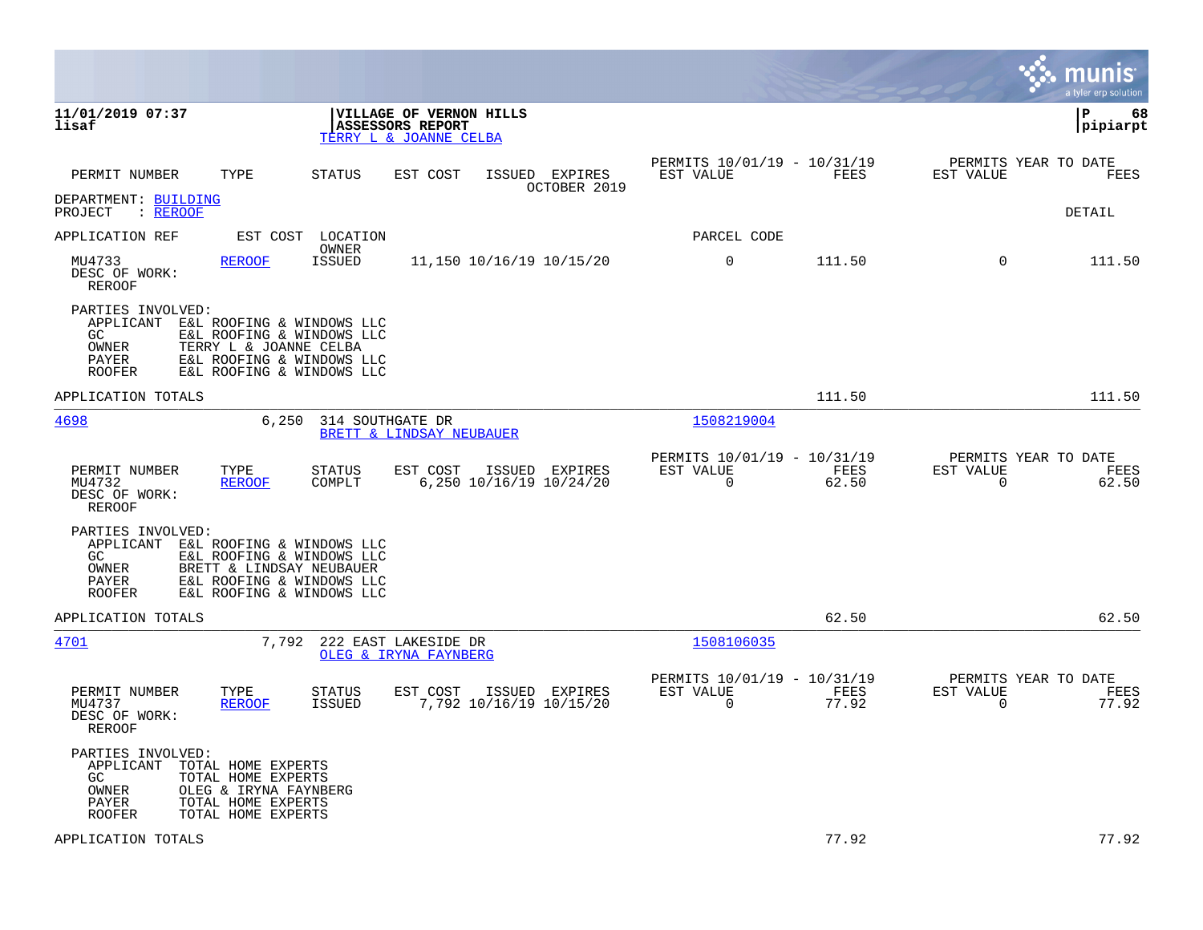**11/01/2019 07:37**
**lisaf**

**VILLAGE OF VERNON HILLS**
**ASSESSORS REPORT**
TERRY L & JOANNE CELBA

**P 68**
**pipiarpt**

| PERMIT NUMBER | TYPE | STATUS | EST COST | ISSUED | EXPIRES | PERMITS 10/01/19 - 10/31/19 EST VALUE | FEES | PERMITS YEAR TO DATE EST VALUE | FEES |
|---|---|---|---|---|---|---|---|---|---|

OCTOBER 2019

DEPARTMENT: BUILDING
PROJECT : REROOF

DETAIL

APPLICATION REF | EST COST | LOCATION | OWNER | PARCEL CODE

| PERMIT NUMBER | TYPE | STATUS | EST COST | ISSUED | EXPIRES | EST VALUE | FEES | EST VALUE | FEES |
|---|---|---|---|---|---|---|---|---|---|
| MU4733 | REROOF | ISSUED | 11,150 | 10/16/19 | 10/15/20 | 0 | 111.50 | 0 | 111.50 |

DESC OF WORK:
REROOF

PARTIES INVOLVED:
- APPLICANT E&L ROOFING & WINDOWS LLC
- GC E&L ROOFING & WINDOWS LLC
- OWNER TERRY L & JOANNE CELBA
- PAYER E&L ROOFING & WINDOWS LLC
- ROOFER E&L ROOFING & WINDOWS LLC

APPLICATION TOTALS: 111.50 | 111.50

---

4698 | 6,250 | 314 SOUTHGATE DR | BRETT & LINDSAY NEUBAUER | 1508219004

| PERMIT NUMBER | TYPE | STATUS | EST COST | ISSUED | EXPIRES | PERMITS 10/01/19 - 10/31/19 EST VALUE | FEES | PERMITS YEAR TO DATE EST VALUE | FEES |
|---|---|---|---|---|---|---|---|---|---|
| MU4732 | REROOF | COMPLT | 6,250 | 10/16/19 | 10/24/20 | 0 | 62.50 | 0 | 62.50 |

DESC OF WORK:
REROOF

PARTIES INVOLVED:
- APPLICANT E&L ROOFING & WINDOWS LLC
- GC E&L ROOFING & WINDOWS LLC
- OWNER BRETT & LINDSAY NEUBAUER
- PAYER E&L ROOFING & WINDOWS LLC
- ROOFER E&L ROOFING & WINDOWS LLC

APPLICATION TOTALS: 62.50 | 62.50

---

4701 | 7,792 | 222 EAST LAKESIDE DR | OLEG & IRYNA FAYNBERG | 1508106035

| PERMIT NUMBER | TYPE | STATUS | EST COST | ISSUED | EXPIRES | PERMITS 10/01/19 - 10/31/19 EST VALUE | FEES | PERMITS YEAR TO DATE EST VALUE | FEES |
|---|---|---|---|---|---|---|---|---|---|
| MU4737 | REROOF | ISSUED | 7,792 | 10/16/19 | 10/15/20 | 0 | 77.92 | 0 | 77.92 |

DESC OF WORK:
REROOF

PARTIES INVOLVED:
- APPLICANT TOTAL HOME EXPERTS
- GC TOTAL HOME EXPERTS
- OWNER OLEG & IRYNA FAYNBERG
- PAYER TOTAL HOME EXPERTS
- ROOFER TOTAL HOME EXPERTS

APPLICATION TOTALS: 77.92 | 77.92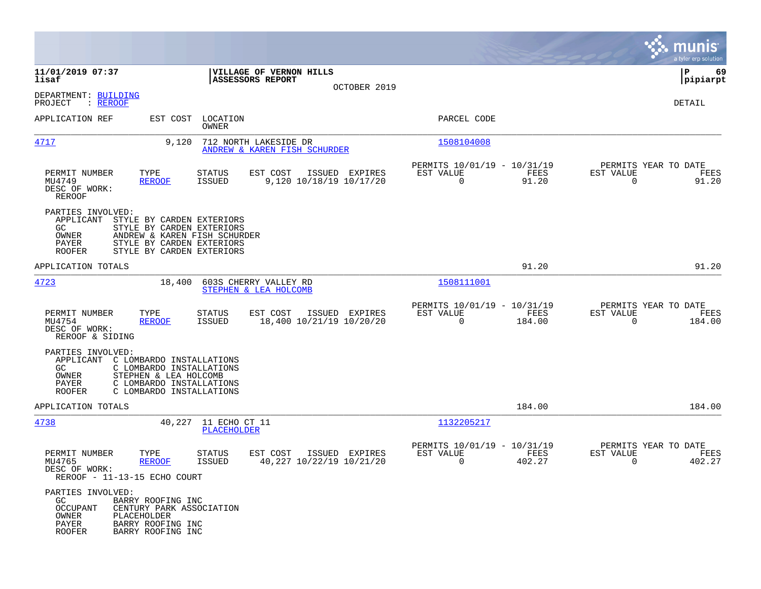11/01/2019 07:37
lisaf

**VILLAGE OF VERNON HILLS**
**ASSESSORS REPORT**
OCTOBER 2019

P 69
pipiarpt

DEPARTMENT: BUILDING
PROJECT : REROOF

DETAIL

| APPLICATION REF | EST COST | LOCATION / OWNER | PARCEL CODE |
|---|---|---|---|
| 4717 | 9,120 | 712 NORTH LAKESIDE DR / ANDREW & KAREN FISH SCHURDER | 1508104008 |

| PERMIT NUMBER | TYPE | STATUS | EST COST | ISSUED | EXPIRES | PERMITS 10/01/19 - 10/31/19 EST VALUE | FEES | PERMITS YEAR TO DATE EST VALUE | FEES |
|---|---|---|---|---|---|---|---|---|---|
| MU4749 | REROOF | ISSUED | 9,120 | 10/18/19 | 10/17/20 | 0 | 91.20 | 0 | 91.20 |

DESC OF WORK:
REROOF

PARTIES INVOLVED:
- APPLICANT STYLE BY CARDEN EXTERIORS
- GC STYLE BY CARDEN EXTERIORS
- OWNER ANDREW & KAREN FISH SCHURDER
- PAYER STYLE BY CARDEN EXTERIORS
- ROOFER STYLE BY CARDEN EXTERIORS

APPLICATION TOTALS 91.20 91.20

| APPLICATION REF | EST COST | LOCATION / OWNER | PARCEL CODE |
|---|---|---|---|
| 4723 | 18,400 | 603S CHERRY VALLEY RD / STEPHEN & LEA HOLCOMB | 1508111001 |

| PERMIT NUMBER | TYPE | STATUS | EST COST | ISSUED | EXPIRES | PERMITS 10/01/19 - 10/31/19 EST VALUE | FEES | PERMITS YEAR TO DATE EST VALUE | FEES |
|---|---|---|---|---|---|---|---|---|---|
| MU4754 | REROOF | ISSUED | 18,400 | 10/21/19 | 10/20/20 | 0 | 184.00 | 0 | 184.00 |

DESC OF WORK:
REROOF & SIDING

PARTIES INVOLVED:
- APPLICANT C LOMBARDO INSTALLATIONS
- GC C LOMBARDO INSTALLATIONS
- OWNER STEPHEN & LEA HOLCOMB
- PAYER C LOMBARDO INSTALLATIONS
- ROOFER C LOMBARDO INSTALLATIONS

APPLICATION TOTALS 184.00 184.00

| APPLICATION REF | EST COST | LOCATION / OWNER | PARCEL CODE |
|---|---|---|---|
| 4738 | 40,227 | 11 ECHO CT 11 / PLACEHOLDER | 1132205217 |

| PERMIT NUMBER | TYPE | STATUS | EST COST | ISSUED | EXPIRES | PERMITS 10/01/19 - 10/31/19 EST VALUE | FEES | PERMITS YEAR TO DATE EST VALUE | FEES |
|---|---|---|---|---|---|---|---|---|---|
| MU4765 | REROOF | ISSUED | 40,227 | 10/22/19 | 10/21/20 | 0 | 402.27 | 0 | 402.27 |

DESC OF WORK:
REROOF - 11-13-15 ECHO COURT

PARTIES INVOLVED:
- GC BARRY ROOFING INC
- OCCUPANT CENTURY PARK ASSOCIATION
- OWNER PLACEHOLDER
- PAYER BARRY ROOFING INC
- ROOFER BARRY ROOFING INC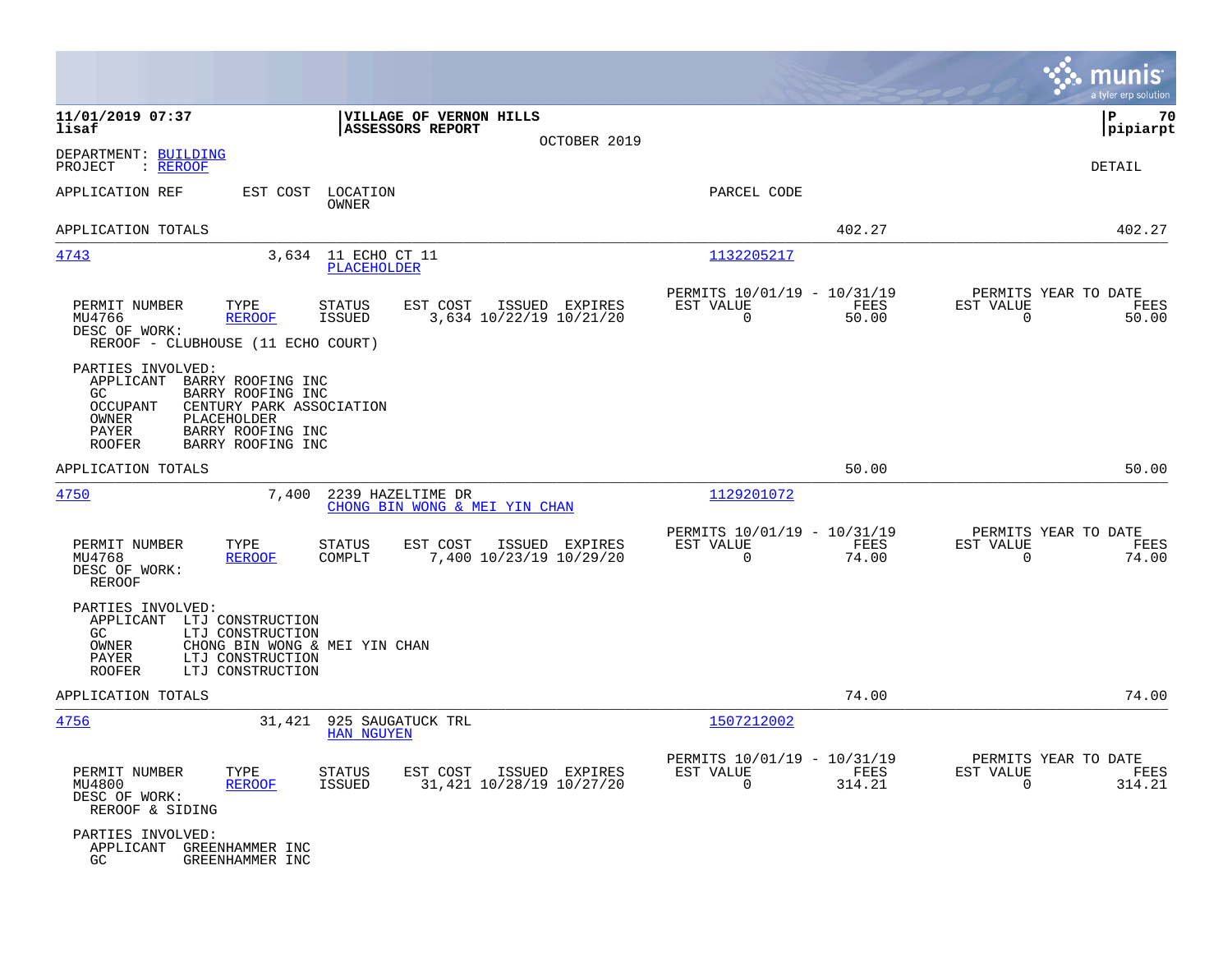11/01/2019 07:37
lisaf

**VILLAGE OF VERNON HILLS**
**ASSESSORS REPORT**

OCTOBER 2019

P 70
pipiarpt

DEPARTMENT: BUILDING
PROJECT : REROOF

DETAIL

| APPLICATION REF | EST COST | LOCATION / OWNER | PARCEL CODE | | |
|---|---|---|---|---|---|
| APPLICATION TOTALS | | | | 402.27 | 402.27 |

**4743** — 3,634 — 11 ECHO CT 11 — PLACEHOLDER — Parcel 1132205217

| PERMIT NUMBER | TYPE | STATUS | EST COST | ISSUED | EXPIRES | PERMITS 10/01/19 - 10/31/19 EST VALUE | FEES | PERMITS YEAR TO DATE EST VALUE | FEES |
|---|---|---|---|---|---|---|---|---|---|
| MU4766 | REROOF | ISSUED | 3,634 | 10/22/19 | 10/21/20 | 0 | 50.00 | 0 | 50.00 |

DESC OF WORK:
REROOF - CLUBHOUSE (11 ECHO COURT)

PARTIES INVOLVED:
- APPLICANT BARRY ROOFING INC
- GC BARRY ROOFING INC
- OCCUPANT CENTURY PARK ASSOCIATION
- OWNER PLACEHOLDER
- PAYER BARRY ROOFING INC
- ROOFER BARRY ROOFING INC

APPLICATION TOTALS 50.00 50.00

**4750** — 7,400 — 2239 HAZELTIME DR — CHONG BIN WONG & MEI YIN CHAN — Parcel 1129201072

| PERMIT NUMBER | TYPE | STATUS | EST COST | ISSUED | EXPIRES | PERMITS 10/01/19 - 10/31/19 EST VALUE | FEES | PERMITS YEAR TO DATE EST VALUE | FEES |
|---|---|---|---|---|---|---|---|---|---|
| MU4768 | REROOF | COMPLT | 7,400 | 10/23/19 | 10/29/20 | 0 | 74.00 | 0 | 74.00 |

DESC OF WORK:
REROOF

PARTIES INVOLVED:
- APPLICANT LTJ CONSTRUCTION
- GC LTJ CONSTRUCTION
- OWNER CHONG BIN WONG & MEI YIN CHAN
- PAYER LTJ CONSTRUCTION
- ROOFER LTJ CONSTRUCTION

APPLICATION TOTALS 74.00 74.00

**4756** — 31,421 — 925 SAUGATUCK TRL — HAN NGUYEN — Parcel 1507212002

| PERMIT NUMBER | TYPE | STATUS | EST COST | ISSUED | EXPIRES | PERMITS 10/01/19 - 10/31/19 EST VALUE | FEES | PERMITS YEAR TO DATE EST VALUE | FEES |
|---|---|---|---|---|---|---|---|---|---|
| MU4800 | REROOF | ISSUED | 31,421 | 10/28/19 | 10/27/20 | 0 | 314.21 | 0 | 314.21 |

DESC OF WORK:
REROOF & SIDING

PARTIES INVOLVED:
- APPLICANT GREENHAMMER INC
- GC GREENHAMMER INC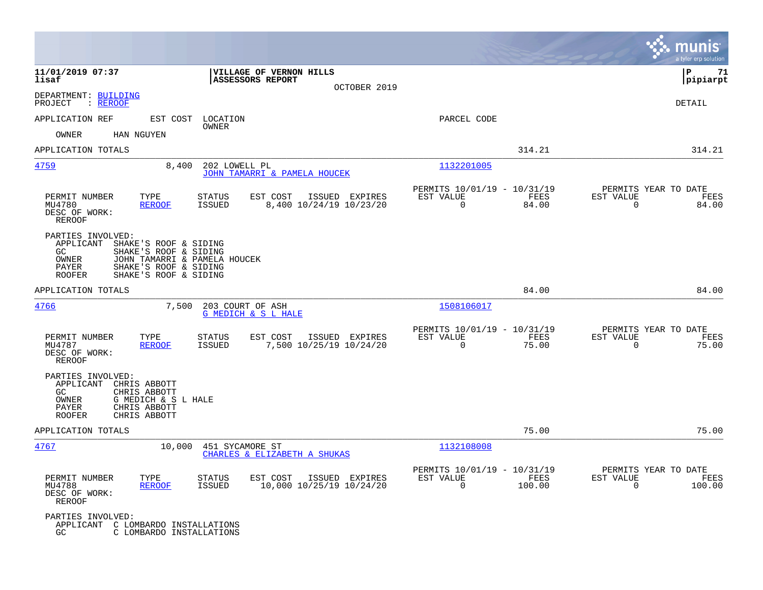11/01/2019 07:37 | VILLAGE OF VERNON HILLS | P 71
lisaf | ASSESSORS REPORT | pipiarpt

OCTOBER 2019

DEPARTMENT: BUILDING
PROJECT : REROOF

DETAIL

| APPLICATION REF | EST COST | LOCATION / OWNER | PARCEL CODE | | |
|---|---|---|---|---|---|
| OWNER | HAN NGUYEN | | | | |
| APPLICATION TOTALS | | | | 314.21 | 314.21 |
| 4759 | 8,400 | 202 LOWELL PL / JOHN TAMARRI & PAMELA HOUCEK | 1132201005 | | |

| PERMIT NUMBER | TYPE | STATUS | EST COST | ISSUED | EXPIRES | PERMITS 10/01/19 - 10/31/19 EST VALUE | FEES | PERMITS YEAR TO DATE EST VALUE | FEES |
|---|---|---|---|---|---|---|---|---|---|
| MU4780 | REROOF | ISSUED | 8,400 | 10/24/19 | 10/23/20 | 0 | 84.00 | 0 | 84.00 |

DESC OF WORK:
REROOF

PARTIES INVOLVED:
- APPLICANT SHAKE'S ROOF & SIDING
- GC SHAKE'S ROOF & SIDING
- OWNER JOHN TAMARRI & PAMELA HOUCEK
- PAYER SHAKE'S ROOF & SIDING
- ROOFER SHAKE'S ROOF & SIDING

| APPLICATION TOTALS | | | | 84.00 | 84.00 |
|---|---|---|---|---|---|
| 4766 | 7,500 | 203 COURT OF ASH / G MEDICH & S L HALE | 1508106017 | | |

| PERMIT NUMBER | TYPE | STATUS | EST COST | ISSUED | EXPIRES | PERMITS 10/01/19 - 10/31/19 EST VALUE | FEES | PERMITS YEAR TO DATE EST VALUE | FEES |
|---|---|---|---|---|---|---|---|---|---|
| MU4787 | REROOF | ISSUED | 7,500 | 10/25/19 | 10/24/20 | 0 | 75.00 | 0 | 75.00 |

DESC OF WORK:
REROOF

PARTIES INVOLVED:
- APPLICANT CHRIS ABBOTT
- GC CHRIS ABBOTT
- OWNER G MEDICH & S L HALE
- PAYER CHRIS ABBOTT
- ROOFER CHRIS ABBOTT

| APPLICATION TOTALS | | | | 75.00 | 75.00 |
|---|---|---|---|---|---|
| 4767 | 10,000 | 451 SYCAMORE ST / CHARLES & ELIZABETH A SHUKAS | 1132108008 | | |

| PERMIT NUMBER | TYPE | STATUS | EST COST | ISSUED | EXPIRES | PERMITS 10/01/19 - 10/31/19 EST VALUE | FEES | PERMITS YEAR TO DATE EST VALUE | FEES |
|---|---|---|---|---|---|---|---|---|---|
| MU4788 | REROOF | ISSUED | 10,000 | 10/25/19 | 10/24/20 | 0 | 100.00 | 0 | 100.00 |

DESC OF WORK:
REROOF

PARTIES INVOLVED:
- APPLICANT C LOMBARDO INSTALLATIONS
- GC C LOMBARDO INSTALLATIONS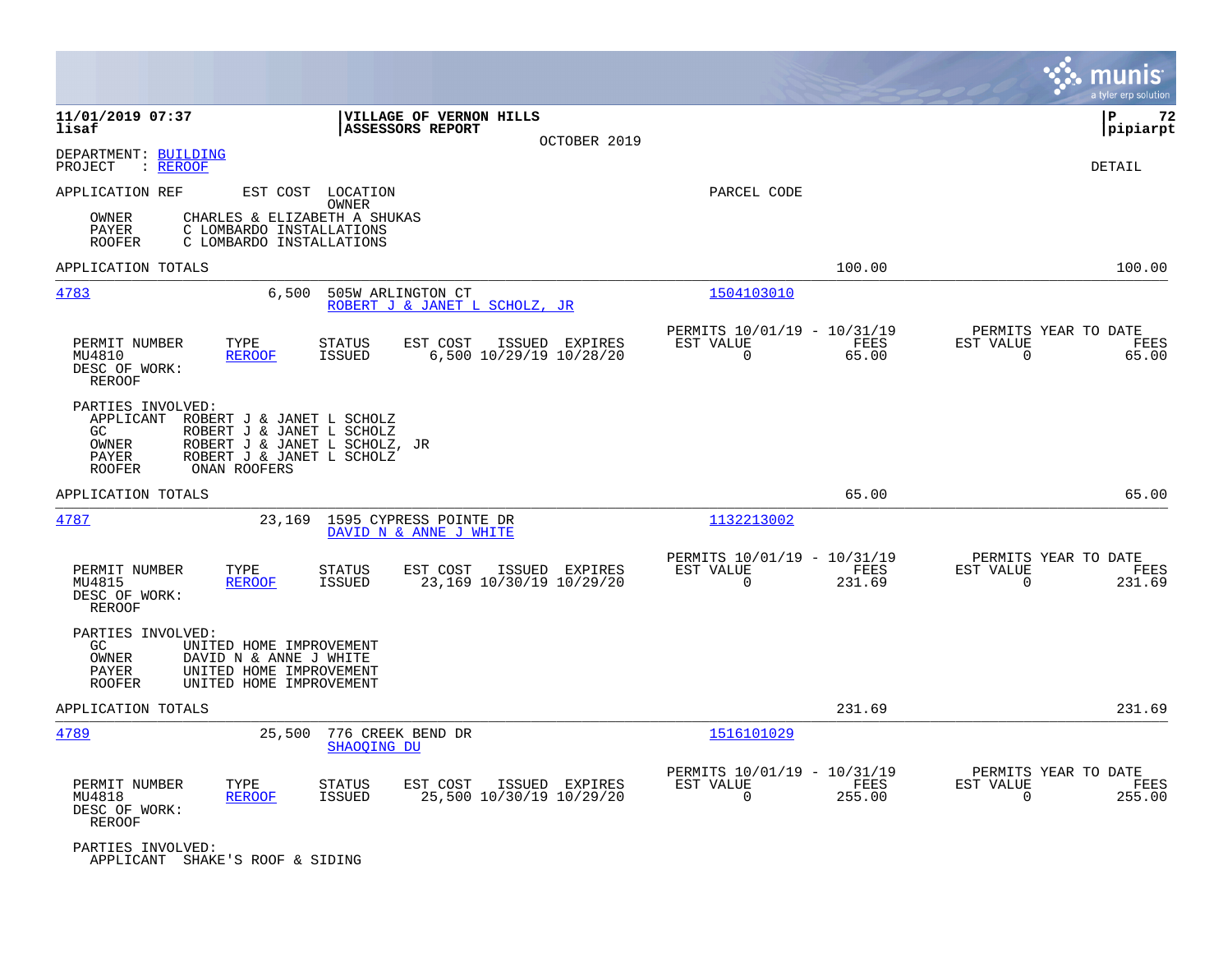DEPARTMENT: BUILDING
PROJECT : REROOF

DETAIL

APPLICATION REF EST COST LOCATION PARCEL CODE
OWNER

| | |
|---|---|
| OWNER | CHARLES & ELIZABETH A SHUKAS |
| PAYER | C LOMBARDO INSTALLATIONS |
| ROOFER | C LOMBARDO INSTALLATIONS |

APPLICATION TOTALS: 100.00 | 100.00

---

**4783** — EST COST 6,500 — 505W ARLINGTON CT — ROBERT J & JANET L SCHOLZ, JR — PARCEL CODE 1504103010

| PERMIT NUMBER | TYPE | STATUS | EST COST | ISSUED | EXPIRES | PERMITS 10/01/19 - 10/31/19 EST VALUE | FEES | PERMITS YEAR TO DATE EST VALUE | FEES |
|---|---|---|---|---|---|---|---|---|---|
| MU4810 | REROOF | ISSUED | 6,500 | 10/29/19 | 10/28/20 | 0 | 65.00 | 0 | 65.00 |

DESC OF WORK:
REROOF

PARTIES INVOLVED:

| | |
|---|---|
| APPLICANT | ROBERT J & JANET L SCHOLZ |
| GC | ROBERT J & JANET L SCHOLZ |
| OWNER | ROBERT J & JANET L SCHOLZ, JR |
| PAYER | ROBERT J & JANET L SCHOLZ |
| ROOFER | ONAN ROOFERS |

APPLICATION TOTALS: 65.00 | 65.00

---

**4787** — EST COST 23,169 — 1595 CYPRESS POINTE DR — DAVID N & ANNE J WHITE — PARCEL CODE 1132213002

| PERMIT NUMBER | TYPE | STATUS | EST COST | ISSUED | EXPIRES | PERMITS 10/01/19 - 10/31/19 EST VALUE | FEES | PERMITS YEAR TO DATE EST VALUE | FEES |
|---|---|---|---|---|---|---|---|---|---|
| MU4815 | REROOF | ISSUED | 23,169 | 10/30/19 | 10/29/20 | 0 | 231.69 | 0 | 231.69 |

DESC OF WORK:
REROOF

PARTIES INVOLVED:

| | |
|---|---|
| GC | UNITED HOME IMPROVEMENT |
| OWNER | DAVID N & ANNE J WHITE |
| PAYER | UNITED HOME IMPROVEMENT |
| ROOFER | UNITED HOME IMPROVEMENT |

APPLICATION TOTALS: 231.69 | 231.69

---

**4789** — EST COST 25,500 — 776 CREEK BEND DR — SHAOQING DU — PARCEL CODE 1516101029

| PERMIT NUMBER | TYPE | STATUS | EST COST | ISSUED | EXPIRES | PERMITS 10/01/19 - 10/31/19 EST VALUE | FEES | PERMITS YEAR TO DATE EST VALUE | FEES |
|---|---|---|---|---|---|---|---|---|---|
| MU4818 | REROOF | ISSUED | 25,500 | 10/30/19 | 10/29/20 | 0 | 255.00 | 0 | 255.00 |

DESC OF WORK:
REROOF

PARTIES INVOLVED:

| | |
|---|---|
| APPLICANT | SHAKE'S ROOF & SIDING |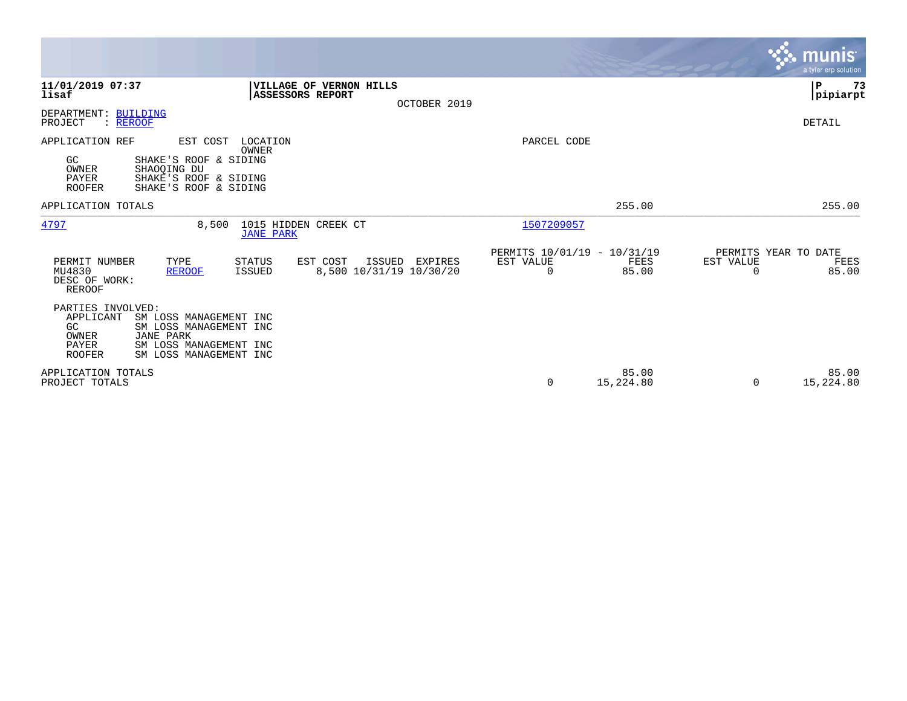**11/01/2019 07:37**
**lisaf**

**VILLAGE OF VERNON HILLS**
**ASSESSORS REPORT**

OCTOBER 2019

**P 73**
**pipiarpt**

DEPARTMENT: BUILDING
PROJECT : REROOF

DETAIL

| APPLICATION REF | EST COST | LOCATION / OWNER | PARCEL CODE | | |
|---|---|---|---|---|---|
| GC | SHAKE'S ROOF & SIDING | | | | |
| OWNER | SHAOQING DU | | | | |
| PAYER | SHAKE'S ROOF & SIDING | | | | |
| ROOFER | SHAKE'S ROOF & SIDING | | | | |

APPLICATION TOTALS 255.00 255.00

| APPLICATION REF | EST COST | LOCATION / OWNER | PARCEL CODE |
|---|---|---|---|
| 4797 | 8,500 | 1015 HIDDEN CREEK CT / JANE PARK | 1507209057 |

| PERMIT NUMBER | TYPE | STATUS | EST COST | ISSUED | EXPIRES | PERMITS 10/01/19 - 10/31/19 EST VALUE | FEES | PERMITS YEAR TO DATE EST VALUE | FEES |
|---|---|---|---|---|---|---|---|---|---|
| MU4830 | REROOF | ISSUED | 8,500 | 10/31/19 | 10/30/20 | 0 | 85.00 | 0 | 85.00 |

DESC OF WORK:
REROOF

PARTIES INVOLVED:

| | |
|---|---|
| APPLICANT | SM LOSS MANAGEMENT INC |
| GC | SM LOSS MANAGEMENT INC |
| OWNER | JANE PARK |
| PAYER | SM LOSS MANAGEMENT INC |
| ROOFER | SM LOSS MANAGEMENT INC |

| | EST VALUE | FEES | EST VALUE | FEES |
|---|---|---|---|---|
| APPLICATION TOTALS | | 85.00 | | 85.00 |
| PROJECT TOTALS | 0 | 15,224.80 | 0 | 15,224.80 |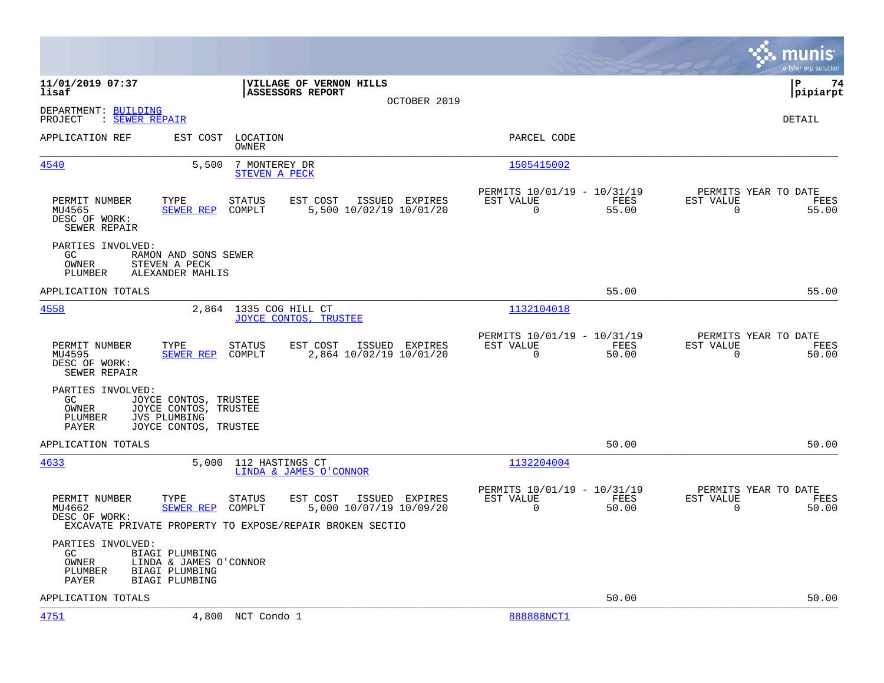11/01/2019 07:37 | VILLAGE OF VERNON HILLS | P 74
lisaf | ASSESSORS REPORT | pipiarpt

OCTOBER 2019

DEPARTMENT: BUILDING
PROJECT : SEWER REPAIR

DETAIL

| APPLICATION REF | EST COST | LOCATION / OWNER | PARCEL CODE |
|---|---|---|---|
| 4540 | 5,500 | 7 MONTEREY DR / STEVEN A PECK | 1505415002 |

| PERMIT NUMBER | TYPE | STATUS | EST COST | ISSUED | EXPIRES | PERMITS 10/01/19 - 10/31/19 EST VALUE | FEES | PERMITS YEAR TO DATE EST VALUE | FEES |
|---|---|---|---|---|---|---|---|---|---|
| MU4565 | SEWER REP | COMPLT | 5,500 | 10/02/19 | 10/01/20 | 0 | 55.00 | 0 | 55.00 |

DESC OF WORK:
SEWER REPAIR

PARTIES INVOLVED:
- GC: RAMON AND SONS SEWER
- OWNER: STEVEN A PECK
- PLUMBER: ALEXANDER MAHLIS

APPLICATION TOTALS: 55.00 | 55.00

| APPLICATION REF | EST COST | LOCATION / OWNER | PARCEL CODE |
|---|---|---|---|
| 4558 | 2,864 | 1335 COG HILL CT / JOYCE CONTOS, TRUSTEE | 1132104018 |

| PERMIT NUMBER | TYPE | STATUS | EST COST | ISSUED | EXPIRES | PERMITS 10/01/19 - 10/31/19 EST VALUE | FEES | PERMITS YEAR TO DATE EST VALUE | FEES |
|---|---|---|---|---|---|---|---|---|---|
| MU4595 | SEWER REP | COMPLT | 2,864 | 10/02/19 | 10/01/20 | 0 | 50.00 | 0 | 50.00 |

DESC OF WORK:
SEWER REPAIR

PARTIES INVOLVED:
- GC: JOYCE CONTOS, TRUSTEE
- OWNER: JOYCE CONTOS, TRUSTEE
- PLUMBER: JVS PLUMBING
- PAYER: JOYCE CONTOS, TRUSTEE

APPLICATION TOTALS: 50.00 | 50.00

| APPLICATION REF | EST COST | LOCATION / OWNER | PARCEL CODE |
|---|---|---|---|
| 4633 | 5,000 | 112 HASTINGS CT / LINDA & JAMES O'CONNOR | 1132204004 |

| PERMIT NUMBER | TYPE | STATUS | EST COST | ISSUED | EXPIRES | PERMITS 10/01/19 - 10/31/19 EST VALUE | FEES | PERMITS YEAR TO DATE EST VALUE | FEES |
|---|---|---|---|---|---|---|---|---|---|
| MU4662 | SEWER REP | COMPLT | 5,000 | 10/07/19 | 10/09/20 | 0 | 50.00 | 0 | 50.00 |

DESC OF WORK:
EXCAVATE PRIVATE PROPERTY TO EXPOSE/REPAIR BROKEN SECTIO

PARTIES INVOLVED:
- GC: BIAGI PLUMBING
- OWNER: LINDA & JAMES O'CONNOR
- PLUMBER: BIAGI PLUMBING
- PAYER: BIAGI PLUMBING

APPLICATION TOTALS: 50.00 | 50.00

| APPLICATION REF | EST COST | LOCATION / OWNER | PARCEL CODE |
|---|---|---|---|
| 4751 | 4,800 | NCT Condo 1 | 888888NCT1 |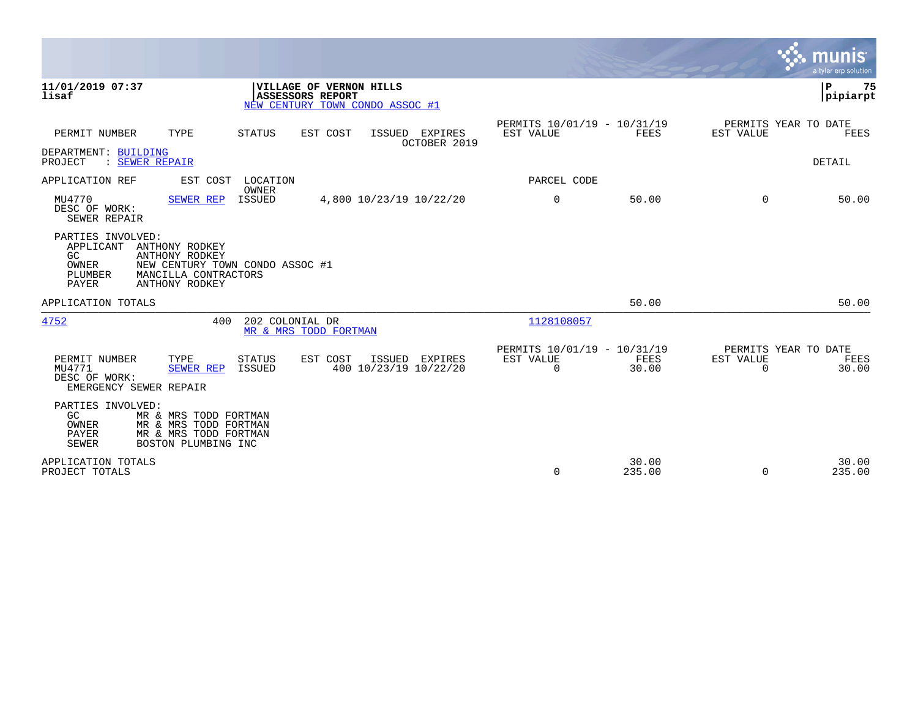**11/01/2019 07:37**
**lisaf**

**VILLAGE OF VERNON HILLS**
**ASSESSORS REPORT**
NEW CENTURY TOWN CONDO ASSOC #1

**pipiarpt**

| PERMIT NUMBER | TYPE | STATUS | EST COST | ISSUED | EXPIRES | PERMITS 10/01/19 - 10/31/19 EST VALUE | FEES | PERMITS YEAR TO DATE EST VALUE | FEES |
|---|---|---|---|---|---|---|---|---|---|
| | | | | | OCTOBER 2019 | | | | |

DEPARTMENT: BUILDING
PROJECT : SEWER REPAIR

DETAIL

| APPLICATION REF | EST COST | LOCATION / OWNER | | | | PARCEL CODE | | | |
|---|---|---|---|---|---|---|---|---|---|
| MU4770 | SEWER REP | ISSUED | 4,800 | 10/23/19 | 10/22/20 | 0 | 50.00 | 0 | 50.00 |

DESC OF WORK:
SEWER REPAIR

PARTIES INVOLVED:
- APPLICANT ANTHONY RODKEY
- GC ANTHONY RODKEY
- OWNER NEW CENTURY TOWN CONDO ASSOC #1
- PLUMBER MANCILLA CONTRACTORS
- PAYER ANTHONY RODKEY

APPLICATION TOTALS 50.00 50.00

| APPLICATION REF | EST COST | LOCATION | OWNER | PARCEL CODE |
|---|---|---|---|---|
| 4752 | 400 | 202 COLONIAL DR | MR & MRS TODD FORTMAN | 1128108057 |

| PERMIT NUMBER | TYPE | STATUS | EST COST | ISSUED | EXPIRES | PERMITS 10/01/19 - 10/31/19 EST VALUE | FEES | PERMITS YEAR TO DATE EST VALUE | FEES |
|---|---|---|---|---|---|---|---|---|---|
| MU4771 | SEWER REP | ISSUED | 400 | 10/23/19 | 10/22/20 | 0 | 30.00 | 0 | 30.00 |

DESC OF WORK:
EMERGENCY SEWER REPAIR

PARTIES INVOLVED:
- GC MR & MRS TODD FORTMAN
- OWNER MR & MRS TODD FORTMAN
- PAYER MR & MRS TODD FORTMAN
- SEWER BOSTON PLUMBING INC

| | EST VALUE | FEES | EST VALUE | FEES |
|---|---|---|---|---|
| APPLICATION TOTALS | | 30.00 | | 30.00 |
| PROJECT TOTALS | 0 | 235.00 | 0 | 235.00 |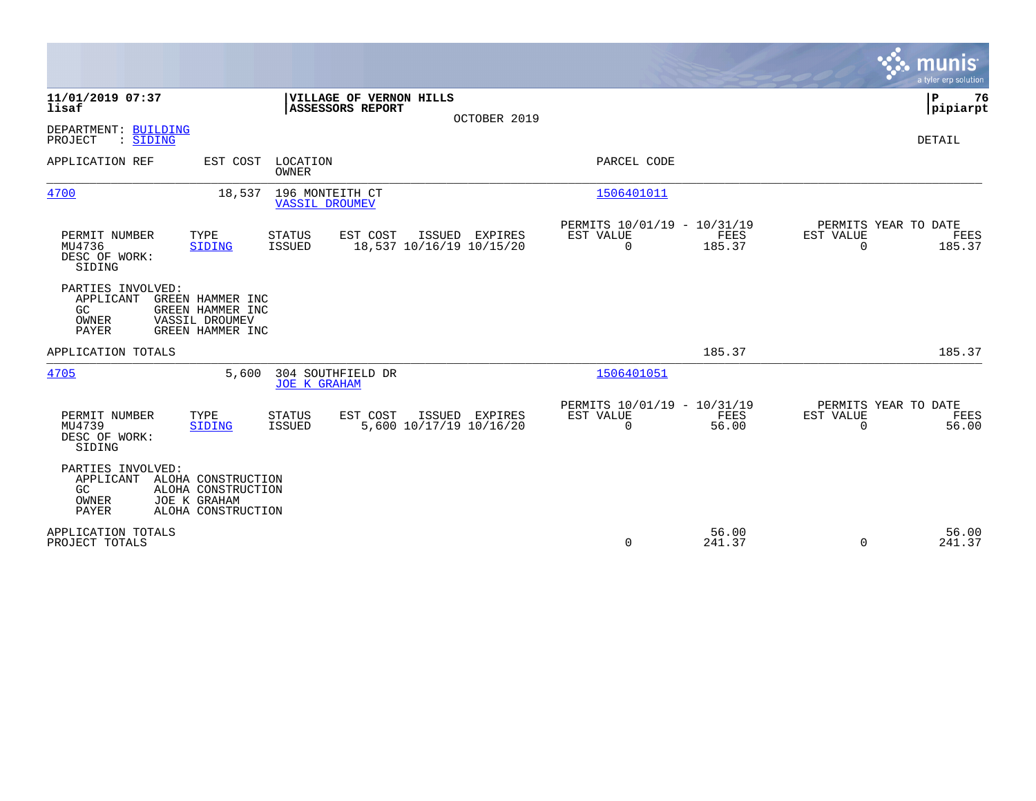11/01/2019 07:37
lisaf

**VILLAGE OF VERNON HILLS**
**ASSESSORS REPORT**

OCTOBER 2019

P 76
pipiarpt

DEPARTMENT: BUILDING
PROJECT : SIDING

DETAIL

| APPLICATION REF | EST COST | LOCATION / OWNER | PARCEL CODE |
|---|---|---|---|
| 4700 | 18,537 | 196 MONTEITH CT / VASSIL DROUMEV | 1506401011 |

| PERMIT NUMBER | TYPE | STATUS | EST COST | ISSUED | EXPIRES | PERMITS 10/01/19 - 10/31/19 EST VALUE | FEES | PERMITS YEAR TO DATE EST VALUE | FEES |
|---|---|---|---|---|---|---|---|---|---|
| MU4736 | SIDING | ISSUED | 18,537 | 10/16/19 | 10/15/20 | 0 | 185.37 | 0 | 185.37 |

DESC OF WORK:
SIDING

PARTIES INVOLVED:
APPLICANT GREEN HAMMER INC
GC GREEN HAMMER INC
OWNER VASSIL DROUMEV
PAYER GREEN HAMMER INC

APPLICATION TOTALS 185.37 185.37

| APPLICATION REF | EST COST | LOCATION / OWNER | PARCEL CODE |
|---|---|---|---|
| 4705 | 5,600 | 304 SOUTHFIELD DR / JOE K GRAHAM | 1506401051 |

| PERMIT NUMBER | TYPE | STATUS | EST COST | ISSUED | EXPIRES | PERMITS 10/01/19 - 10/31/19 EST VALUE | FEES | PERMITS YEAR TO DATE EST VALUE | FEES |
|---|---|---|---|---|---|---|---|---|---|
| MU4739 | SIDING | ISSUED | 5,600 | 10/17/19 | 10/16/20 | 0 | 56.00 | 0 | 56.00 |

DESC OF WORK:
SIDING

PARTIES INVOLVED:
APPLICANT ALOHA CONSTRUCTION
GC ALOHA CONSTRUCTION
OWNER JOE K GRAHAM
PAYER ALOHA CONSTRUCTION

| | EST VALUE | FEES | EST VALUE | FEES |
|---|---|---|---|---|
| APPLICATION TOTALS | | 56.00 | | 56.00 |
| PROJECT TOTALS | 0 | 241.37 | 0 | 241.37 |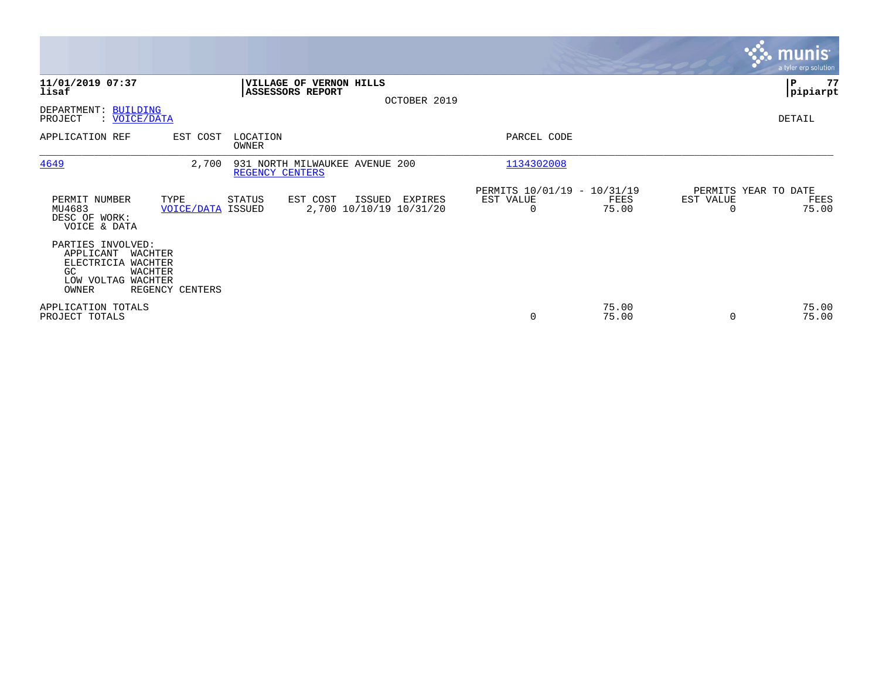**11/01/2019 07:37**
**lisaf**

**VILLAGE OF VERNON HILLS**
**ASSESSORS REPORT**

OCTOBER 2019

**P 77**
**pipiarpt**

DEPARTMENT: BUILDING
PROJECT : VOICE/DATA

DETAIL

| APPLICATION REF | EST COST | LOCATION / OWNER | PARCEL CODE |
|---|---|---|---|
| 4649 | 2,700 | 931 NORTH MILWAUKEE AVENUE 200 / REGENCY CENTERS | 1134302008 |

| PERMIT NUMBER | TYPE | STATUS | EST COST | ISSUED | EXPIRES | PERMITS 10/01/19 - 10/31/19 EST VALUE | FEES | PERMITS YEAR TO DATE EST VALUE | FEES |
|---|---|---|---|---|---|---|---|---|---|
| MU4683 | VOICE/DATA | ISSUED | 2,700 | 10/10/19 | 10/31/20 | 0 | 75.00 | 0 | 75.00 |

DESC OF WORK:
VOICE & DATA

PARTIES INVOLVED:
APPLICANT WACHTER
ELECTRICIA WACHTER
GC WACHTER
LOW VOLTAG WACHTER
OWNER REGENCY CENTERS

| | EST VALUE | FEES | EST VALUE | FEES |
|---|---|---|---|---|
| APPLICATION TOTALS | | 75.00 | | 75.00 |
| PROJECT TOTALS | 0 | 75.00 | 0 | 75.00 |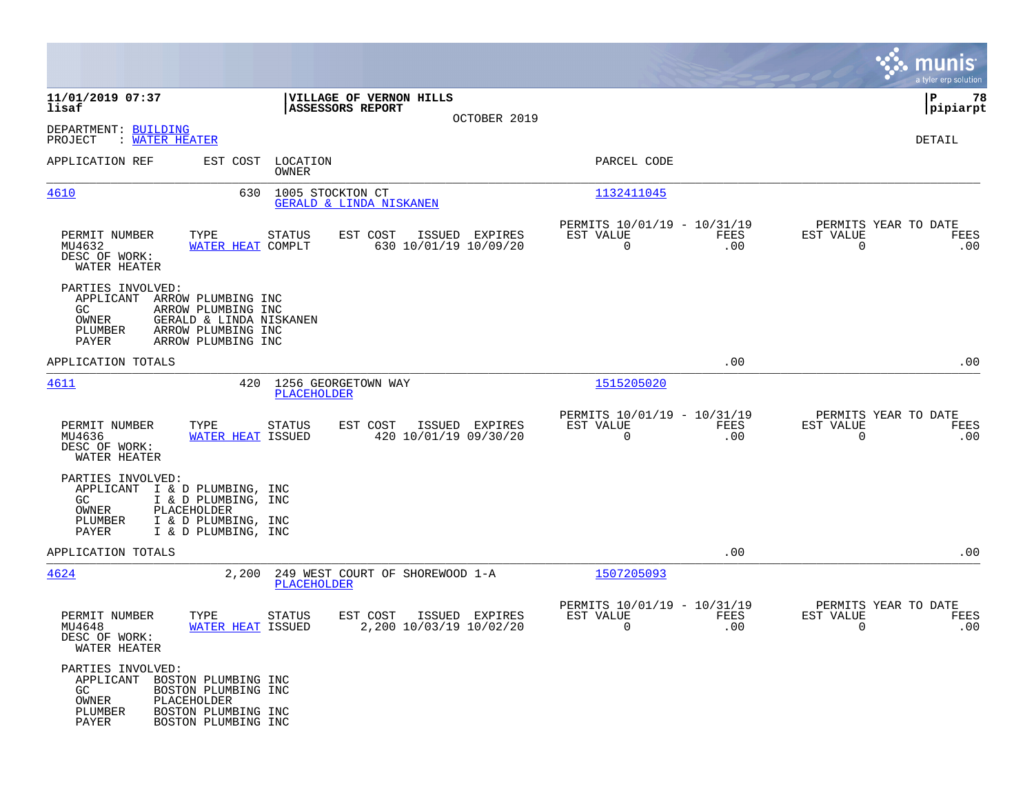**11/01/2019 07:37**
**lisaf**

**VILLAGE OF VERNON HILLS**
**ASSESSORS REPORT**
OCTOBER 2019

**P 78**
**pipiarpt**

DEPARTMENT: BUILDING
PROJECT : WATER HEATER

DETAIL

| APPLICATION REF | EST COST | LOCATION / OWNER | PARCEL CODE |
|---|---|---|---|
| 4610 | 630 | 1005 STOCKTON CT / GERALD & LINDA NISKANEN | 1132411045 |

| PERMIT NUMBER | TYPE | STATUS | EST COST | ISSUED | EXPIRES | PERMITS 10/01/19 - 10/31/19 EST VALUE | FEES | PERMITS YEAR TO DATE EST VALUE | FEES |
|---|---|---|---|---|---|---|---|---|---|
| MU4632 | WATER HEAT | COMPLT | 630 | 10/01/19 | 10/09/20 | 0 | .00 | 0 | .00 |

DESC OF WORK:
WATER HEATER

PARTIES INVOLVED:
- APPLICANT ARROW PLUMBING INC
- GC ARROW PLUMBING INC
- OWNER GERALD & LINDA NISKANEN
- PLUMBER ARROW PLUMBING INC
- PAYER ARROW PLUMBING INC

APPLICATION TOTALS .00 .00

| APPLICATION REF | EST COST | LOCATION / OWNER | PARCEL CODE |
|---|---|---|---|
| 4611 | 420 | 1256 GEORGETOWN WAY / PLACEHOLDER | 1515205020 |

| PERMIT NUMBER | TYPE | STATUS | EST COST | ISSUED | EXPIRES | PERMITS 10/01/19 - 10/31/19 EST VALUE | FEES | PERMITS YEAR TO DATE EST VALUE | FEES |
|---|---|---|---|---|---|---|---|---|---|
| MU4636 | WATER HEAT | ISSUED | 420 | 10/01/19 | 09/30/20 | 0 | .00 | 0 | .00 |

DESC OF WORK:
WATER HEATER

PARTIES INVOLVED:
- APPLICANT I & D PLUMBING, INC
- GC I & D PLUMBING, INC
- OWNER PLACEHOLDER
- PLUMBER I & D PLUMBING, INC
- PAYER I & D PLUMBING, INC

APPLICATION TOTALS .00 .00

| APPLICATION REF | EST COST | LOCATION / OWNER | PARCEL CODE |
|---|---|---|---|
| 4624 | 2,200 | 249 WEST COURT OF SHOREWOOD 1-A / PLACEHOLDER | 1507205093 |

| PERMIT NUMBER | TYPE | STATUS | EST COST | ISSUED | EXPIRES | PERMITS 10/01/19 - 10/31/19 EST VALUE | FEES | PERMITS YEAR TO DATE EST VALUE | FEES |
|---|---|---|---|---|---|---|---|---|---|
| MU4648 | WATER HEAT | ISSUED | 2,200 | 10/03/19 | 10/02/20 | 0 | .00 | 0 | .00 |

DESC OF WORK:
WATER HEATER

PARTIES INVOLVED:
- APPLICANT BOSTON PLUMBING INC
- GC BOSTON PLUMBING INC
- OWNER PLACEHOLDER
- PLUMBER BOSTON PLUMBING INC
- PAYER BOSTON PLUMBING INC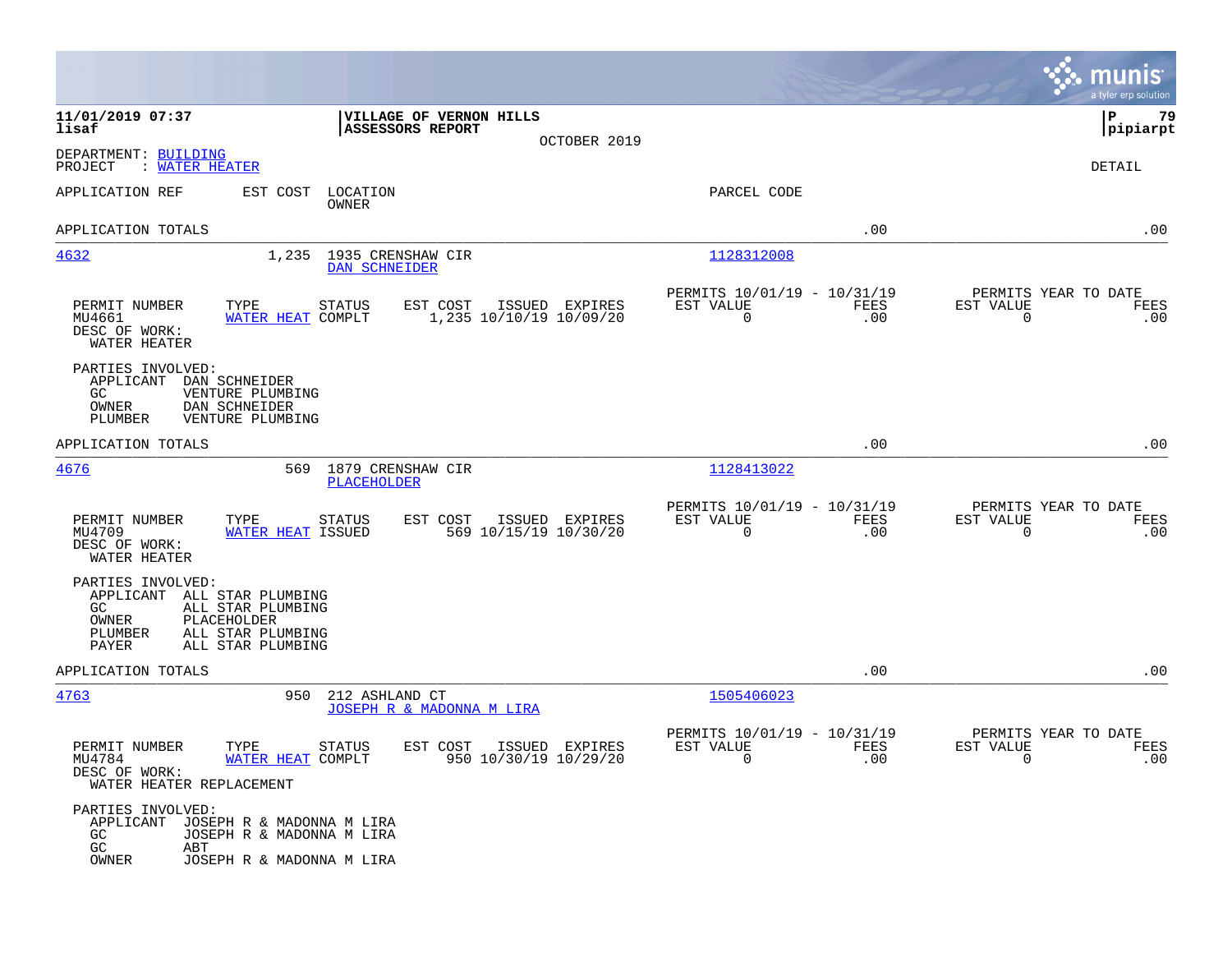**11/01/2019 07:37** | **VILLAGE OF VERNON HILLS** | **P 79**
**lisaf** | **ASSESSORS REPORT** | **pipiarpt**

OCTOBER 2019

DEPARTMENT: BUILDING
PROJECT : WATER HEATER

DETAIL

| APPLICATION REF | EST COST | LOCATION / OWNER | PARCEL CODE | | |
|---|---|---|---|---|---|
| APPLICATION TOTALS | | | | .00 | .00 |
| 4632 | 1,235 | 1935 CRENSHAW CIR / DAN SCHNEIDER | 1128312008 | | |

| PERMIT NUMBER | TYPE | STATUS | EST COST | ISSUED | EXPIRES | PERMITS 10/01/19 - 10/31/19 EST VALUE | FEES | PERMITS YEAR TO DATE EST VALUE | FEES |
|---|---|---|---|---|---|---|---|---|---|
| MU4661 | WATER HEAT | COMPLT | 1,235 | 10/10/19 | 10/09/20 | 0 | .00 | 0 | .00 |

DESC OF WORK:
WATER HEATER

PARTIES INVOLVED:
- APPLICANT DAN SCHNEIDER
- GC VENTURE PLUMBING
- OWNER DAN SCHNEIDER
- PLUMBER VENTURE PLUMBING

| APPLICATION REF | EST COST | LOCATION / OWNER | PARCEL CODE | | |
|---|---|---|---|---|---|
| APPLICATION TOTALS | | | | .00 | .00 |
| 4676 | 569 | 1879 CRENSHAW CIR / PLACEHOLDER | 1128413022 | | |

| PERMIT NUMBER | TYPE | STATUS | EST COST | ISSUED | EXPIRES | PERMITS 10/01/19 - 10/31/19 EST VALUE | FEES | PERMITS YEAR TO DATE EST VALUE | FEES |
|---|---|---|---|---|---|---|---|---|---|
| MU4709 | WATER HEAT | ISSUED | 569 | 10/15/19 | 10/30/20 | 0 | .00 | 0 | .00 |

DESC OF WORK:
WATER HEATER

PARTIES INVOLVED:
- APPLICANT ALL STAR PLUMBING
- GC ALL STAR PLUMBING
- OWNER PLACEHOLDER
- PLUMBER ALL STAR PLUMBING
- PAYER ALL STAR PLUMBING

| APPLICATION REF | EST COST | LOCATION / OWNER | PARCEL CODE | | |
|---|---|---|---|---|---|
| APPLICATION TOTALS | | | | .00 | .00 |
| 4763 | 950 | 212 ASHLAND CT / JOSEPH R & MADONNA M LIRA | 1505406023 | | |

| PERMIT NUMBER | TYPE | STATUS | EST COST | ISSUED | EXPIRES | PERMITS 10/01/19 - 10/31/19 EST VALUE | FEES | PERMITS YEAR TO DATE EST VALUE | FEES |
|---|---|---|---|---|---|---|---|---|---|
| MU4784 | WATER HEAT | COMPLT | 950 | 10/30/19 | 10/29/20 | 0 | .00 | 0 | .00 |

DESC OF WORK:
WATER HEATER REPLACEMENT

PARTIES INVOLVED:
- APPLICANT JOSEPH R & MADONNA M LIRA
- GC JOSEPH R & MADONNA M LIRA
- GC ABT
- OWNER JOSEPH R & MADONNA M LIRA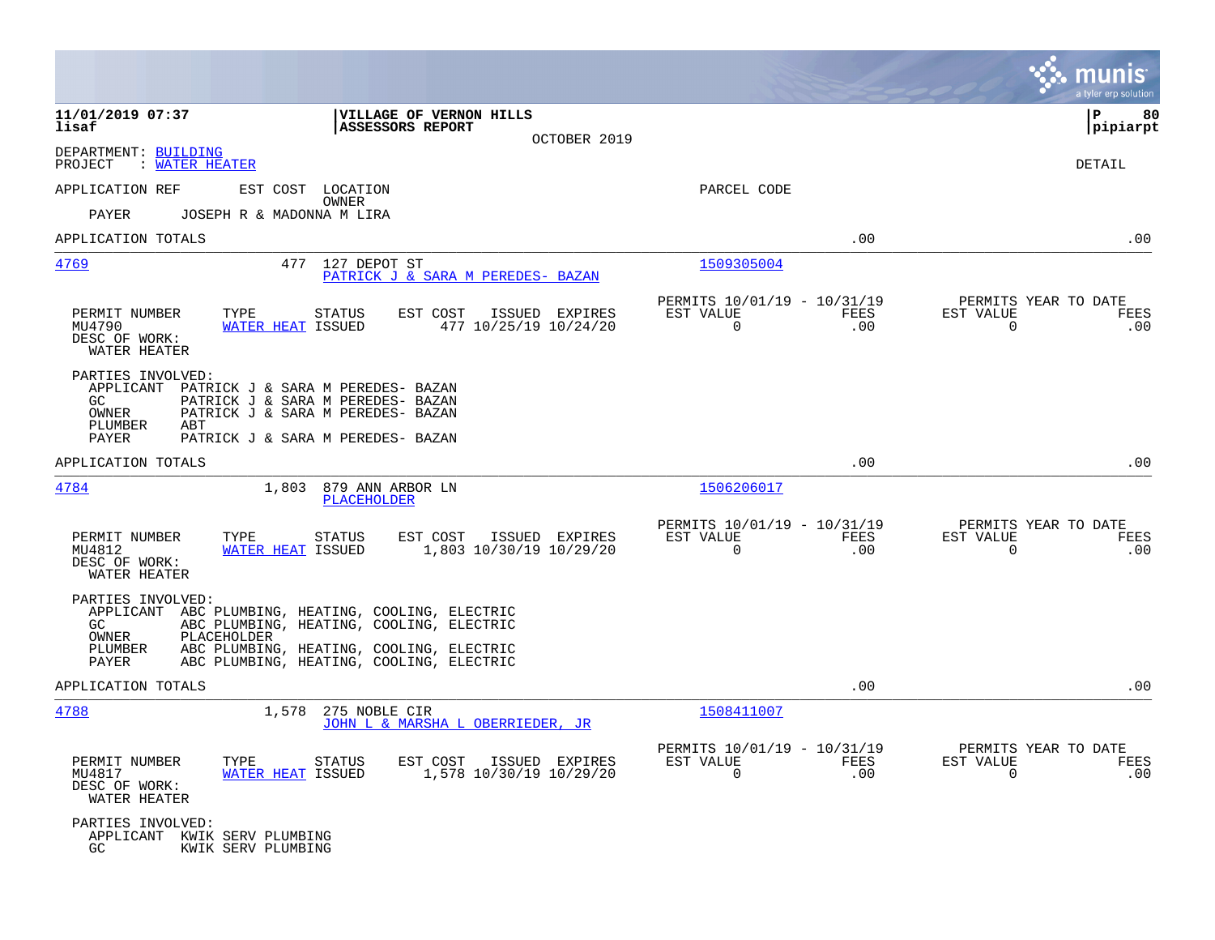11/01/2019 07:37
lisaf

VILLAGE OF VERNON HILLS
ASSESSORS REPORT
OCTOBER 2019

P 80
pipiarpt

DEPARTMENT: BUILDING
PROJECT : WATER HEATER

DETAIL

| APPLICATION REF | EST COST | LOCATION / OWNER | PARCEL CODE | | |
|---|---|---|---|---|---|
| PAYER | JOSEPH R & MADONNA M LIRA | | | | |
| APPLICATION TOTALS | | | | .00 | .00 |

---

**4769** — 477 — 127 DEPOT ST — PATRICK J & SARA M PEREDES- BAZAN — Parcel: 1509305004

| PERMIT NUMBER | TYPE | STATUS | EST COST | ISSUED | EXPIRES | PERMITS 10/01/19 - 10/31/19 EST VALUE | FEES | PERMITS YEAR TO DATE EST VALUE | FEES |
|---|---|---|---|---|---|---|---|---|---|
| MU4790 | WATER HEAT | ISSUED | 477 | 10/25/19 | 10/24/20 | 0 | .00 | 0 | .00 |

DESC OF WORK:
WATER HEATER

PARTIES INVOLVED:
- APPLICANT: PATRICK J & SARA M PEREDES- BAZAN
- GC: PATRICK J & SARA M PEREDES- BAZAN
- OWNER: PATRICK J & SARA M PEREDES- BAZAN
- PLUMBER: ABT
- PAYER: PATRICK J & SARA M PEREDES- BAZAN

APPLICATION TOTALS .00 .00

---

**4784** — 1,803 — 879 ANN ARBOR LN — PLACEHOLDER — Parcel: 1506206017

| PERMIT NUMBER | TYPE | STATUS | EST COST | ISSUED | EXPIRES | PERMITS 10/01/19 - 10/31/19 EST VALUE | FEES | PERMITS YEAR TO DATE EST VALUE | FEES |
|---|---|---|---|---|---|---|---|---|---|
| MU4812 | WATER HEAT | ISSUED | 1,803 | 10/30/19 | 10/29/20 | 0 | .00 | 0 | .00 |

DESC OF WORK:
WATER HEATER

PARTIES INVOLVED:
- APPLICANT: ABC PLUMBING, HEATING, COOLING, ELECTRIC
- GC: ABC PLUMBING, HEATING, COOLING, ELECTRIC
- OWNER: PLACEHOLDER
- PLUMBER: ABC PLUMBING, HEATING, COOLING, ELECTRIC
- PAYER: ABC PLUMBING, HEATING, COOLING, ELECTRIC

APPLICATION TOTALS .00 .00

---

**4788** — 1,578 — 275 NOBLE CIR — JOHN L & MARSHA L OBERRIEDER, JR — Parcel: 1508411007

| PERMIT NUMBER | TYPE | STATUS | EST COST | ISSUED | EXPIRES | PERMITS 10/01/19 - 10/31/19 EST VALUE | FEES | PERMITS YEAR TO DATE EST VALUE | FEES |
|---|---|---|---|---|---|---|---|---|---|
| MU4817 | WATER HEAT | ISSUED | 1,578 | 10/30/19 | 10/29/20 | 0 | .00 | 0 | .00 |

DESC OF WORK:
WATER HEATER

PARTIES INVOLVED:
- APPLICANT: KWIK SERV PLUMBING
- GC: KWIK SERV PLUMBING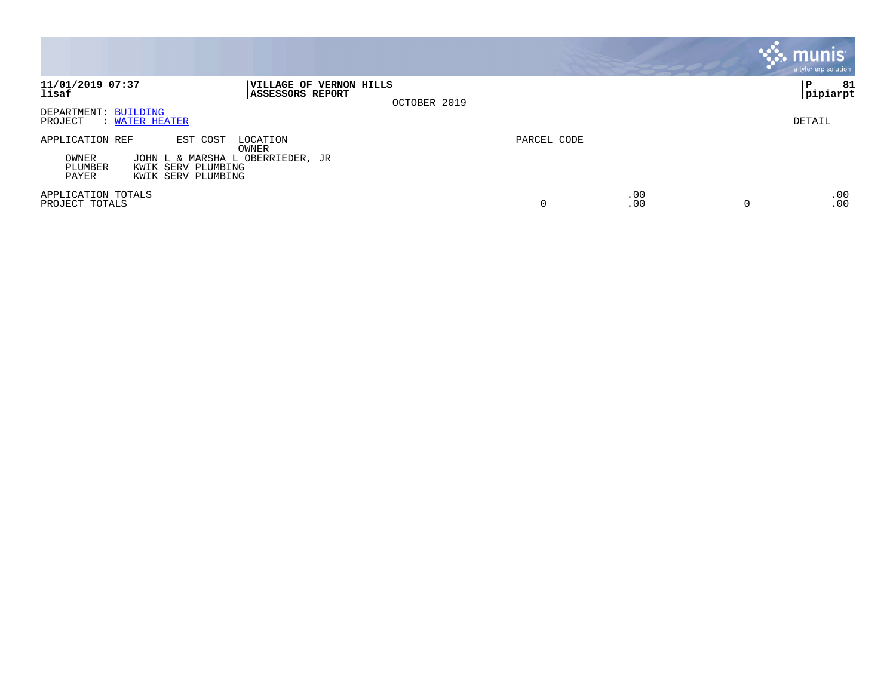**11/01/2019 07:37**
**lisaf**

**VILLAGE OF VERNON HILLS**
**ASSESSORS REPORT**

OCTOBER 2019

**P 81**
**pipiarpt**

DEPARTMENT: BUILDING
PROJECT : WATER HEATER

DETAIL

| APPLICATION REF | EST COST | LOCATION / OWNER | PARCEL CODE | | | |
|---|---|---|---|---|---|---|
| OWNER | | JOHN L & MARSHA L OBERRIEDER, JR | | | | |
| PLUMBER | | KWIK SERV PLUMBING | | | | |
| PAYER | | KWIK SERV PLUMBING | | | | |
| APPLICATION TOTALS | | | | .00 | | .00 |
| PROJECT TOTALS | | | 0 | .00 | 0 | .00 |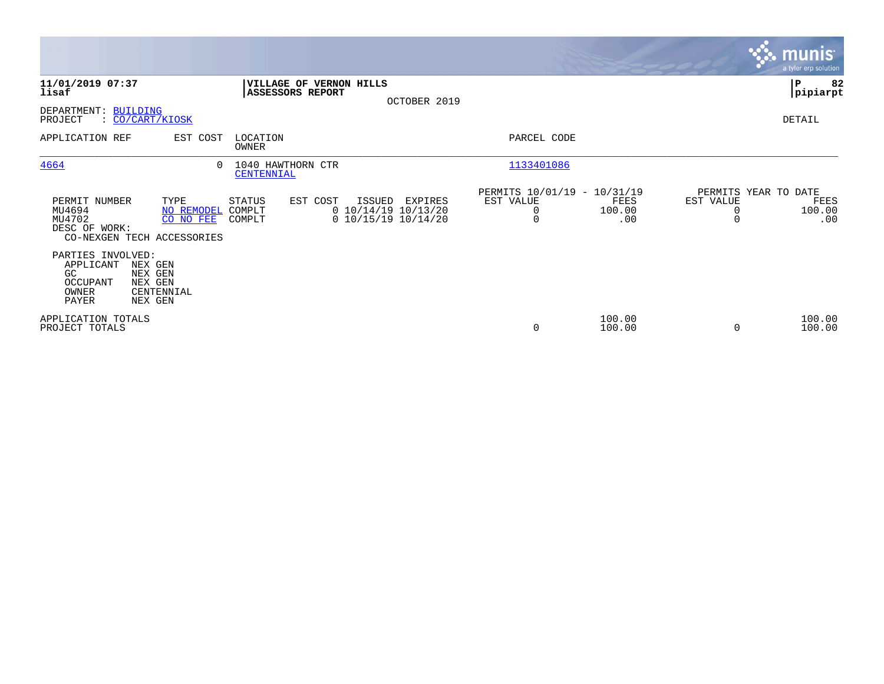**11/01/2019 07:37**
**lisaf**

**VILLAGE OF VERNON HILLS**
**ASSESSORS REPORT**

OCTOBER 2019

**P 82**
**pipiarpt**

DEPARTMENT: BUILDING
PROJECT : CO/CART/KIOSK

DETAIL

| APPLICATION REF | EST COST | LOCATION / OWNER | PARCEL CODE |
|---|---|---|---|
| 4664 | 0 | 1040 HAWTHORN CTR / CENTENNIAL | 1133401086 |

| PERMIT NUMBER | TYPE | STATUS | EST COST | ISSUED | EXPIRES | PERMITS 10/01/19 - 10/31/19 EST VALUE | FEES | PERMITS YEAR TO DATE EST VALUE | FEES |
|---|---|---|---|---|---|---|---|---|---|
| MU4694 | NO REMODEL | COMPLT | 0 | 10/14/19 | 10/13/20 | 0 | 100.00 | 0 | 100.00 |
| MU4702 | CO NO FEE | COMPLT | 0 | 10/15/19 | 10/14/20 | 0 | .00 | 0 | .00 |

DESC OF WORK:
CO-NEXGEN TECH ACCESSORIES

PARTIES INVOLVED:

| | |
|---|---|
| APPLICANT | NEX GEN |
| GC | NEX GEN |
| OCCUPANT | NEX GEN |
| OWNER | CENTENNIAL |
| PAYER | NEX GEN |

| | EST VALUE | FEES | YTD EST VALUE | YTD FEES |
|---|---|---|---|---|
| APPLICATION TOTALS | | 100.00 | | 100.00 |
| PROJECT TOTALS | 0 | 100.00 | 0 | 100.00 |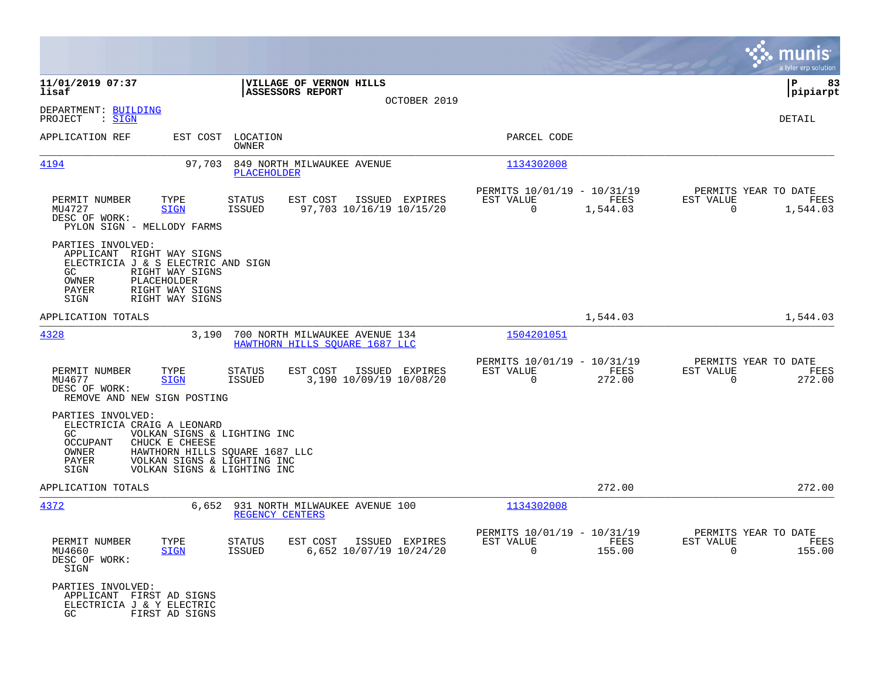11/01/2019 07:37 | VILLAGE OF VERNON HILLS | P 83
lisaf | ASSESSORS REPORT | pipiarpt

OCTOBER 2019

DEPARTMENT: BUILDING
PROJECT : SIGN

DETAIL

| APPLICATION REF | EST COST | LOCATION / OWNER | PARCEL CODE |
|---|---|---|---|
| 4194 | 97,703 | 849 NORTH MILWAUKEE AVENUE / PLACEHOLDER | 1134302008 |

| PERMIT NUMBER | TYPE | STATUS | EST COST | ISSUED | EXPIRES | PERMITS 10/01/19 - 10/31/19 EST VALUE | FEES | PERMITS YEAR TO DATE EST VALUE | FEES |
|---|---|---|---|---|---|---|---|---|---|
| MU4727 | SIGN | ISSUED | 97,703 | 10/16/19 | 10/15/20 | 0 | 1,544.03 | 0 | 1,544.03 |

DESC OF WORK:
PYLON SIGN - MELLODY FARMS

PARTIES INVOLVED:
- APPLICANT RIGHT WAY SIGNS
- ELECTRICIA J & S ELECTRIC AND SIGN
- GC RIGHT WAY SIGNS
- OWNER PLACEHOLDER
- PAYER RIGHT WAY SIGNS
- SIGN RIGHT WAY SIGNS

APPLICATION TOTALS 1,544.03 1,544.03

| APPLICATION REF | EST COST | LOCATION / OWNER | PARCEL CODE |
|---|---|---|---|
| 4328 | 3,190 | 700 NORTH MILWAUKEE AVENUE 134 / HAWTHORN HILLS SQUARE 1687 LLC | 1504201051 |

| PERMIT NUMBER | TYPE | STATUS | EST COST | ISSUED | EXPIRES | PERMITS 10/01/19 - 10/31/19 EST VALUE | FEES | PERMITS YEAR TO DATE EST VALUE | FEES |
|---|---|---|---|---|---|---|---|---|---|
| MU4677 | SIGN | ISSUED | 3,190 | 10/09/19 | 10/08/20 | 0 | 272.00 | 0 | 272.00 |

DESC OF WORK:
REMOVE AND NEW SIGN POSTING

PARTIES INVOLVED:
- ELECTRICIA CRAIG A LEONARD
- GC VOLKAN SIGNS & LIGHTING INC
- OCCUPANT CHUCK E CHEESE
- OWNER HAWTHORN HILLS SQUARE 1687 LLC
- PAYER VOLKAN SIGNS & LIGHTING INC
- SIGN VOLKAN SIGNS & LIGHTING INC

APPLICATION TOTALS 272.00 272.00

| APPLICATION REF | EST COST | LOCATION / OWNER | PARCEL CODE |
|---|---|---|---|
| 4372 | 6,652 | 931 NORTH MILWAUKEE AVENUE 100 / REGENCY CENTERS | 1134302008 |

| PERMIT NUMBER | TYPE | STATUS | EST COST | ISSUED | EXPIRES | PERMITS 10/01/19 - 10/31/19 EST VALUE | FEES | PERMITS YEAR TO DATE EST VALUE | FEES |
|---|---|---|---|---|---|---|---|---|---|
| MU4660 | SIGN | ISSUED | 6,652 | 10/07/19 | 10/24/20 | 0 | 155.00 | 0 | 155.00 |

DESC OF WORK:
SIGN

PARTIES INVOLVED:
- APPLICANT FIRST AD SIGNS
- ELECTRICIA J & Y ELECTRIC
- GC FIRST AD SIGNS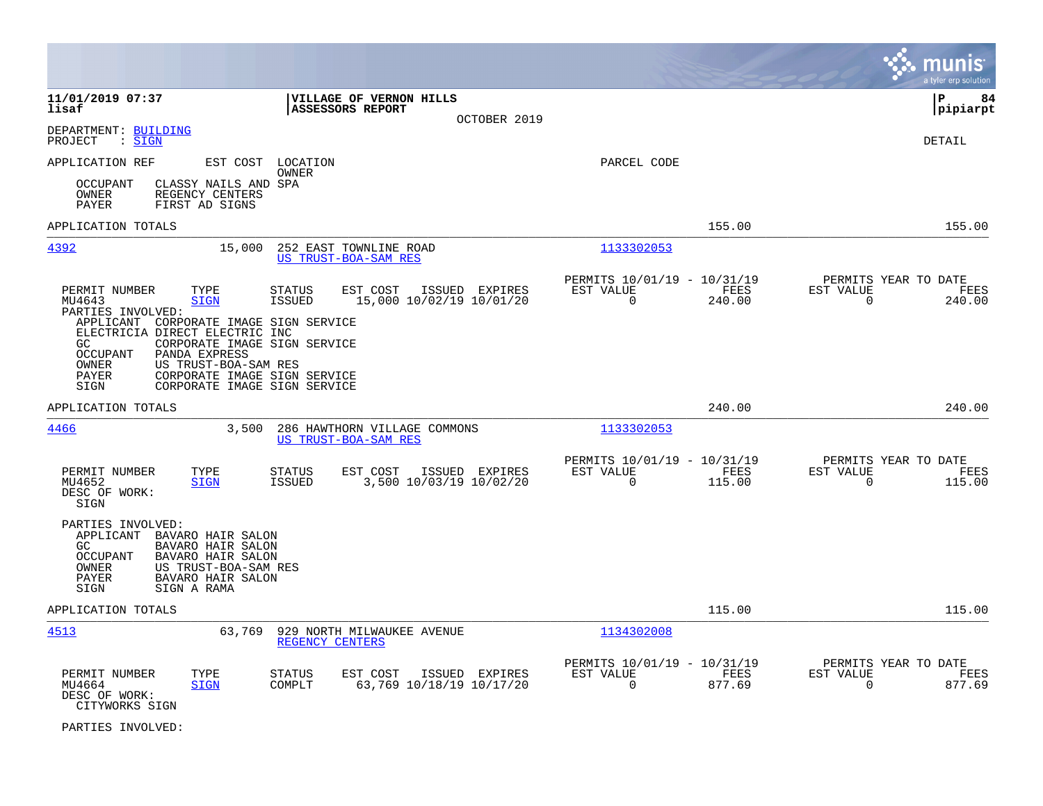**11/01/2019 07:37** | **VILLAGE OF VERNON HILLS** | **P 84**
**lisaf** | **ASSESSORS REPORT** | **pipiarpt**

OCTOBER 2019

DEPARTMENT: BUILDING
PROJECT : SIGN

DETAIL

APPLICATION REF    EST COST    LOCATION    PARCEL CODE
OWNER

OCCUPANT    CLASSY NAILS AND SPA
OWNER    REGENCY CENTERS
PAYER    FIRST AD SIGNS

APPLICATION TOTALS    155.00    155.00

---

**4392**    15,000    252 EAST TOWNLINE ROAD    1133302053
US TRUST-BOA-SAM RES

| PERMIT NUMBER | TYPE | STATUS | EST COST | ISSUED | EXPIRES | PERMITS 10/01/19 - 10/31/19 EST VALUE | FEES | PERMITS YEAR TO DATE EST VALUE | FEES |
|---|---|---|---|---|---|---|---|---|---|
| MU4643 | SIGN | ISSUED | 15,000 | 10/02/19 | 10/01/20 | 0 | 240.00 | 0 | 240.00 |

PARTIES INVOLVED:
APPLICANT    CORPORATE IMAGE SIGN SERVICE
ELECTRICIA DIRECT ELECTRIC INC
GC    CORPORATE IMAGE SIGN SERVICE
OCCUPANT    PANDA EXPRESS
OWNER    US TRUST-BOA-SAM RES
PAYER    CORPORATE IMAGE SIGN SERVICE
SIGN    CORPORATE IMAGE SIGN SERVICE

APPLICATION TOTALS    240.00    240.00

---

**4466**    3,500    286 HAWTHORN VILLAGE COMMONS    1133302053
US TRUST-BOA-SAM RES

| PERMIT NUMBER | TYPE | STATUS | EST COST | ISSUED | EXPIRES | PERMITS 10/01/19 - 10/31/19 EST VALUE | FEES | PERMITS YEAR TO DATE EST VALUE | FEES |
|---|---|---|---|---|---|---|---|---|---|
| MU4652 | SIGN | ISSUED | 3,500 | 10/03/19 | 10/02/20 | 0 | 115.00 | 0 | 115.00 |

DESC OF WORK:
SIGN

PARTIES INVOLVED:
APPLICANT    BAVARO HAIR SALON
GC    BAVARO HAIR SALON
OCCUPANT    BAVARO HAIR SALON
OWNER    US TRUST-BOA-SAM RES
PAYER    BAVARO HAIR SALON
SIGN    SIGN A RAMA

APPLICATION TOTALS    115.00    115.00

---

**4513**    63,769    929 NORTH MILWAUKEE AVENUE    1134302008
REGENCY CENTERS

| PERMIT NUMBER | TYPE | STATUS | EST COST | ISSUED | EXPIRES | PERMITS 10/01/19 - 10/31/19 EST VALUE | FEES | PERMITS YEAR TO DATE EST VALUE | FEES |
|---|---|---|---|---|---|---|---|---|---|
| MU4664 | SIGN | COMPLT | 63,769 | 10/18/19 | 10/17/20 | 0 | 877.69 | 0 | 877.69 |

DESC OF WORK:
CITYWORKS SIGN

PARTIES INVOLVED: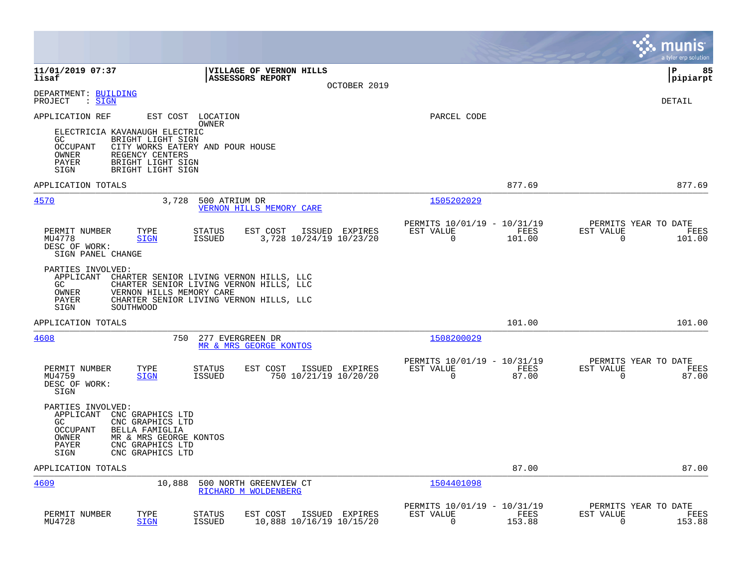**11/01/2019 07:37** **VILLAGE OF VERNON HILLS**
**lisaf** **ASSESSORS REPORT**
OCTOBER 2019

DEPARTMENT: BUILDING
PROJECT : SIGN

DETAIL

APPLICATION REF EST COST LOCATION PARCEL CODE
OWNER

ELECTRICIA KAVANAUGH ELECTRIC
GC BRIGHT LIGHT SIGN
OCCUPANT CITY WORKS EATERY AND POUR HOUSE
OWNER REGENCY CENTERS
PAYER BRIGHT LIGHT SIGN
SIGN BRIGHT LIGHT SIGN

APPLICATION TOTALS 877.69 877.69

---

**4570** 3,728 500 ATRIUM DR 1505202029
VERNON HILLS MEMORY CARE

| PERMIT NUMBER | TYPE | STATUS | EST COST | ISSUED | EXPIRES | PERMITS 10/01/19 - 10/31/19 EST VALUE | FEES | PERMITS YEAR TO DATE EST VALUE | FEES |
|---|---|---|---|---|---|---|---|---|---|
| MU4778 | SIGN | ISSUED | 3,728 | 10/24/19 | 10/23/20 | 0 | 101.00 | 0 | 101.00 |

DESC OF WORK:
SIGN PANEL CHANGE

PARTIES INVOLVED:
APPLICANT CHARTER SENIOR LIVING VERNON HILLS, LLC
GC CHARTER SENIOR LIVING VERNON HILLS, LLC
OWNER VERNON HILLS MEMORY CARE
PAYER CHARTER SENIOR LIVING VERNON HILLS, LLC
SIGN SOUTHWOOD

APPLICATION TOTALS 101.00 101.00

---

**4608** 750 277 EVERGREEN DR 1508200029
MR & MRS GEORGE KONTOS

| PERMIT NUMBER | TYPE | STATUS | EST COST | ISSUED | EXPIRES | PERMITS 10/01/19 - 10/31/19 EST VALUE | FEES | PERMITS YEAR TO DATE EST VALUE | FEES |
|---|---|---|---|---|---|---|---|---|---|
| MU4759 | SIGN | ISSUED | 750 | 10/21/19 | 10/20/20 | 0 | 87.00 | 0 | 87.00 |

DESC OF WORK:
SIGN

PARTIES INVOLVED:
APPLICANT CNC GRAPHICS LTD
GC CNC GRAPHICS LTD
OCCUPANT BELLA FAMIGLIA
OWNER MR & MRS GEORGE KONTOS
PAYER CNC GRAPHICS LTD
SIGN CNC GRAPHICS LTD

APPLICATION TOTALS 87.00 87.00

---

**4609** 10,888 500 NORTH GREENVIEW CT 1504401098
RICHARD M WOLDENBERG

| PERMIT NUMBER | TYPE | STATUS | EST COST | ISSUED | EXPIRES | PERMITS 10/01/19 - 10/31/19 EST VALUE | FEES | PERMITS YEAR TO DATE EST VALUE | FEES |
|---|---|---|---|---|---|---|---|---|---|
| MU4728 | SIGN | ISSUED | 10,888 | 10/16/19 | 10/15/20 | 0 | 153.88 | 0 | 153.88 |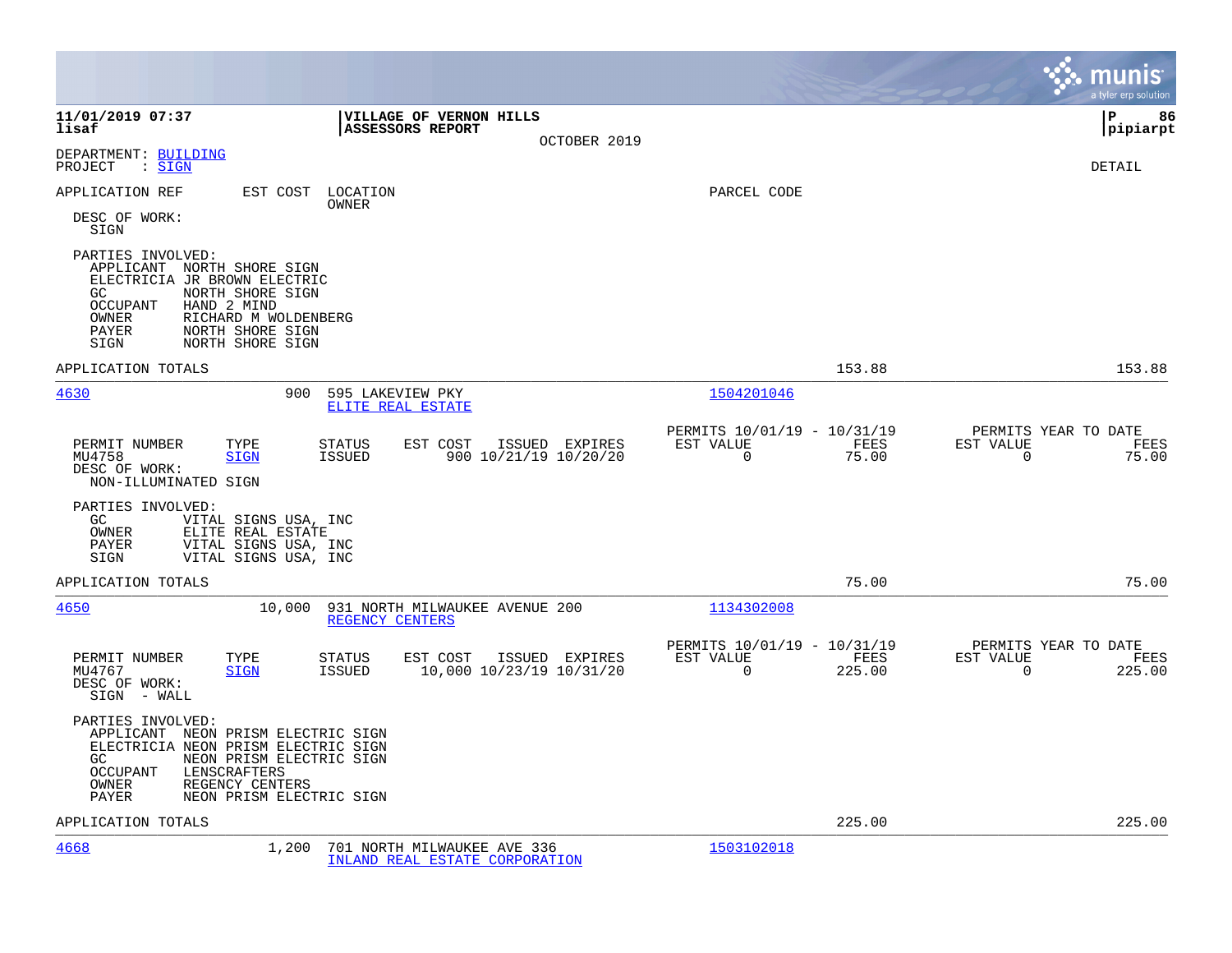**11/01/2019 07:37**
**lisaf**

**VILLAGE OF VERNON HILLS**
**ASSESSORS REPORT**
OCTOBER 2019

**P 86**
**pipiarpt**

DEPARTMENT: BUILDING
PROJECT : SIGN

DETAIL

APPLICATION REF — EST COST — LOCATION / OWNER — PARCEL CODE

DESC OF WORK:
SIGN

PARTIES INVOLVED:
- APPLICANT NORTH SHORE SIGN
- ELECTRICIA JR BROWN ELECTRIC
- GC NORTH SHORE SIGN
- OCCUPANT HAND 2 MIND
- OWNER RICHARD M WOLDENBERG
- PAYER NORTH SHORE SIGN
- SIGN NORTH SHORE SIGN

APPLICATION TOTALS 153.88 153.88

---

**4630** — 900 — 595 LAKEVIEW PKY — ELITE REAL ESTATE — 1504201046

| PERMIT NUMBER | TYPE | STATUS | EST COST | ISSUED | EXPIRES | PERMITS 10/01/19 - 10/31/19 EST VALUE | FEES | PERMITS YEAR TO DATE EST VALUE | FEES |
|---|---|---|---|---|---|---|---|---|---|
| MU4758 | SIGN | ISSUED | 900 | 10/21/19 | 10/20/20 | 0 | 75.00 | 0 | 75.00 |

DESC OF WORK:
NON-ILLUMINATED SIGN

PARTIES INVOLVED:
- GC VITAL SIGNS USA, INC
- OWNER ELITE REAL ESTATE
- PAYER VITAL SIGNS USA, INC
- SIGN VITAL SIGNS USA, INC

APPLICATION TOTALS 75.00 75.00

---

**4650** — 10,000 — 931 NORTH MILWAUKEE AVENUE 200 — REGENCY CENTERS — 1134302008

| PERMIT NUMBER | TYPE | STATUS | EST COST | ISSUED | EXPIRES | PERMITS 10/01/19 - 10/31/19 EST VALUE | FEES | PERMITS YEAR TO DATE EST VALUE | FEES |
|---|---|---|---|---|---|---|---|---|---|
| MU4767 | SIGN | ISSUED | 10,000 | 10/23/19 | 10/31/20 | 0 | 225.00 | 0 | 225.00 |

DESC OF WORK:
SIGN - WALL

PARTIES INVOLVED:
- APPLICANT NEON PRISM ELECTRIC SIGN
- ELECTRICIA NEON PRISM ELECTRIC SIGN
- GC NEON PRISM ELECTRIC SIGN
- OCCUPANT LENSCRAFTERS
- OWNER REGENCY CENTERS
- PAYER NEON PRISM ELECTRIC SIGN

APPLICATION TOTALS 225.00 225.00

---

**4668** — 1,200 — 701 NORTH MILWAUKEE AVE 336 — INLAND REAL ESTATE CORPORATION — 1503102018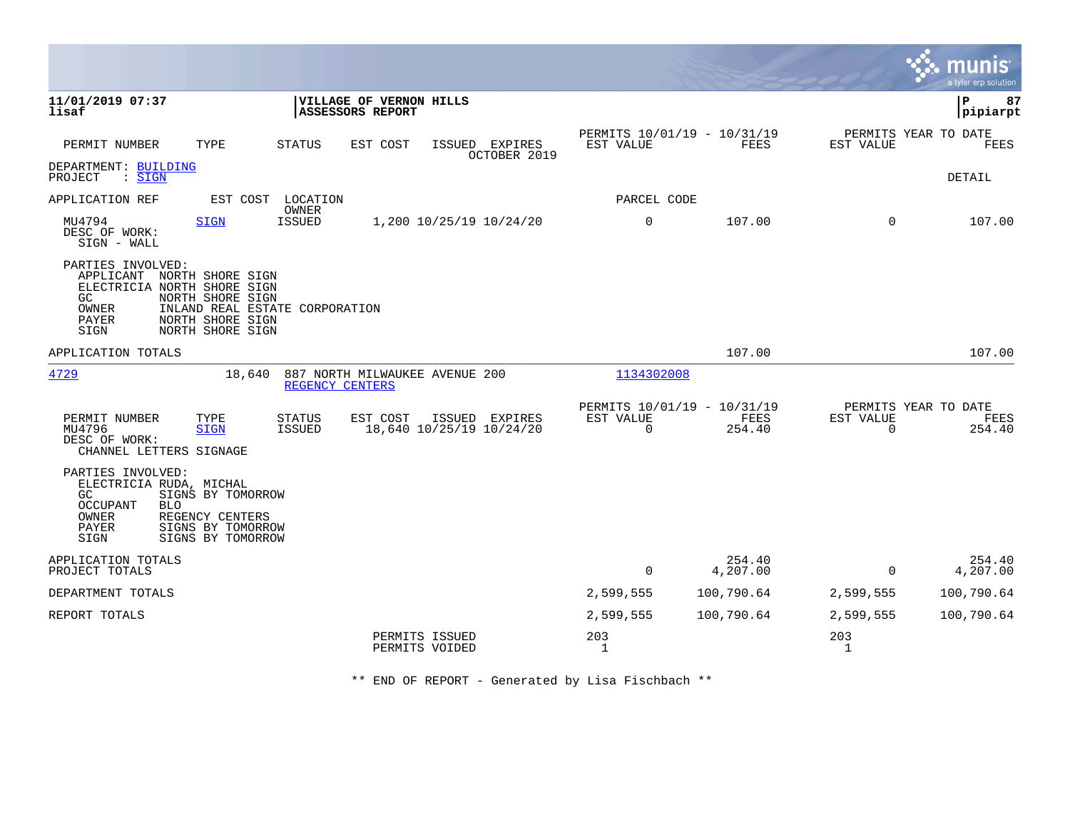**11/01/2019 07:37**
**lisaf**

**VILLAGE OF VERNON HILLS**
**ASSESSORS REPORT**

**P 87**
**pipiarpt**

| PERMIT NUMBER | TYPE | STATUS | EST COST | ISSUED | EXPIRES | PERMITS 10/01/19 - 10/31/19 EST VALUE | FEES | PERMITS YEAR TO DATE EST VALUE | FEES |
|---|---|---|---|---|---|---|---|---|---|
| | | | | | OCTOBER 2019 | | | | |

DEPARTMENT: BUILDING
PROJECT : SIGN

DETAIL

APPLICATION REF | EST COST | LOCATION / OWNER | PARCEL CODE

| | | | | | | | | | |
|---|---|---|---|---|---|---|---|---|---|
| MU4794 | SIGN | ISSUED | 1,200 | 10/25/19 | 10/24/20 | 0 | 107.00 | 0 | 107.00 |

DESC OF WORK:
SIGN - WALL

PARTIES INVOLVED:
- APPLICANT NORTH SHORE SIGN
- ELECTRICIA NORTH SHORE SIGN
- GC NORTH SHORE SIGN
- OWNER INLAND REAL ESTATE CORPORATION
- PAYER NORTH SHORE SIGN
- SIGN NORTH SHORE SIGN

APPLICATION TOTALS — 107.00 — 107.00

---

4729 | 18,640 | 887 NORTH MILWAUKEE AVENUE 200 / REGENCY CENTERS | 1134302008

| PERMIT NUMBER | TYPE | STATUS | EST COST | ISSUED | EXPIRES | PERMITS 10/01/19 - 10/31/19 EST VALUE | FEES | PERMITS YEAR TO DATE EST VALUE | FEES |
|---|---|---|---|---|---|---|---|---|---|
| MU4796 | SIGN | ISSUED | 18,640 | 10/25/19 | 10/24/20 | 0 | 254.40 | 0 | 254.40 |

DESC OF WORK:
CHANNEL LETTERS SIGNAGE

PARTIES INVOLVED:
- ELECTRICIA RUDA, MICHAL
- GC SIGNS BY TOMORROW
- OCCUPANT BLO
- OWNER REGENCY CENTERS
- PAYER SIGNS BY TOMORROW
- SIGN SIGNS BY TOMORROW

| | PERMITS 10/01/19 - 10/31/19 EST VALUE | FEES | PERMITS YEAR TO DATE EST VALUE | FEES |
|---|---|---|---|---|
| APPLICATION TOTALS | | 254.40 | | 254.40 |
| PROJECT TOTALS | 0 | 4,207.00 | 0 | 4,207.00 |
| DEPARTMENT TOTALS | 2,599,555 | 100,790.64 | 2,599,555 | 100,790.64 |
| REPORT TOTALS | 2,599,555 | 100,790.64 | 2,599,555 | 100,790.64 |
| PERMITS ISSUED | 203 | | 203 | |
| PERMITS VOIDED | 1 | | 1 | |

** END OF REPORT - Generated by Lisa Fischbach **